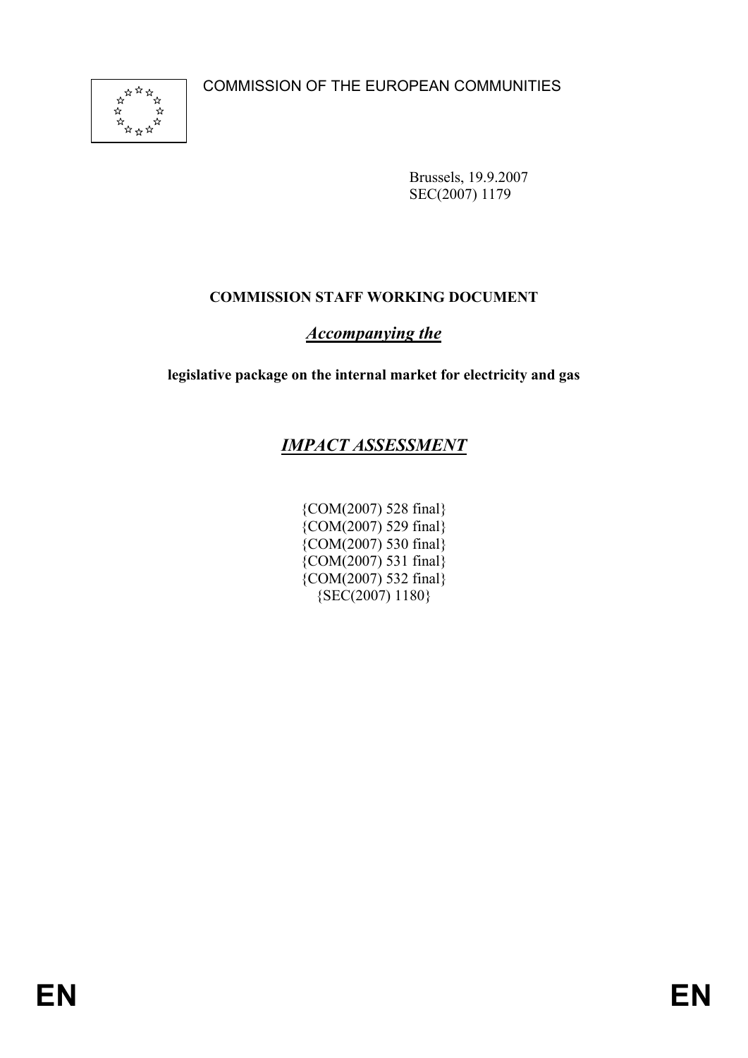COMMISSION OF THE EUROPEAN COMMUNITIES

Brussels, 19.9.2007
SEC(2007) 1179

**COMMISSION STAFF WORKING DOCUMENT**

***Accompanying the***

**legislative package on the internal market for electricity and gas**

# *IMPACT ASSESSMENT*

{COM(2007) 528 final}
{COM(2007) 529 final}
{COM(2007) 530 final}
{COM(2007) 531 final}
{COM(2007) 532 final}
{SEC(2007) 1180}

EN EN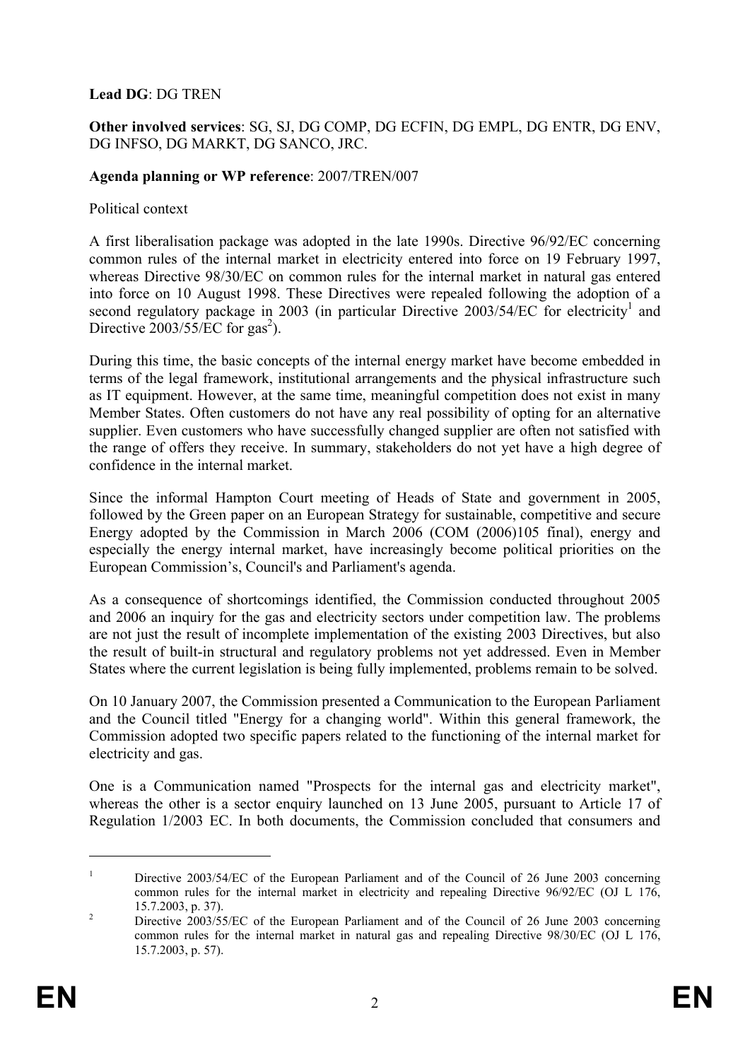**Lead DG**: DG TREN

**Other involved services**: SG, SJ, DG COMP, DG ECFIN, DG EMPL, DG ENTR, DG ENV, DG INFSO, DG MARKT, DG SANCO, JRC.

**Agenda planning or WP reference**: 2007/TREN/007

Political context

A first liberalisation package was adopted in the late 1990s. Directive 96/92/EC concerning common rules of the internal market in electricity entered into force on 19 February 1997, whereas Directive 98/30/EC on common rules for the internal market in natural gas entered into force on 10 August 1998. These Directives were repealed following the adoption of a second regulatory package in 2003 (in particular Directive 2003/54/EC for electricity[1] and Directive 2003/55/EC for gas[2]).

During this time, the basic concepts of the internal energy market have become embedded in terms of the legal framework, institutional arrangements and the physical infrastructure such as IT equipment. However, at the same time, meaningful competition does not exist in many Member States. Often customers do not have any real possibility of opting for an alternative supplier. Even customers who have successfully changed supplier are often not satisfied with the range of offers they receive. In summary, stakeholders do not yet have a high degree of confidence in the internal market.

Since the informal Hampton Court meeting of Heads of State and government in 2005, followed by the Green paper on an European Strategy for sustainable, competitive and secure Energy adopted by the Commission in March 2006 (COM (2006)105 final), energy and especially the energy internal market, have increasingly become political priorities on the European Commission's, Council's and Parliament's agenda.

As a consequence of shortcomings identified, the Commission conducted throughout 2005 and 2006 an inquiry for the gas and electricity sectors under competition law. The problems are not just the result of incomplete implementation of the existing 2003 Directives, but also the result of built-in structural and regulatory problems not yet addressed. Even in Member States where the current legislation is being fully implemented, problems remain to be solved.

On 10 January 2007, the Commission presented a Communication to the European Parliament and the Council titled "Energy for a changing world". Within this general framework, the Commission adopted two specific papers related to the functioning of the internal market for electricity and gas.

One is a Communication named "Prospects for the internal gas and electricity market", whereas the other is a sector enquiry launched on 13 June 2005, pursuant to Article 17 of Regulation 1/2003 EC. In both documents, the Commission concluded that consumers and

---

[1] Directive 2003/54/EC of the European Parliament and of the Council of 26 June 2003 concerning common rules for the internal market in electricity and repealing Directive 96/92/EC (OJ L 176, 15.7.2003, p. 37).

[2] Directive 2003/55/EC of the European Parliament and of the Council of 26 June 2003 concerning common rules for the internal market in natural gas and repealing Directive 98/30/EC (OJ L 176, 15.7.2003, p. 57).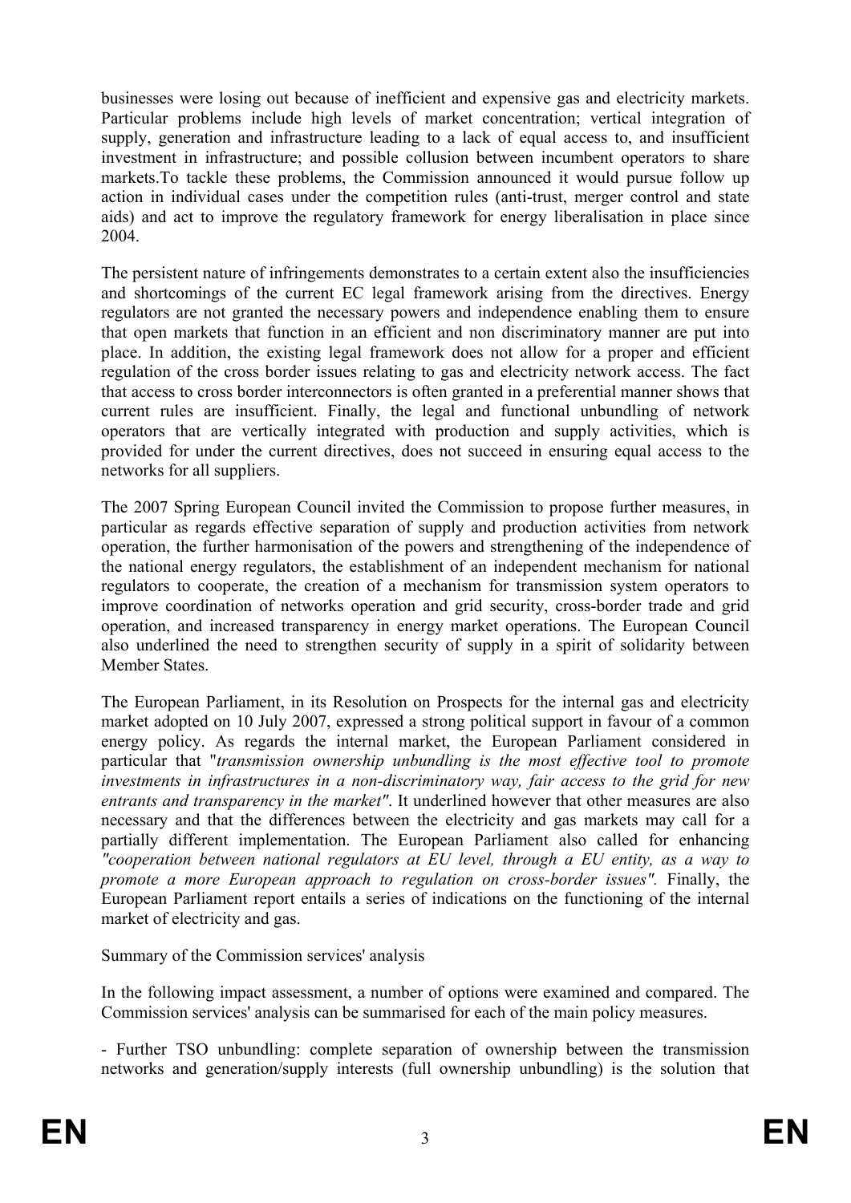businesses were losing out because of inefficient and expensive gas and electricity markets. Particular problems include high levels of market concentration; vertical integration of supply, generation and infrastructure leading to a lack of equal access to, and insufficient investment in infrastructure; and possible collusion between incumbent operators to share markets.To tackle these problems, the Commission announced it would pursue follow up action in individual cases under the competition rules (anti-trust, merger control and state aids) and act to improve the regulatory framework for energy liberalisation in place since 2004.

The persistent nature of infringements demonstrates to a certain extent also the insufficiencies and shortcomings of the current EC legal framework arising from the directives. Energy regulators are not granted the necessary powers and independence enabling them to ensure that open markets that function in an efficient and non discriminatory manner are put into place. In addition, the existing legal framework does not allow for a proper and efficient regulation of the cross border issues relating to gas and electricity network access. The fact that access to cross border interconnectors is often granted in a preferential manner shows that current rules are insufficient. Finally, the legal and functional unbundling of network operators that are vertically integrated with production and supply activities, which is provided for under the current directives, does not succeed in ensuring equal access to the networks for all suppliers.

The 2007 Spring European Council invited the Commission to propose further measures, in particular as regards effective separation of supply and production activities from network operation, the further harmonisation of the powers and strengthening of the independence of the national energy regulators, the establishment of an independent mechanism for national regulators to cooperate, the creation of a mechanism for transmission system operators to improve coordination of networks operation and grid security, cross-border trade and grid operation, and increased transparency in energy market operations. The European Council also underlined the need to strengthen security of supply in a spirit of solidarity between Member States.

The European Parliament, in its Resolution on Prospects for the internal gas and electricity market adopted on 10 July 2007, expressed a strong political support in favour of a common energy policy. As regards the internal market, the European Parliament considered in particular that "*transmission ownership unbundling is the most effective tool to promote investments in infrastructures in a non-discriminatory way, fair access to the grid for new entrants and transparency in the market"*. It underlined however that other measures are also necessary and that the differences between the electricity and gas markets may call for a partially different implementation. The European Parliament also called for enhancing *"cooperation between national regulators at EU level, through a EU entity, as a way to promote a more European approach to regulation on cross-border issues".* Finally, the European Parliament report entails a series of indications on the functioning of the internal market of electricity and gas.

Summary of the Commission services' analysis

In the following impact assessment, a number of options were examined and compared. The Commission services' analysis can be summarised for each of the main policy measures.

- Further TSO unbundling: complete separation of ownership between the transmission networks and generation/supply interests (full ownership unbundling) is the solution that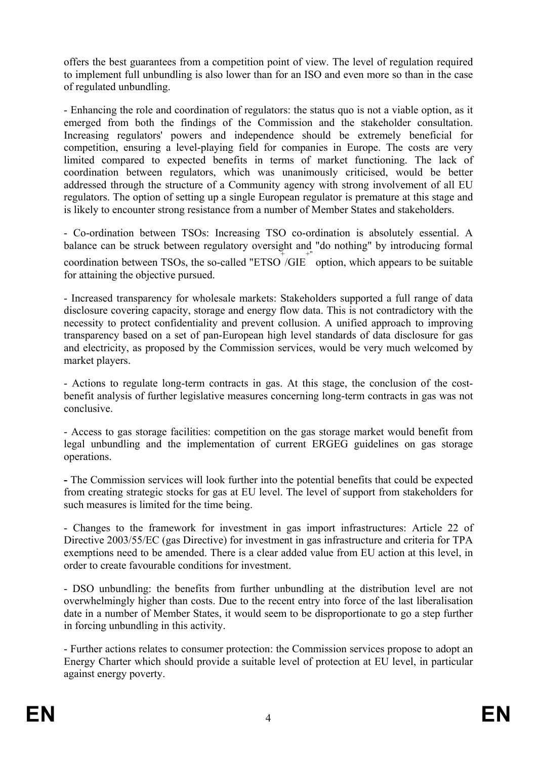offers the best guarantees from a competition point of view. The level of regulation required to implement full unbundling is also lower than for an ISO and even more so than in the case of regulated unbundling.

- Enhancing the role and coordination of regulators: the status quo is not a viable option, as it emerged from both the findings of the Commission and the stakeholder consultation. Increasing regulators' powers and independence should be extremely beneficial for competition, ensuring a level-playing field for companies in Europe. The costs are very limited compared to expected benefits in terms of market functioning. The lack of coordination between regulators, which was unanimously criticised, would be better addressed through the structure of a Community agency with strong involvement of all EU regulators. The option of setting up a single European regulator is premature at this stage and is likely to encounter strong resistance from a number of Member States and stakeholders.

- Co-ordination between TSOs: Increasing TSO co-ordination is absolutely essential. A balance can be struck between regulatory oversight and "do nothing" by introducing formal coordination between TSOs, the so-called "ETSO+/GIE+" option, which appears to be suitable for attaining the objective pursued.

- Increased transparency for wholesale markets: Stakeholders supported a full range of data disclosure covering capacity, storage and energy flow data. This is not contradictory with the necessity to protect confidentiality and prevent collusion. A unified approach to improving transparency based on a set of pan-European high level standards of data disclosure for gas and electricity, as proposed by the Commission services, would be very much welcomed by market players.

- Actions to regulate long-term contracts in gas. At this stage, the conclusion of the cost-benefit analysis of further legislative measures concerning long-term contracts in gas was not conclusive.

- Access to gas storage facilities: competition on the gas storage market would benefit from legal unbundling and the implementation of current ERGEG guidelines on gas storage operations.

**-** The Commission services will look further into the potential benefits that could be expected from creating strategic stocks for gas at EU level. The level of support from stakeholders for such measures is limited for the time being.

- Changes to the framework for investment in gas import infrastructures: Article 22 of Directive 2003/55/EC (gas Directive) for investment in gas infrastructure and criteria for TPA exemptions need to be amended. There is a clear added value from EU action at this level, in order to create favourable conditions for investment.

- DSO unbundling: the benefits from further unbundling at the distribution level are not overwhelmingly higher than costs. Due to the recent entry into force of the last liberalisation date in a number of Member States, it would seem to be disproportionate to go a step further in forcing unbundling in this activity.

- Further actions relates to consumer protection: the Commission services propose to adopt an Energy Charter which should provide a suitable level of protection at EU level, in particular against energy poverty.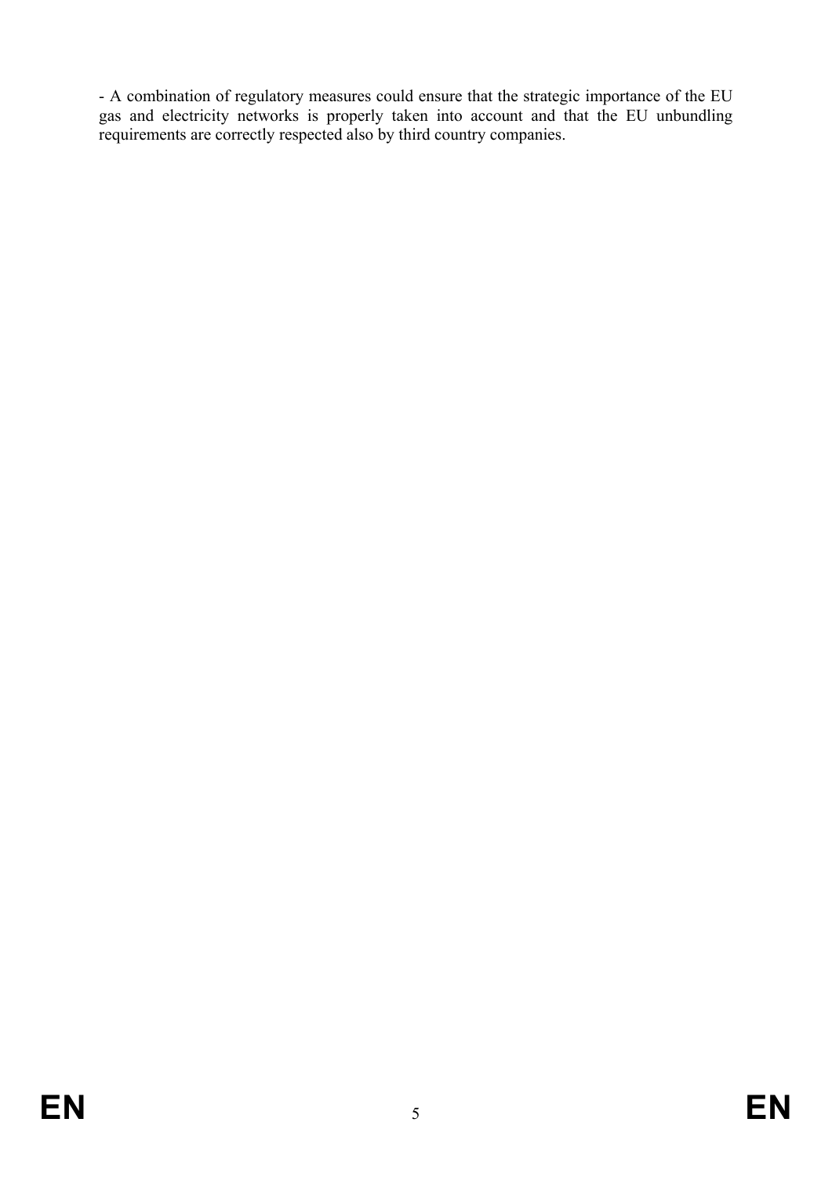- A combination of regulatory measures could ensure that the strategic importance of the EU gas and electricity networks is properly taken into account and that the EU unbundling requirements are correctly respected also by third country companies.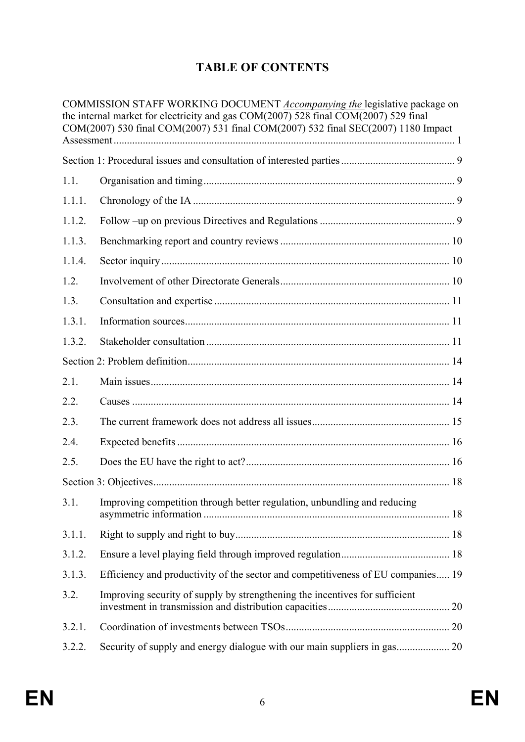# TABLE OF CONTENTS

COMMISSION STAFF WORKING DOCUMENT *Accompanying the* legislative package on the internal market for electricity and gas COM(2007) 528 final COM(2007) 529 final COM(2007) 530 final COM(2007) 531 final COM(2007) 532 final SEC(2007) 1180 Impact Assessment ..... 1

Section 1: Procedural issues and consultation of interested parties ..... 9

1.1. Organisation and timing ..... 9

1.1.1. Chronology of the IA ..... 9

1.1.2. Follow –up on previous Directives and Regulations ..... 9

1.1.3. Benchmarking report and country reviews ..... 10

1.1.4. Sector inquiry ..... 10

1.2. Involvement of other Directorate Generals ..... 10

1.3. Consultation and expertise ..... 11

1.3.1. Information sources ..... 11

1.3.2. Stakeholder consultation ..... 11

Section 2: Problem definition ..... 14

2.1. Main issues ..... 14

2.2. Causes ..... 14

2.3. The current framework does not address all issues ..... 15

2.4. Expected benefits ..... 16

2.5. Does the EU have the right to act? ..... 16

Section 3: Objectives ..... 18

3.1. Improving competition through better regulation, unbundling and reducing asymmetric information ..... 18

3.1.1. Right to supply and right to buy ..... 18

3.1.2. Ensure a level playing field through improved regulation ..... 18

3.1.3. Efficiency and productivity of the sector and competitiveness of EU companies ..... 19

3.2. Improving security of supply by strengthening the incentives for sufficient investment in transmission and distribution capacities ..... 20

3.2.1. Coordination of investments between TSOs ..... 20

3.2.2. Security of supply and energy dialogue with our main suppliers in gas ..... 20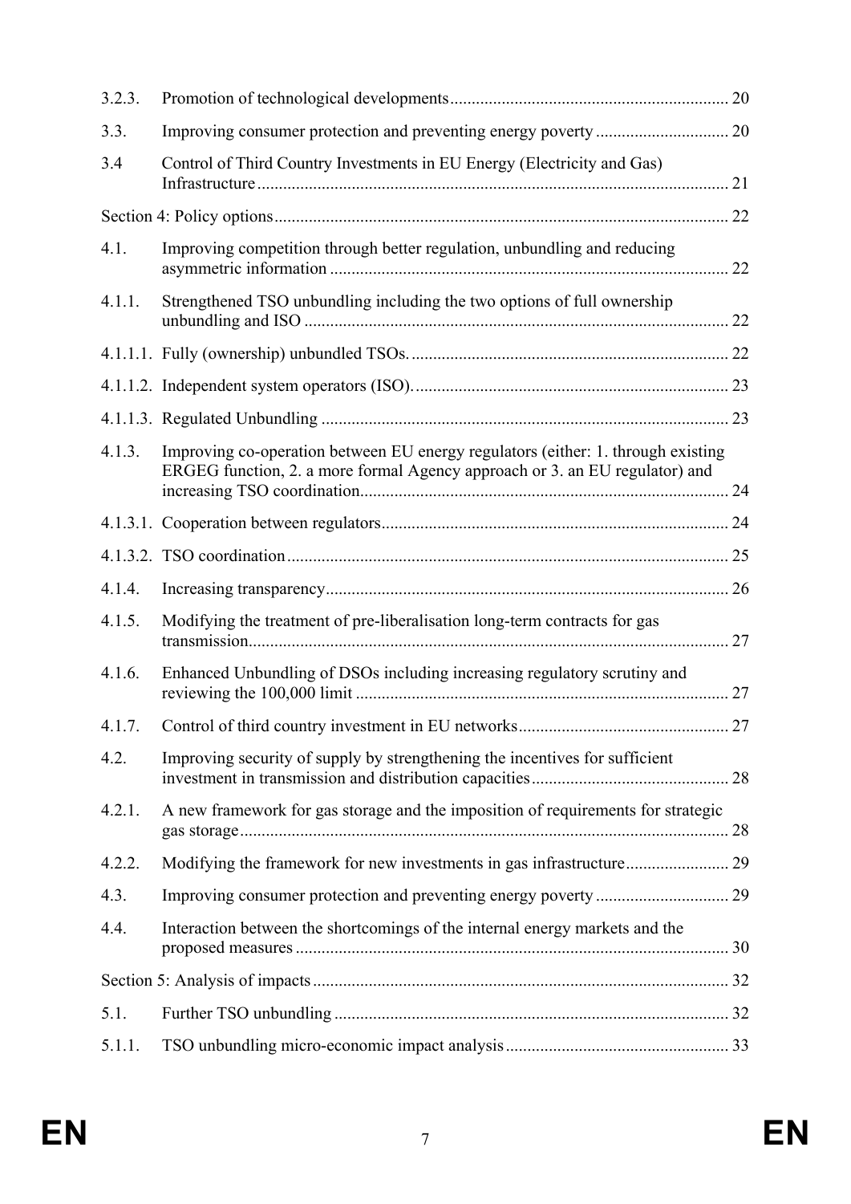| | | |
|---|---|---|
| 3.2.3. | Promotion of technological developments | 20 |
| 3.3. | Improving consumer protection and preventing energy poverty | 20 |
| 3.4 | Control of Third Country Investments in EU Energy (Electricity and Gas) Infrastructure | 21 |
| Section 4: Policy options | | 22 |
| 4.1. | Improving competition through better regulation, unbundling and reducing asymmetric information | 22 |
| 4.1.1. | Strengthened TSO unbundling including the two options of full ownership unbundling and ISO | 22 |
| 4.1.1.1. | Fully (ownership) unbundled TSOs. | 22 |
| 4.1.1.2. | Independent system operators (ISO). | 23 |
| 4.1.1.3. | Regulated Unbundling | 23 |
| 4.1.3. | Improving co-operation between EU energy regulators (either: 1. through existing ERGEG function, 2. a more formal Agency approach or 3. an EU regulator) and increasing TSO coordination | 24 |
| 4.1.3.1. | Cooperation between regulators | 24 |
| 4.1.3.2. | TSO coordination | 25 |
| 4.1.4. | Increasing transparency | 26 |
| 4.1.5. | Modifying the treatment of pre-liberalisation long-term contracts for gas transmission | 27 |
| 4.1.6. | Enhanced Unbundling of DSOs including increasing regulatory scrutiny and reviewing the 100,000 limit | 27 |
| 4.1.7. | Control of third country investment in EU networks | 27 |
| 4.2. | Improving security of supply by strengthening the incentives for sufficient investment in transmission and distribution capacities | 28 |
| 4.2.1. | A new framework for gas storage and the imposition of requirements for strategic gas storage | 28 |
| 4.2.2. | Modifying the framework for new investments in gas infrastructure | 29 |
| 4.3. | Improving consumer protection and preventing energy poverty | 29 |
| 4.4. | Interaction between the shortcomings of the internal energy markets and the proposed measures | 30 |
| Section 5: Analysis of impacts | | 32 |
| 5.1. | Further TSO unbundling | 32 |
| 5.1.1. | TSO unbundling micro-economic impact analysis | 33 |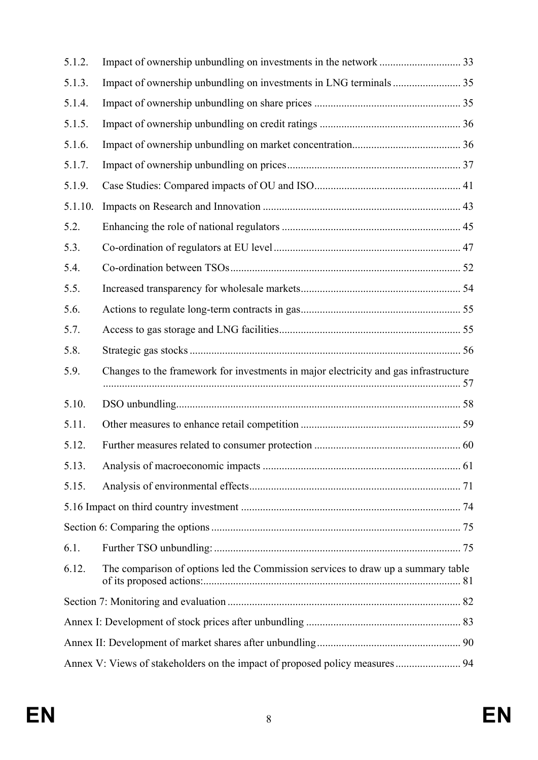5.1.2. Impact of ownership unbundling on investments in the network ............................. 33

5.1.3. Impact of ownership unbundling on investments in LNG terminals ......................... 35

5.1.4. Impact of ownership unbundling on share prices ...................................................... 35

5.1.5. Impact of ownership unbundling on credit ratings .................................................... 36

5.1.6. Impact of ownership unbundling on market concentration........................................ 36

5.1.7. Impact of ownership unbundling on prices................................................................. 37

5.1.9. Case Studies: Compared impacts of OU and ISO...................................................... 41

5.1.10. Impacts on Research and Innovation ......................................................................... 43

5.2. Enhancing the role of national regulators .................................................................. 45

5.3. Co-ordination of regulators at EU level ..................................................................... 47

5.4. Co-ordination between TSOs..................................................................................... 52

5.5. Increased transparency for wholesale markets........................................................... 54

5.6. Actions to regulate long-term contracts in gas........................................................... 55

5.7. Access to gas storage and LNG facilities................................................................... 55

5.8. Strategic gas stocks .................................................................................................... 56

5.9. Changes to the framework for investments in major electricity and gas infrastructure .................................................................................................................................. 57

5.10. DSO unbundling......................................................................................................... 58

5.11. Other measures to enhance retail competition ........................................................... 59

5.12. Further measures related to consumer protection ...................................................... 60

5.13. Analysis of macroeconomic impacts ......................................................................... 61

5.15. Analysis of environmental effects.............................................................................. 71

5.16 Impact on third country investment ................................................................................. 74

Section 6: Comparing the options ........................................................................................... 75

6.1. Further TSO unbundling: ........................................................................................... 75

6.12. The comparison of options led the Commission services to draw up a summary table of its proposed actions:.............................................................................................. 81

Section 7: Monitoring and evaluation ..................................................................................... 82

Annex I: Development of stock prices after unbundling ......................................................... 83

Annex II: Development of market shares after unbundling..................................................... 90

Annex V: Views of stakeholders on the impact of proposed policy measures ........................ 94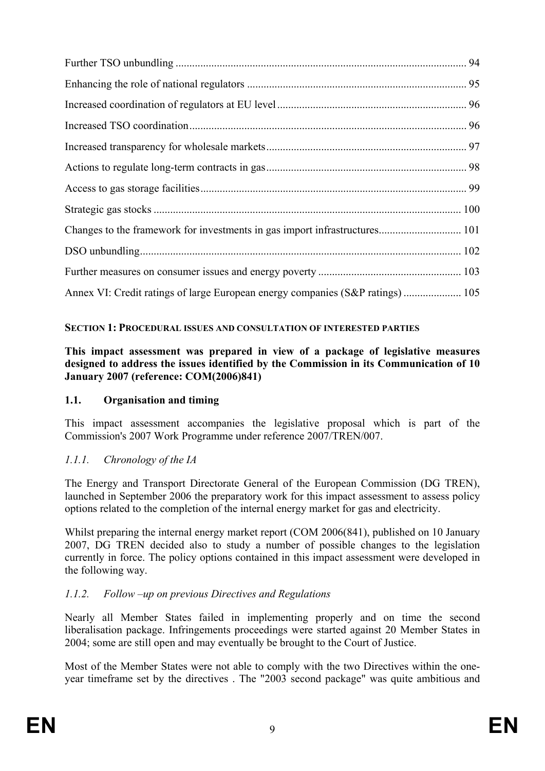Further TSO unbundling ........................................................................................................ 94

Enhancing the role of national regulators ............................................................................... 95

Increased coordination of regulators at EU level .................................................................... 96

Increased TSO coordination.................................................................................................... 96

Increased transparency for wholesale markets........................................................................ 97

Actions to regulate long-term contracts in gas........................................................................ 98

Access to gas storage facilities................................................................................................ 99

Strategic gas stocks .............................................................................................................. 100

Changes to the framework for investments in gas import infrastructures............................. 101

DSO unbundling................................................................................................................... 102

Further measures on consumer issues and energy poverty ................................................... 103

Annex VI: Credit ratings of large European energy companies (S&P ratings) ..................... 105

## SECTION 1: PROCEDURAL ISSUES AND CONSULTATION OF INTERESTED PARTIES

**This impact assessment was prepared in view of a package of legislative measures designed to address the issues identified by the Commission in its Communication of 10 January 2007 (reference: COM(2006)841)**

### 1.1. Organisation and timing

This impact assessment accompanies the legislative proposal which is part of the Commission's 2007 Work Programme under reference 2007/TREN/007.

#### *1.1.1. Chronology of the IA*

The Energy and Transport Directorate General of the European Commission (DG TREN), launched in September 2006 the preparatory work for this impact assessment to assess policy options related to the completion of the internal energy market for gas and electricity.

Whilst preparing the internal energy market report (COM 2006(841), published on 10 January 2007, DG TREN decided also to study a number of possible changes to the legislation currently in force. The policy options contained in this impact assessment were developed in the following way.

#### *1.1.2. Follow –up on previous Directives and Regulations*

Nearly all Member States failed in implementing properly and on time the second liberalisation package. Infringements proceedings were started against 20 Member States in 2004; some are still open and may eventually be brought to the Court of Justice.

Most of the Member States were not able to comply with the two Directives within the one-year timeframe set by the directives . The "2003 second package" was quite ambitious and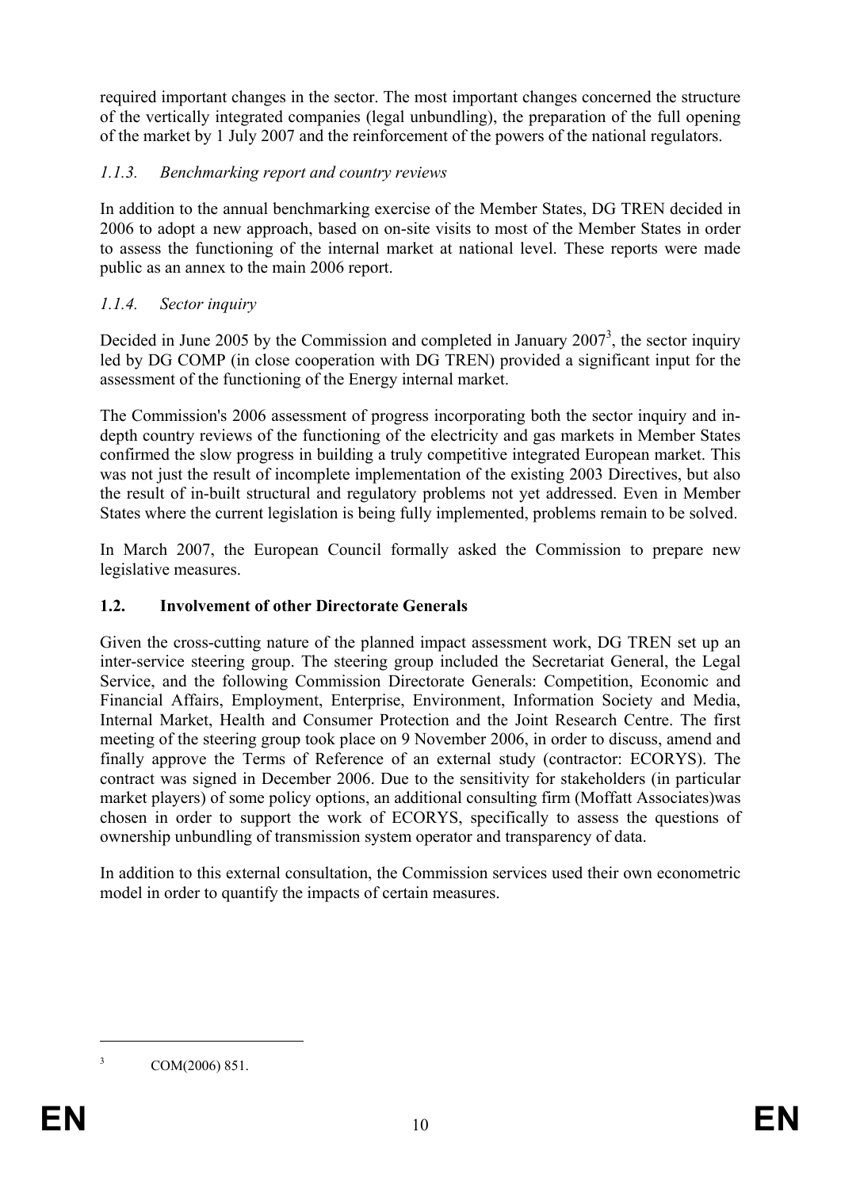required important changes in the sector. The most important changes concerned the structure of the vertically integrated companies (legal unbundling), the preparation of the full opening of the market by 1 July 2007 and the reinforcement of the powers of the national regulators.

### *1.1.3. Benchmarking report and country reviews*

In addition to the annual benchmarking exercise of the Member States, DG TREN decided in 2006 to adopt a new approach, based on on-site visits to most of the Member States in order to assess the functioning of the internal market at national level. These reports were made public as an annex to the main 2006 report.

### *1.1.4. Sector inquiry*

Decided in June 2005 by the Commission and completed in January 2007[3], the sector inquiry led by DG COMP (in close cooperation with DG TREN) provided a significant input for the assessment of the functioning of the Energy internal market.

The Commission's 2006 assessment of progress incorporating both the sector inquiry and in-depth country reviews of the functioning of the electricity and gas markets in Member States confirmed the slow progress in building a truly competitive integrated European market. This was not just the result of incomplete implementation of the existing 2003 Directives, but also the result of in-built structural and regulatory problems not yet addressed. Even in Member States where the current legislation is being fully implemented, problems remain to be solved.

In March 2007, the European Council formally asked the Commission to prepare new legislative measures.

## **1.2. Involvement of other Directorate Generals**

Given the cross-cutting nature of the planned impact assessment work, DG TREN set up an inter-service steering group. The steering group included the Secretariat General, the Legal Service, and the following Commission Directorate Generals: Competition, Economic and Financial Affairs, Employment, Enterprise, Environment, Information Society and Media, Internal Market, Health and Consumer Protection and the Joint Research Centre. The first meeting of the steering group took place on 9 November 2006, in order to discuss, amend and finally approve the Terms of Reference of an external study (contractor: ECORYS). The contract was signed in December 2006. Due to the sensitivity for stakeholders (in particular market players) of some policy options, an additional consulting firm (Moffatt Associates)was chosen in order to support the work of ECORYS, specifically to assess the questions of ownership unbundling of transmission system operator and transparency of data.

In addition to this external consultation, the Commission services used their own econometric model in order to quantify the impacts of certain measures.

---

[3] COM(2006) 851.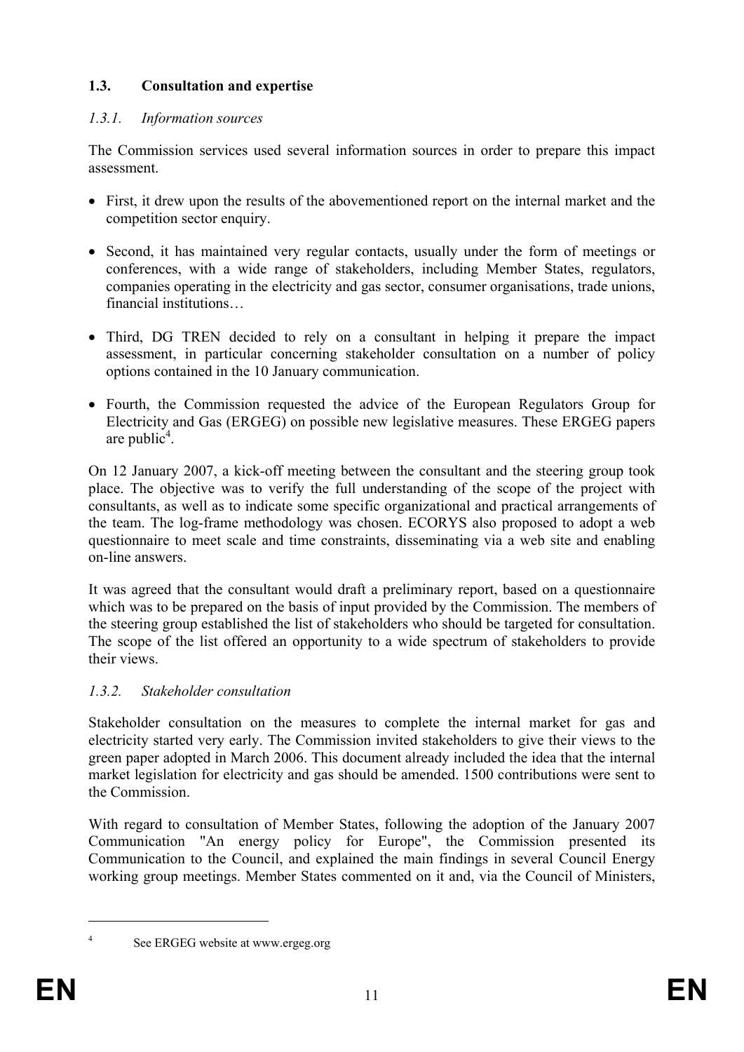## 1.3. Consultation and expertise

### *1.3.1. Information sources*

The Commission services used several information sources in order to prepare this impact assessment.

- First, it drew upon the results of the abovementioned report on the internal market and the competition sector enquiry.
- Second, it has maintained very regular contacts, usually under the form of meetings or conferences, with a wide range of stakeholders, including Member States, regulators, companies operating in the electricity and gas sector, consumer organisations, trade unions, financial institutions…
- Third, DG TREN decided to rely on a consultant in helping it prepare the impact assessment, in particular concerning stakeholder consultation on a number of policy options contained in the 10 January communication.
- Fourth, the Commission requested the advice of the European Regulators Group for Electricity and Gas (ERGEG) on possible new legislative measures. These ERGEG papers are public[4].

On 12 January 2007, a kick-off meeting between the consultant and the steering group took place. The objective was to verify the full understanding of the scope of the project with consultants, as well as to indicate some specific organizational and practical arrangements of the team. The log-frame methodology was chosen. ECORYS also proposed to adopt a web questionnaire to meet scale and time constraints, disseminating via a web site and enabling on-line answers.

It was agreed that the consultant would draft a preliminary report, based on a questionnaire which was to be prepared on the basis of input provided by the Commission. The members of the steering group established the list of stakeholders who should be targeted for consultation. The scope of the list offered an opportunity to a wide spectrum of stakeholders to provide their views.

### *1.3.2. Stakeholder consultation*

Stakeholder consultation on the measures to complete the internal market for gas and electricity started very early. The Commission invited stakeholders to give their views to the green paper adopted in March 2006. This document already included the idea that the internal market legislation for electricity and gas should be amended. 1500 contributions were sent to the Commission.

With regard to consultation of Member States, following the adoption of the January 2007 Communication "An energy policy for Europe", the Commission presented its Communication to the Council, and explained the main findings in several Council Energy working group meetings. Member States commented on it and, via the Council of Ministers,

---

[4] See ERGEG website at www.ergeg.org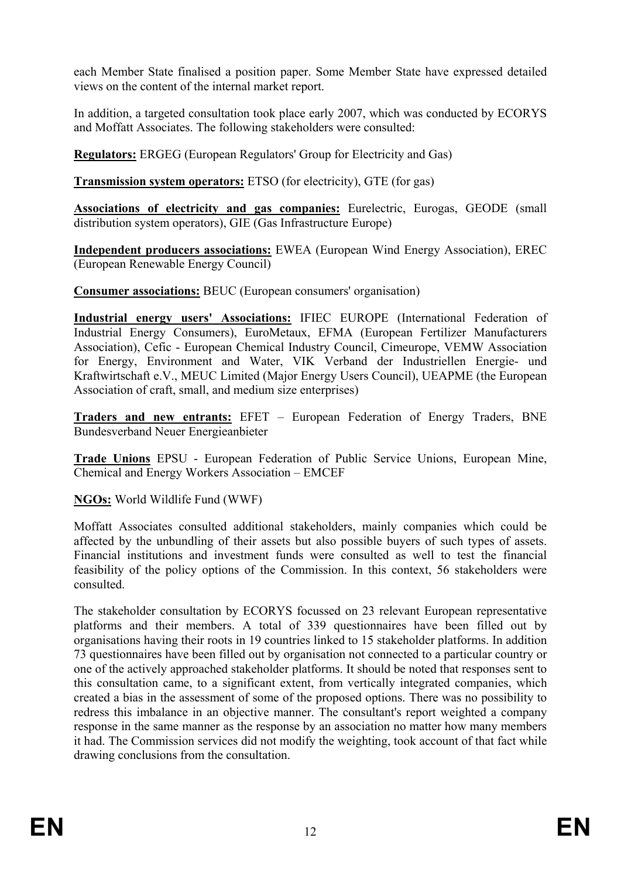each Member State finalised a position paper. Some Member State have expressed detailed views on the content of the internal market report.

In addition, a targeted consultation took place early 2007, which was conducted by ECORYS and Moffatt Associates. The following stakeholders were consulted:

**Regulators:** ERGEG (European Regulators' Group for Electricity and Gas)

**Transmission system operators:** ETSO (for electricity), GTE (for gas)

**Associations of electricity and gas companies:** Eurelectric, Eurogas, GEODE (small distribution system operators), GIE (Gas Infrastructure Europe)

**Independent producers associations:** EWEA (European Wind Energy Association), EREC (European Renewable Energy Council)

**Consumer associations:** BEUC (European consumers' organisation)

**Industrial energy users' Associations:** IFIEC EUROPE (International Federation of Industrial Energy Consumers), EuroMetaux, EFMA (European Fertilizer Manufacturers Association), Cefic - European Chemical Industry Council, Cimeurope, VEMW Association for Energy, Environment and Water, VIK Verband der Industriellen Energie- und Kraftwirtschaft e.V., MEUC Limited (Major Energy Users Council), UEAPME (the European Association of craft, small, and medium size enterprises)

**Traders and new entrants:** EFET – European Federation of Energy Traders, BNE Bundesverband Neuer Energieanbieter

**Trade Unions** EPSU - European Federation of Public Service Unions, European Mine, Chemical and Energy Workers Association – EMCEF

**NGOs:** World Wildlife Fund (WWF)

Moffatt Associates consulted additional stakeholders, mainly companies which could be affected by the unbundling of their assets but also possible buyers of such types of assets. Financial institutions and investment funds were consulted as well to test the financial feasibility of the policy options of the Commission. In this context, 56 stakeholders were consulted.

The stakeholder consultation by ECORYS focussed on 23 relevant European representative platforms and their members. A total of 339 questionnaires have been filled out by organisations having their roots in 19 countries linked to 15 stakeholder platforms. In addition 73 questionnaires have been filled out by organisation not connected to a particular country or one of the actively approached stakeholder platforms. It should be noted that responses sent to this consultation came, to a significant extent, from vertically integrated companies, which created a bias in the assessment of some of the proposed options. There was no possibility to redress this imbalance in an objective manner. The consultant's report weighted a company response in the same manner as the response by an association no matter how many members it had. The Commission services did not modify the weighting, took account of that fact while drawing conclusions from the consultation.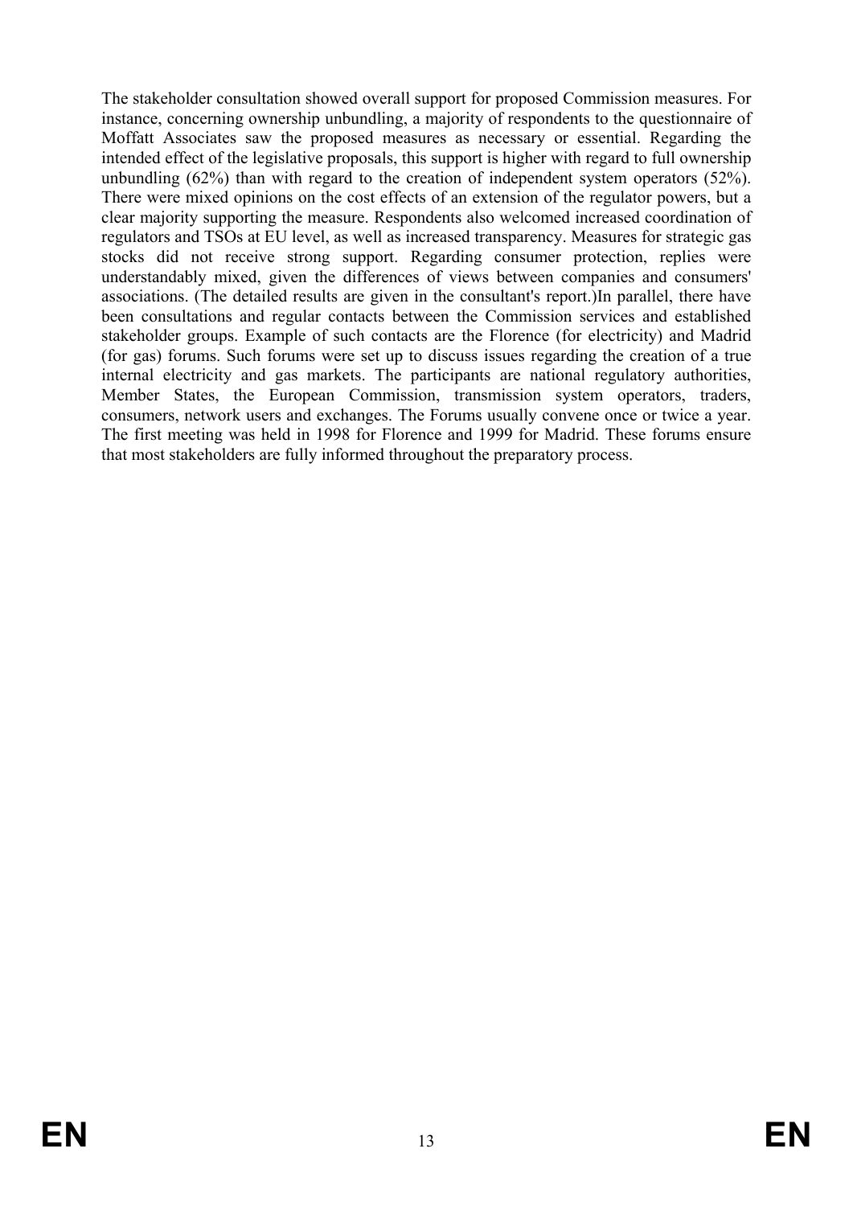The stakeholder consultation showed overall support for proposed Commission measures. For instance, concerning ownership unbundling, a majority of respondents to the questionnaire of Moffatt Associates saw the proposed measures as necessary or essential. Regarding the intended effect of the legislative proposals, this support is higher with regard to full ownership unbundling (62%) than with regard to the creation of independent system operators (52%). There were mixed opinions on the cost effects of an extension of the regulator powers, but a clear majority supporting the measure. Respondents also welcomed increased coordination of regulators and TSOs at EU level, as well as increased transparency. Measures for strategic gas stocks did not receive strong support. Regarding consumer protection, replies were understandably mixed, given the differences of views between companies and consumers' associations. (The detailed results are given in the consultant's report.)In parallel, there have been consultations and regular contacts between the Commission services and established stakeholder groups. Example of such contacts are the Florence (for electricity) and Madrid (for gas) forums. Such forums were set up to discuss issues regarding the creation of a true internal electricity and gas markets. The participants are national regulatory authorities, Member States, the European Commission, transmission system operators, traders, consumers, network users and exchanges. The Forums usually convene once or twice a year. The first meeting was held in 1998 for Florence and 1999 for Madrid. These forums ensure that most stakeholders are fully informed throughout the preparatory process.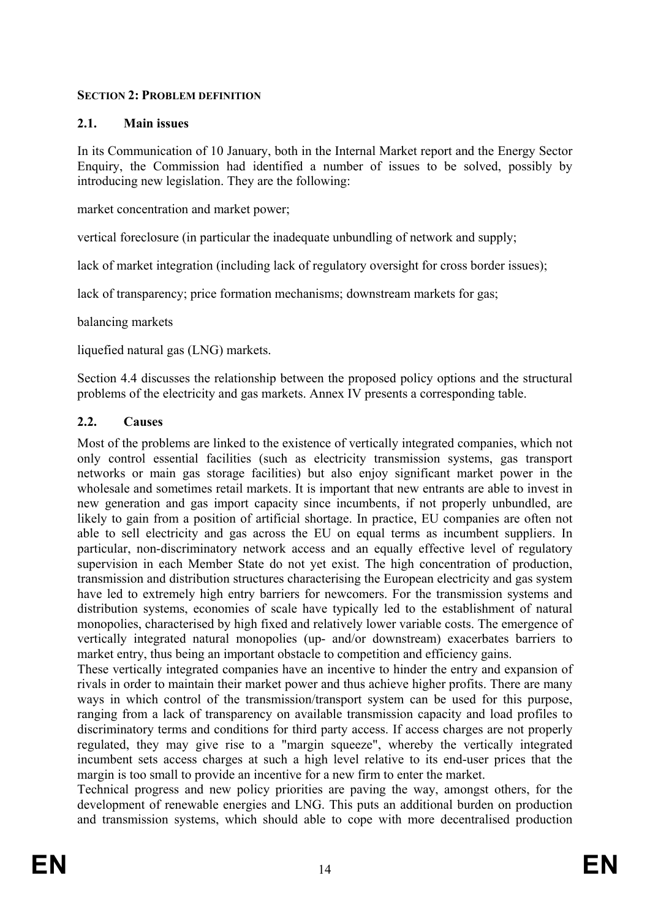**SECTION 2: PROBLEM DEFINITION**

## 2.1. Main issues

In its Communication of 10 January, both in the Internal Market report and the Energy Sector Enquiry, the Commission had identified a number of issues to be solved, possibly by introducing new legislation. They are the following:

market concentration and market power;

vertical foreclosure (in particular the inadequate unbundling of network and supply;

lack of market integration (including lack of regulatory oversight for cross border issues);

lack of transparency; price formation mechanisms; downstream markets for gas;

balancing markets

liquefied natural gas (LNG) markets.

Section 4.4 discusses the relationship between the proposed policy options and the structural problems of the electricity and gas markets. Annex IV presents a corresponding table.

## 2.2. Causes

Most of the problems are linked to the existence of vertically integrated companies, which not only control essential facilities (such as electricity transmission systems, gas transport networks or main gas storage facilities) but also enjoy significant market power in the wholesale and sometimes retail markets. It is important that new entrants are able to invest in new generation and gas import capacity since incumbents, if not properly unbundled, are likely to gain from a position of artificial shortage. In practice, EU companies are often not able to sell electricity and gas across the EU on equal terms as incumbent suppliers. In particular, non-discriminatory network access and an equally effective level of regulatory supervision in each Member State do not yet exist. The high concentration of production, transmission and distribution structures characterising the European electricity and gas system have led to extremely high entry barriers for newcomers. For the transmission systems and distribution systems, economies of scale have typically led to the establishment of natural monopolies, characterised by high fixed and relatively lower variable costs. The emergence of vertically integrated natural monopolies (up- and/or downstream) exacerbates barriers to market entry, thus being an important obstacle to competition and efficiency gains.

These vertically integrated companies have an incentive to hinder the entry and expansion of rivals in order to maintain their market power and thus achieve higher profits. There are many ways in which control of the transmission/transport system can be used for this purpose, ranging from a lack of transparency on available transmission capacity and load profiles to discriminatory terms and conditions for third party access. If access charges are not properly regulated, they may give rise to a "margin squeeze", whereby the vertically integrated incumbent sets access charges at such a high level relative to its end-user prices that the margin is too small to provide an incentive for a new firm to enter the market.

Technical progress and new policy priorities are paving the way, amongst others, for the development of renewable energies and LNG. This puts an additional burden on production and transmission systems, which should able to cope with more decentralised production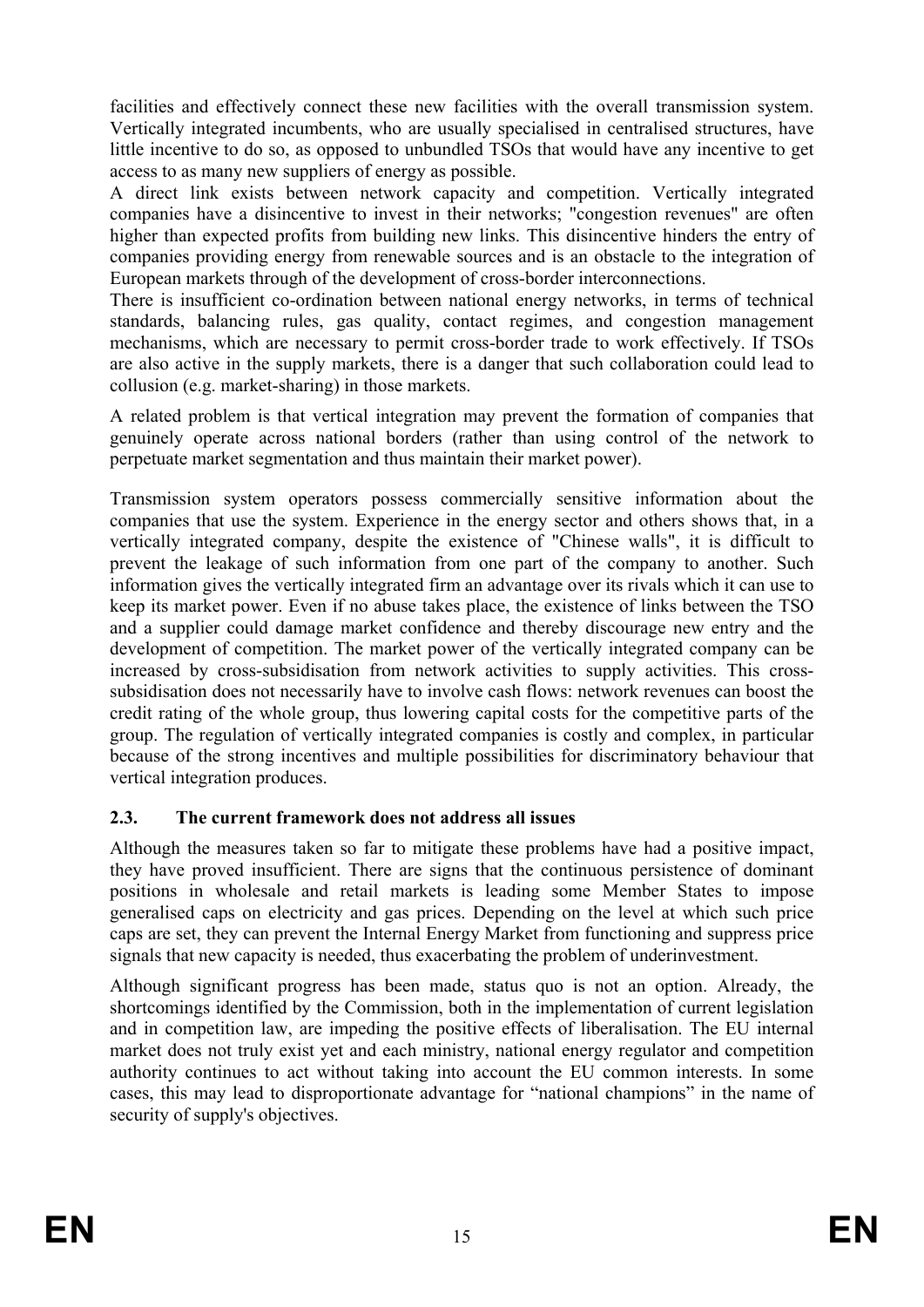facilities and effectively connect these new facilities with the overall transmission system. Vertically integrated incumbents, who are usually specialised in centralised structures, have little incentive to do so, as opposed to unbundled TSOs that would have any incentive to get access to as many new suppliers of energy as possible.

A direct link exists between network capacity and competition. Vertically integrated companies have a disincentive to invest in their networks; "congestion revenues" are often higher than expected profits from building new links. This disincentive hinders the entry of companies providing energy from renewable sources and is an obstacle to the integration of European markets through of the development of cross-border interconnections.

There is insufficient co-ordination between national energy networks, in terms of technical standards, balancing rules, gas quality, contact regimes, and congestion management mechanisms, which are necessary to permit cross-border trade to work effectively. If TSOs are also active in the supply markets, there is a danger that such collaboration could lead to collusion (e.g. market-sharing) in those markets.

A related problem is that vertical integration may prevent the formation of companies that genuinely operate across national borders (rather than using control of the network to perpetuate market segmentation and thus maintain their market power).

Transmission system operators possess commercially sensitive information about the companies that use the system. Experience in the energy sector and others shows that, in a vertically integrated company, despite the existence of "Chinese walls", it is difficult to prevent the leakage of such information from one part of the company to another. Such information gives the vertically integrated firm an advantage over its rivals which it can use to keep its market power. Even if no abuse takes place, the existence of links between the TSO and a supplier could damage market confidence and thereby discourage new entry and the development of competition. The market power of the vertically integrated company can be increased by cross-subsidisation from network activities to supply activities. This cross-subsidisation does not necessarily have to involve cash flows: network revenues can boost the credit rating of the whole group, thus lowering capital costs for the competitive parts of the group. The regulation of vertically integrated companies is costly and complex, in particular because of the strong incentives and multiple possibilities for discriminatory behaviour that vertical integration produces.

## 2.3. The current framework does not address all issues

Although the measures taken so far to mitigate these problems have had a positive impact, they have proved insufficient. There are signs that the continuous persistence of dominant positions in wholesale and retail markets is leading some Member States to impose generalised caps on electricity and gas prices. Depending on the level at which such price caps are set, they can prevent the Internal Energy Market from functioning and suppress price signals that new capacity is needed, thus exacerbating the problem of underinvestment.

Although significant progress has been made, status quo is not an option. Already, the shortcomings identified by the Commission, both in the implementation of current legislation and in competition law, are impeding the positive effects of liberalisation. The EU internal market does not truly exist yet and each ministry, national energy regulator and competition authority continues to act without taking into account the EU common interests. In some cases, this may lead to disproportionate advantage for "national champions" in the name of security of supply's objectives.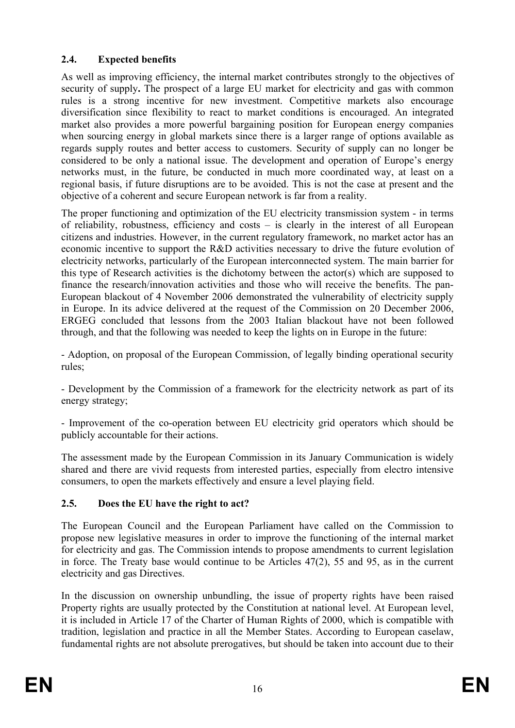## 2.4. Expected benefits

As well as improving efficiency, the internal market contributes strongly to the objectives of security of supply**.** The prospect of a large EU market for electricity and gas with common rules is a strong incentive for new investment. Competitive markets also encourage diversification since flexibility to react to market conditions is encouraged. An integrated market also provides a more powerful bargaining position for European energy companies when sourcing energy in global markets since there is a larger range of options available as regards supply routes and better access to customers. Security of supply can no longer be considered to be only a national issue. The development and operation of Europe's energy networks must, in the future, be conducted in much more coordinated way, at least on a regional basis, if future disruptions are to be avoided. This is not the case at present and the objective of a coherent and secure European network is far from a reality.

The proper functioning and optimization of the EU electricity transmission system - in terms of reliability, robustness, efficiency and costs – is clearly in the interest of all European citizens and industries. However, in the current regulatory framework, no market actor has an economic incentive to support the R&D activities necessary to drive the future evolution of electricity networks, particularly of the European interconnected system. The main barrier for this type of Research activities is the dichotomy between the actor(s) which are supposed to finance the research/innovation activities and those who will receive the benefits. The pan-European blackout of 4 November 2006 demonstrated the vulnerability of electricity supply in Europe. In its advice delivered at the request of the Commission on 20 December 2006, ERGEG concluded that lessons from the 2003 Italian blackout have not been followed through, and that the following was needed to keep the lights on in Europe in the future:

- Adoption, on proposal of the European Commission, of legally binding operational security rules;

- Development by the Commission of a framework for the electricity network as part of its energy strategy;

- Improvement of the co-operation between EU electricity grid operators which should be publicly accountable for their actions.

The assessment made by the European Commission in its January Communication is widely shared and there are vivid requests from interested parties, especially from electro intensive consumers, to open the markets effectively and ensure a level playing field.

## 2.5. Does the EU have the right to act?

The European Council and the European Parliament have called on the Commission to propose new legislative measures in order to improve the functioning of the internal market for electricity and gas. The Commission intends to propose amendments to current legislation in force. The Treaty base would continue to be Articles 47(2), 55 and 95, as in the current electricity and gas Directives.

In the discussion on ownership unbundling, the issue of property rights have been raised Property rights are usually protected by the Constitution at national level. At European level, it is included in Article 17 of the Charter of Human Rights of 2000, which is compatible with tradition, legislation and practice in all the Member States. According to European caselaw, fundamental rights are not absolute prerogatives, but should be taken into account due to their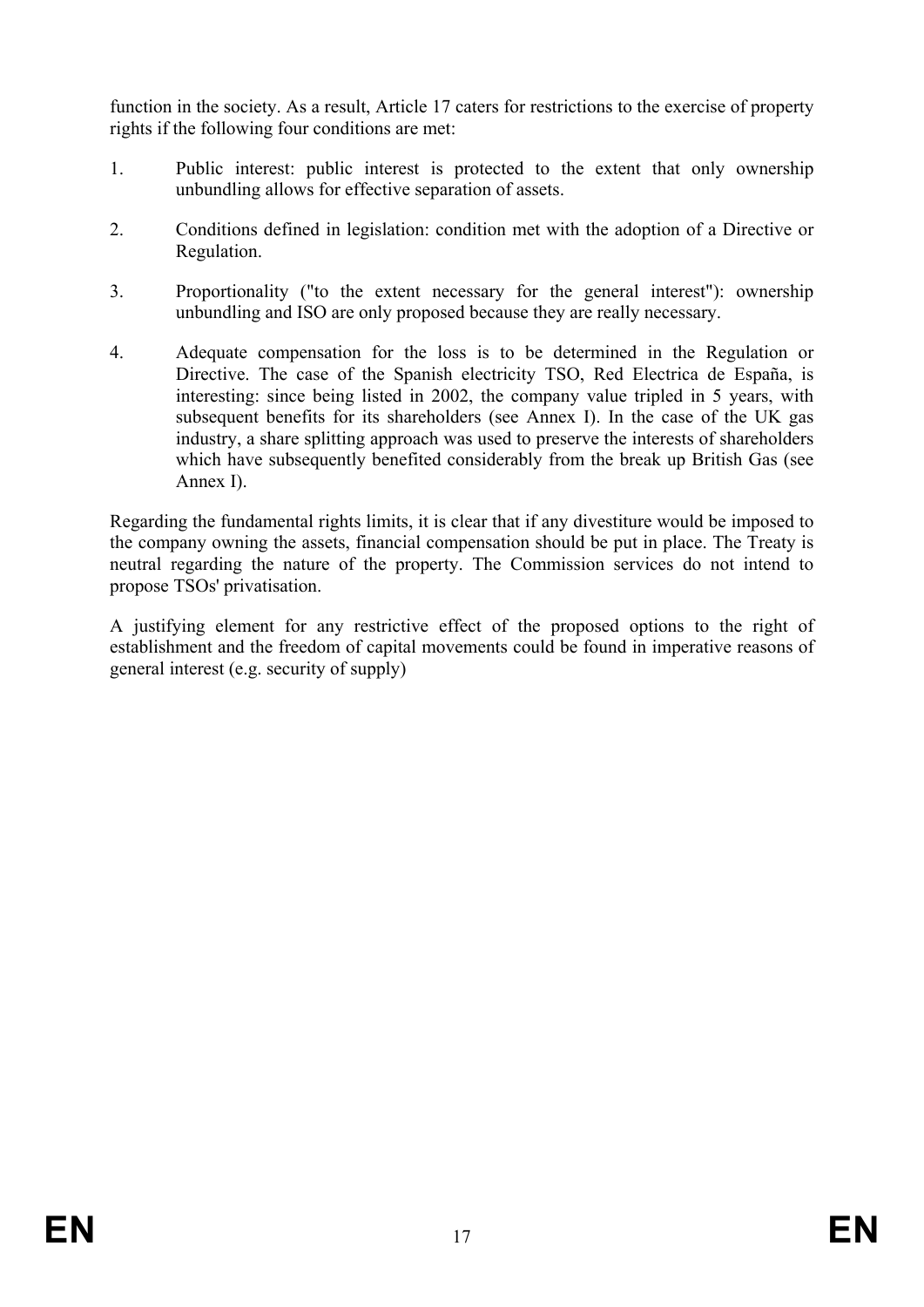function in the society. As a result, Article 17 caters for restrictions to the exercise of property rights if the following four conditions are met:

1. Public interest: public interest is protected to the extent that only ownership unbundling allows for effective separation of assets.

2. Conditions defined in legislation: condition met with the adoption of a Directive or Regulation.

3. Proportionality ("to the extent necessary for the general interest"): ownership unbundling and ISO are only proposed because they are really necessary.

4. Adequate compensation for the loss is to be determined in the Regulation or Directive. The case of the Spanish electricity TSO, Red Electrica de España, is interesting: since being listed in 2002, the company value tripled in 5 years, with subsequent benefits for its shareholders (see Annex I). In the case of the UK gas industry, a share splitting approach was used to preserve the interests of shareholders which have subsequently benefited considerably from the break up British Gas (see Annex I).

Regarding the fundamental rights limits, it is clear that if any divestiture would be imposed to the company owning the assets, financial compensation should be put in place. The Treaty is neutral regarding the nature of the property. The Commission services do not intend to propose TSOs' privatisation.

A justifying element for any restrictive effect of the proposed options to the right of establishment and the freedom of capital movements could be found in imperative reasons of general interest (e.g. security of supply)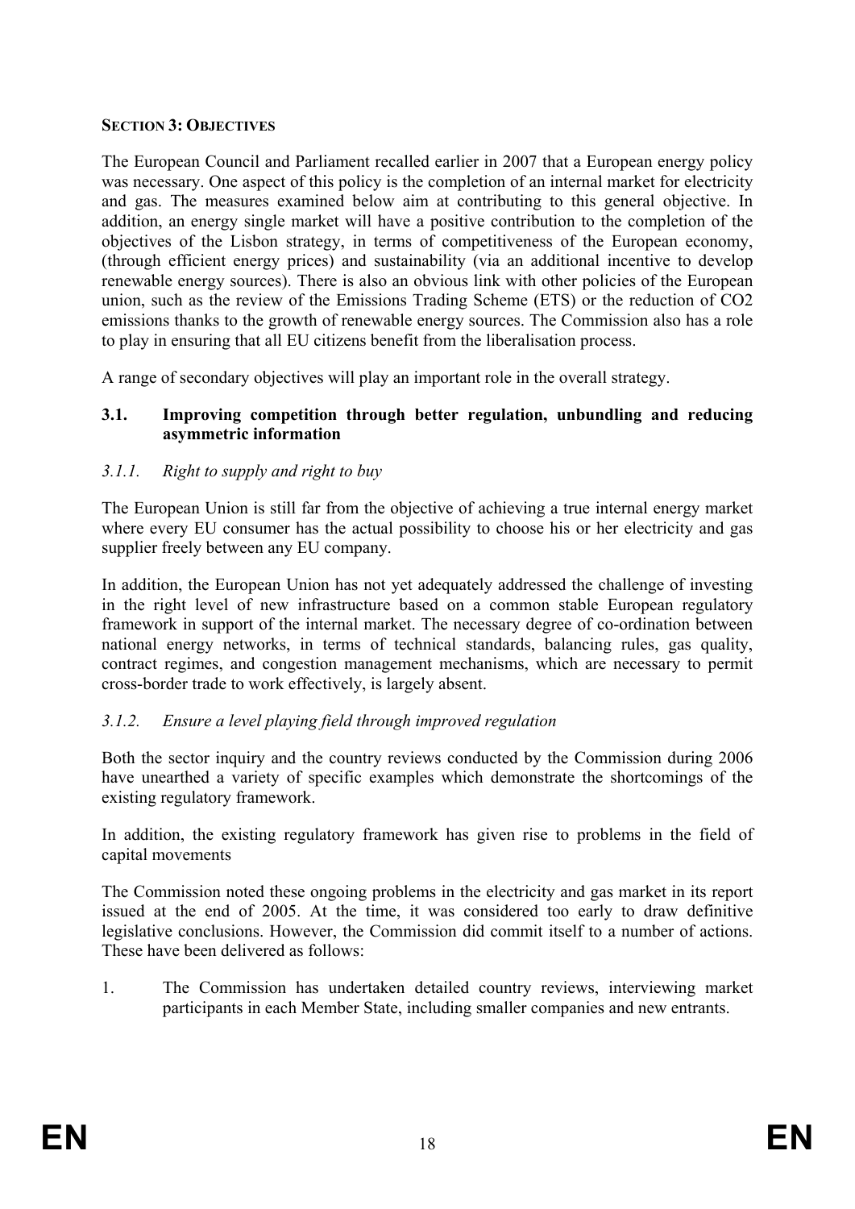## SECTION 3: OBJECTIVES

The European Council and Parliament recalled earlier in 2007 that a European energy policy was necessary. One aspect of this policy is the completion of an internal market for electricity and gas. The measures examined below aim at contributing to this general objective. In addition, an energy single market will have a positive contribution to the completion of the objectives of the Lisbon strategy, in terms of competitiveness of the European economy, (through efficient energy prices) and sustainability (via an additional incentive to develop renewable energy sources). There is also an obvious link with other policies of the European union, such as the review of the Emissions Trading Scheme (ETS) or the reduction of $CO_2$ emissions thanks to the growth of renewable energy sources. The Commission also has a role to play in ensuring that all EU citizens benefit from the liberalisation process.

A range of secondary objectives will play an important role in the overall strategy.

### 3.1. Improving competition through better regulation, unbundling and reducing asymmetric information

#### *3.1.1. Right to supply and right to buy*

The European Union is still far from the objective of achieving a true internal energy market where every EU consumer has the actual possibility to choose his or her electricity and gas supplier freely between any EU company.

In addition, the European Union has not yet adequately addressed the challenge of investing in the right level of new infrastructure based on a common stable European regulatory framework in support of the internal market. The necessary degree of co-ordination between national energy networks, in terms of technical standards, balancing rules, gas quality, contract regimes, and congestion management mechanisms, which are necessary to permit cross-border trade to work effectively, is largely absent.

#### *3.1.2. Ensure a level playing field through improved regulation*

Both the sector inquiry and the country reviews conducted by the Commission during 2006 have unearthed a variety of specific examples which demonstrate the shortcomings of the existing regulatory framework.

In addition, the existing regulatory framework has given rise to problems in the field of capital movements

The Commission noted these ongoing problems in the electricity and gas market in its report issued at the end of 2005. At the time, it was considered too early to draw definitive legislative conclusions. However, the Commission did commit itself to a number of actions. These have been delivered as follows:

1. The Commission has undertaken detailed country reviews, interviewing market participants in each Member State, including smaller companies and new entrants.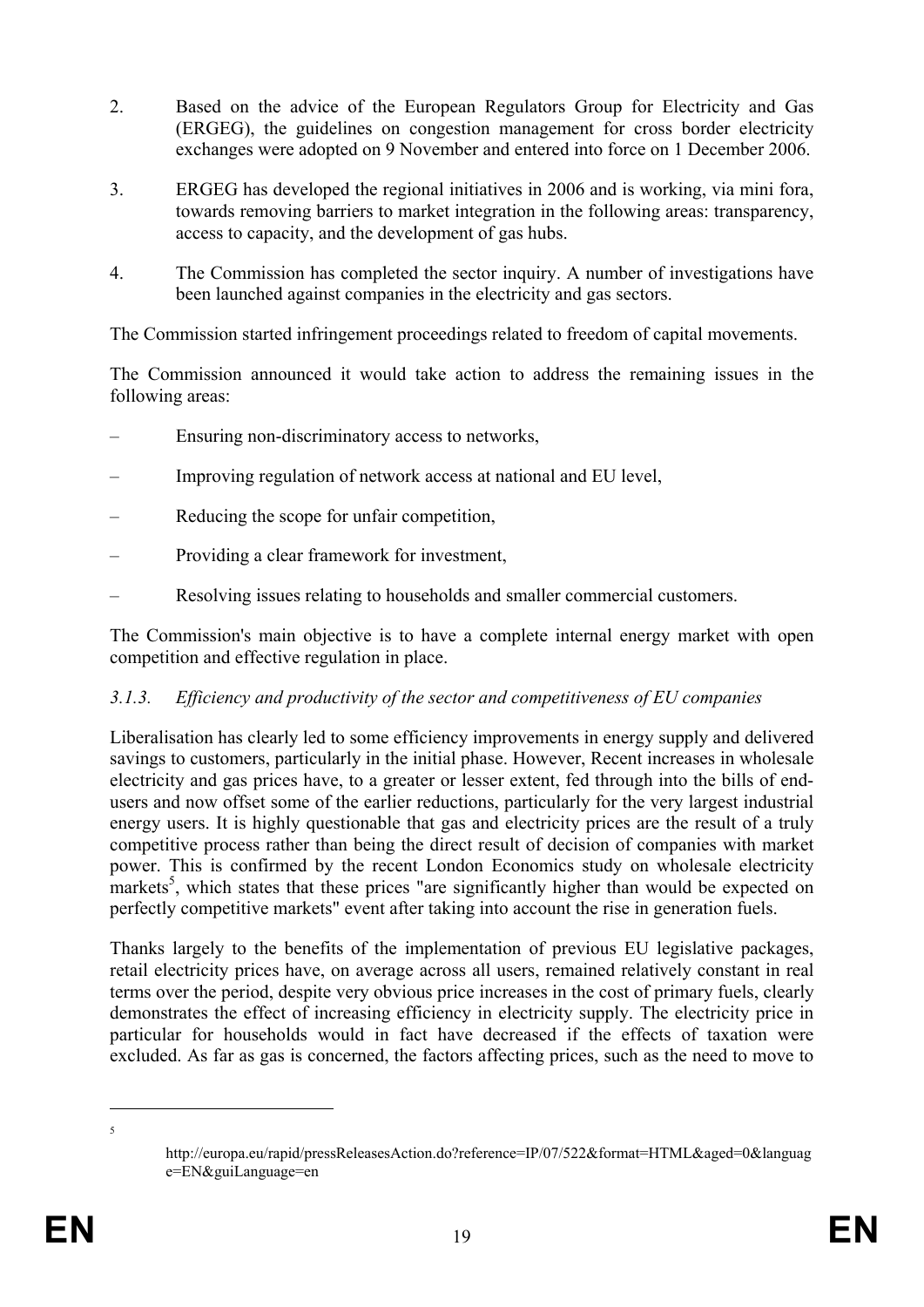2. Based on the advice of the European Regulators Group for Electricity and Gas (ERGEG), the guidelines on congestion management for cross border electricity exchanges were adopted on 9 November and entered into force on 1 December 2006.

3. ERGEG has developed the regional initiatives in 2006 and is working, via mini fora, towards removing barriers to market integration in the following areas: transparency, access to capacity, and the development of gas hubs.

4. The Commission has completed the sector inquiry. A number of investigations have been launched against companies in the electricity and gas sectors.

The Commission started infringement proceedings related to freedom of capital movements.

The Commission announced it would take action to address the remaining issues in the following areas:

– Ensuring non-discriminatory access to networks,

– Improving regulation of network access at national and EU level,

– Reducing the scope for unfair competition,

– Providing a clear framework for investment,

– Resolving issues relating to households and smaller commercial customers.

The Commission's main objective is to have a complete internal energy market with open competition and effective regulation in place.

### *3.1.3. Efficiency and productivity of the sector and competitiveness of EU companies*

Liberalisation has clearly led to some efficiency improvements in energy supply and delivered savings to customers, particularly in the initial phase. However, Recent increases in wholesale electricity and gas prices have, to a greater or lesser extent, fed through into the bills of end-users and now offset some of the earlier reductions, particularly for the very largest industrial energy users. It is highly questionable that gas and electricity prices are the result of a truly competitive process rather than being the direct result of decision of companies with market power. This is confirmed by the recent London Economics study on wholesale electricity markets[5], which states that these prices "are significantly higher than would be expected on perfectly competitive markets" event after taking into account the rise in generation fuels.

Thanks largely to the benefits of the implementation of previous EU legislative packages, retail electricity prices have, on average across all users, remained relatively constant in real terms over the period, despite very obvious price increases in the cost of primary fuels, clearly demonstrates the effect of increasing efficiency in electricity supply. The electricity price in particular for households would in fact have decreased if the effects of taxation were excluded. As far as gas is concerned, the factors affecting prices, such as the need to move to

---

[5] http://europa.eu/rapid/pressReleasesAction.do?reference=IP/07/522&format=HTML&aged=0&language=EN&guiLanguage=en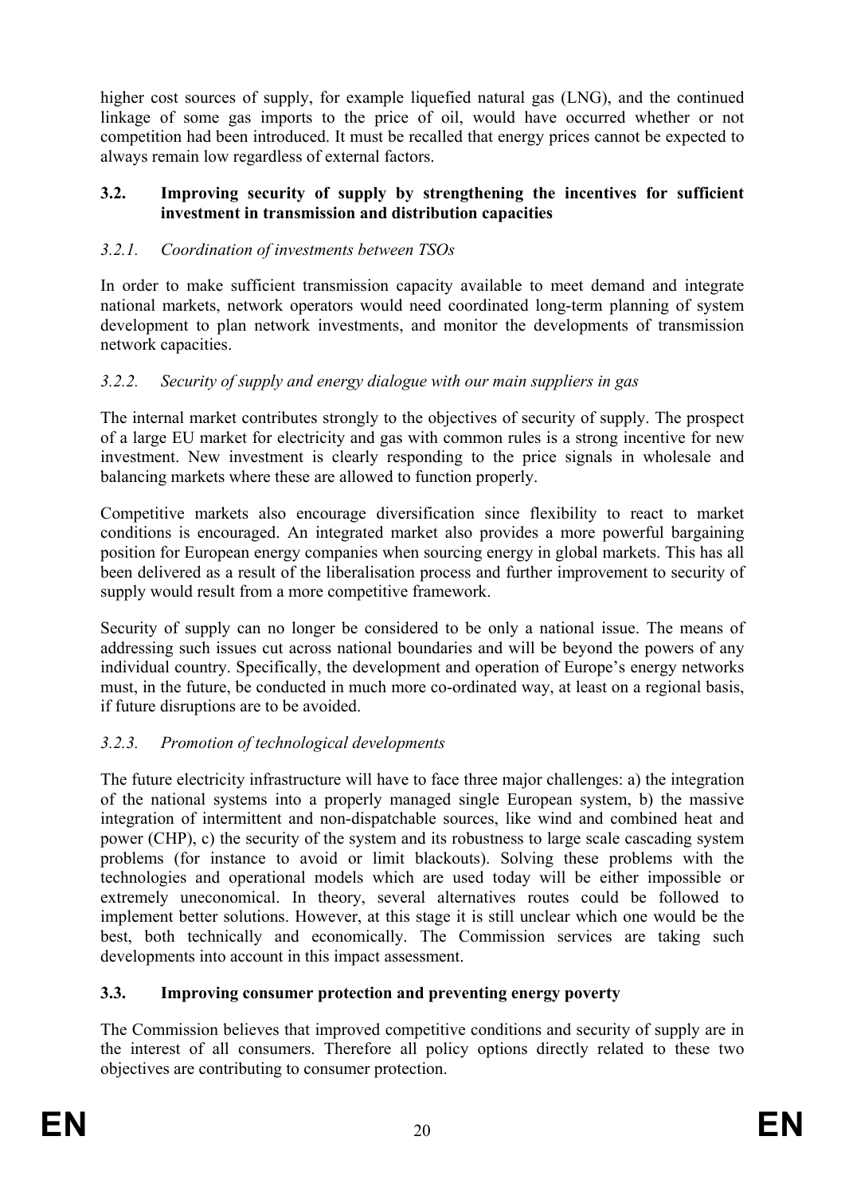higher cost sources of supply, for example liquefied natural gas (LNG), and the continued linkage of some gas imports to the price of oil, would have occurred whether or not competition had been introduced. It must be recalled that energy prices cannot be expected to always remain low regardless of external factors.

## 3.2. Improving security of supply by strengthening the incentives for sufficient investment in transmission and distribution capacities

### *3.2.1. Coordination of investments between TSOs*

In order to make sufficient transmission capacity available to meet demand and integrate national markets, network operators would need coordinated long-term planning of system development to plan network investments, and monitor the developments of transmission network capacities.

### *3.2.2. Security of supply and energy dialogue with our main suppliers in gas*

The internal market contributes strongly to the objectives of security of supply. The prospect of a large EU market for electricity and gas with common rules is a strong incentive for new investment. New investment is clearly responding to the price signals in wholesale and balancing markets where these are allowed to function properly.

Competitive markets also encourage diversification since flexibility to react to market conditions is encouraged. An integrated market also provides a more powerful bargaining position for European energy companies when sourcing energy in global markets. This has all been delivered as a result of the liberalisation process and further improvement to security of supply would result from a more competitive framework.

Security of supply can no longer be considered to be only a national issue. The means of addressing such issues cut across national boundaries and will be beyond the powers of any individual country. Specifically, the development and operation of Europe's energy networks must, in the future, be conducted in much more co-ordinated way, at least on a regional basis, if future disruptions are to be avoided.

### *3.2.3. Promotion of technological developments*

The future electricity infrastructure will have to face three major challenges: a) the integration of the national systems into a properly managed single European system, b) the massive integration of intermittent and non-dispatchable sources, like wind and combined heat and power (CHP), c) the security of the system and its robustness to large scale cascading system problems (for instance to avoid or limit blackouts). Solving these problems with the technologies and operational models which are used today will be either impossible or extremely uneconomical. In theory, several alternatives routes could be followed to implement better solutions. However, at this stage it is still unclear which one would be the best, both technically and economically. The Commission services are taking such developments into account in this impact assessment.

## 3.3. Improving consumer protection and preventing energy poverty

The Commission believes that improved competitive conditions and security of supply are in the interest of all consumers. Therefore all policy options directly related to these two objectives are contributing to consumer protection.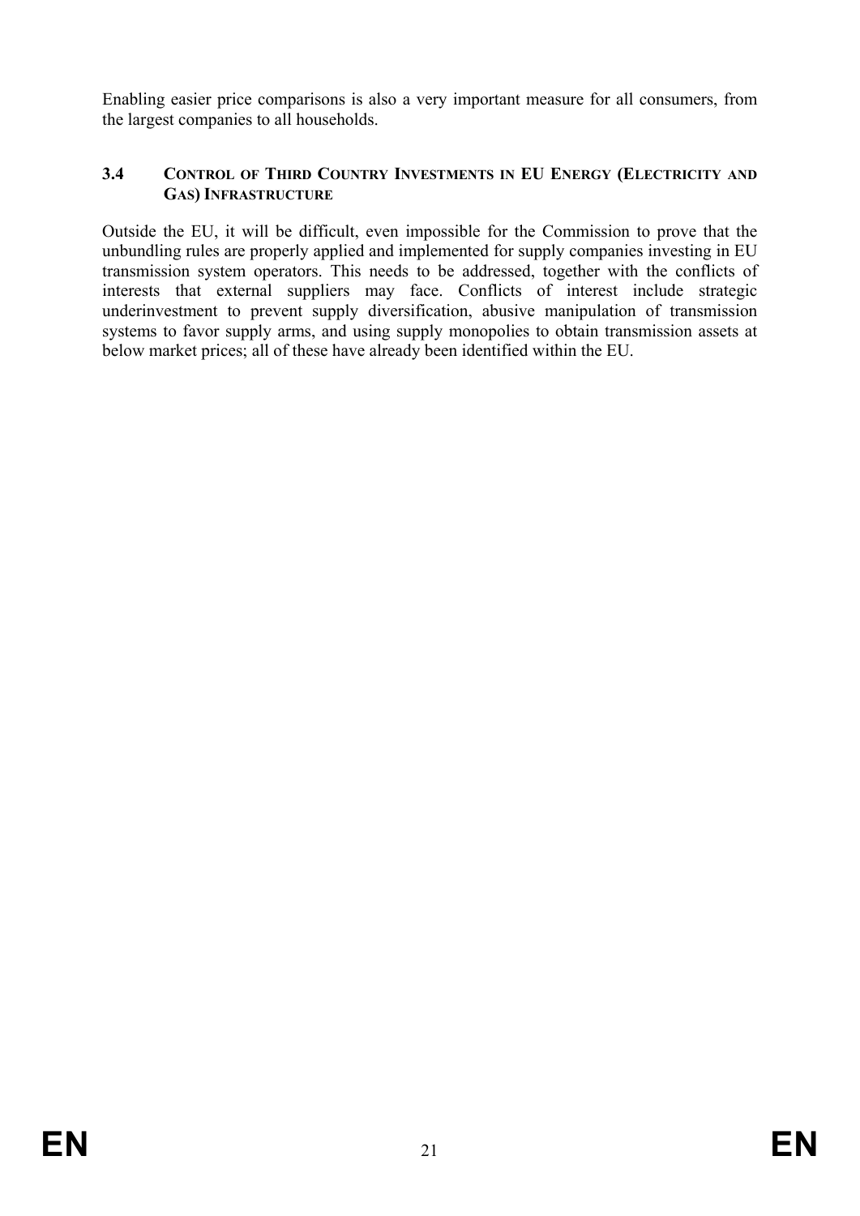Enabling easier price comparisons is also a very important measure for all consumers, from the largest companies to all households.

### 3.4 CONTROL OF THIRD COUNTRY INVESTMENTS IN EU ENERGY (ELECTRICITY AND GAS) INFRASTRUCTURE

Outside the EU, it will be difficult, even impossible for the Commission to prove that the unbundling rules are properly applied and implemented for supply companies investing in EU transmission system operators. This needs to be addressed, together with the conflicts of interests that external suppliers may face. Conflicts of interest include strategic underinvestment to prevent supply diversification, abusive manipulation of transmission systems to favor supply arms, and using supply monopolies to obtain transmission assets at below market prices; all of these have already been identified within the EU.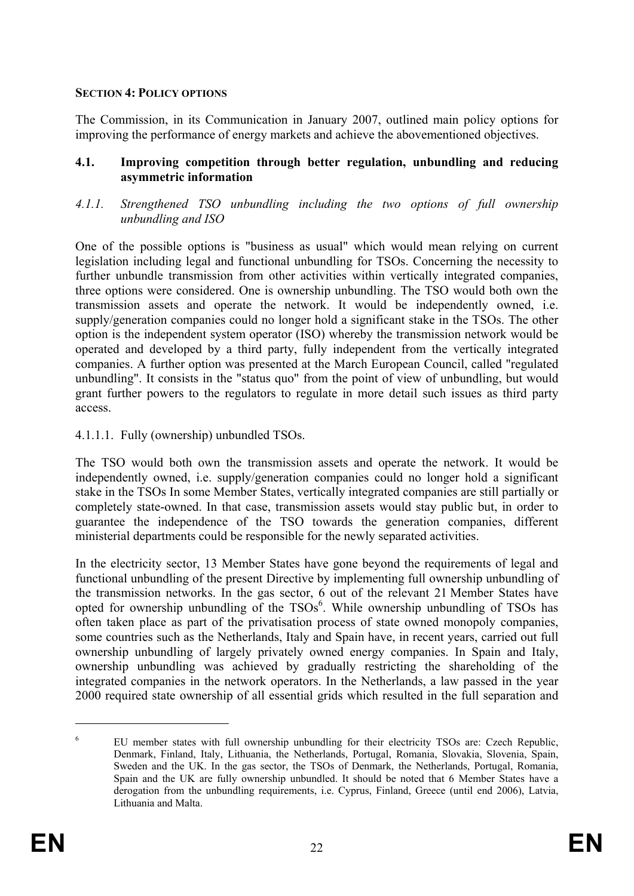**SECTION 4: POLICY OPTIONS**

The Commission, in its Communication in January 2007, outlined main policy options for improving the performance of energy markets and achieve the abovementioned objectives.

## 4.1. Improving competition through better regulation, unbundling and reducing asymmetric information

### *4.1.1. Strengthened TSO unbundling including the two options of full ownership unbundling and ISO*

One of the possible options is "business as usual" which would mean relying on current legislation including legal and functional unbundling for TSOs. Concerning the necessity to further unbundle transmission from other activities within vertically integrated companies, three options were considered. One is ownership unbundling. The TSO would both own the transmission assets and operate the network. It would be independently owned, i.e. supply/generation companies could no longer hold a significant stake in the TSOs. The other option is the independent system operator (ISO) whereby the transmission network would be operated and developed by a third party, fully independent from the vertically integrated companies. A further option was presented at the March European Council, called "regulated unbundling". It consists in the "status quo" from the point of view of unbundling, but would grant further powers to the regulators to regulate in more detail such issues as third party access.

4.1.1.1. Fully (ownership) unbundled TSOs.

The TSO would both own the transmission assets and operate the network. It would be independently owned, i.e. supply/generation companies could no longer hold a significant stake in the TSOs In some Member States, vertically integrated companies are still partially or completely state-owned. In that case, transmission assets would stay public but, in order to guarantee the independence of the TSO towards the generation companies, different ministerial departments could be responsible for the newly separated activities.

In the electricity sector, 13 Member States have gone beyond the requirements of legal and functional unbundling of the present Directive by implementing full ownership unbundling of the transmission networks. In the gas sector, 6 out of the relevant 21 Member States have opted for ownership unbundling of the TSOs[6]. While ownership unbundling of TSOs has often taken place as part of the privatisation process of state owned monopoly companies, some countries such as the Netherlands, Italy and Spain have, in recent years, carried out full ownership unbundling of largely privately owned energy companies. In Spain and Italy, ownership unbundling was achieved by gradually restricting the shareholding of the integrated companies in the network operators. In the Netherlands, a law passed in the year 2000 required state ownership of all essential grids which resulted in the full separation and

---

[6] EU member states with full ownership unbundling for their electricity TSOs are: Czech Republic, Denmark, Finland, Italy, Lithuania, the Netherlands, Portugal, Romania, Slovakia, Slovenia, Spain, Sweden and the UK. In the gas sector, the TSOs of Denmark, the Netherlands, Portugal, Romania, Spain and the UK are fully ownership unbundled. It should be noted that 6 Member States have a derogation from the unbundling requirements, i.e. Cyprus, Finland, Greece (until end 2006), Latvia, Lithuania and Malta.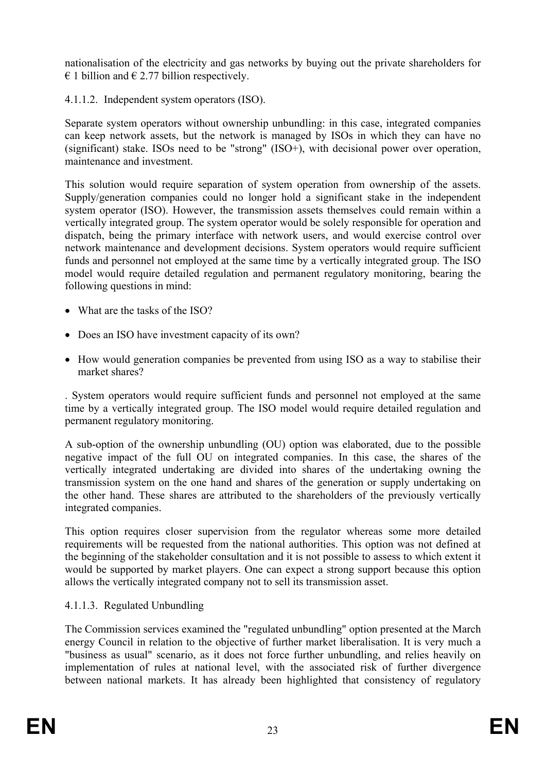nationalisation of the electricity and gas networks by buying out the private shareholders for € 1 billion and € 2.77 billion respectively.

#### 4.1.1.2. Independent system operators (ISO).

Separate system operators without ownership unbundling: in this case, integrated companies can keep network assets, but the network is managed by ISOs in which they can have no (significant) stake. ISOs need to be "strong" (ISO+), with decisional power over operation, maintenance and investment.

This solution would require separation of system operation from ownership of the assets. Supply/generation companies could no longer hold a significant stake in the independent system operator (ISO). However, the transmission assets themselves could remain within a vertically integrated group. The system operator would be solely responsible for operation and dispatch, being the primary interface with network users, and would exercise control over network maintenance and development decisions. System operators would require sufficient funds and personnel not employed at the same time by a vertically integrated group. The ISO model would require detailed regulation and permanent regulatory monitoring, bearing the following questions in mind:

- What are the tasks of the ISO?
- Does an ISO have investment capacity of its own?
- How would generation companies be prevented from using ISO as a way to stabilise their market shares?

. System operators would require sufficient funds and personnel not employed at the same time by a vertically integrated group. The ISO model would require detailed regulation and permanent regulatory monitoring.

A sub-option of the ownership unbundling (OU) option was elaborated, due to the possible negative impact of the full OU on integrated companies. In this case, the shares of the vertically integrated undertaking are divided into shares of the undertaking owning the transmission system on the one hand and shares of the generation or supply undertaking on the other hand. These shares are attributed to the shareholders of the previously vertically integrated companies.

This option requires closer supervision from the regulator whereas some more detailed requirements will be requested from the national authorities. This option was not defined at the beginning of the stakeholder consultation and it is not possible to assess to which extent it would be supported by market players. One can expect a strong support because this option allows the vertically integrated company not to sell its transmission asset.

#### 4.1.1.3. Regulated Unbundling

The Commission services examined the "regulated unbundling" option presented at the March energy Council in relation to the objective of further market liberalisation. It is very much a "business as usual" scenario, as it does not force further unbundling, and relies heavily on implementation of rules at national level, with the associated risk of further divergence between national markets. It has already been highlighted that consistency of regulatory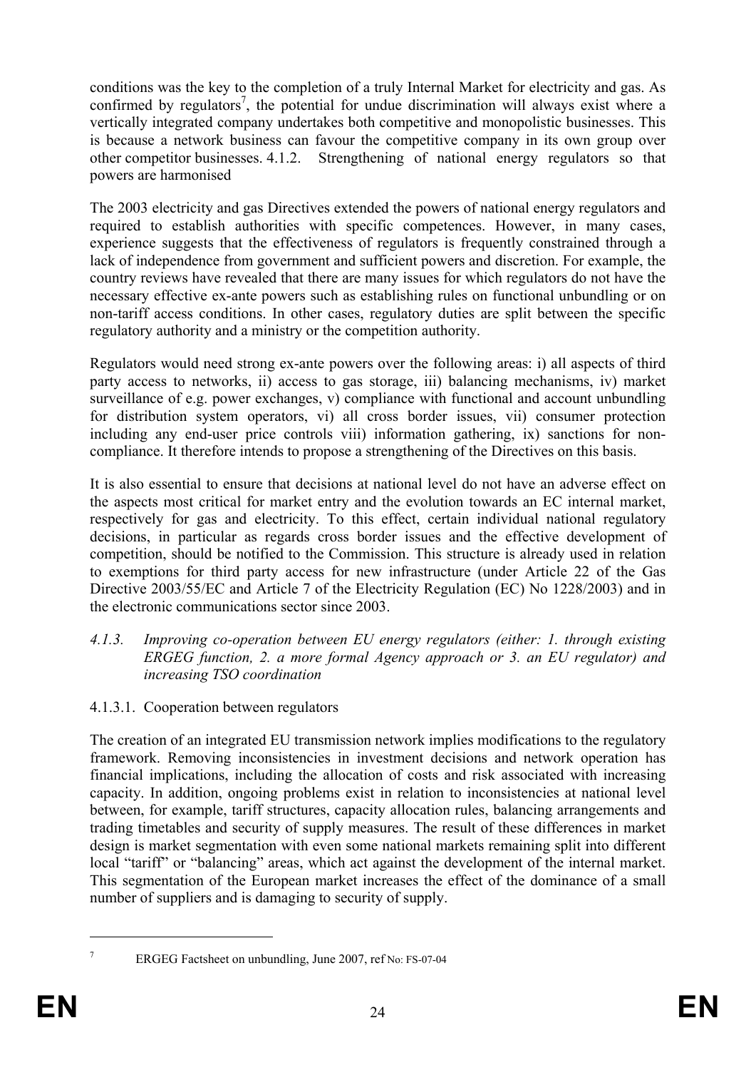conditions was the key to the completion of a truly Internal Market for electricity and gas. As confirmed by regulators[7], the potential for undue discrimination will always exist where a vertically integrated company undertakes both competitive and monopolistic businesses. This is because a network business can favour the competitive company in its own group over other competitor businesses.

#### 4.1.2. Strengthening of national energy regulators so that powers are harmonised

The 2003 electricity and gas Directives extended the powers of national energy regulators and required to establish authorities with specific competences. However, in many cases, experience suggests that the effectiveness of regulators is frequently constrained through a lack of independence from government and sufficient powers and discretion. For example, the country reviews have revealed that there are many issues for which regulators do not have the necessary effective ex-ante powers such as establishing rules on functional unbundling or on non-tariff access conditions. In other cases, regulatory duties are split between the specific regulatory authority and a ministry or the competition authority.

Regulators would need strong ex-ante powers over the following areas: i) all aspects of third party access to networks, ii) access to gas storage, iii) balancing mechanisms, iv) market surveillance of e.g. power exchanges, v) compliance with functional and account unbundling for distribution system operators, vi) all cross border issues, vii) consumer protection including any end-user price controls viii) information gathering, ix) sanctions for non-compliance. It therefore intends to propose a strengthening of the Directives on this basis.

It is also essential to ensure that decisions at national level do not have an adverse effect on the aspects most critical for market entry and the evolution towards an EC internal market, respectively for gas and electricity. To this effect, certain individual national regulatory decisions, in particular as regards cross border issues and the effective development of competition, should be notified to the Commission. This structure is already used in relation to exemptions for third party access for new infrastructure (under Article 22 of the Gas Directive 2003/55/EC and Article 7 of the Electricity Regulation (EC) No 1228/2003) and in the electronic communications sector since 2003.

#### *4.1.3. Improving co-operation between EU energy regulators (either: 1. through existing ERGEG function, 2. a more formal Agency approach or 3. an EU regulator) and increasing TSO coordination*

##### 4.1.3.1. Cooperation between regulators

The creation of an integrated EU transmission network implies modifications to the regulatory framework. Removing inconsistencies in investment decisions and network operation has financial implications, including the allocation of costs and risk associated with increasing capacity. In addition, ongoing problems exist in relation to inconsistencies at national level between, for example, tariff structures, capacity allocation rules, balancing arrangements and trading timetables and security of supply measures. The result of these differences in market design is market segmentation with even some national markets remaining split into different local "tariff" or "balancing" areas, which act against the development of the internal market. This segmentation of the European market increases the effect of the dominance of a small number of suppliers and is damaging to security of supply.

---

[7] ERGEG Factsheet on unbundling, June 2007, ref No: FS-07-04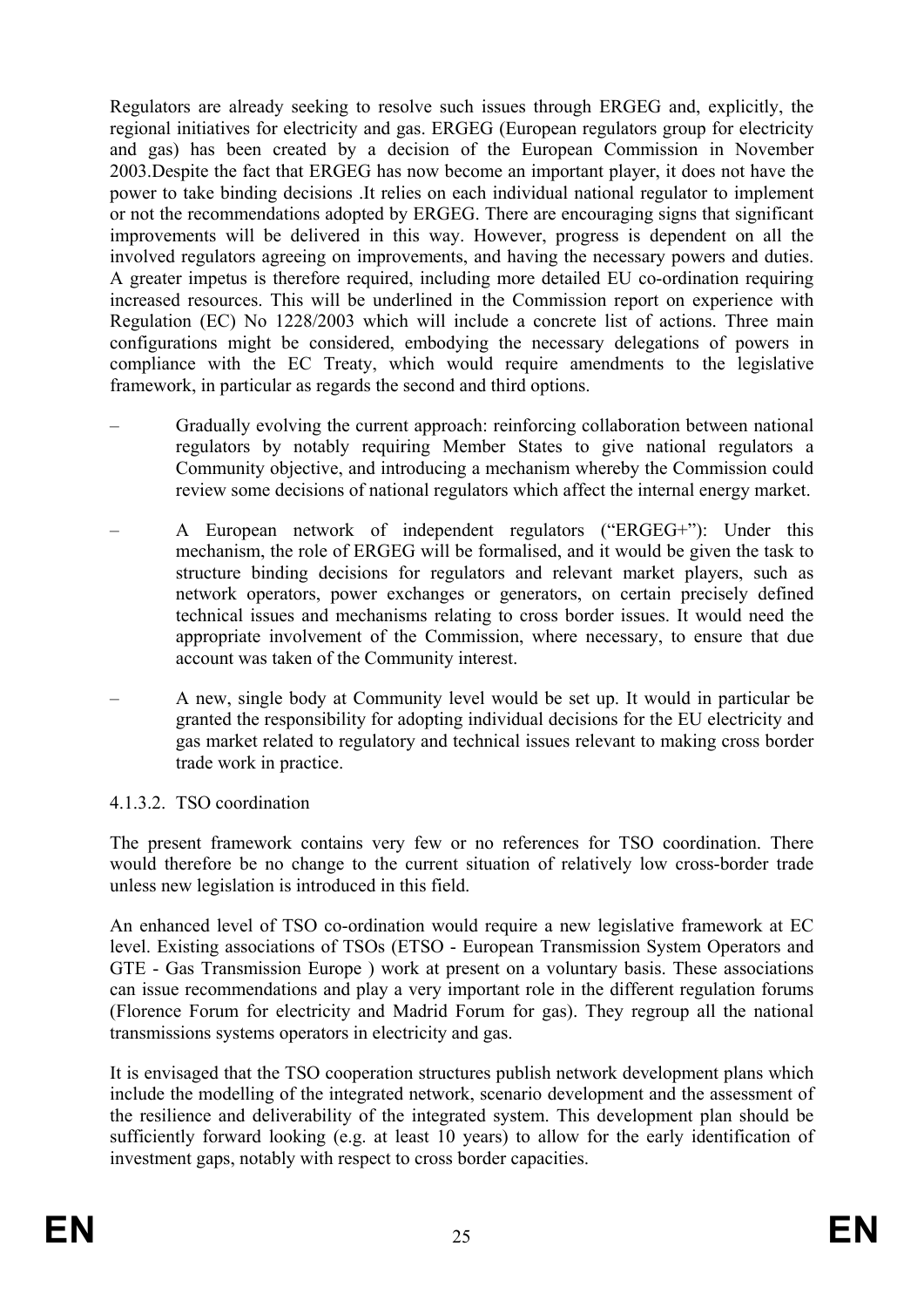Regulators are already seeking to resolve such issues through ERGEG and, explicitly, the regional initiatives for electricity and gas. ERGEG (European regulators group for electricity and gas) has been created by a decision of the European Commission in November 2003.Despite the fact that ERGEG has now become an important player, it does not have the power to take binding decisions .It relies on each individual national regulator to implement or not the recommendations adopted by ERGEG. There are encouraging signs that significant improvements will be delivered in this way. However, progress is dependent on all the involved regulators agreeing on improvements, and having the necessary powers and duties. A greater impetus is therefore required, including more detailed EU co-ordination requiring increased resources. This will be underlined in the Commission report on experience with Regulation (EC) No 1228/2003 which will include a concrete list of actions. Three main configurations might be considered, embodying the necessary delegations of powers in compliance with the EC Treaty, which would require amendments to the legislative framework, in particular as regards the second and third options.

– Gradually evolving the current approach: reinforcing collaboration between national regulators by notably requiring Member States to give national regulators a Community objective, and introducing a mechanism whereby the Commission could review some decisions of national regulators which affect the internal energy market.

– A European network of independent regulators ("ERGEG+"): Under this mechanism, the role of ERGEG will be formalised, and it would be given the task to structure binding decisions for regulators and relevant market players, such as network operators, power exchanges or generators, on certain precisely defined technical issues and mechanisms relating to cross border issues. It would need the appropriate involvement of the Commission, where necessary, to ensure that due account was taken of the Community interest.

– A new, single body at Community level would be set up. It would in particular be granted the responsibility for adopting individual decisions for the EU electricity and gas market related to regulatory and technical issues relevant to making cross border trade work in practice.

#### 4.1.3.2. TSO coordination

The present framework contains very few or no references for TSO coordination. There would therefore be no change to the current situation of relatively low cross-border trade unless new legislation is introduced in this field.

An enhanced level of TSO co-ordination would require a new legislative framework at EC level. Existing associations of TSOs (ETSO - European Transmission System Operators and GTE - Gas Transmission Europe ) work at present on a voluntary basis. These associations can issue recommendations and play a very important role in the different regulation forums (Florence Forum for electricity and Madrid Forum for gas). They regroup all the national transmissions systems operators in electricity and gas.

It is envisaged that the TSO cooperation structures publish network development plans which include the modelling of the integrated network, scenario development and the assessment of the resilience and deliverability of the integrated system. This development plan should be sufficiently forward looking (e.g. at least 10 years) to allow for the early identification of investment gaps, notably with respect to cross border capacities.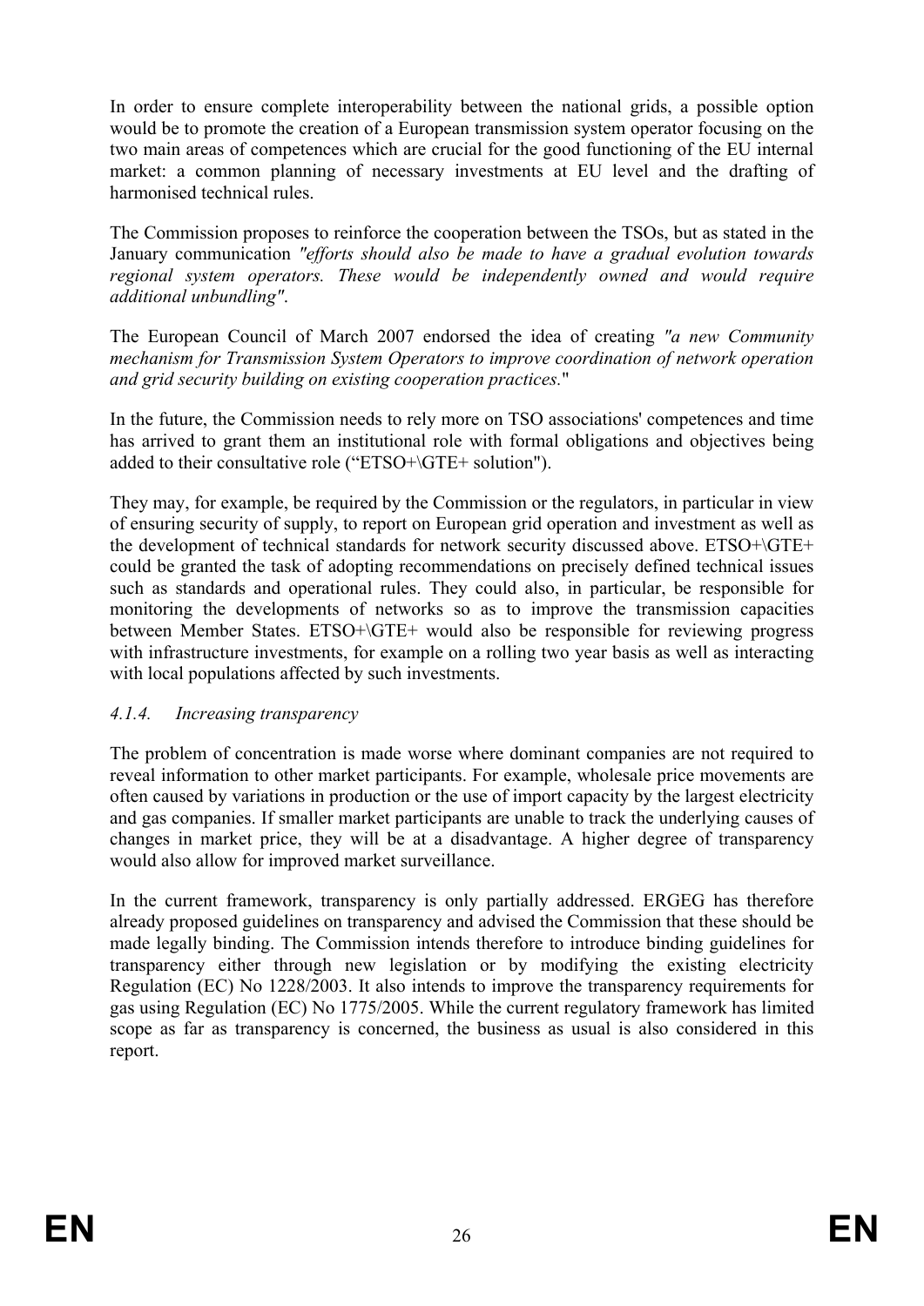In order to ensure complete interoperability between the national grids, a possible option would be to promote the creation of a European transmission system operator focusing on the two main areas of competences which are crucial for the good functioning of the EU internal market: a common planning of necessary investments at EU level and the drafting of harmonised technical rules.

The Commission proposes to reinforce the cooperation between the TSOs, but as stated in the January communication *"efforts should also be made to have a gradual evolution towards regional system operators. These would be independently owned and would require additional unbundling"*.

The European Council of March 2007 endorsed the idea of creating *"a new Community mechanism for Transmission System Operators to improve coordination of network operation and grid security building on existing cooperation practices.*"

In the future, the Commission needs to rely more on TSO associations' competences and time has arrived to grant them an institutional role with formal obligations and objectives being added to their consultative role ("ETSO+\GTE+ solution").

They may, for example, be required by the Commission or the regulators, in particular in view of ensuring security of supply, to report on European grid operation and investment as well as the development of technical standards for network security discussed above. ETSO+\GTE+ could be granted the task of adopting recommendations on precisely defined technical issues such as standards and operational rules. They could also, in particular, be responsible for monitoring the developments of networks so as to improve the transmission capacities between Member States. ETSO+\GTE+ would also be responsible for reviewing progress with infrastructure investments, for example on a rolling two year basis as well as interacting with local populations affected by such investments.

#### *4.1.4. Increasing transparency*

The problem of concentration is made worse where dominant companies are not required to reveal information to other market participants. For example, wholesale price movements are often caused by variations in production or the use of import capacity by the largest electricity and gas companies. If smaller market participants are unable to track the underlying causes of changes in market price, they will be at a disadvantage. A higher degree of transparency would also allow for improved market surveillance.

In the current framework, transparency is only partially addressed. ERGEG has therefore already proposed guidelines on transparency and advised the Commission that these should be made legally binding. The Commission intends therefore to introduce binding guidelines for transparency either through new legislation or by modifying the existing electricity Regulation (EC) No 1228/2003. It also intends to improve the transparency requirements for gas using Regulation (EC) No 1775/2005. While the current regulatory framework has limited scope as far as transparency is concerned, the business as usual is also considered in this report.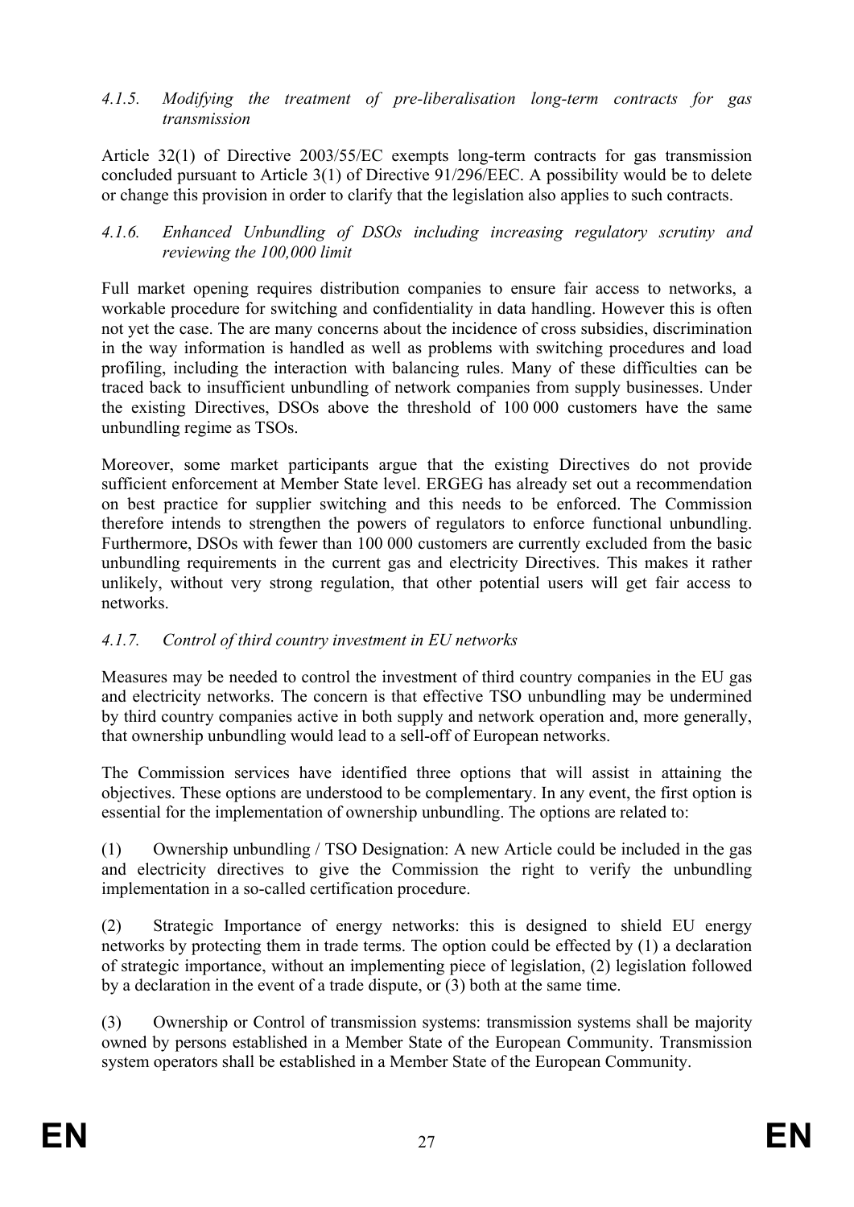#### *4.1.5. Modifying the treatment of pre-liberalisation long-term contracts for gas transmission*

Article 32(1) of Directive 2003/55/EC exempts long-term contracts for gas transmission concluded pursuant to Article 3(1) of Directive 91/296/EEC. A possibility would be to delete or change this provision in order to clarify that the legislation also applies to such contracts.

#### *4.1.6. Enhanced Unbundling of DSOs including increasing regulatory scrutiny and reviewing the 100,000 limit*

Full market opening requires distribution companies to ensure fair access to networks, a workable procedure for switching and confidentiality in data handling. However this is often not yet the case. The are many concerns about the incidence of cross subsidies, discrimination in the way information is handled as well as problems with switching procedures and load profiling, including the interaction with balancing rules. Many of these difficulties can be traced back to insufficient unbundling of network companies from supply businesses. Under the existing Directives, DSOs above the threshold of 100 000 customers have the same unbundling regime as TSOs.

Moreover, some market participants argue that the existing Directives do not provide sufficient enforcement at Member State level. ERGEG has already set out a recommendation on best practice for supplier switching and this needs to be enforced. The Commission therefore intends to strengthen the powers of regulators to enforce functional unbundling. Furthermore, DSOs with fewer than 100 000 customers are currently excluded from the basic unbundling requirements in the current gas and electricity Directives. This makes it rather unlikely, without very strong regulation, that other potential users will get fair access to networks.

#### *4.1.7. Control of third country investment in EU networks*

Measures may be needed to control the investment of third country companies in the EU gas and electricity networks. The concern is that effective TSO unbundling may be undermined by third country companies active in both supply and network operation and, more generally, that ownership unbundling would lead to a sell-off of European networks.

The Commission services have identified three options that will assist in attaining the objectives. These options are understood to be complementary. In any event, the first option is essential for the implementation of ownership unbundling. The options are related to:

(1) Ownership unbundling / TSO Designation: A new Article could be included in the gas and electricity directives to give the Commission the right to verify the unbundling implementation in a so-called certification procedure.

(2) Strategic Importance of energy networks: this is designed to shield EU energy networks by protecting them in trade terms. The option could be effected by (1) a declaration of strategic importance, without an implementing piece of legislation, (2) legislation followed by a declaration in the event of a trade dispute, or (3) both at the same time.

(3) Ownership or Control of transmission systems: transmission systems shall be majority owned by persons established in a Member State of the European Community. Transmission system operators shall be established in a Member State of the European Community.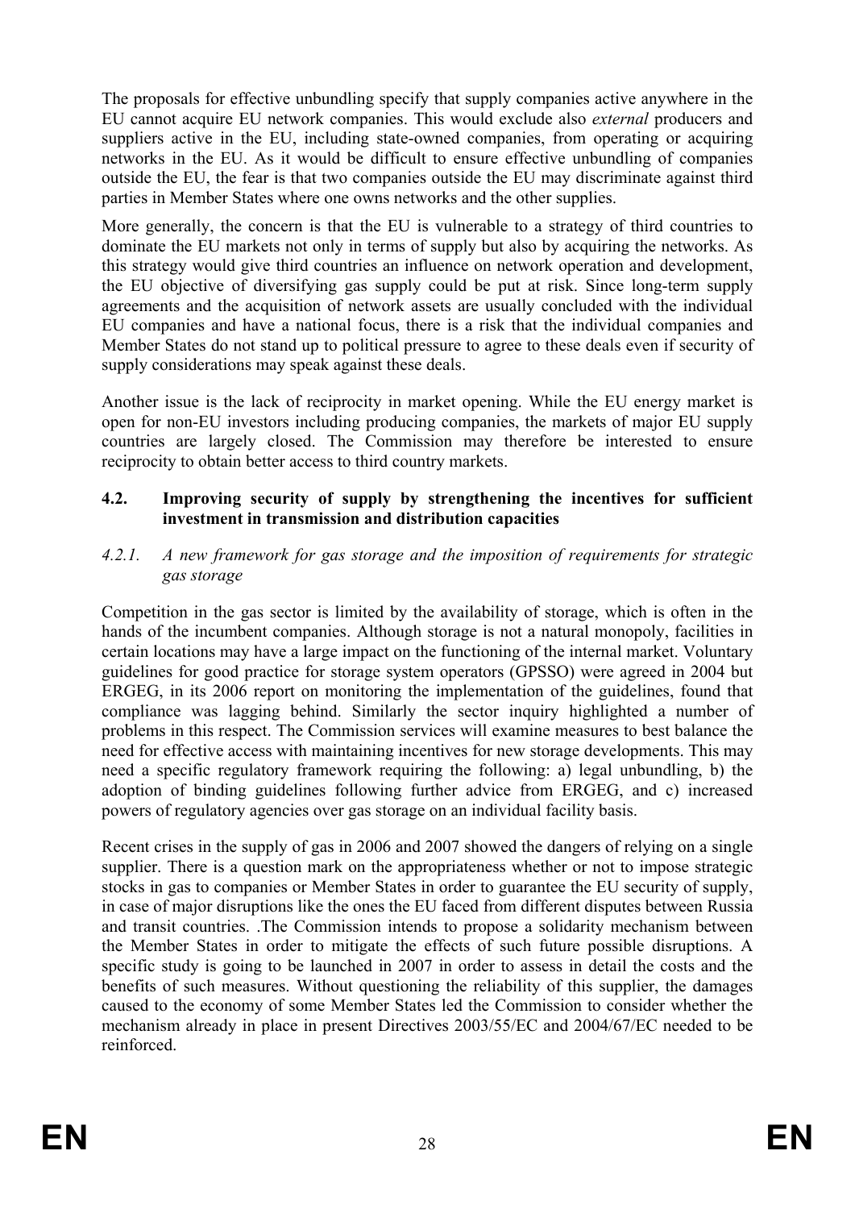The proposals for effective unbundling specify that supply companies active anywhere in the EU cannot acquire EU network companies. This would exclude also *external* producers and suppliers active in the EU, including state-owned companies, from operating or acquiring networks in the EU. As it would be difficult to ensure effective unbundling of companies outside the EU, the fear is that two companies outside the EU may discriminate against third parties in Member States where one owns networks and the other supplies.

More generally, the concern is that the EU is vulnerable to a strategy of third countries to dominate the EU markets not only in terms of supply but also by acquiring the networks. As this strategy would give third countries an influence on network operation and development, the EU objective of diversifying gas supply could be put at risk. Since long-term supply agreements and the acquisition of network assets are usually concluded with the individual EU companies and have a national focus, there is a risk that the individual companies and Member States do not stand up to political pressure to agree to these deals even if security of supply considerations may speak against these deals.

Another issue is the lack of reciprocity in market opening. While the EU energy market is open for non-EU investors including producing companies, the markets of major EU supply countries are largely closed. The Commission may therefore be interested to ensure reciprocity to obtain better access to third country markets.

### 4.2. Improving security of supply by strengthening the incentives for sufficient investment in transmission and distribution capacities

#### *4.2.1. A new framework for gas storage and the imposition of requirements for strategic gas storage*

Competition in the gas sector is limited by the availability of storage, which is often in the hands of the incumbent companies. Although storage is not a natural monopoly, facilities in certain locations may have a large impact on the functioning of the internal market. Voluntary guidelines for good practice for storage system operators (GPSSO) were agreed in 2004 but ERGEG, in its 2006 report on monitoring the implementation of the guidelines, found that compliance was lagging behind. Similarly the sector inquiry highlighted a number of problems in this respect. The Commission services will examine measures to best balance the need for effective access with maintaining incentives for new storage developments. This may need a specific regulatory framework requiring the following: a) legal unbundling, b) the adoption of binding guidelines following further advice from ERGEG, and c) increased powers of regulatory agencies over gas storage on an individual facility basis.

Recent crises in the supply of gas in 2006 and 2007 showed the dangers of relying on a single supplier. There is a question mark on the appropriateness whether or not to impose strategic stocks in gas to companies or Member States in order to guarantee the EU security of supply, in case of major disruptions like the ones the EU faced from different disputes between Russia and transit countries. .The Commission intends to propose a solidarity mechanism between the Member States in order to mitigate the effects of such future possible disruptions. A specific study is going to be launched in 2007 in order to assess in detail the costs and the benefits of such measures. Without questioning the reliability of this supplier, the damages caused to the economy of some Member States led the Commission to consider whether the mechanism already in place in present Directives 2003/55/EC and 2004/67/EC needed to be reinforced.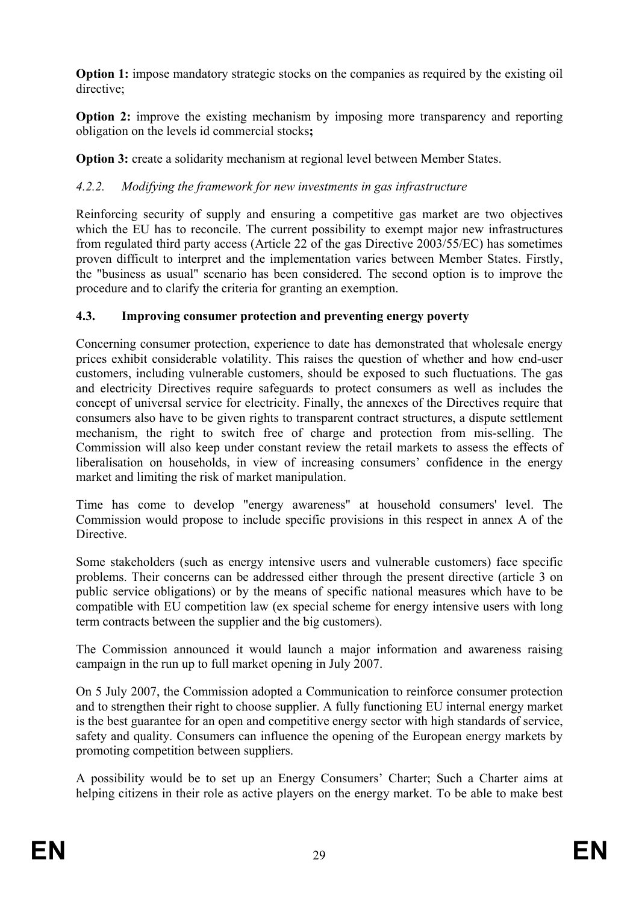**Option 1:** impose mandatory strategic stocks on the companies as required by the existing oil directive;

**Option 2:** improve the existing mechanism by imposing more transparency and reporting obligation on the levels id commercial stocks**;**

**Option 3:** create a solidarity mechanism at regional level between Member States.

#### *4.2.2. Modifying the framework for new investments in gas infrastructure*

Reinforcing security of supply and ensuring a competitive gas market are two objectives which the EU has to reconcile. The current possibility to exempt major new infrastructures from regulated third party access (Article 22 of the gas Directive 2003/55/EC) has sometimes proven difficult to interpret and the implementation varies between Member States. Firstly, the "business as usual" scenario has been considered. The second option is to improve the procedure and to clarify the criteria for granting an exemption.

### **4.3. Improving consumer protection and preventing energy poverty**

Concerning consumer protection, experience to date has demonstrated that wholesale energy prices exhibit considerable volatility. This raises the question of whether and how end-user customers, including vulnerable customers, should be exposed to such fluctuations. The gas and electricity Directives require safeguards to protect consumers as well as includes the concept of universal service for electricity. Finally, the annexes of the Directives require that consumers also have to be given rights to transparent contract structures, a dispute settlement mechanism, the right to switch free of charge and protection from mis-selling. The Commission will also keep under constant review the retail markets to assess the effects of liberalisation on households, in view of increasing consumers' confidence in the energy market and limiting the risk of market manipulation.

Time has come to develop "energy awareness" at household consumers' level. The Commission would propose to include specific provisions in this respect in annex A of the Directive.

Some stakeholders (such as energy intensive users and vulnerable customers) face specific problems. Their concerns can be addressed either through the present directive (article 3 on public service obligations) or by the means of specific national measures which have to be compatible with EU competition law (ex special scheme for energy intensive users with long term contracts between the supplier and the big customers).

The Commission announced it would launch a major information and awareness raising campaign in the run up to full market opening in July 2007.

On 5 July 2007, the Commission adopted a Communication to reinforce consumer protection and to strengthen their right to choose supplier. A fully functioning EU internal energy market is the best guarantee for an open and competitive energy sector with high standards of service, safety and quality. Consumers can influence the opening of the European energy markets by promoting competition between suppliers.

A possibility would be to set up an Energy Consumers' Charter; Such a Charter aims at helping citizens in their role as active players on the energy market. To be able to make best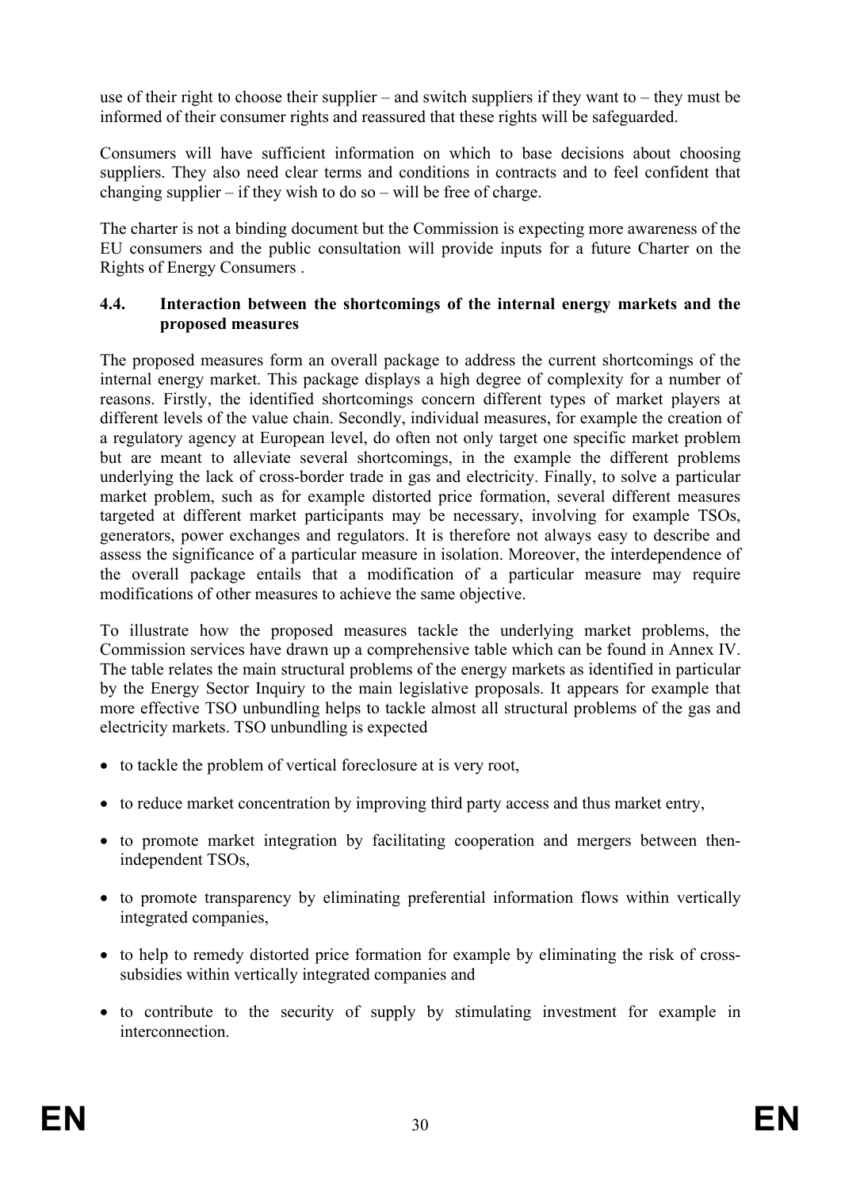use of their right to choose their supplier – and switch suppliers if they want to – they must be informed of their consumer rights and reassured that these rights will be safeguarded.

Consumers will have sufficient information on which to base decisions about choosing suppliers. They also need clear terms and conditions in contracts and to feel confident that changing supplier – if they wish to do so – will be free of charge.

The charter is not a binding document but the Commission is expecting more awareness of the EU consumers and the public consultation will provide inputs for a future Charter on the Rights of Energy Consumers .

### 4.4. Interaction between the shortcomings of the internal energy markets and the proposed measures

The proposed measures form an overall package to address the current shortcomings of the internal energy market. This package displays a high degree of complexity for a number of reasons. Firstly, the identified shortcomings concern different types of market players at different levels of the value chain. Secondly, individual measures, for example the creation of a regulatory agency at European level, do often not only target one specific market problem but are meant to alleviate several shortcomings, in the example the different problems underlying the lack of cross-border trade in gas and electricity. Finally, to solve a particular market problem, such as for example distorted price formation, several different measures targeted at different market participants may be necessary, involving for example TSOs, generators, power exchanges and regulators. It is therefore not always easy to describe and assess the significance of a particular measure in isolation. Moreover, the interdependence of the overall package entails that a modification of a particular measure may require modifications of other measures to achieve the same objective.

To illustrate how the proposed measures tackle the underlying market problems, the Commission services have drawn up a comprehensive table which can be found in Annex IV. The table relates the main structural problems of the energy markets as identified in particular by the Energy Sector Inquiry to the main legislative proposals. It appears for example that more effective TSO unbundling helps to tackle almost all structural problems of the gas and electricity markets. TSO unbundling is expected

- to tackle the problem of vertical foreclosure at is very root,
- to reduce market concentration by improving third party access and thus market entry,
- to promote market integration by facilitating cooperation and mergers between then-independent TSOs,
- to promote transparency by eliminating preferential information flows within vertically integrated companies,
- to help to remedy distorted price formation for example by eliminating the risk of cross-subsidies within vertically integrated companies and
- to contribute to the security of supply by stimulating investment for example in interconnection.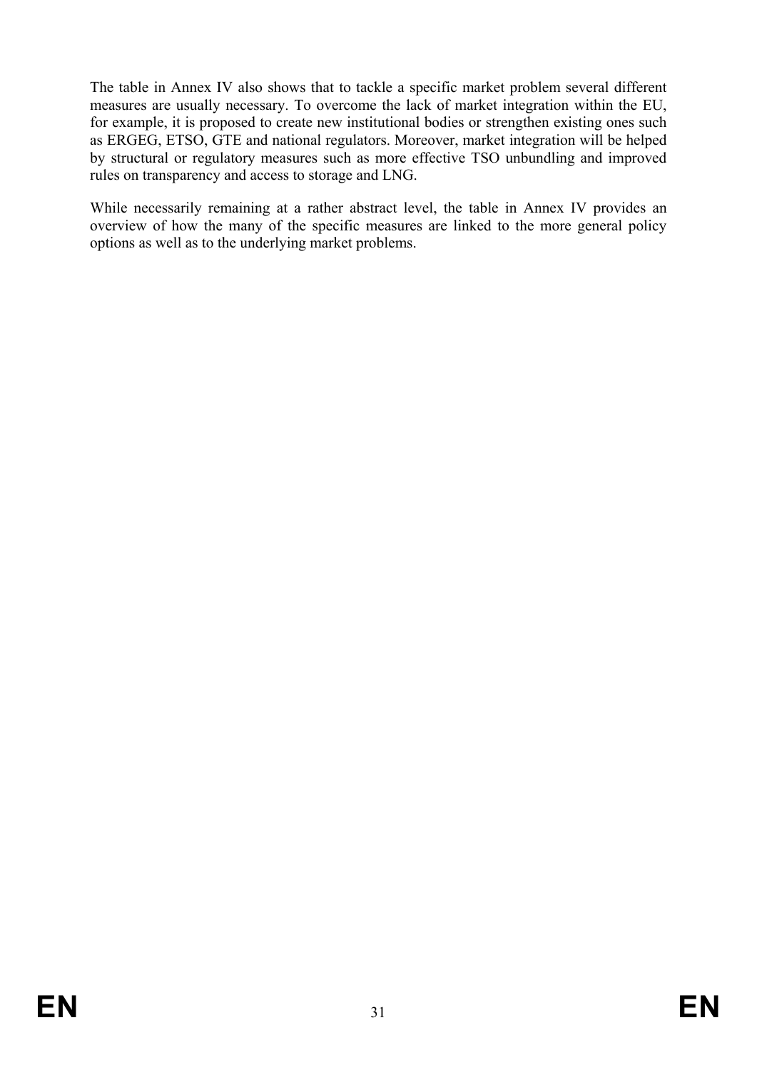The table in Annex IV also shows that to tackle a specific market problem several different measures are usually necessary. To overcome the lack of market integration within the EU, for example, it is proposed to create new institutional bodies or strengthen existing ones such as ERGEG, ETSO, GTE and national regulators. Moreover, market integration will be helped by structural or regulatory measures such as more effective TSO unbundling and improved rules on transparency and access to storage and LNG.

While necessarily remaining at a rather abstract level, the table in Annex IV provides an overview of how the many of the specific measures are linked to the more general policy options as well as to the underlying market problems.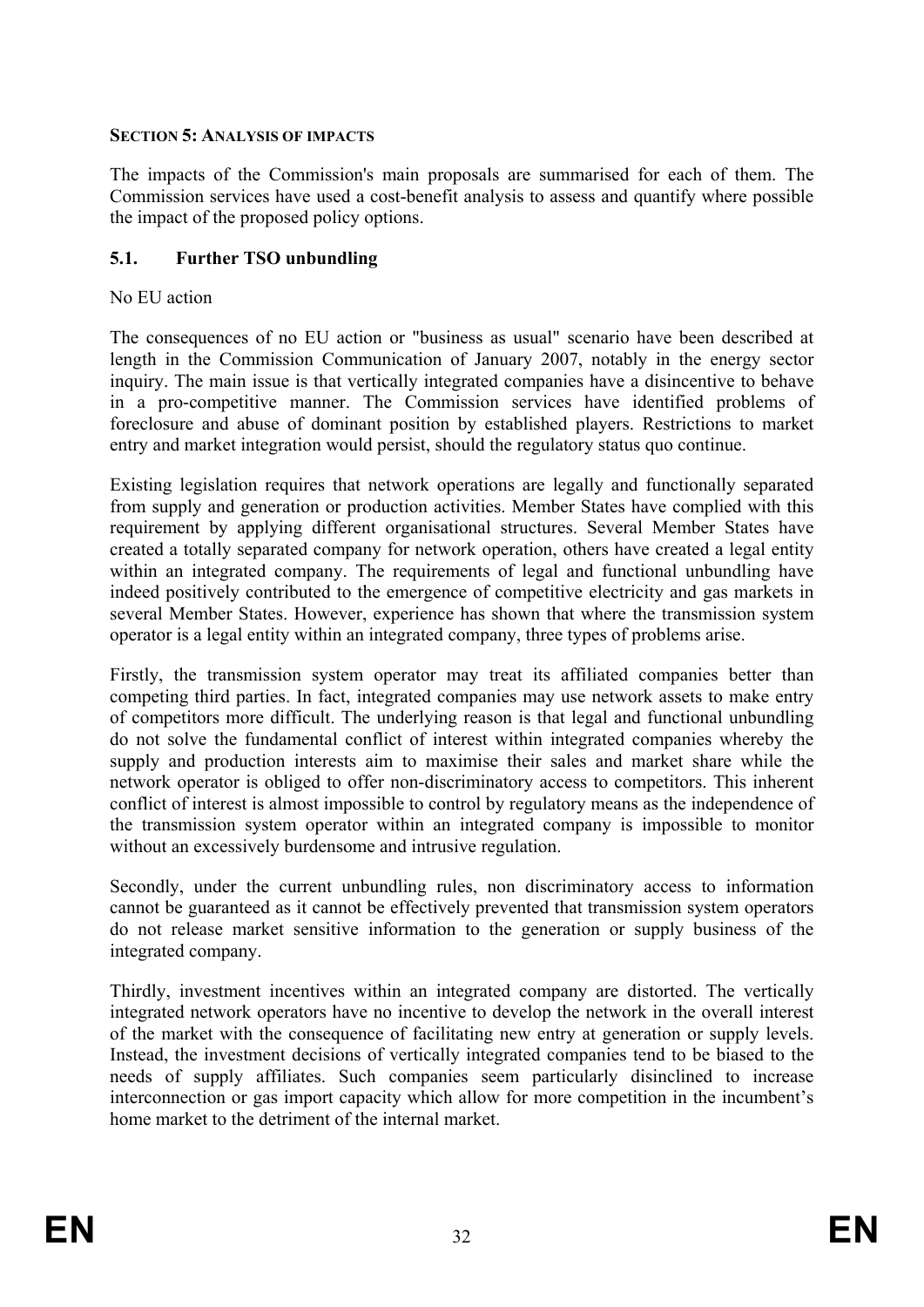**SECTION 5: ANALYSIS OF IMPACTS**

The impacts of the Commission's main proposals are summarised for each of them. The Commission services have used a cost-benefit analysis to assess and quantify where possible the impact of the proposed policy options.

## 5.1. Further TSO unbundling

No EU action

The consequences of no EU action or "business as usual" scenario have been described at length in the Commission Communication of January 2007, notably in the energy sector inquiry. The main issue is that vertically integrated companies have a disincentive to behave in a pro-competitive manner. The Commission services have identified problems of foreclosure and abuse of dominant position by established players. Restrictions to market entry and market integration would persist, should the regulatory status quo continue.

Existing legislation requires that network operations are legally and functionally separated from supply and generation or production activities. Member States have complied with this requirement by applying different organisational structures. Several Member States have created a totally separated company for network operation, others have created a legal entity within an integrated company. The requirements of legal and functional unbundling have indeed positively contributed to the emergence of competitive electricity and gas markets in several Member States. However, experience has shown that where the transmission system operator is a legal entity within an integrated company, three types of problems arise.

Firstly, the transmission system operator may treat its affiliated companies better than competing third parties. In fact, integrated companies may use network assets to make entry of competitors more difficult. The underlying reason is that legal and functional unbundling do not solve the fundamental conflict of interest within integrated companies whereby the supply and production interests aim to maximise their sales and market share while the network operator is obliged to offer non-discriminatory access to competitors. This inherent conflict of interest is almost impossible to control by regulatory means as the independence of the transmission system operator within an integrated company is impossible to monitor without an excessively burdensome and intrusive regulation.

Secondly, under the current unbundling rules, non discriminatory access to information cannot be guaranteed as it cannot be effectively prevented that transmission system operators do not release market sensitive information to the generation or supply business of the integrated company.

Thirdly, investment incentives within an integrated company are distorted. The vertically integrated network operators have no incentive to develop the network in the overall interest of the market with the consequence of facilitating new entry at generation or supply levels. Instead, the investment decisions of vertically integrated companies tend to be biased to the needs of supply affiliates. Such companies seem particularly disinclined to increase interconnection or gas import capacity which allow for more competition in the incumbent's home market to the detriment of the internal market.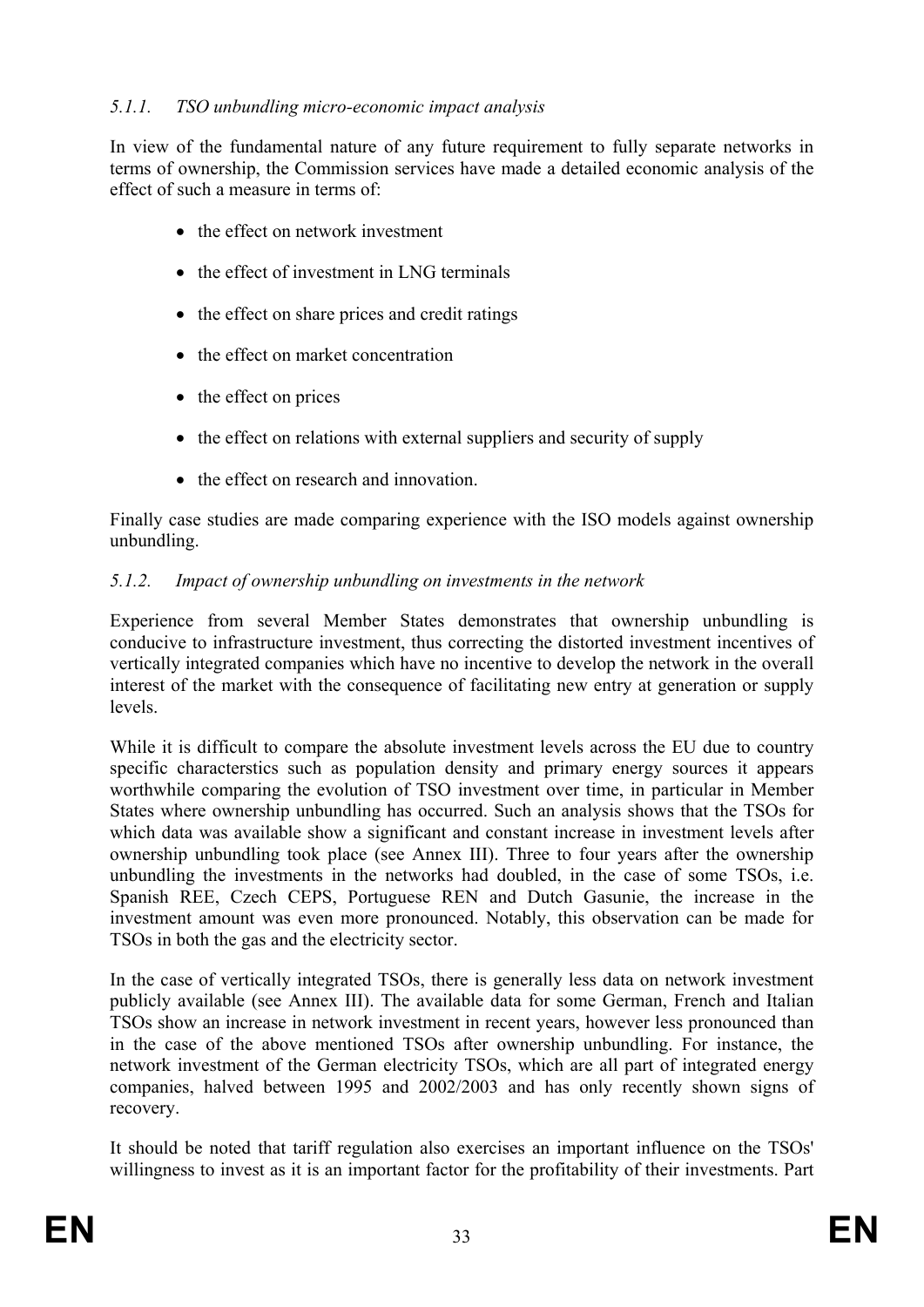#### *5.1.1. TSO unbundling micro-economic impact analysis*

In view of the fundamental nature of any future requirement to fully separate networks in terms of ownership, the Commission services have made a detailed economic analysis of the effect of such a measure in terms of:

- the effect on network investment
- the effect of investment in LNG terminals
- the effect on share prices and credit ratings
- the effect on market concentration
- the effect on prices
- the effect on relations with external suppliers and security of supply
- the effect on research and innovation.

Finally case studies are made comparing experience with the ISO models against ownership unbundling.

#### *5.1.2. Impact of ownership unbundling on investments in the network*

Experience from several Member States demonstrates that ownership unbundling is conducive to infrastructure investment, thus correcting the distorted investment incentives of vertically integrated companies which have no incentive to develop the network in the overall interest of the market with the consequence of facilitating new entry at generation or supply levels.

While it is difficult to compare the absolute investment levels across the EU due to country specific characterstics such as population density and primary energy sources it appears worthwhile comparing the evolution of TSO investment over time, in particular in Member States where ownership unbundling has occurred. Such an analysis shows that the TSOs for which data was available show a significant and constant increase in investment levels after ownership unbundling took place (see Annex III). Three to four years after the ownership unbundling the investments in the networks had doubled, in the case of some TSOs, i.e. Spanish REE, Czech CEPS, Portuguese REN and Dutch Gasunie, the increase in the investment amount was even more pronounced. Notably, this observation can be made for TSOs in both the gas and the electricity sector.

In the case of vertically integrated TSOs, there is generally less data on network investment publicly available (see Annex III). The available data for some German, French and Italian TSOs show an increase in network investment in recent years, however less pronounced than in the case of the above mentioned TSOs after ownership unbundling. For instance, the network investment of the German electricity TSOs, which are all part of integrated energy companies, halved between 1995 and 2002/2003 and has only recently shown signs of recovery.

It should be noted that tariff regulation also exercises an important influence on the TSOs' willingness to invest as it is an important factor for the profitability of their investments. Part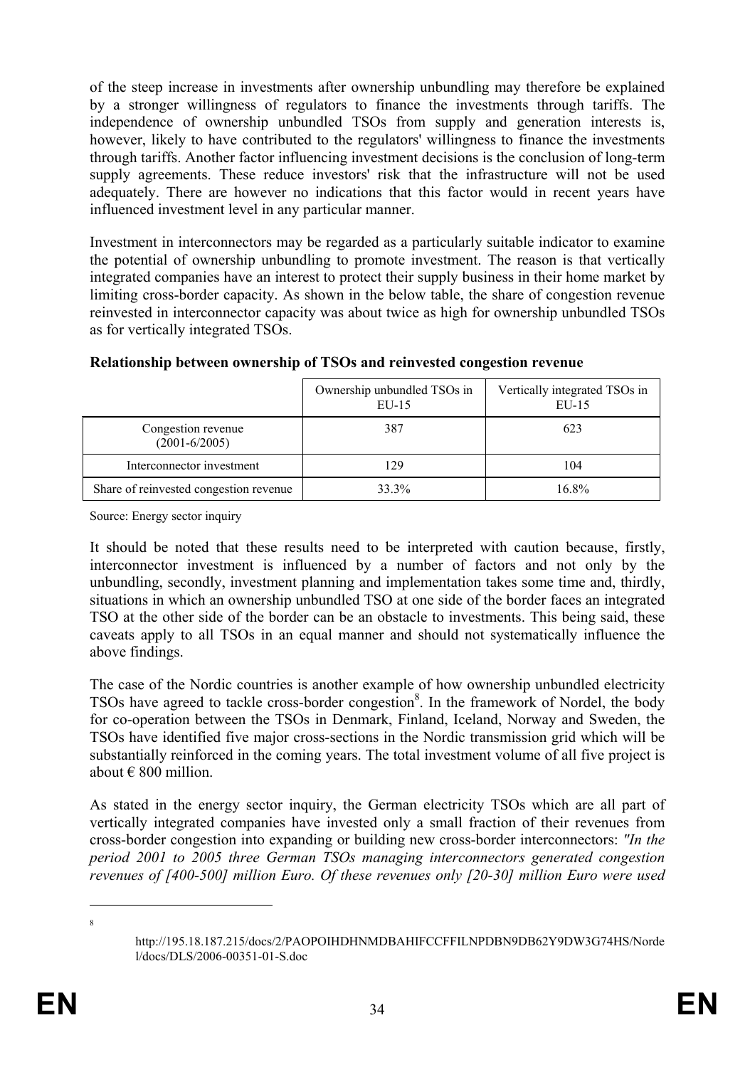of the steep increase in investments after ownership unbundling may therefore be explained by a stronger willingness of regulators to finance the investments through tariffs. The independence of ownership unbundled TSOs from supply and generation interests is, however, likely to have contributed to the regulators' willingness to finance the investments through tariffs. Another factor influencing investment decisions is the conclusion of long-term supply agreements. These reduce investors' risk that the infrastructure will not be used adequately. There are however no indications that this factor would in recent years have influenced investment level in any particular manner.

Investment in interconnectors may be regarded as a particularly suitable indicator to examine the potential of ownership unbundling to promote investment. The reason is that vertically integrated companies have an interest to protect their supply business in their home market by limiting cross-border capacity. As shown in the below table, the share of congestion revenue reinvested in interconnector capacity was about twice as high for ownership unbundled TSOs as for vertically integrated TSOs.

**Relationship between ownership of TSOs and reinvested congestion revenue**

| | Ownership unbundled TSOs in EU-15 | Vertically integrated TSOs in EU-15 |
|---|---|---|
| Congestion revenue (2001-6/2005) | 387 | 623 |
| Interconnector investment | 129 | 104 |
| Share of reinvested congestion revenue | 33.3% | 16.8% |

Source: Energy sector inquiry

It should be noted that these results need to be interpreted with caution because, firstly, interconnector investment is influenced by a number of factors and not only by the unbundling, secondly, investment planning and implementation takes some time and, thirdly, situations in which an ownership unbundled TSO at one side of the border faces an integrated TSO at the other side of the border can be an obstacle to investments. This being said, these caveats apply to all TSOs in an equal manner and should not systematically influence the above findings.

The case of the Nordic countries is another example of how ownership unbundled electricity TSOs have agreed to tackle cross-border congestion[8]. In the framework of Nordel, the body for co-operation between the TSOs in Denmark, Finland, Iceland, Norway and Sweden, the TSOs have identified five major cross-sections in the Nordic transmission grid which will be substantially reinforced in the coming years. The total investment volume of all five project is about € 800 million.

As stated in the energy sector inquiry, the German electricity TSOs which are all part of vertically integrated companies have invested only a small fraction of their revenues from cross-border congestion into expanding or building new cross-border interconnectors: *"In the period 2001 to 2005 three German TSOs managing interconnectors generated congestion revenues of [400-500] million Euro. Of these revenues only [20-30] million Euro were used*

---

[8] http://195.18.187.215/docs/2/PAOPOIHDHNMDBAHIFCCFFILNPDBN9DB62Y9DW3G74HS/Nordel/docs/DLS/2006-00351-01-S.doc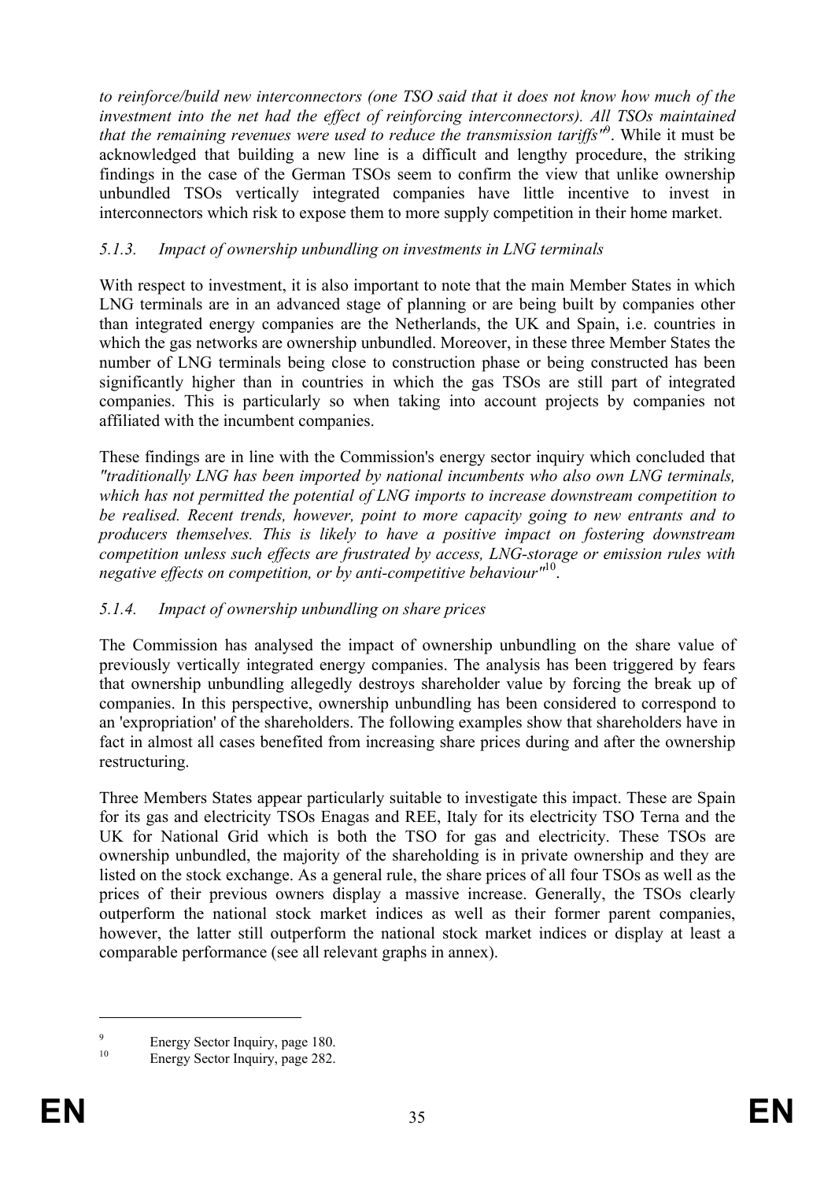*to reinforce/build new interconnectors (one TSO said that it does not know how much of the investment into the net had the effect of reinforcing interconnectors). All TSOs maintained that the remaining revenues were used to reduce the transmission tariffs"*[9]. While it must be acknowledged that building a new line is a difficult and lengthy procedure, the striking findings in the case of the German TSOs seem to confirm the view that unlike ownership unbundled TSOs vertically integrated companies have little incentive to invest in interconnectors which risk to expose them to more supply competition in their home market.

### *5.1.3. Impact of ownership unbundling on investments in LNG terminals*

With respect to investment, it is also important to note that the main Member States in which LNG terminals are in an advanced stage of planning or are being built by companies other than integrated energy companies are the Netherlands, the UK and Spain, i.e. countries in which the gas networks are ownership unbundled. Moreover, in these three Member States the number of LNG terminals being close to construction phase or being constructed has been significantly higher than in countries in which the gas TSOs are still part of integrated companies. This is particularly so when taking into account projects by companies not affiliated with the incumbent companies.

These findings are in line with the Commission's energy sector inquiry which concluded that *"traditionally LNG has been imported by national incumbents who also own LNG terminals, which has not permitted the potential of LNG imports to increase downstream competition to be realised. Recent trends, however, point to more capacity going to new entrants and to producers themselves. This is likely to have a positive impact on fostering downstream competition unless such effects are frustrated by access, LNG-storage or emission rules with negative effects on competition, or by anti-competitive behaviour"*[10].

### *5.1.4. Impact of ownership unbundling on share prices*

The Commission has analysed the impact of ownership unbundling on the share value of previously vertically integrated energy companies. The analysis has been triggered by fears that ownership unbundling allegedly destroys shareholder value by forcing the break up of companies. In this perspective, ownership unbundling has been considered to correspond to an 'expropriation' of the shareholders. The following examples show that shareholders have in fact in almost all cases benefited from increasing share prices during and after the ownership restructuring.

Three Members States appear particularly suitable to investigate this impact. These are Spain for its gas and electricity TSOs Enagas and REE, Italy for its electricity TSO Terna and the UK for National Grid which is both the TSO for gas and electricity. These TSOs are ownership unbundled, the majority of the shareholding is in private ownership and they are listed on the stock exchange. As a general rule, the share prices of all four TSOs as well as the prices of their previous owners display a massive increase. Generally, the TSOs clearly outperform the national stock market indices as well as their former parent companies, however, the latter still outperform the national stock market indices or display at least a comparable performance (see all relevant graphs in annex).

---

[9] Energy Sector Inquiry, page 180.

[10] Energy Sector Inquiry, page 282.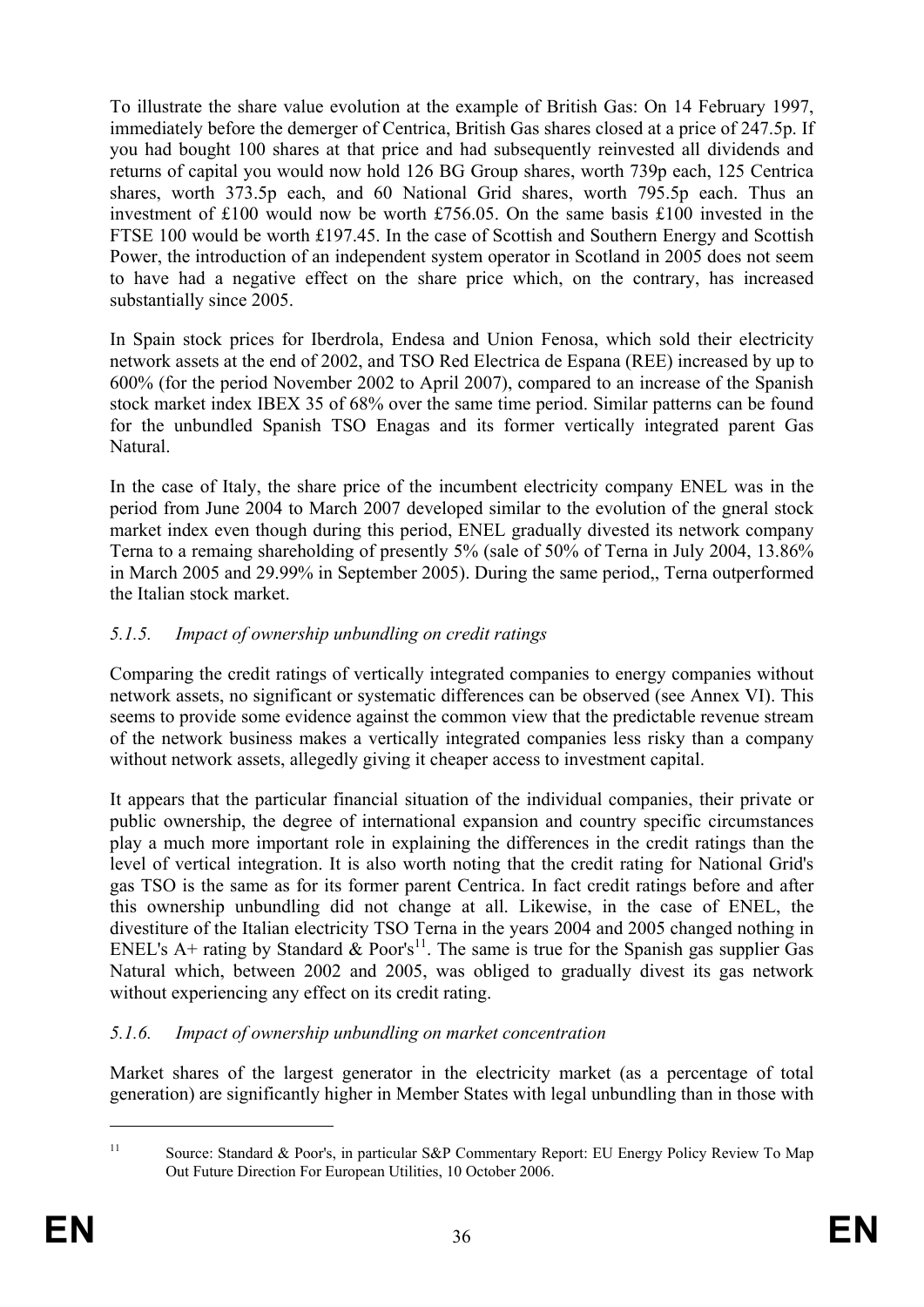To illustrate the share value evolution at the example of British Gas: On 14 February 1997, immediately before the demerger of Centrica, British Gas shares closed at a price of 247.5p. If you had bought 100 shares at that price and had subsequently reinvested all dividends and returns of capital you would now hold 126 BG Group shares, worth 739p each, 125 Centrica shares, worth 373.5p each, and 60 National Grid shares, worth 795.5p each. Thus an investment of £100 would now be worth £756.05. On the same basis £100 invested in the FTSE 100 would be worth £197.45. In the case of Scottish and Southern Energy and Scottish Power, the introduction of an independent system operator in Scotland in 2005 does not seem to have had a negative effect on the share price which, on the contrary, has increased substantially since 2005.

In Spain stock prices for Iberdrola, Endesa and Union Fenosa, which sold their electricity network assets at the end of 2002, and TSO Red Electrica de Espana (REE) increased by up to 600% (for the period November 2002 to April 2007), compared to an increase of the Spanish stock market index IBEX 35 of 68% over the same time period. Similar patterns can be found for the unbundled Spanish TSO Enagas and its former vertically integrated parent Gas Natural.

In the case of Italy, the share price of the incumbent electricity company ENEL was in the period from June 2004 to March 2007 developed similar to the evolution of the gneral stock market index even though during this period, ENEL gradually divested its network company Terna to a remaing shareholding of presently 5% (sale of 50% of Terna in July 2004, 13.86% in March 2005 and 29.99% in September 2005). During the same period,, Terna outperformed the Italian stock market.

### *5.1.5. Impact of ownership unbundling on credit ratings*

Comparing the credit ratings of vertically integrated companies to energy companies without network assets, no significant or systematic differences can be observed (see Annex VI). This seems to provide some evidence against the common view that the predictable revenue stream of the network business makes a vertically integrated companies less risky than a company without network assets, allegedly giving it cheaper access to investment capital.

It appears that the particular financial situation of the individual companies, their private or public ownership, the degree of international expansion and country specific circumstances play a much more important role in explaining the differences in the credit ratings than the level of vertical integration. It is also worth noting that the credit rating for National Grid's gas TSO is the same as for its former parent Centrica. In fact credit ratings before and after this ownership unbundling did not change at all. Likewise, in the case of ENEL, the divestiture of the Italian electricity TSO Terna in the years 2004 and 2005 changed nothing in ENEL's A+ rating by Standard & Poor's[11]. The same is true for the Spanish gas supplier Gas Natural which, between 2002 and 2005, was obliged to gradually divest its gas network without experiencing any effect on its credit rating.

### *5.1.6. Impact of ownership unbundling on market concentration*

Market shares of the largest generator in the electricity market (as a percentage of total generation) are significantly higher in Member States with legal unbundling than in those with

---

[11] Source: Standard & Poor's, in particular S&P Commentary Report: EU Energy Policy Review To Map Out Future Direction For European Utilities, 10 October 2006.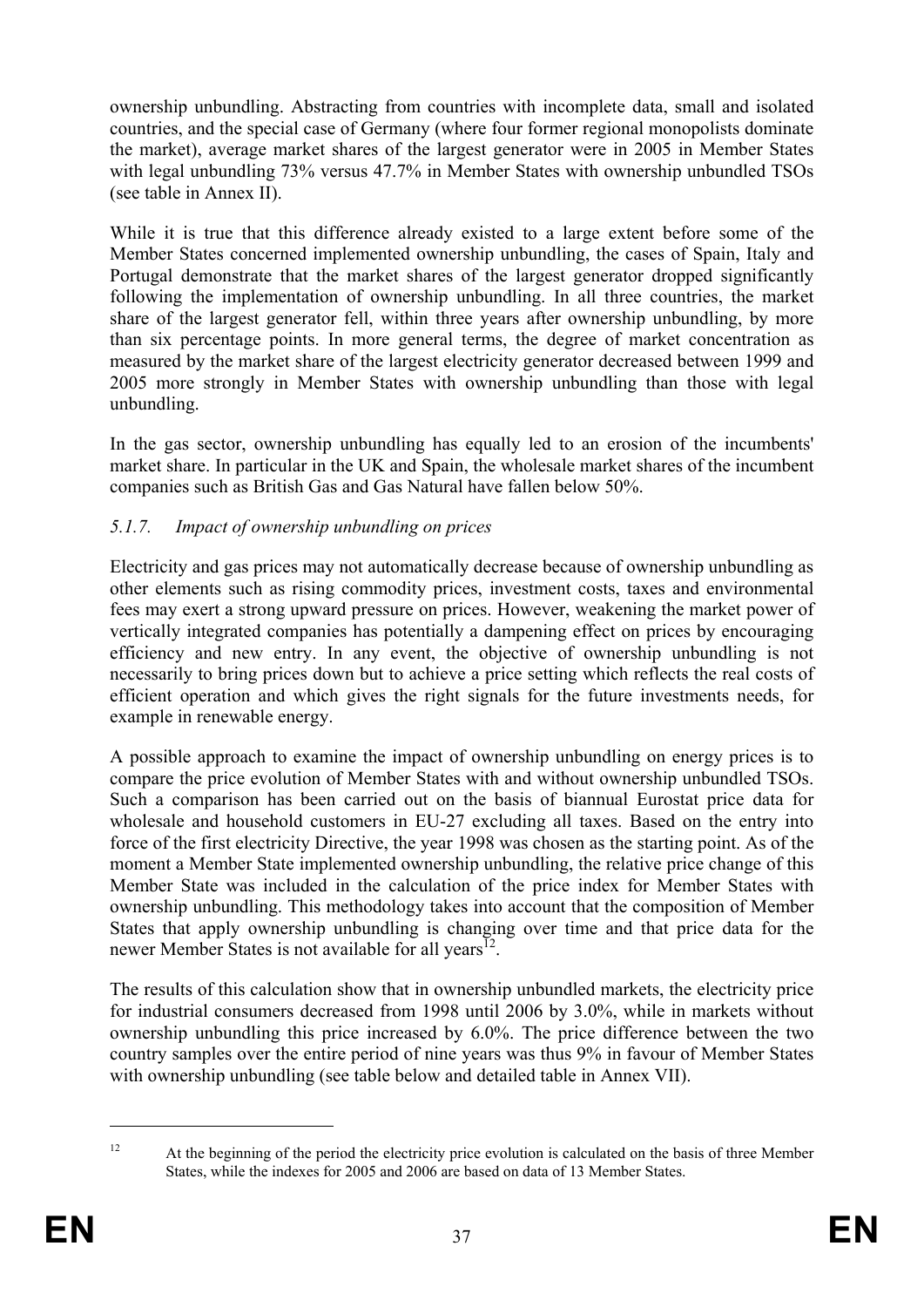ownership unbundling. Abstracting from countries with incomplete data, small and isolated countries, and the special case of Germany (where four former regional monopolists dominate the market), average market shares of the largest generator were in 2005 in Member States with legal unbundling 73% versus 47.7% in Member States with ownership unbundled TSOs (see table in Annex II).

While it is true that this difference already existed to a large extent before some of the Member States concerned implemented ownership unbundling, the cases of Spain, Italy and Portugal demonstrate that the market shares of the largest generator dropped significantly following the implementation of ownership unbundling. In all three countries, the market share of the largest generator fell, within three years after ownership unbundling, by more than six percentage points. In more general terms, the degree of market concentration as measured by the market share of the largest electricity generator decreased between 1999 and 2005 more strongly in Member States with ownership unbundling than those with legal unbundling.

In the gas sector, ownership unbundling has equally led to an erosion of the incumbents' market share. In particular in the UK and Spain, the wholesale market shares of the incumbent companies such as British Gas and Gas Natural have fallen below 50%.

### *5.1.7. Impact of ownership unbundling on prices*

Electricity and gas prices may not automatically decrease because of ownership unbundling as other elements such as rising commodity prices, investment costs, taxes and environmental fees may exert a strong upward pressure on prices. However, weakening the market power of vertically integrated companies has potentially a dampening effect on prices by encouraging efficiency and new entry. In any event, the objective of ownership unbundling is not necessarily to bring prices down but to achieve a price setting which reflects the real costs of efficient operation and which gives the right signals for the future investments needs, for example in renewable energy.

A possible approach to examine the impact of ownership unbundling on energy prices is to compare the price evolution of Member States with and without ownership unbundled TSOs. Such a comparison has been carried out on the basis of biannual Eurostat price data for wholesale and household customers in EU-27 excluding all taxes. Based on the entry into force of the first electricity Directive, the year 1998 was chosen as the starting point. As of the moment a Member State implemented ownership unbundling, the relative price change of this Member State was included in the calculation of the price index for Member States with ownership unbundling. This methodology takes into account that the composition of Member States that apply ownership unbundling is changing over time and that price data for the newer Member States is not available for all years[12].

The results of this calculation show that in ownership unbundled markets, the electricity price for industrial consumers decreased from 1998 until 2006 by 3.0%, while in markets without ownership unbundling this price increased by 6.0%. The price difference between the two country samples over the entire period of nine years was thus 9% in favour of Member States with ownership unbundling (see table below and detailed table in Annex VII).

[12] At the beginning of the period the electricity price evolution is calculated on the basis of three Member States, while the indexes for 2005 and 2006 are based on data of 13 Member States.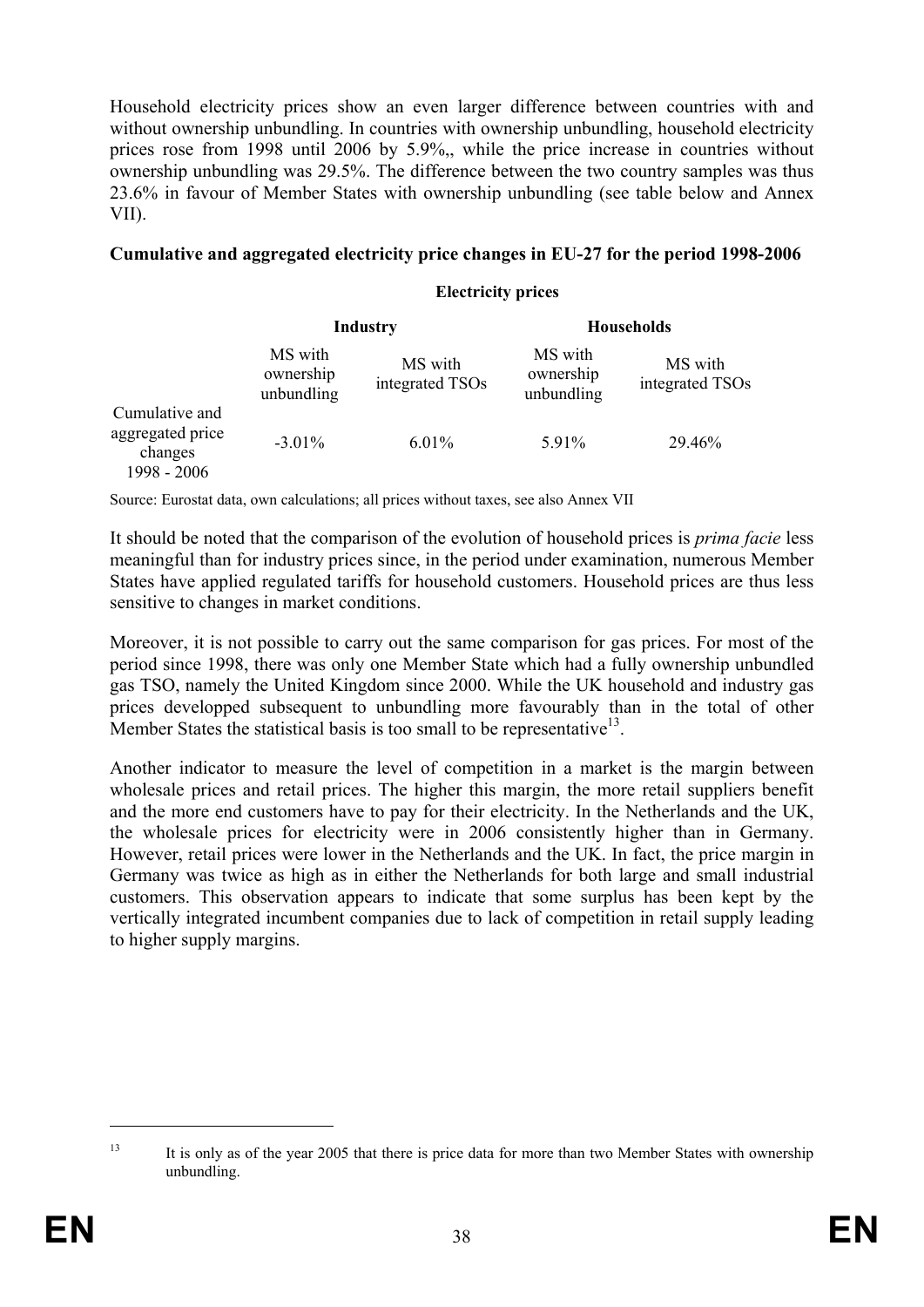Household electricity prices show an even larger difference between countries with and without ownership unbundling. In countries with ownership unbundling, household electricity prices rose from 1998 until 2006 by 5.9%,, while the price increase in countries without ownership unbundling was 29.5%. The difference between the two country samples was thus 23.6% in favour of Member States with ownership unbundling (see table below and Annex VII).

**Cumulative and aggregated electricity price changes in EU-27 for the period 1998-2006**

| | **Electricity prices** | | | |
|---|---|---|---|---|
| | **Industry** | | **Households** | |
| | MS with ownership unbundling | MS with integrated TSOs | MS with ownership unbundling | MS with integrated TSOs |
| Cumulative and aggregated price changes 1998 - 2006 | -3.01% | 6.01% | 5.91% | 29.46% |

Source: Eurostat data, own calculations; all prices without taxes, see also Annex VII

It should be noted that the comparison of the evolution of household prices is *prima facie* less meaningful than for industry prices since, in the period under examination, numerous Member States have applied regulated tariffs for household customers. Household prices are thus less sensitive to changes in market conditions.

Moreover, it is not possible to carry out the same comparison for gas prices. For most of the period since 1998, there was only one Member State which had a fully ownership unbundled gas TSO, namely the United Kingdom since 2000. While the UK household and industry gas prices developped subsequent to unbundling more favourably than in the total of other Member States the statistical basis is too small to be representative[13].

Another indicator to measure the level of competition in a market is the margin between wholesale prices and retail prices. The higher this margin, the more retail suppliers benefit and the more end customers have to pay for their electricity. In the Netherlands and the UK, the wholesale prices for electricity were in 2006 consistently higher than in Germany. However, retail prices were lower in the Netherlands and the UK. In fact, the price margin in Germany was twice as high as in either the Netherlands for both large and small industrial customers. This observation appears to indicate that some surplus has been kept by the vertically integrated incumbent companies due to lack of competition in retail supply leading to higher supply margins.

[13] It is only as of the year 2005 that there is price data for more than two Member States with ownership unbundling.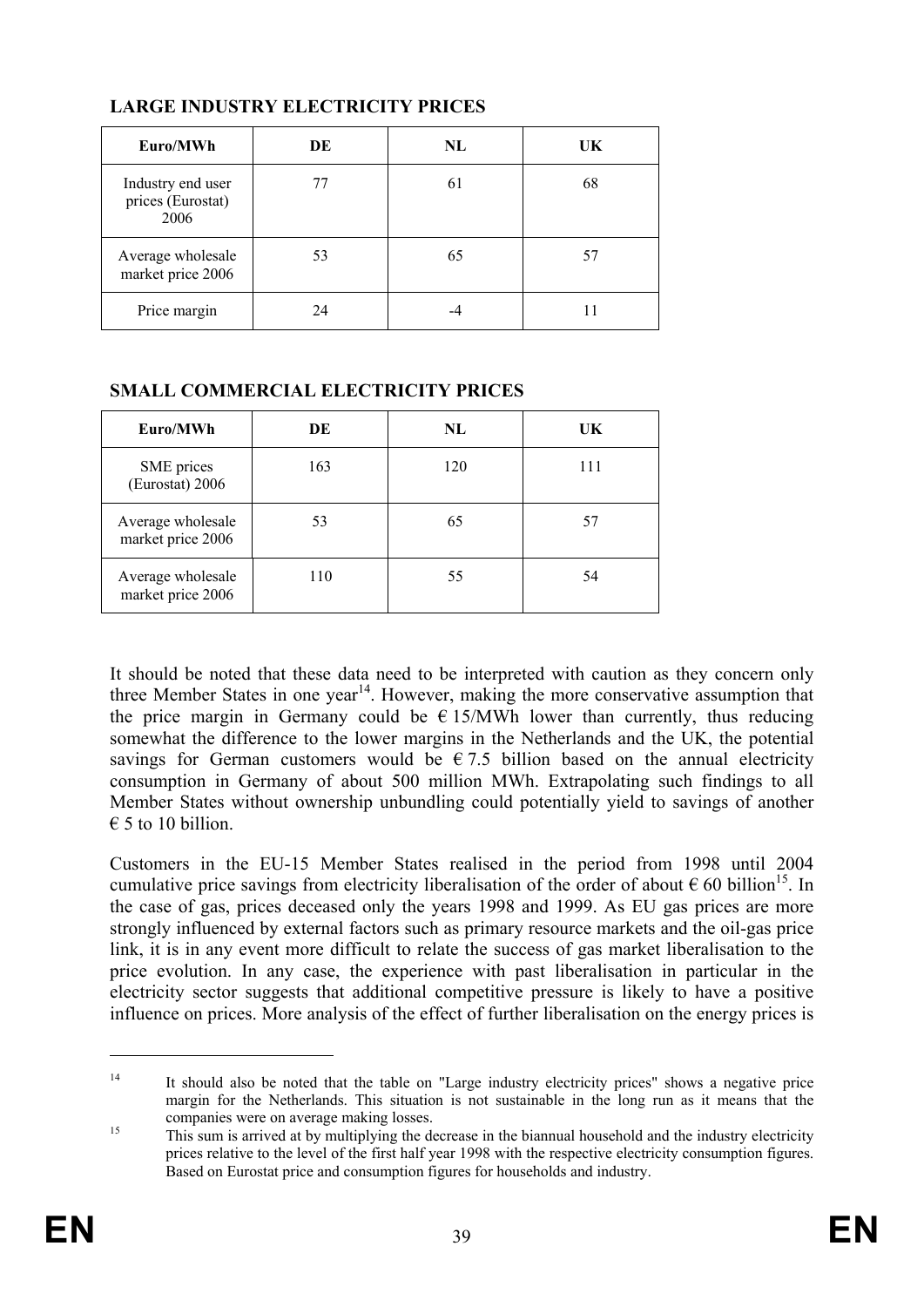**LARGE INDUSTRY ELECTRICITY PRICES**

| Euro/MWh | DE | NL | UK |
|---|---|---|---|
| Industry end user prices (Eurostat) 2006 | 77 | 61 | 68 |
| Average wholesale market price 2006 | 53 | 65 | 57 |
| Price margin | 24 | -4 | 11 |

**SMALL COMMERCIAL ELECTRICITY PRICES**

| Euro/MWh | DE | NL | UK |
|---|---|---|---|
| SME prices (Eurostat) 2006 | 163 | 120 | 111 |
| Average wholesale market price 2006 | 53 | 65 | 57 |
| Average wholesale market price 2006 | 110 | 55 | 54 |

It should be noted that these data need to be interpreted with caution as they concern only three Member States in one year[14]. However, making the more conservative assumption that the price margin in Germany could be € 15/MWh lower than currently, thus reducing somewhat the difference to the lower margins in the Netherlands and the UK, the potential savings for German customers would be € 7.5 billion based on the annual electricity consumption in Germany of about 500 million MWh. Extrapolating such findings to all Member States without ownership unbundling could potentially yield to savings of another € 5 to 10 billion.

Customers in the EU-15 Member States realised in the period from 1998 until 2004 cumulative price savings from electricity liberalisation of the order of about € 60 billion[15]. In the case of gas, prices deceased only the years 1998 and 1999. As EU gas prices are more strongly influenced by external factors such as primary resource markets and the oil-gas price link, it is in any event more difficult to relate the success of gas market liberalisation to the price evolution. In any case, the experience with past liberalisation in particular in the electricity sector suggests that additional competitive pressure is likely to have a positive influence on prices. More analysis of the effect of further liberalisation on the energy prices is

---

[14] It should also be noted that the table on "Large industry electricity prices" shows a negative price margin for the Netherlands. This situation is not sustainable in the long run as it means that the companies were on average making losses.

[15] This sum is arrived at by multiplying the decrease in the biannual household and the industry electricity prices relative to the level of the first half year 1998 with the respective electricity consumption figures. Based on Eurostat price and consumption figures for households and industry.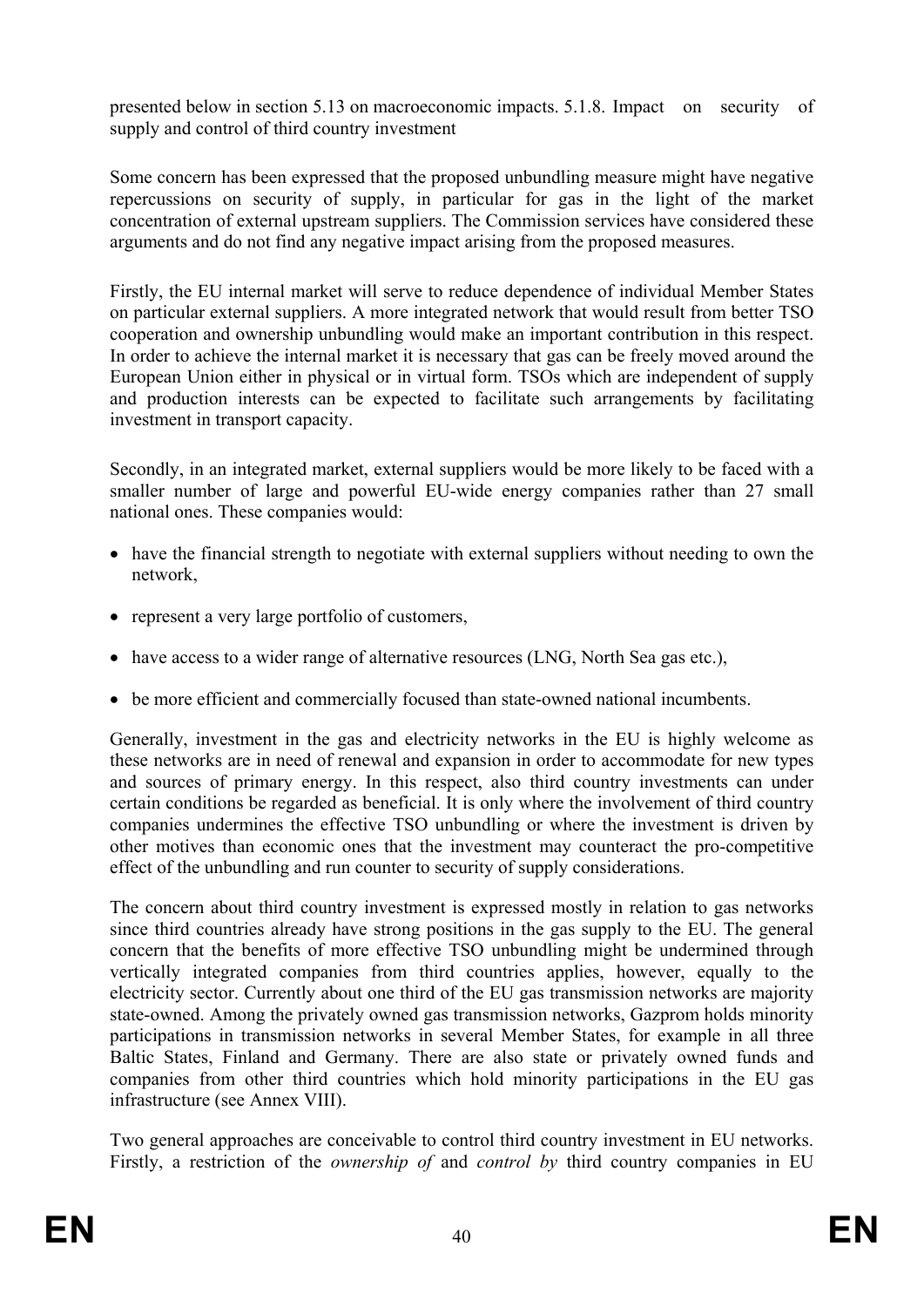presented below in section 5.13 on macroeconomic impacts. 5.1.8. Impact on security of supply and control of third country investment

Some concern has been expressed that the proposed unbundling measure might have negative repercussions on security of supply, in particular for gas in the light of the market concentration of external upstream suppliers. The Commission services have considered these arguments and do not find any negative impact arising from the proposed measures.

Firstly, the EU internal market will serve to reduce dependence of individual Member States on particular external suppliers. A more integrated network that would result from better TSO cooperation and ownership unbundling would make an important contribution in this respect. In order to achieve the internal market it is necessary that gas can be freely moved around the European Union either in physical or in virtual form. TSOs which are independent of supply and production interests can be expected to facilitate such arrangements by facilitating investment in transport capacity.

Secondly, in an integrated market, external suppliers would be more likely to be faced with a smaller number of large and powerful EU-wide energy companies rather than 27 small national ones. These companies would:

- have the financial strength to negotiate with external suppliers without needing to own the network,
- represent a very large portfolio of customers,
- have access to a wider range of alternative resources (LNG, North Sea gas etc.),
- be more efficient and commercially focused than state-owned national incumbents.

Generally, investment in the gas and electricity networks in the EU is highly welcome as these networks are in need of renewal and expansion in order to accommodate for new types and sources of primary energy. In this respect, also third country investments can under certain conditions be regarded as beneficial. It is only where the involvement of third country companies undermines the effective TSO unbundling or where the investment is driven by other motives than economic ones that the investment may counteract the pro-competitive effect of the unbundling and run counter to security of supply considerations.

The concern about third country investment is expressed mostly in relation to gas networks since third countries already have strong positions in the gas supply to the EU. The general concern that the benefits of more effective TSO unbundling might be undermined through vertically integrated companies from third countries applies, however, equally to the electricity sector. Currently about one third of the EU gas transmission networks are majority state-owned. Among the privately owned gas transmission networks, Gazprom holds minority participations in transmission networks in several Member States, for example in all three Baltic States, Finland and Germany. There are also state or privately owned funds and companies from other third countries which hold minority participations in the EU gas infrastructure (see Annex VIII).

Two general approaches are conceivable to control third country investment in EU networks. Firstly, a restriction of the *ownership of* and *control by* third country companies in EU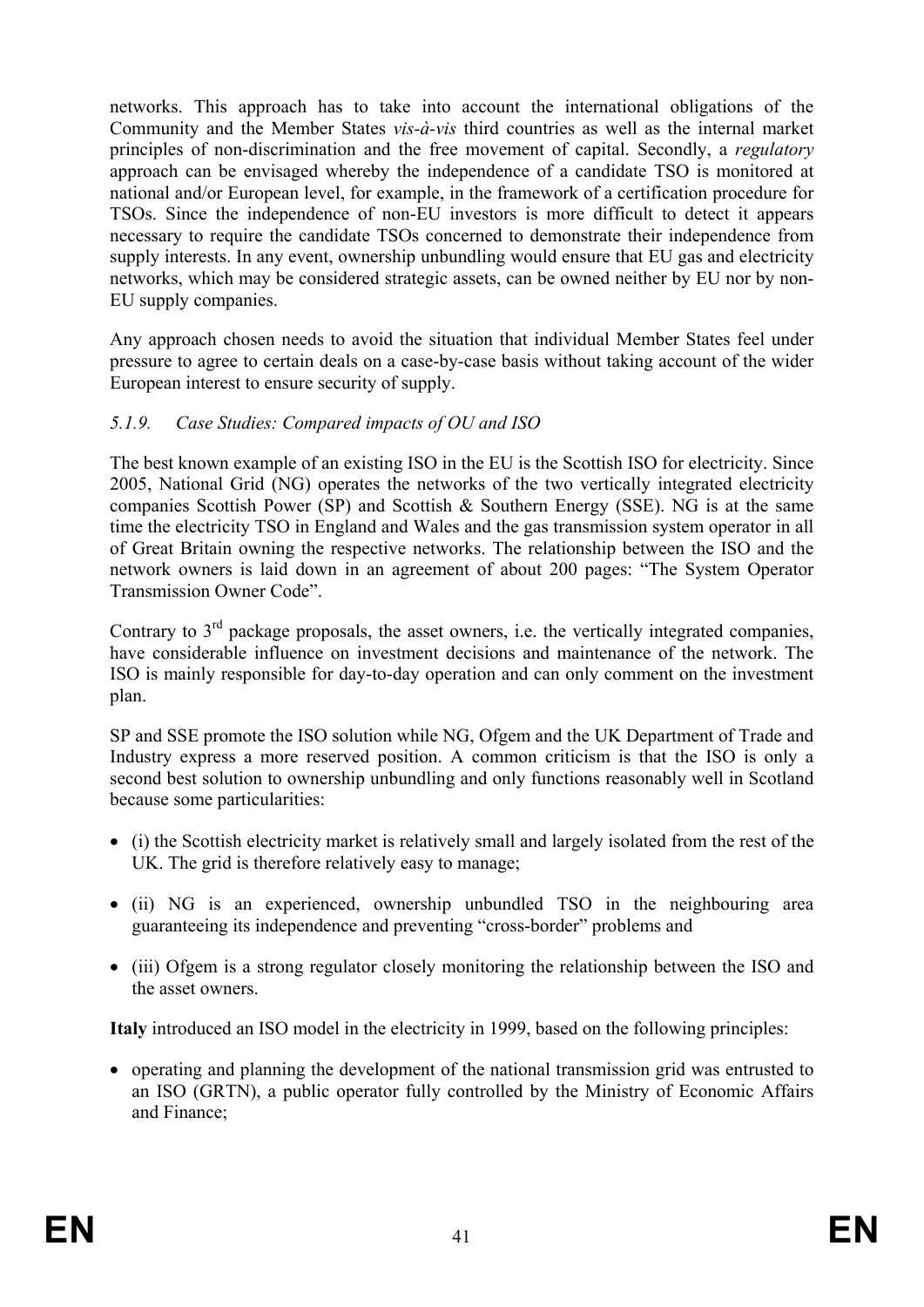networks. This approach has to take into account the international obligations of the Community and the Member States *vis-à-vis* third countries as well as the internal market principles of non-discrimination and the free movement of capital. Secondly, a *regulatory* approach can be envisaged whereby the independence of a candidate TSO is monitored at national and/or European level, for example, in the framework of a certification procedure for TSOs. Since the independence of non-EU investors is more difficult to detect it appears necessary to require the candidate TSOs concerned to demonstrate their independence from supply interests. In any event, ownership unbundling would ensure that EU gas and electricity networks, which may be considered strategic assets, can be owned neither by EU nor by non-EU supply companies.

Any approach chosen needs to avoid the situation that individual Member States feel under pressure to agree to certain deals on a case-by-case basis without taking account of the wider European interest to ensure security of supply.

### *5.1.9. Case Studies: Compared impacts of OU and ISO*

The best known example of an existing ISO in the EU is the Scottish ISO for electricity. Since 2005, National Grid (NG) operates the networks of the two vertically integrated electricity companies Scottish Power (SP) and Scottish & Southern Energy (SSE). NG is at the same time the electricity TSO in England and Wales and the gas transmission system operator in all of Great Britain owning the respective networks. The relationship between the ISO and the network owners is laid down in an agreement of about 200 pages: "The System Operator Transmission Owner Code".

Contrary to 3rd package proposals, the asset owners, i.e. the vertically integrated companies, have considerable influence on investment decisions and maintenance of the network. The ISO is mainly responsible for day-to-day operation and can only comment on the investment plan.

SP and SSE promote the ISO solution while NG, Ofgem and the UK Department of Trade and Industry express a more reserved position. A common criticism is that the ISO is only a second best solution to ownership unbundling and only functions reasonably well in Scotland because some particularities:

- (i) the Scottish electricity market is relatively small and largely isolated from the rest of the UK. The grid is therefore relatively easy to manage;
- (ii) NG is an experienced, ownership unbundled TSO in the neighbouring area guaranteeing its independence and preventing "cross-border" problems and
- (iii) Ofgem is a strong regulator closely monitoring the relationship between the ISO and the asset owners.

**Italy** introduced an ISO model in the electricity in 1999, based on the following principles:

- operating and planning the development of the national transmission grid was entrusted to an ISO (GRTN), a public operator fully controlled by the Ministry of Economic Affairs and Finance;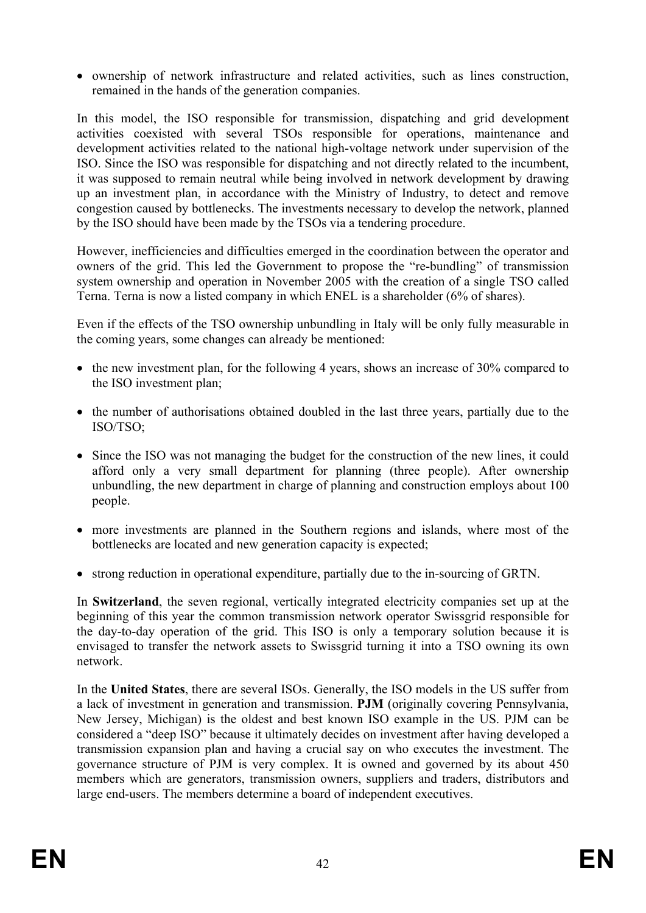- ownership of network infrastructure and related activities, such as lines construction, remained in the hands of the generation companies.

In this model, the ISO responsible for transmission, dispatching and grid development activities coexisted with several TSOs responsible for operations, maintenance and development activities related to the national high-voltage network under supervision of the ISO. Since the ISO was responsible for dispatching and not directly related to the incumbent, it was supposed to remain neutral while being involved in network development by drawing up an investment plan, in accordance with the Ministry of Industry, to detect and remove congestion caused by bottlenecks. The investments necessary to develop the network, planned by the ISO should have been made by the TSOs via a tendering procedure.

However, inefficiencies and difficulties emerged in the coordination between the operator and owners of the grid. This led the Government to propose the "re-bundling" of transmission system ownership and operation in November 2005 with the creation of a single TSO called Terna. Terna is now a listed company in which ENEL is a shareholder (6% of shares).

Even if the effects of the TSO ownership unbundling in Italy will be only fully measurable in the coming years, some changes can already be mentioned:

- the new investment plan, for the following 4 years, shows an increase of 30% compared to the ISO investment plan;
- the number of authorisations obtained doubled in the last three years, partially due to the ISO/TSO;
- Since the ISO was not managing the budget for the construction of the new lines, it could afford only a very small department for planning (three people). After ownership unbundling, the new department in charge of planning and construction employs about 100 people.
- more investments are planned in the Southern regions and islands, where most of the bottlenecks are located and new generation capacity is expected;
- strong reduction in operational expenditure, partially due to the in-sourcing of GRTN.

In **Switzerland**, the seven regional, vertically integrated electricity companies set up at the beginning of this year the common transmission network operator Swissgrid responsible for the day-to-day operation of the grid. This ISO is only a temporary solution because it is envisaged to transfer the network assets to Swissgrid turning it into a TSO owning its own network.

In the **United States**, there are several ISOs. Generally, the ISO models in the US suffer from a lack of investment in generation and transmission. **PJM** (originally covering Pennsylvania, New Jersey, Michigan) is the oldest and best known ISO example in the US. PJM can be considered a "deep ISO" because it ultimately decides on investment after having developed a transmission expansion plan and having a crucial say on who executes the investment. The governance structure of PJM is very complex. It is owned and governed by its about 450 members which are generators, transmission owners, suppliers and traders, distributors and large end-users. The members determine a board of independent executives.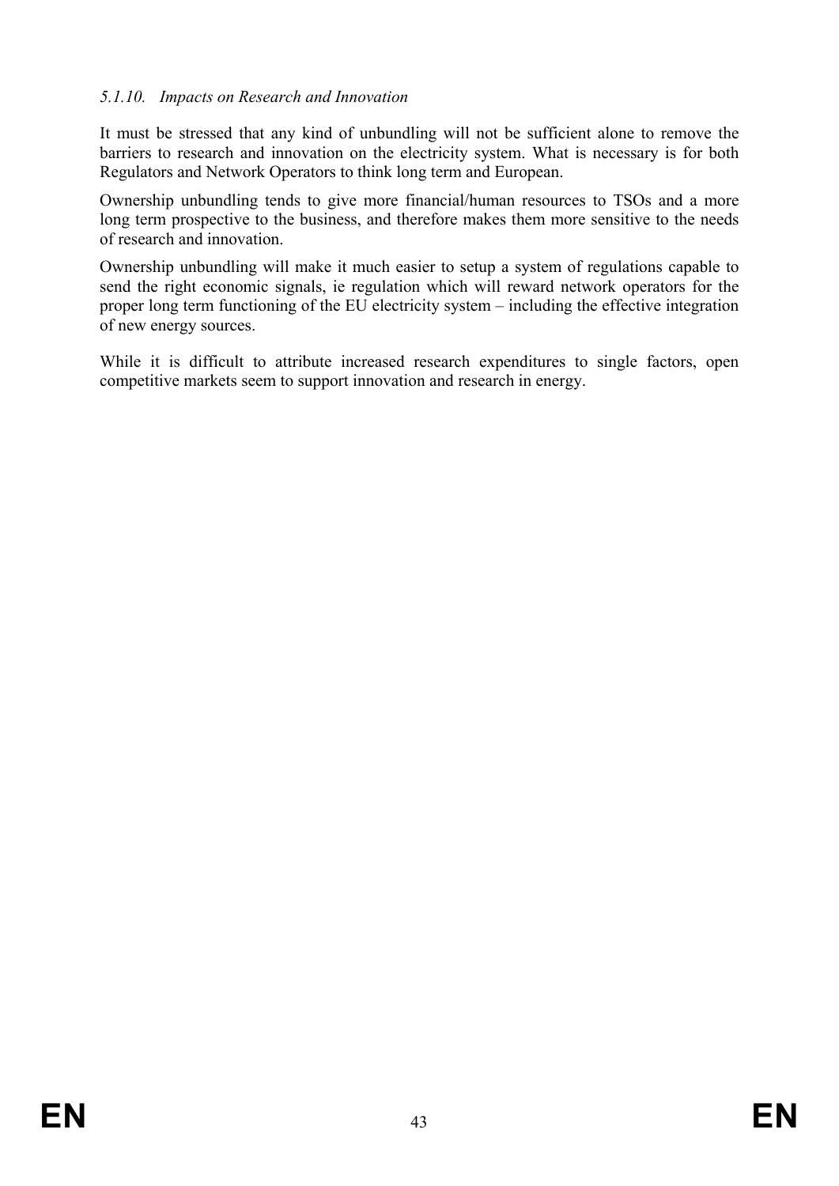#### *5.1.10. Impacts on Research and Innovation*

It must be stressed that any kind of unbundling will not be sufficient alone to remove the barriers to research and innovation on the electricity system. What is necessary is for both Regulators and Network Operators to think long term and European.

Ownership unbundling tends to give more financial/human resources to TSOs and a more long term prospective to the business, and therefore makes them more sensitive to the needs of research and innovation.

Ownership unbundling will make it much easier to setup a system of regulations capable to send the right economic signals, ie regulation which will reward network operators for the proper long term functioning of the EU electricity system – including the effective integration of new energy sources.

While it is difficult to attribute increased research expenditures to single factors, open competitive markets seem to support innovation and research in energy.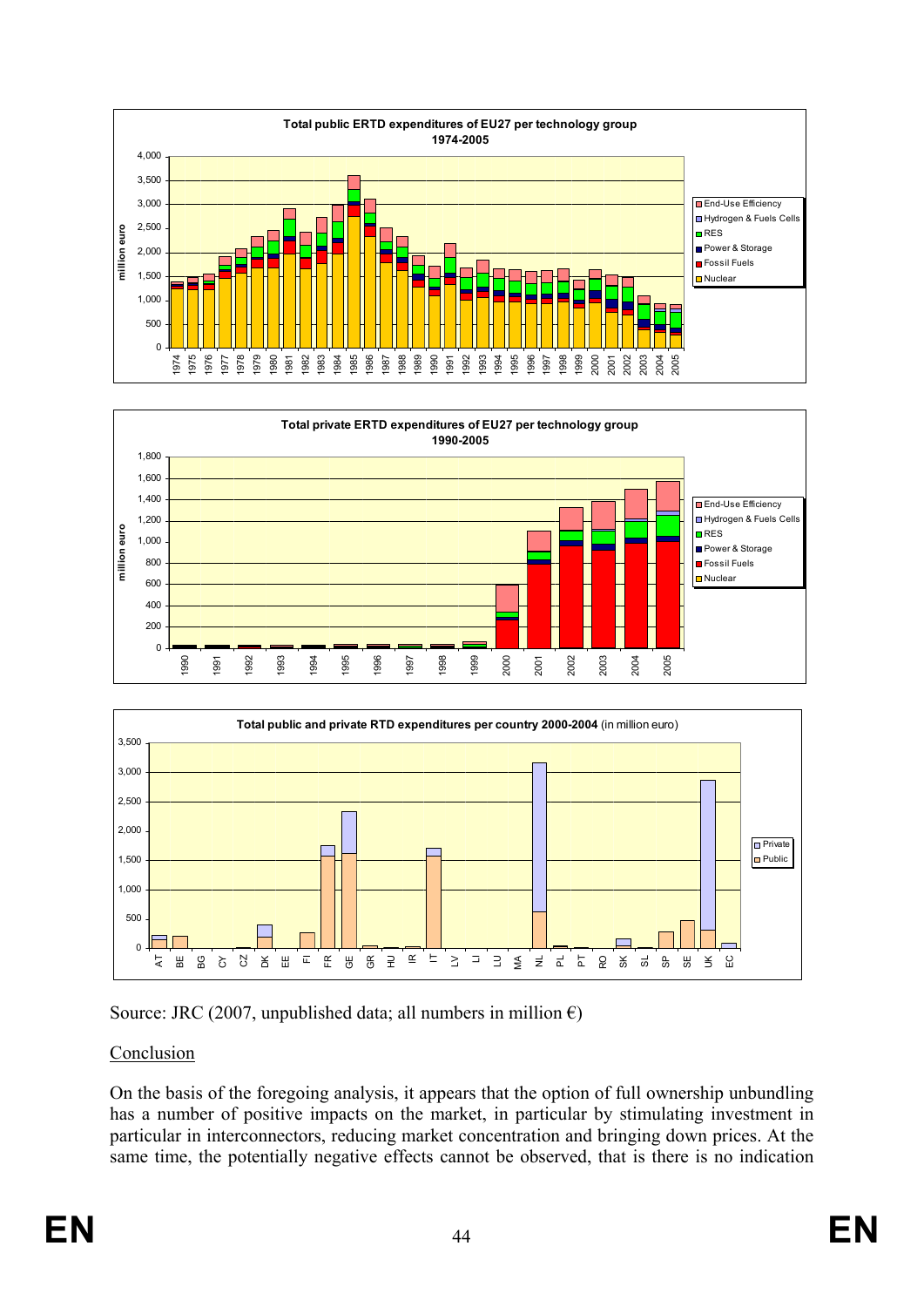**Total public ERTD expenditures of EU27 per technology group 1974-2005**

**Total private ERTD expenditures of EU27 per technology group 1990-2005**

**Total public and private RTD expenditures per country 2000-2004** (in million euro)

Source: JRC (2007, unpublished data; all numbers in million €)

## Conclusion

On the basis of the foregoing analysis, it appears that the option of full ownership unbundling has a number of positive impacts on the market, in particular by stimulating investment in particular in interconnectors, reducing market concentration and bringing down prices. At the same time, the potentially negative effects cannot be observed, that is there is no indication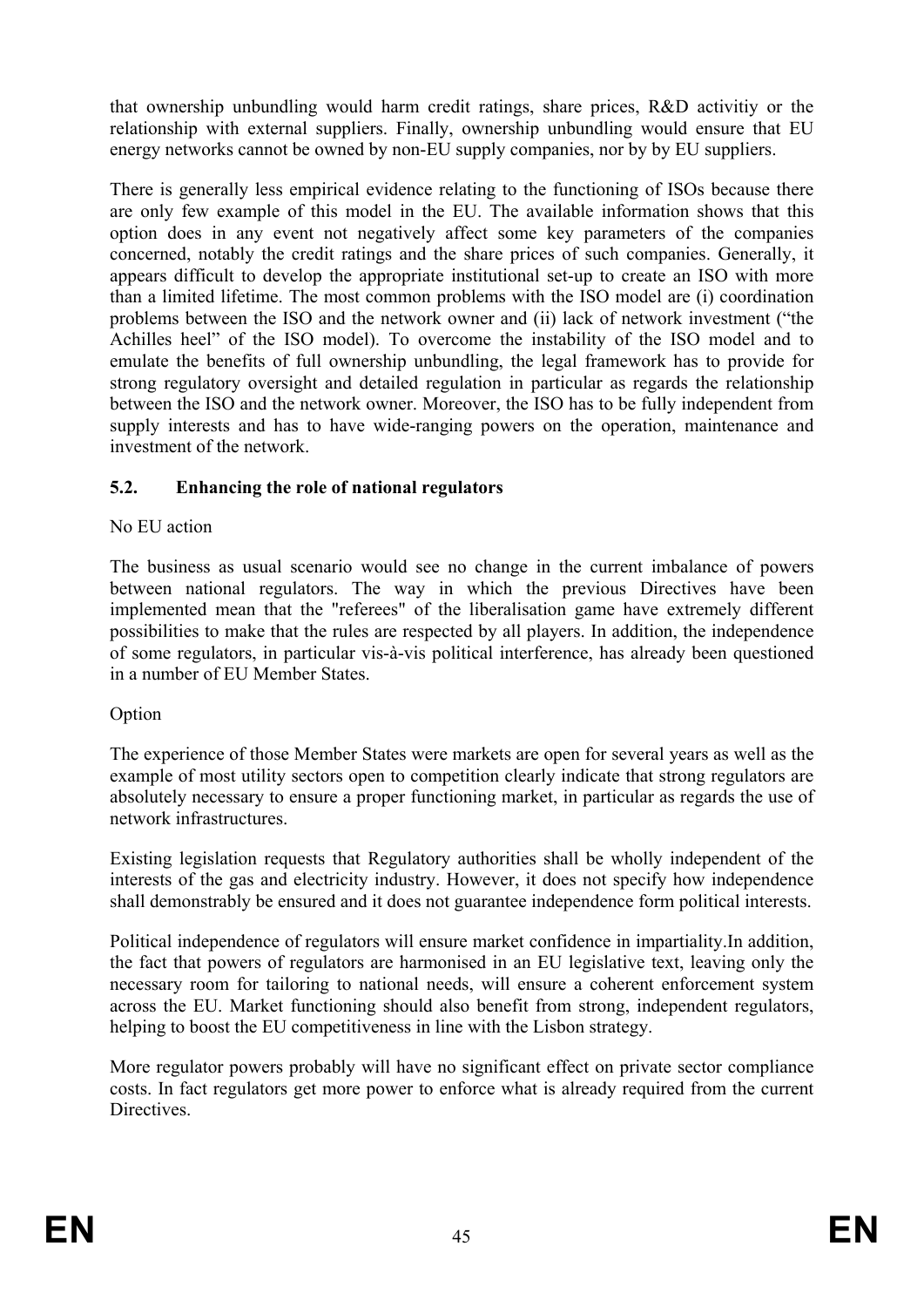that ownership unbundling would harm credit ratings, share prices, R&D activitiy or the relationship with external suppliers. Finally, ownership unbundling would ensure that EU energy networks cannot be owned by non-EU supply companies, nor by by EU suppliers.

There is generally less empirical evidence relating to the functioning of ISOs because there are only few example of this model in the EU. The available information shows that this option does in any event not negatively affect some key parameters of the companies concerned, notably the credit ratings and the share prices of such companies. Generally, it appears difficult to develop the appropriate institutional set-up to create an ISO with more than a limited lifetime. The most common problems with the ISO model are (i) coordination problems between the ISO and the network owner and (ii) lack of network investment ("the Achilles heel" of the ISO model). To overcome the instability of the ISO model and to emulate the benefits of full ownership unbundling, the legal framework has to provide for strong regulatory oversight and detailed regulation in particular as regards the relationship between the ISO and the network owner. Moreover, the ISO has to be fully independent from supply interests and has to have wide-ranging powers on the operation, maintenance and investment of the network.

## 5.2. Enhancing the role of national regulators

No EU action

The business as usual scenario would see no change in the current imbalance of powers between national regulators. The way in which the previous Directives have been implemented mean that the "referees" of the liberalisation game have extremely different possibilities to make that the rules are respected by all players. In addition, the independence of some regulators, in particular vis-à-vis political interference, has already been questioned in a number of EU Member States.

Option

The experience of those Member States were markets are open for several years as well as the example of most utility sectors open to competition clearly indicate that strong regulators are absolutely necessary to ensure a proper functioning market, in particular as regards the use of network infrastructures.

Existing legislation requests that Regulatory authorities shall be wholly independent of the interests of the gas and electricity industry. However, it does not specify how independence shall demonstrably be ensured and it does not guarantee independence form political interests.

Political independence of regulators will ensure market confidence in impartiality.In addition, the fact that powers of regulators are harmonised in an EU legislative text, leaving only the necessary room for tailoring to national needs, will ensure a coherent enforcement system across the EU. Market functioning should also benefit from strong, independent regulators, helping to boost the EU competitiveness in line with the Lisbon strategy.

More regulator powers probably will have no significant effect on private sector compliance costs. In fact regulators get more power to enforce what is already required from the current Directives.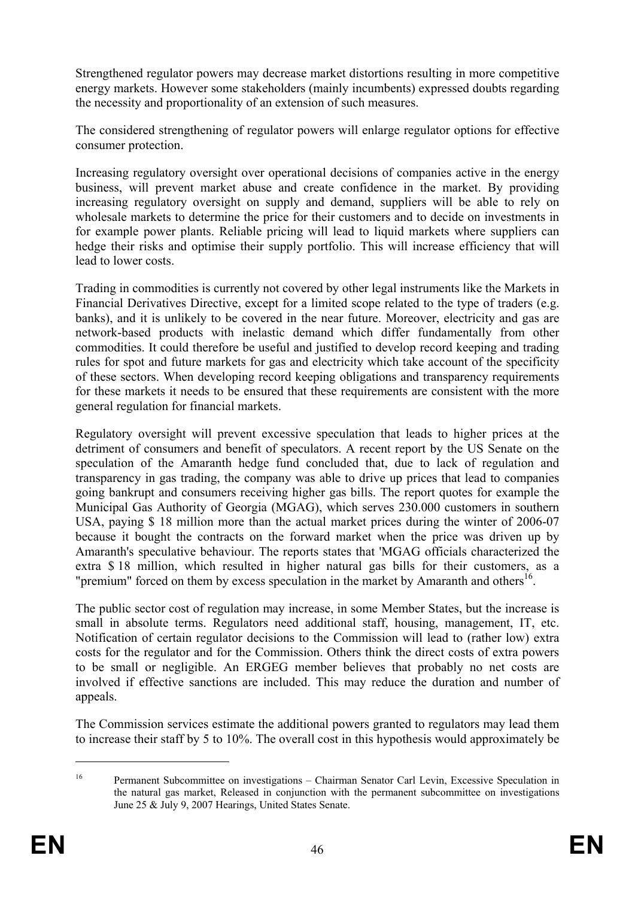Strengthened regulator powers may decrease market distortions resulting in more competitive energy markets. However some stakeholders (mainly incumbents) expressed doubts regarding the necessity and proportionality of an extension of such measures.

The considered strengthening of regulator powers will enlarge regulator options for effective consumer protection.

Increasing regulatory oversight over operational decisions of companies active in the energy business, will prevent market abuse and create confidence in the market. By providing increasing regulatory oversight on supply and demand, suppliers will be able to rely on wholesale markets to determine the price for their customers and to decide on investments in for example power plants. Reliable pricing will lead to liquid markets where suppliers can hedge their risks and optimise their supply portfolio. This will increase efficiency that will lead to lower costs.

Trading in commodities is currently not covered by other legal instruments like the Markets in Financial Derivatives Directive, except for a limited scope related to the type of traders (e.g. banks), and it is unlikely to be covered in the near future. Moreover, electricity and gas are network-based products with inelastic demand which differ fundamentally from other commodities. It could therefore be useful and justified to develop record keeping and trading rules for spot and future markets for gas and electricity which take account of the specificity of these sectors. When developing record keeping obligations and transparency requirements for these markets it needs to be ensured that these requirements are consistent with the more general regulation for financial markets.

Regulatory oversight will prevent excessive speculation that leads to higher prices at the detriment of consumers and benefit of speculators. A recent report by the US Senate on the speculation of the Amaranth hedge fund concluded that, due to lack of regulation and transparency in gas trading, the company was able to drive up prices that lead to companies going bankrupt and consumers receiving higher gas bills. The report quotes for example the Municipal Gas Authority of Georgia (MGAG), which serves 230.000 customers in southern USA, paying $ 18 million more than the actual market prices during the winter of 2006-07 because it bought the contracts on the forward market when the price was driven up by Amaranth's speculative behaviour. The reports states that 'MGAG officials characterized the extra $ 18 million, which resulted in higher natural gas bills for their customers, as a "premium" forced on them by excess speculation in the market by Amaranth and others[16].

The public sector cost of regulation may increase, in some Member States, but the increase is small in absolute terms. Regulators need additional staff, housing, management, IT, etc. Notification of certain regulator decisions to the Commission will lead to (rather low) extra costs for the regulator and for the Commission. Others think the direct costs of extra powers to be small or negligible. An ERGEG member believes that probably no net costs are involved if effective sanctions are included. This may reduce the duration and number of appeals.

The Commission services estimate the additional powers granted to regulators may lead them to increase their staff by 5 to 10%. The overall cost in this hypothesis would approximately be

[16] Permanent Subcommittee on investigations – Chairman Senator Carl Levin, Excessive Speculation in the natural gas market, Released in conjunction with the permanent subcommittee on investigations June 25 & July 9, 2007 Hearings, United States Senate.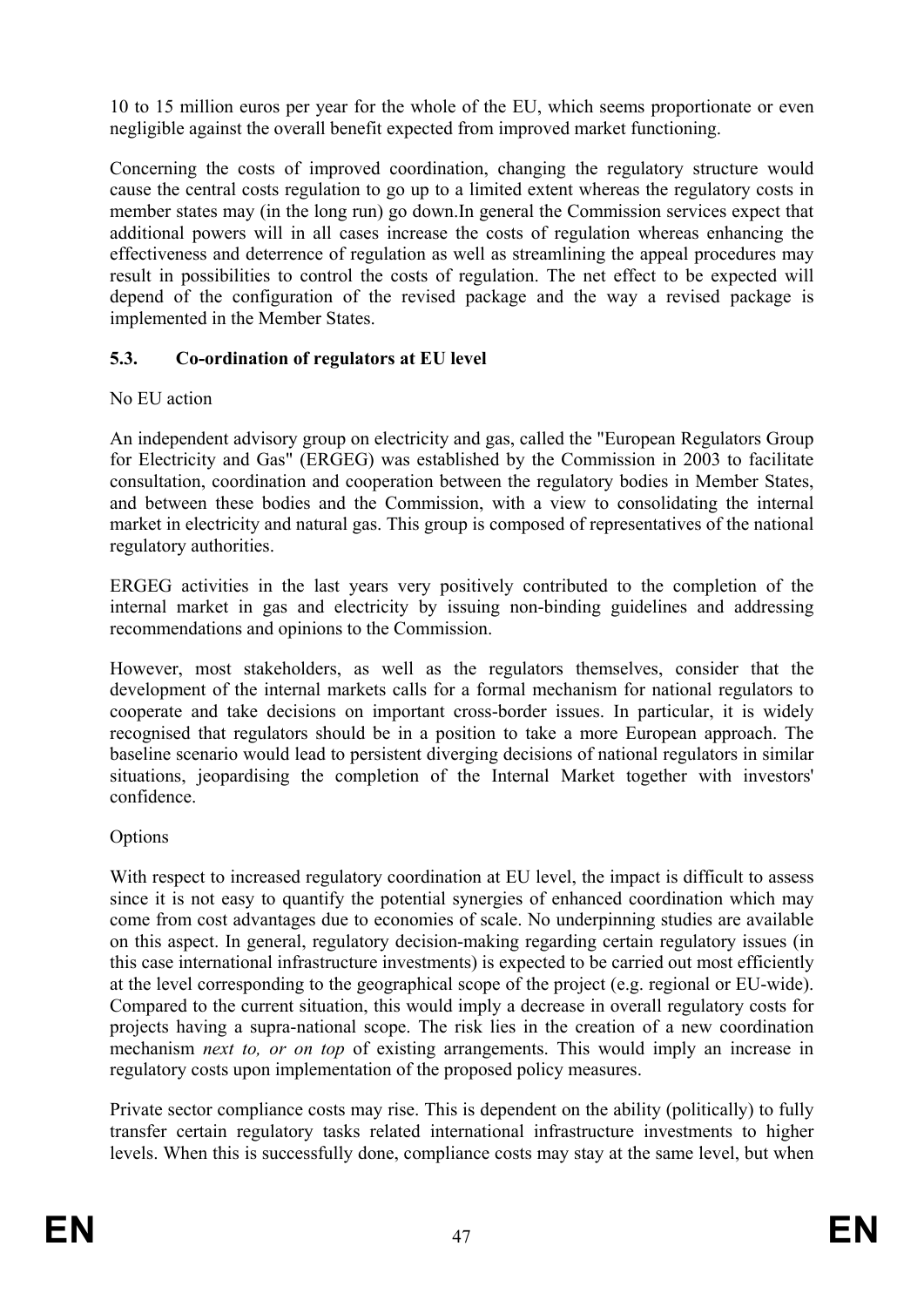10 to 15 million euros per year for the whole of the EU, which seems proportionate or even negligible against the overall benefit expected from improved market functioning.

Concerning the costs of improved coordination, changing the regulatory structure would cause the central costs regulation to go up to a limited extent whereas the regulatory costs in member states may (in the long run) go down.In general the Commission services expect that additional powers will in all cases increase the costs of regulation whereas enhancing the effectiveness and deterrence of regulation as well as streamlining the appeal procedures may result in possibilities to control the costs of regulation. The net effect to be expected will depend of the configuration of the revised package and the way a revised package is implemented in the Member States.

### 5.3. Co-ordination of regulators at EU level

No EU action

An independent advisory group on electricity and gas, called the "European Regulators Group for Electricity and Gas" (ERGEG) was established by the Commission in 2003 to facilitate consultation, coordination and cooperation between the regulatory bodies in Member States, and between these bodies and the Commission, with a view to consolidating the internal market in electricity and natural gas. This group is composed of representatives of the national regulatory authorities.

ERGEG activities in the last years very positively contributed to the completion of the internal market in gas and electricity by issuing non-binding guidelines and addressing recommendations and opinions to the Commission.

However, most stakeholders, as well as the regulators themselves, consider that the development of the internal markets calls for a formal mechanism for national regulators to cooperate and take decisions on important cross-border issues. In particular, it is widely recognised that regulators should be in a position to take a more European approach. The baseline scenario would lead to persistent diverging decisions of national regulators in similar situations, jeopardising the completion of the Internal Market together with investors' confidence.

Options

With respect to increased regulatory coordination at EU level, the impact is difficult to assess since it is not easy to quantify the potential synergies of enhanced coordination which may come from cost advantages due to economies of scale. No underpinning studies are available on this aspect. In general, regulatory decision-making regarding certain regulatory issues (in this case international infrastructure investments) is expected to be carried out most efficiently at the level corresponding to the geographical scope of the project (e.g. regional or EU-wide). Compared to the current situation, this would imply a decrease in overall regulatory costs for projects having a supra-national scope. The risk lies in the creation of a new coordination mechanism *next to, or on top* of existing arrangements. This would imply an increase in regulatory costs upon implementation of the proposed policy measures.

Private sector compliance costs may rise. This is dependent on the ability (politically) to fully transfer certain regulatory tasks related international infrastructure investments to higher levels. When this is successfully done, compliance costs may stay at the same level, but when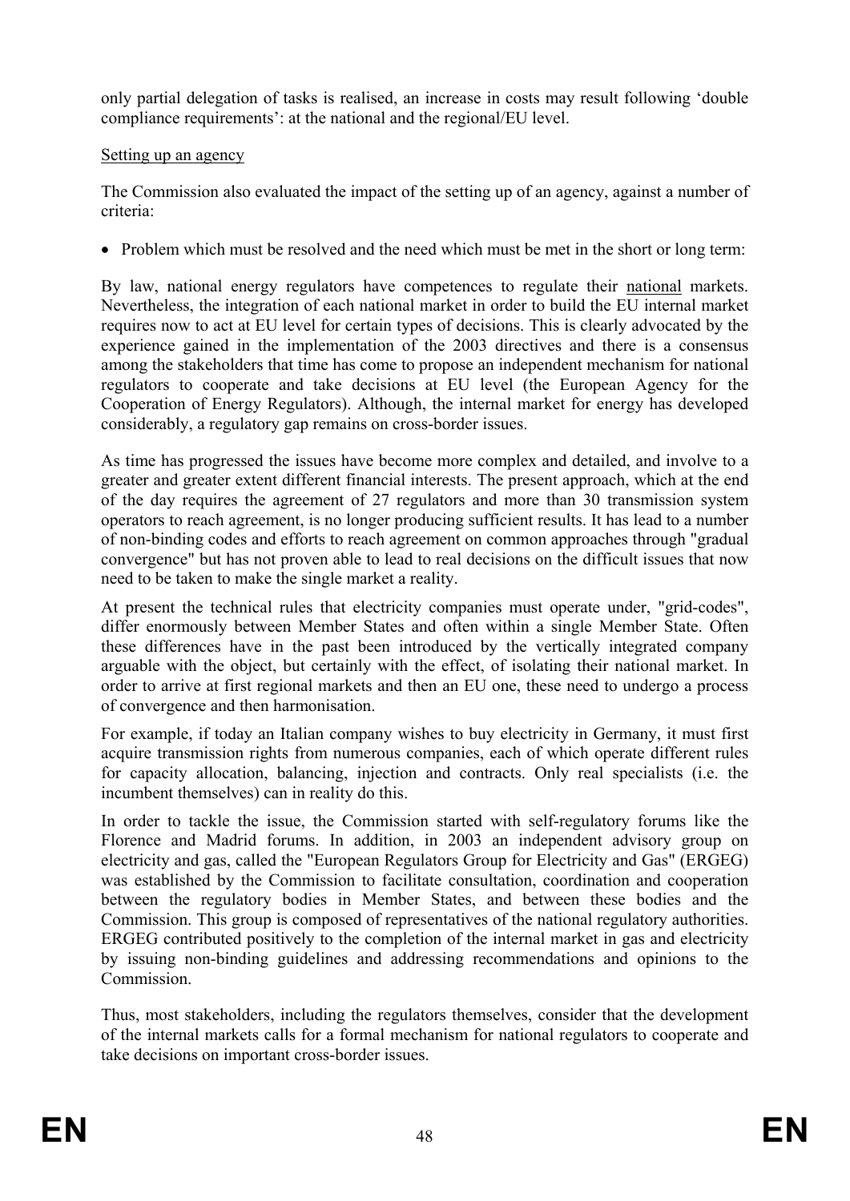only partial delegation of tasks is realised, an increase in costs may result following 'double compliance requirements': at the national and the regional/EU level.

Setting up an agency

The Commission also evaluated the impact of the setting up of an agency, against a number of criteria:

- Problem which must be resolved and the need which must be met in the short or long term:

By law, national energy regulators have competences to regulate their national markets. Nevertheless, the integration of each national market in order to build the EU internal market requires now to act at EU level for certain types of decisions. This is clearly advocated by the experience gained in the implementation of the 2003 directives and there is a consensus among the stakeholders that time has come to propose an independent mechanism for national regulators to cooperate and take decisions at EU level (the European Agency for the Cooperation of Energy Regulators). Although, the internal market for energy has developed considerably, a regulatory gap remains on cross-border issues.

As time has progressed the issues have become more complex and detailed, and involve to a greater and greater extent different financial interests. The present approach, which at the end of the day requires the agreement of 27 regulators and more than 30 transmission system operators to reach agreement, is no longer producing sufficient results. It has lead to a number of non-binding codes and efforts to reach agreement on common approaches through "gradual convergence" but has not proven able to lead to real decisions on the difficult issues that now need to be taken to make the single market a reality.

At present the technical rules that electricity companies must operate under, "grid-codes", differ enormously between Member States and often within a single Member State. Often these differences have in the past been introduced by the vertically integrated company arguable with the object, but certainly with the effect, of isolating their national market. In order to arrive at first regional markets and then an EU one, these need to undergo a process of convergence and then harmonisation.

For example, if today an Italian company wishes to buy electricity in Germany, it must first acquire transmission rights from numerous companies, each of which operate different rules for capacity allocation, balancing, injection and contracts. Only real specialists (i.e. the incumbent themselves) can in reality do this.

In order to tackle the issue, the Commission started with self-regulatory forums like the Florence and Madrid forums. In addition, in 2003 an independent advisory group on electricity and gas, called the "European Regulators Group for Electricity and Gas" (ERGEG) was established by the Commission to facilitate consultation, coordination and cooperation between the regulatory bodies in Member States, and between these bodies and the Commission. This group is composed of representatives of the national regulatory authorities. ERGEG contributed positively to the completion of the internal market in gas and electricity by issuing non-binding guidelines and addressing recommendations and opinions to the Commission.

Thus, most stakeholders, including the regulators themselves, consider that the development of the internal markets calls for a formal mechanism for national regulators to cooperate and take decisions on important cross-border issues.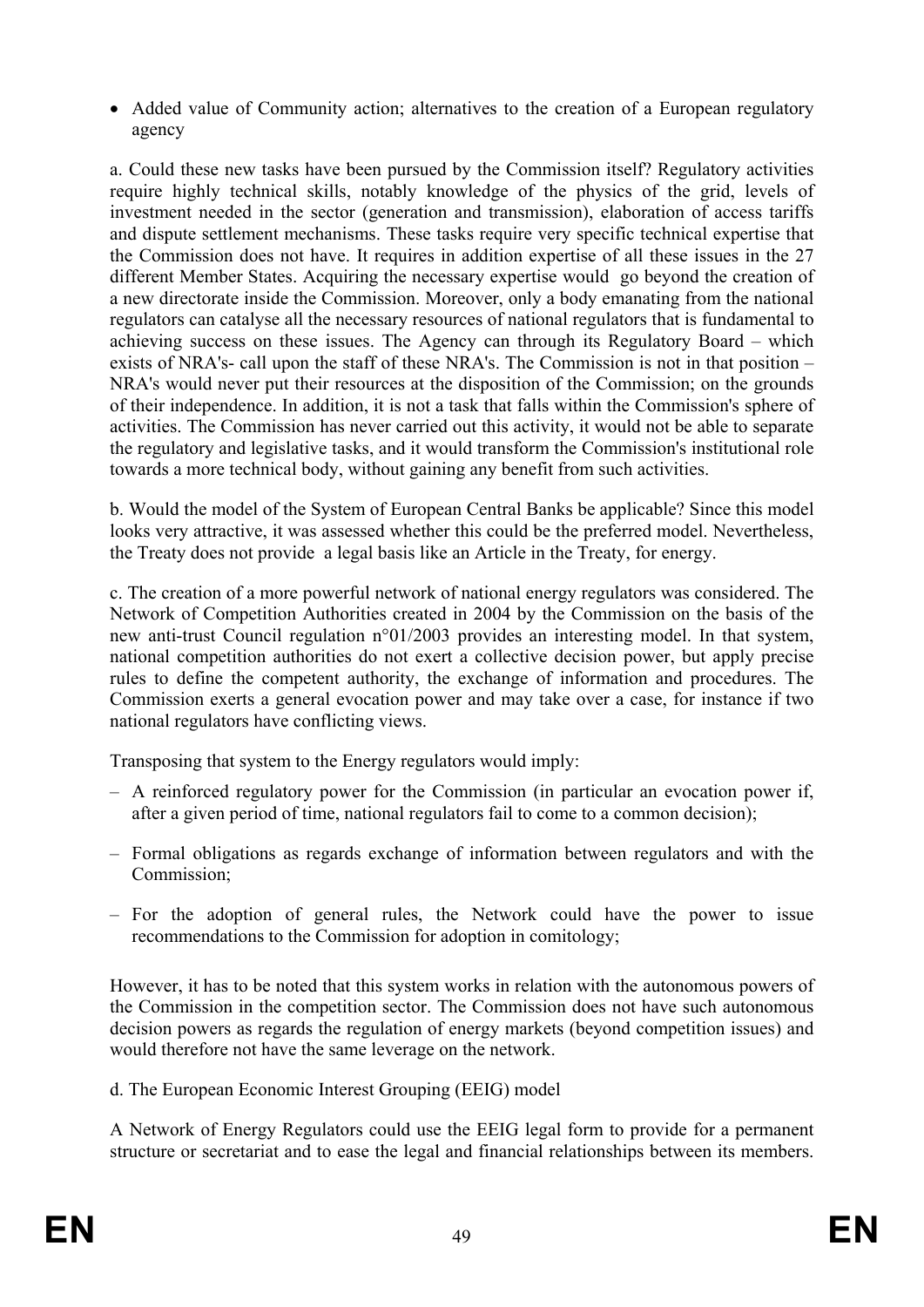- Added value of Community action; alternatives to the creation of a European regulatory agency

a. Could these new tasks have been pursued by the Commission itself? Regulatory activities require highly technical skills, notably knowledge of the physics of the grid, levels of investment needed in the sector (generation and transmission), elaboration of access tariffs and dispute settlement mechanisms. These tasks require very specific technical expertise that the Commission does not have. It requires in addition expertise of all these issues in the 27 different Member States. Acquiring the necessary expertise would go beyond the creation of a new directorate inside the Commission. Moreover, only a body emanating from the national regulators can catalyse all the necessary resources of national regulators that is fundamental to achieving success on these issues. The Agency can through its Regulatory Board – which exists of NRA's- call upon the staff of these NRA's. The Commission is not in that position – NRA's would never put their resources at the disposition of the Commission; on the grounds of their independence. In addition, it is not a task that falls within the Commission's sphere of activities. The Commission has never carried out this activity, it would not be able to separate the regulatory and legislative tasks, and it would transform the Commission's institutional role towards a more technical body, without gaining any benefit from such activities.

b. Would the model of the System of European Central Banks be applicable? Since this model looks very attractive, it was assessed whether this could be the preferred model. Nevertheless, the Treaty does not provide a legal basis like an Article in the Treaty, for energy.

c. The creation of a more powerful network of national energy regulators was considered. The Network of Competition Authorities created in 2004 by the Commission on the basis of the new anti-trust Council regulation n°01/2003 provides an interesting model. In that system, national competition authorities do not exert a collective decision power, but apply precise rules to define the competent authority, the exchange of information and procedures. The Commission exerts a general evocation power and may take over a case, for instance if two national regulators have conflicting views.

Transposing that system to the Energy regulators would imply:

- A reinforced regulatory power for the Commission (in particular an evocation power if, after a given period of time, national regulators fail to come to a common decision);
- Formal obligations as regards exchange of information between regulators and with the Commission;
- For the adoption of general rules, the Network could have the power to issue recommendations to the Commission for adoption in comitology;

However, it has to be noted that this system works in relation with the autonomous powers of the Commission in the competition sector. The Commission does not have such autonomous decision powers as regards the regulation of energy markets (beyond competition issues) and would therefore not have the same leverage on the network.

d. The European Economic Interest Grouping (EEIG) model

A Network of Energy Regulators could use the EEIG legal form to provide for a permanent structure or secretariat and to ease the legal and financial relationships between its members.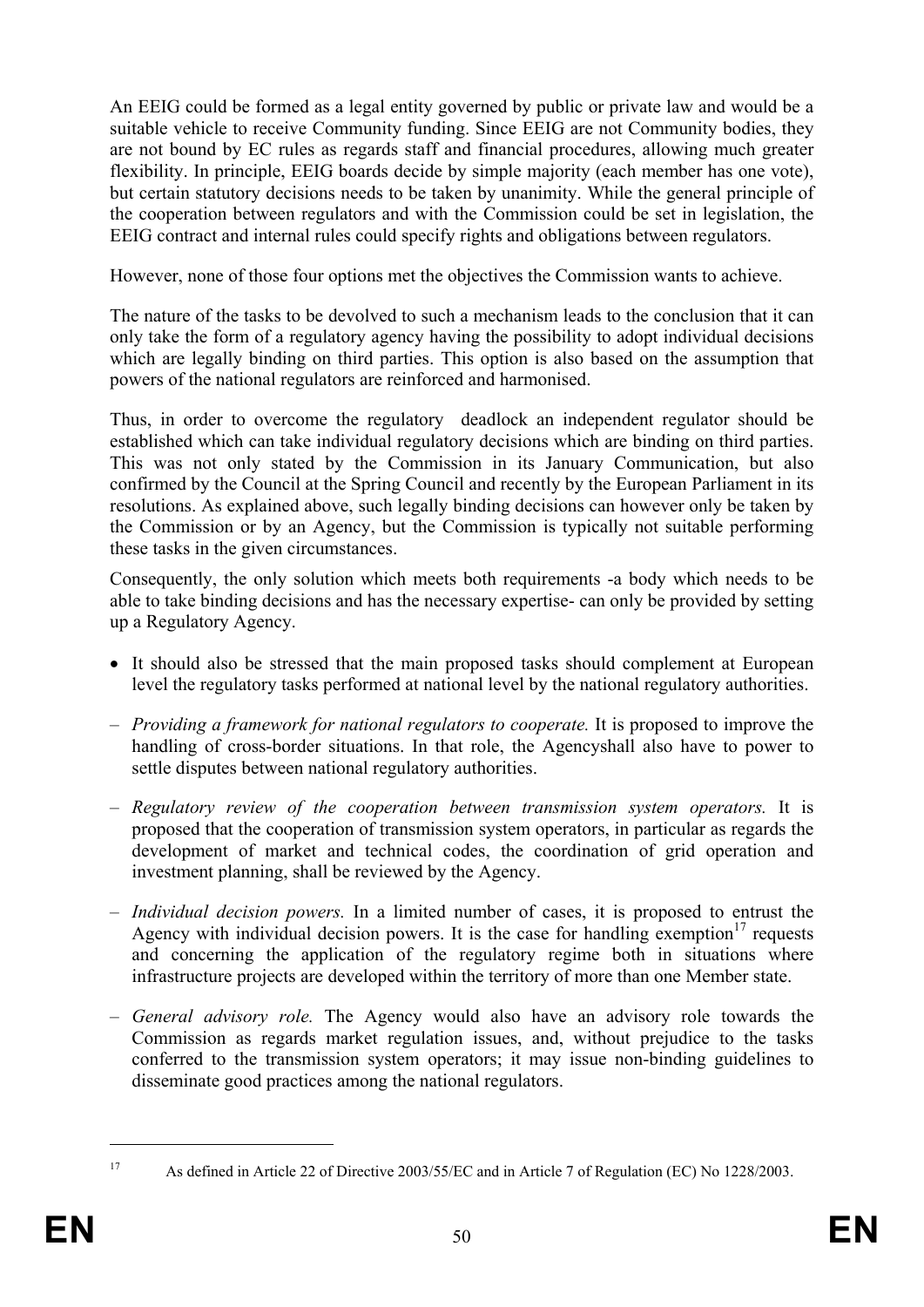An EEIG could be formed as a legal entity governed by public or private law and would be a suitable vehicle to receive Community funding. Since EEIG are not Community bodies, they are not bound by EC rules as regards staff and financial procedures, allowing much greater flexibility. In principle, EEIG boards decide by simple majority (each member has one vote), but certain statutory decisions needs to be taken by unanimity. While the general principle of the cooperation between regulators and with the Commission could be set in legislation, the EEIG contract and internal rules could specify rights and obligations between regulators.

However, none of those four options met the objectives the Commission wants to achieve.

The nature of the tasks to be devolved to such a mechanism leads to the conclusion that it can only take the form of a regulatory agency having the possibility to adopt individual decisions which are legally binding on third parties. This option is also based on the assumption that powers of the national regulators are reinforced and harmonised.

Thus, in order to overcome the regulatory deadlock an independent regulator should be established which can take individual regulatory decisions which are binding on third parties. This was not only stated by the Commission in its January Communication, but also confirmed by the Council at the Spring Council and recently by the European Parliament in its resolutions. As explained above, such legally binding decisions can however only be taken by the Commission or by an Agency, but the Commission is typically not suitable performing these tasks in the given circumstances.

Consequently, the only solution which meets both requirements -a body which needs to be able to take binding decisions and has the necessary expertise- can only be provided by setting up a Regulatory Agency.

- It should also be stressed that the main proposed tasks should complement at European level the regulatory tasks performed at national level by the national regulatory authorities.

– *Providing a framework for national regulators to cooperate.* It is proposed to improve the handling of cross-border situations. In that role, the Agencyshall also have to power to settle disputes between national regulatory authorities.

– *Regulatory review of the cooperation between transmission system operators.* It is proposed that the cooperation of transmission system operators, in particular as regards the development of market and technical codes, the coordination of grid operation and investment planning, shall be reviewed by the Agency.

– *Individual decision powers.* In a limited number of cases, it is proposed to entrust the Agency with individual decision powers. It is the case for handling exemption[17] requests and concerning the application of the regulatory regime both in situations where infrastructure projects are developed within the territory of more than one Member state.

– *General advisory role.* The Agency would also have an advisory role towards the Commission as regards market regulation issues, and, without prejudice to the tasks conferred to the transmission system operators; it may issue non-binding guidelines to disseminate good practices among the national regulators.

---

[17] As defined in Article 22 of Directive 2003/55/EC and in Article 7 of Regulation (EC) No 1228/2003.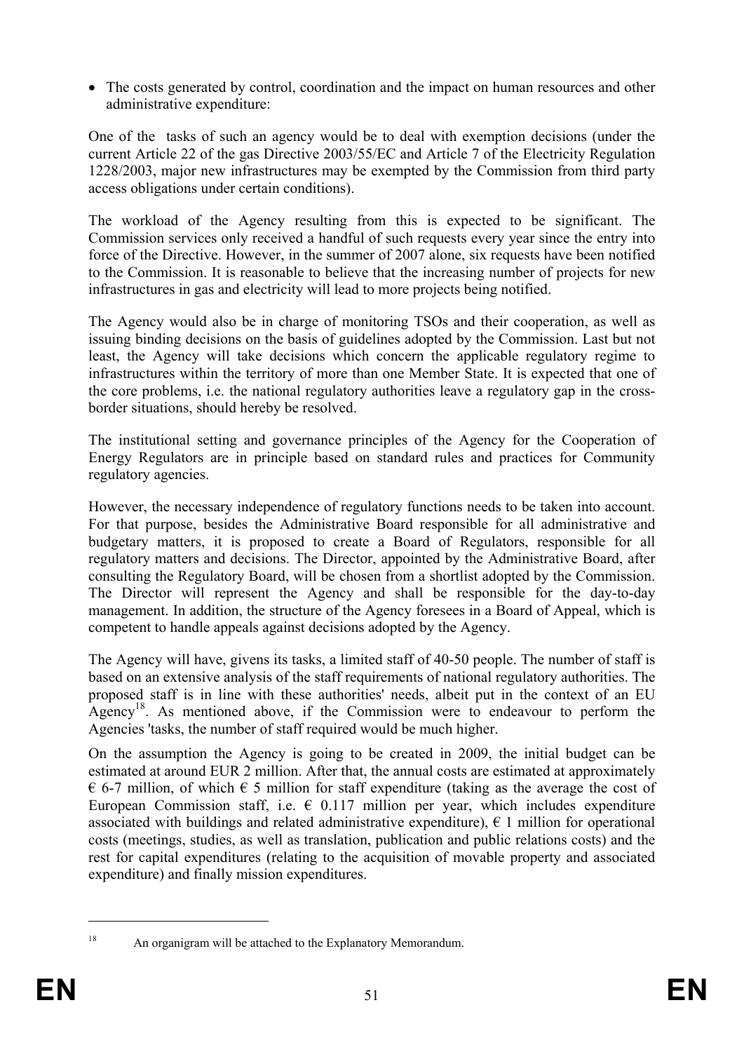- The costs generated by control, coordination and the impact on human resources and other administrative expenditure:

One of the tasks of such an agency would be to deal with exemption decisions (under the current Article 22 of the gas Directive 2003/55/EC and Article 7 of the Electricity Regulation 1228/2003, major new infrastructures may be exempted by the Commission from third party access obligations under certain conditions).

The workload of the Agency resulting from this is expected to be significant. The Commission services only received a handful of such requests every year since the entry into force of the Directive. However, in the summer of 2007 alone, six requests have been notified to the Commission. It is reasonable to believe that the increasing number of projects for new infrastructures in gas and electricity will lead to more projects being notified.

The Agency would also be in charge of monitoring TSOs and their cooperation, as well as issuing binding decisions on the basis of guidelines adopted by the Commission. Last but not least, the Agency will take decisions which concern the applicable regulatory regime to infrastructures within the territory of more than one Member State. It is expected that one of the core problems, i.e. the national regulatory authorities leave a regulatory gap in the cross-border situations, should hereby be resolved.

The institutional setting and governance principles of the Agency for the Cooperation of Energy Regulators are in principle based on standard rules and practices for Community regulatory agencies.

However, the necessary independence of regulatory functions needs to be taken into account. For that purpose, besides the Administrative Board responsible for all administrative and budgetary matters, it is proposed to create a Board of Regulators, responsible for all regulatory matters and decisions. The Director, appointed by the Administrative Board, after consulting the Regulatory Board, will be chosen from a shortlist adopted by the Commission. The Director will represent the Agency and shall be responsible for the day-to-day management. In addition, the structure of the Agency foresees in a Board of Appeal, which is competent to handle appeals against decisions adopted by the Agency.

The Agency will have, givens its tasks, a limited staff of 40-50 people. The number of staff is based on an extensive analysis of the staff requirements of national regulatory authorities. The proposed staff is in line with these authorities' needs, albeit put in the context of an EU Agency[18]. As mentioned above, if the Commission were to endeavour to perform the Agencies 'tasks, the number of staff required would be much higher.

On the assumption the Agency is going to be created in 2009, the initial budget can be estimated at around EUR 2 million. After that, the annual costs are estimated at approximately € 6-7 million, of which € 5 million for staff expenditure (taking as the average the cost of European Commission staff, i.e. € 0.117 million per year, which includes expenditure associated with buildings and related administrative expenditure), € 1 million for operational costs (meetings, studies, as well as translation, publication and public relations costs) and the rest for capital expenditures (relating to the acquisition of movable property and associated expenditure) and finally mission expenditures.

[18] An organigram will be attached to the Explanatory Memorandum.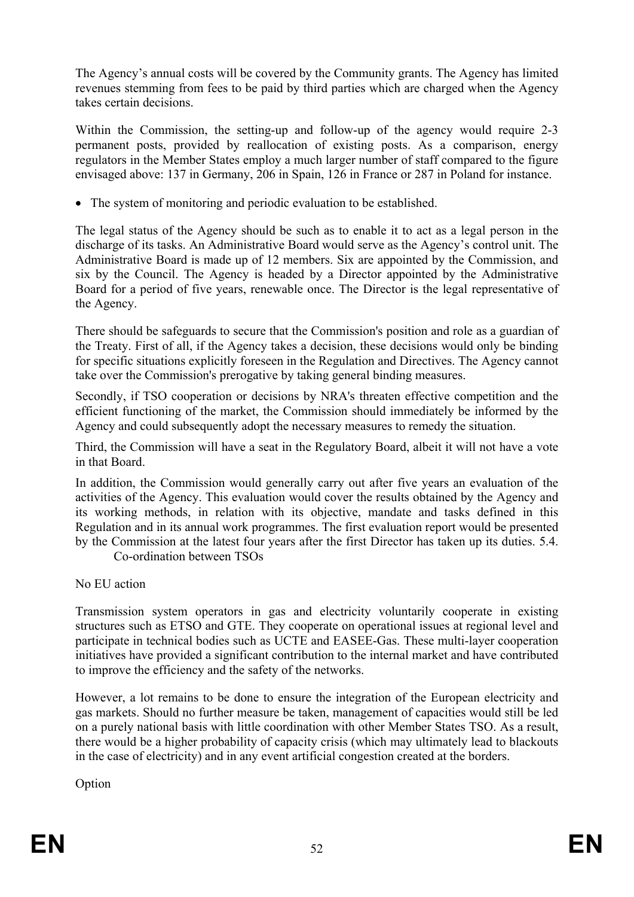The Agency's annual costs will be covered by the Community grants. The Agency has limited revenues stemming from fees to be paid by third parties which are charged when the Agency takes certain decisions.

Within the Commission, the setting-up and follow-up of the agency would require 2-3 permanent posts, provided by reallocation of existing posts. As a comparison, energy regulators in the Member States employ a much larger number of staff compared to the figure envisaged above: 137 in Germany, 206 in Spain, 126 in France or 287 in Poland for instance.

- The system of monitoring and periodic evaluation to be established.

The legal status of the Agency should be such as to enable it to act as a legal person in the discharge of its tasks. An Administrative Board would serve as the Agency's control unit. The Administrative Board is made up of 12 members. Six are appointed by the Commission, and six by the Council. The Agency is headed by a Director appointed by the Administrative Board for a period of five years, renewable once. The Director is the legal representative of the Agency.

There should be safeguards to secure that the Commission's position and role as a guardian of the Treaty. First of all, if the Agency takes a decision, these decisions would only be binding for specific situations explicitly foreseen in the Regulation and Directives. The Agency cannot take over the Commission's prerogative by taking general binding measures.

Secondly, if TSO cooperation or decisions by NRA's threaten effective competition and the efficient functioning of the market, the Commission should immediately be informed by the Agency and could subsequently adopt the necessary measures to remedy the situation.

Third, the Commission will have a seat in the Regulatory Board, albeit it will not have a vote in that Board.

In addition, the Commission would generally carry out after five years an evaluation of the activities of the Agency. This evaluation would cover the results obtained by the Agency and its working methods, in relation with its objective, mandate and tasks defined in this Regulation and in its annual work programmes. The first evaluation report would be presented by the Commission at the latest four years after the first Director has taken up its duties.

## 5.4. Co-ordination between TSOs

No EU action

Transmission system operators in gas and electricity voluntarily cooperate in existing structures such as ETSO and GTE. They cooperate on operational issues at regional level and participate in technical bodies such as UCTE and EASEE-Gas. These multi-layer cooperation initiatives have provided a significant contribution to the internal market and have contributed to improve the efficiency and the safety of the networks.

However, a lot remains to be done to ensure the integration of the European electricity and gas markets. Should no further measure be taken, management of capacities would still be led on a purely national basis with little coordination with other Member States TSO. As a result, there would be a higher probability of capacity crisis (which may ultimately lead to blackouts in the case of electricity) and in any event artificial congestion created at the borders.

Option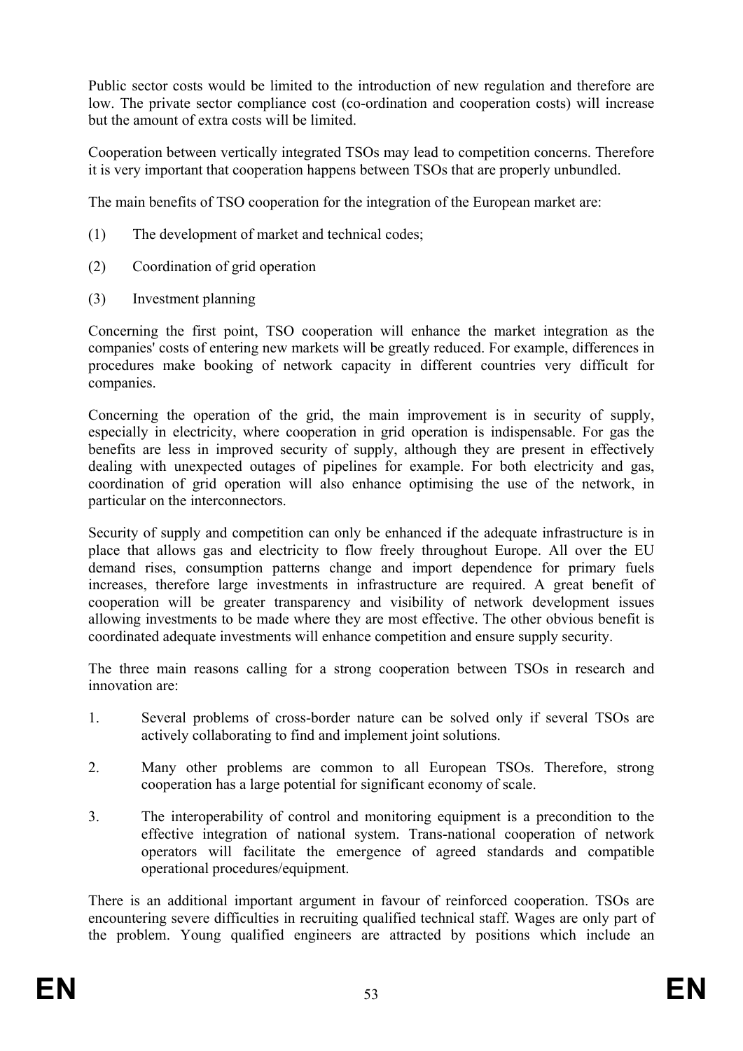Public sector costs would be limited to the introduction of new regulation and therefore are low. The private sector compliance cost (co-ordination and cooperation costs) will increase but the amount of extra costs will be limited.

Cooperation between vertically integrated TSOs may lead to competition concerns. Therefore it is very important that cooperation happens between TSOs that are properly unbundled.

The main benefits of TSO cooperation for the integration of the European market are:

(1) The development of market and technical codes;

(2) Coordination of grid operation

(3) Investment planning

Concerning the first point, TSO cooperation will enhance the market integration as the companies' costs of entering new markets will be greatly reduced. For example, differences in procedures make booking of network capacity in different countries very difficult for companies.

Concerning the operation of the grid, the main improvement is in security of supply, especially in electricity, where cooperation in grid operation is indispensable. For gas the benefits are less in improved security of supply, although they are present in effectively dealing with unexpected outages of pipelines for example. For both electricity and gas, coordination of grid operation will also enhance optimising the use of the network, in particular on the interconnectors.

Security of supply and competition can only be enhanced if the adequate infrastructure is in place that allows gas and electricity to flow freely throughout Europe. All over the EU demand rises, consumption patterns change and import dependence for primary fuels increases, therefore large investments in infrastructure are required. A great benefit of cooperation will be greater transparency and visibility of network development issues allowing investments to be made where they are most effective. The other obvious benefit is coordinated adequate investments will enhance competition and ensure supply security.

The three main reasons calling for a strong cooperation between TSOs in research and innovation are:

1. Several problems of cross-border nature can be solved only if several TSOs are actively collaborating to find and implement joint solutions.

2. Many other problems are common to all European TSOs. Therefore, strong cooperation has a large potential for significant economy of scale.

3. The interoperability of control and monitoring equipment is a precondition to the effective integration of national system. Trans-national cooperation of network operators will facilitate the emergence of agreed standards and compatible operational procedures/equipment.

There is an additional important argument in favour of reinforced cooperation. TSOs are encountering severe difficulties in recruiting qualified technical staff. Wages are only part of the problem. Young qualified engineers are attracted by positions which include an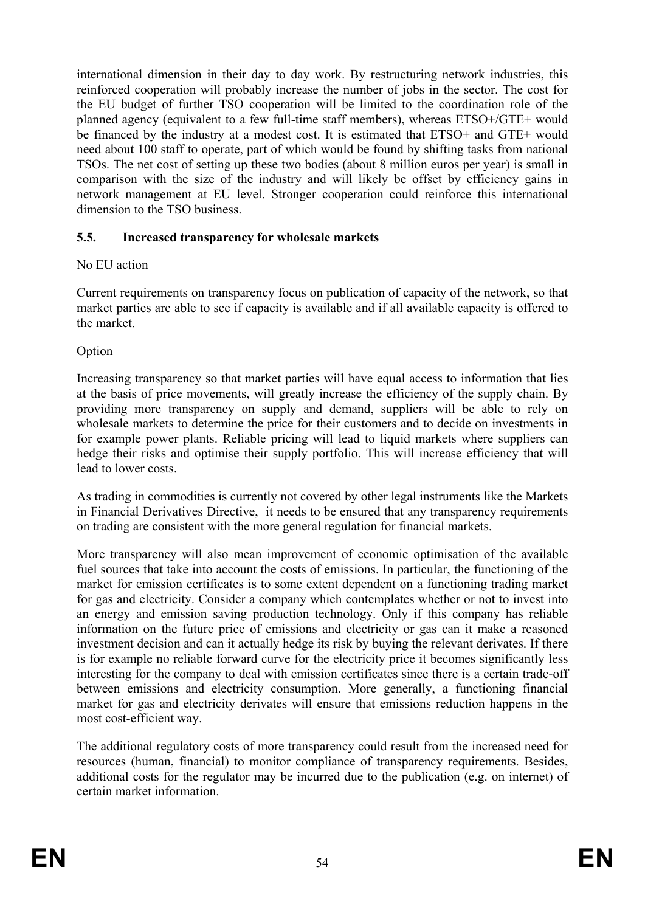international dimension in their day to day work. By restructuring network industries, this reinforced cooperation will probably increase the number of jobs in the sector. The cost for the EU budget of further TSO cooperation will be limited to the coordination role of the planned agency (equivalent to a few full-time staff members), whereas ETSO+/GTE+ would be financed by the industry at a modest cost. It is estimated that ETSO+ and GTE+ would need about 100 staff to operate, part of which would be found by shifting tasks from national TSOs. The net cost of setting up these two bodies (about 8 million euros per year) is small in comparison with the size of the industry and will likely be offset by efficiency gains in network management at EU level. Stronger cooperation could reinforce this international dimension to the TSO business.

### 5.5. Increased transparency for wholesale markets

No EU action

Current requirements on transparency focus on publication of capacity of the network, so that market parties are able to see if capacity is available and if all available capacity is offered to the market.

Option

Increasing transparency so that market parties will have equal access to information that lies at the basis of price movements, will greatly increase the efficiency of the supply chain. By providing more transparency on supply and demand, suppliers will be able to rely on wholesale markets to determine the price for their customers and to decide on investments in for example power plants. Reliable pricing will lead to liquid markets where suppliers can hedge their risks and optimise their supply portfolio. This will increase efficiency that will lead to lower costs.

As trading in commodities is currently not covered by other legal instruments like the Markets in Financial Derivatives Directive, it needs to be ensured that any transparency requirements on trading are consistent with the more general regulation for financial markets.

More transparency will also mean improvement of economic optimisation of the available fuel sources that take into account the costs of emissions. In particular, the functioning of the market for emission certificates is to some extent dependent on a functioning trading market for gas and electricity. Consider a company which contemplates whether or not to invest into an energy and emission saving production technology. Only if this company has reliable information on the future price of emissions and electricity or gas can it make a reasoned investment decision and can it actually hedge its risk by buying the relevant derivates. If there is for example no reliable forward curve for the electricity price it becomes significantly less interesting for the company to deal with emission certificates since there is a certain trade-off between emissions and electricity consumption. More generally, a functioning financial market for gas and electricity derivates will ensure that emissions reduction happens in the most cost-efficient way.

The additional regulatory costs of more transparency could result from the increased need for resources (human, financial) to monitor compliance of transparency requirements. Besides, additional costs for the regulator may be incurred due to the publication (e.g. on internet) of certain market information.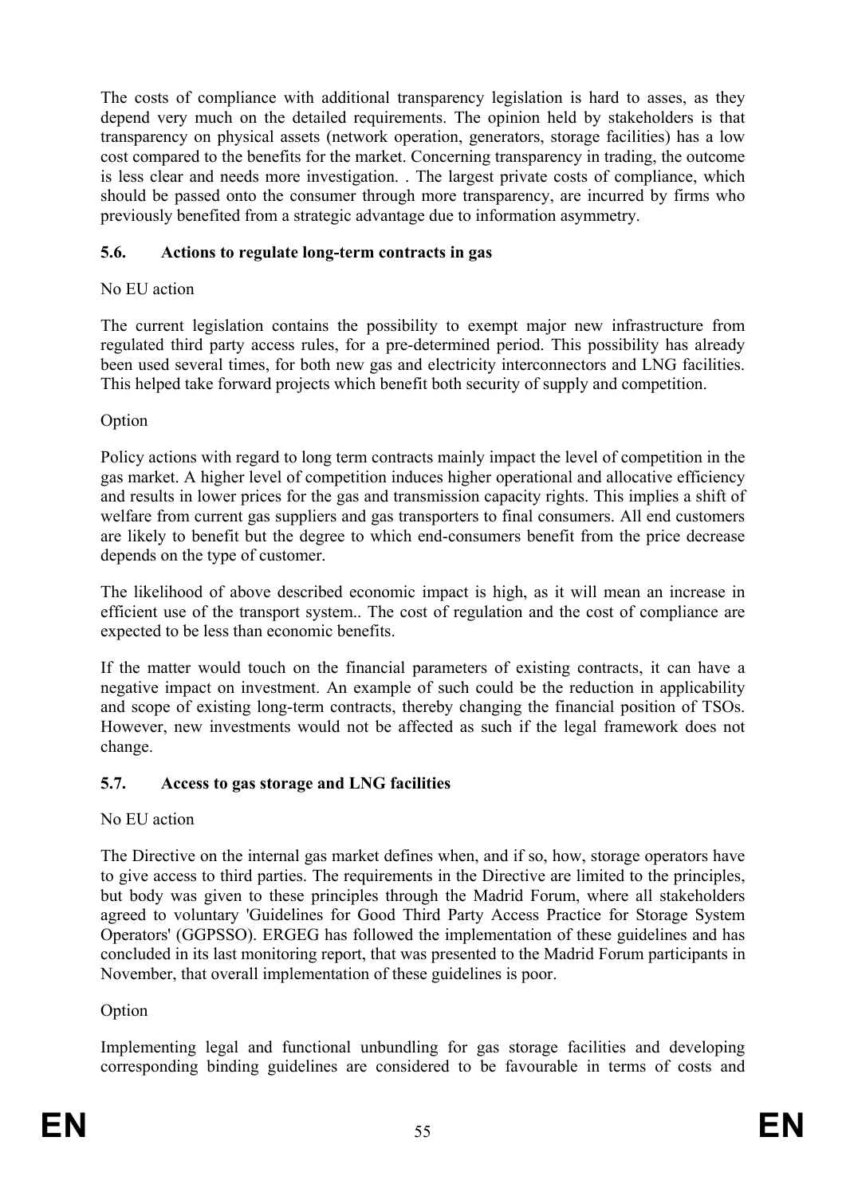The costs of compliance with additional transparency legislation is hard to asses, as they depend very much on the detailed requirements. The opinion held by stakeholders is that transparency on physical assets (network operation, generators, storage facilities) has a low cost compared to the benefits for the market. Concerning transparency in trading, the outcome is less clear and needs more investigation. . The largest private costs of compliance, which should be passed onto the consumer through more transparency, are incurred by firms who previously benefited from a strategic advantage due to information asymmetry.

### 5.6. Actions to regulate long-term contracts in gas

No EU action

The current legislation contains the possibility to exempt major new infrastructure from regulated third party access rules, for a pre-determined period. This possibility has already been used several times, for both new gas and electricity interconnectors and LNG facilities. This helped take forward projects which benefit both security of supply and competition.

Option

Policy actions with regard to long term contracts mainly impact the level of competition in the gas market. A higher level of competition induces higher operational and allocative efficiency and results in lower prices for the gas and transmission capacity rights. This implies a shift of welfare from current gas suppliers and gas transporters to final consumers. All end customers are likely to benefit but the degree to which end-consumers benefit from the price decrease depends on the type of customer.

The likelihood of above described economic impact is high, as it will mean an increase in efficient use of the transport system.. The cost of regulation and the cost of compliance are expected to be less than economic benefits.

If the matter would touch on the financial parameters of existing contracts, it can have a negative impact on investment. An example of such could be the reduction in applicability and scope of existing long-term contracts, thereby changing the financial position of TSOs. However, new investments would not be affected as such if the legal framework does not change.

### 5.7. Access to gas storage and LNG facilities

No EU action

The Directive on the internal gas market defines when, and if so, how, storage operators have to give access to third parties. The requirements in the Directive are limited to the principles, but body was given to these principles through the Madrid Forum, where all stakeholders agreed to voluntary 'Guidelines for Good Third Party Access Practice for Storage System Operators' (GGPSSO). ERGEG has followed the implementation of these guidelines and has concluded in its last monitoring report, that was presented to the Madrid Forum participants in November, that overall implementation of these guidelines is poor.

Option

Implementing legal and functional unbundling for gas storage facilities and developing corresponding binding guidelines are considered to be favourable in terms of costs and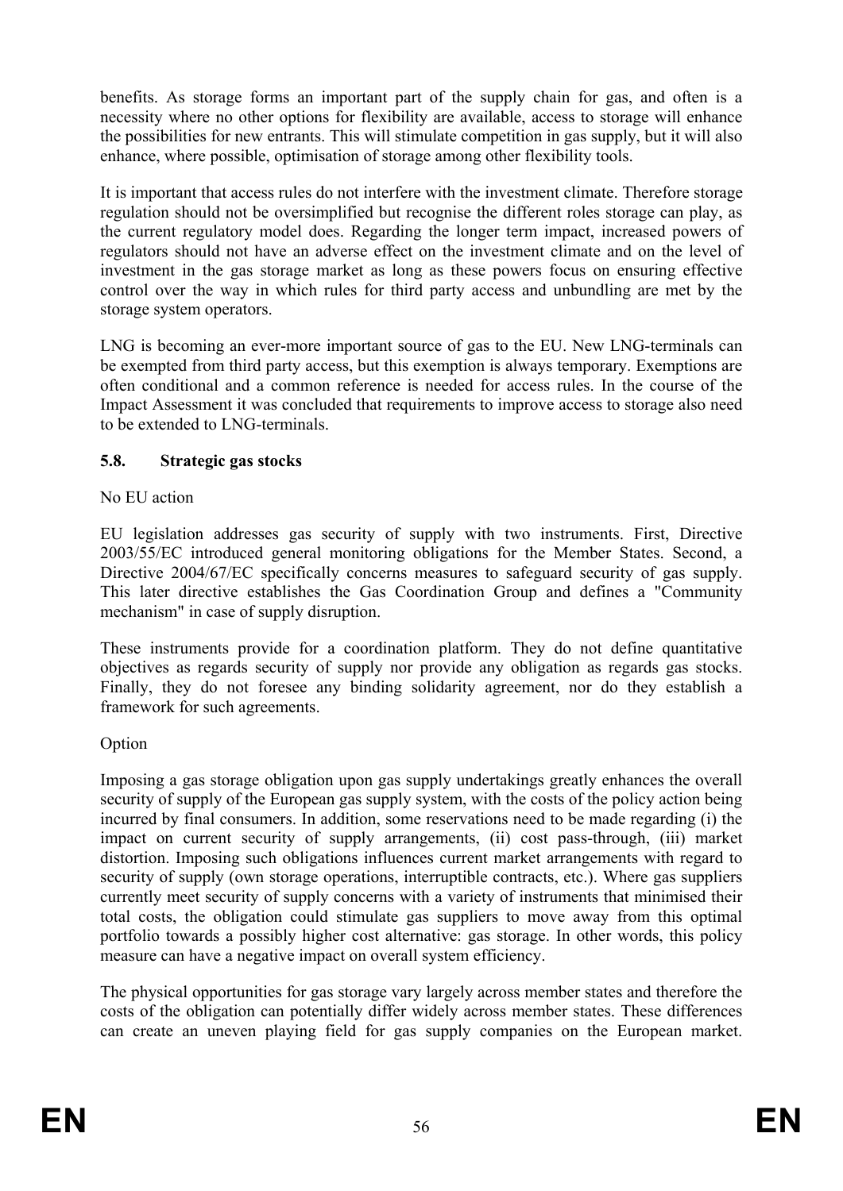benefits. As storage forms an important part of the supply chain for gas, and often is a necessity where no other options for flexibility are available, access to storage will enhance the possibilities for new entrants. This will stimulate competition in gas supply, but it will also enhance, where possible, optimisation of storage among other flexibility tools.

It is important that access rules do not interfere with the investment climate. Therefore storage regulation should not be oversimplified but recognise the different roles storage can play, as the current regulatory model does. Regarding the longer term impact, increased powers of regulators should not have an adverse effect on the investment climate and on the level of investment in the gas storage market as long as these powers focus on ensuring effective control over the way in which rules for third party access and unbundling are met by the storage system operators.

LNG is becoming an ever-more important source of gas to the EU. New LNG-terminals can be exempted from third party access, but this exemption is always temporary. Exemptions are often conditional and a common reference is needed for access rules. In the course of the Impact Assessment it was concluded that requirements to improve access to storage also need to be extended to LNG-terminals.

### 5.8. Strategic gas stocks

No EU action

EU legislation addresses gas security of supply with two instruments. First, Directive 2003/55/EC introduced general monitoring obligations for the Member States. Second, a Directive 2004/67/EC specifically concerns measures to safeguard security of gas supply. This later directive establishes the Gas Coordination Group and defines a "Community mechanism" in case of supply disruption.

These instruments provide for a coordination platform. They do not define quantitative objectives as regards security of supply nor provide any obligation as regards gas stocks. Finally, they do not foresee any binding solidarity agreement, nor do they establish a framework for such agreements.

Option

Imposing a gas storage obligation upon gas supply undertakings greatly enhances the overall security of supply of the European gas supply system, with the costs of the policy action being incurred by final consumers. In addition, some reservations need to be made regarding (i) the impact on current security of supply arrangements, (ii) cost pass-through, (iii) market distortion. Imposing such obligations influences current market arrangements with regard to security of supply (own storage operations, interruptible contracts, etc.). Where gas suppliers currently meet security of supply concerns with a variety of instruments that minimised their total costs, the obligation could stimulate gas suppliers to move away from this optimal portfolio towards a possibly higher cost alternative: gas storage. In other words, this policy measure can have a negative impact on overall system efficiency.

The physical opportunities for gas storage vary largely across member states and therefore the costs of the obligation can potentially differ widely across member states. These differences can create an uneven playing field for gas supply companies on the European market.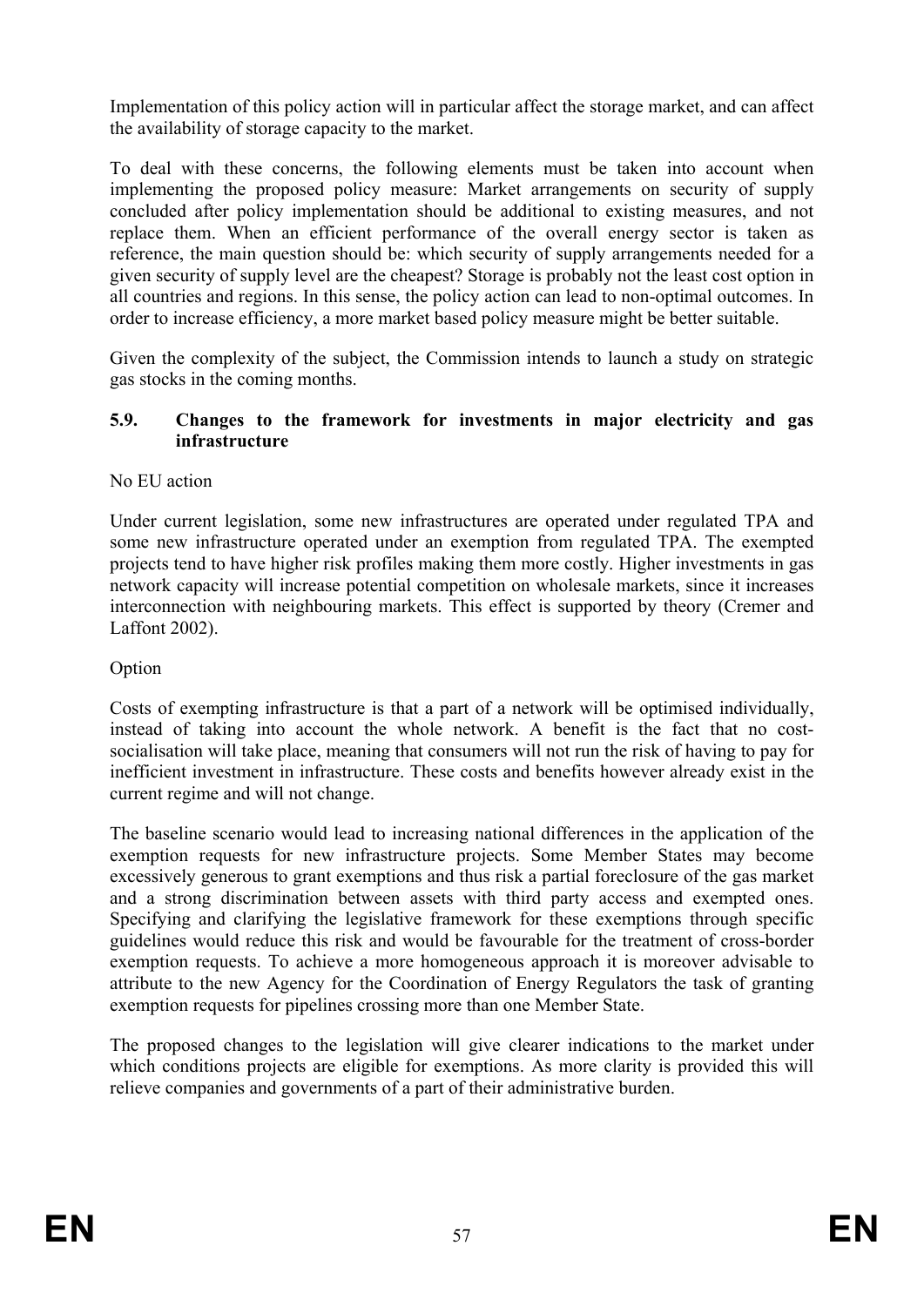Implementation of this policy action will in particular affect the storage market, and can affect the availability of storage capacity to the market.

To deal with these concerns, the following elements must be taken into account when implementing the proposed policy measure: Market arrangements on security of supply concluded after policy implementation should be additional to existing measures, and not replace them. When an efficient performance of the overall energy sector is taken as reference, the main question should be: which security of supply arrangements needed for a given security of supply level are the cheapest? Storage is probably not the least cost option in all countries and regions. In this sense, the policy action can lead to non-optimal outcomes. In order to increase efficiency, a more market based policy measure might be better suitable.

Given the complexity of the subject, the Commission intends to launch a study on strategic gas stocks in the coming months.

### 5.9. Changes to the framework for investments in major electricity and gas infrastructure

No EU action

Under current legislation, some new infrastructures are operated under regulated TPA and some new infrastructure operated under an exemption from regulated TPA. The exempted projects tend to have higher risk profiles making them more costly. Higher investments in gas network capacity will increase potential competition on wholesale markets, since it increases interconnection with neighbouring markets. This effect is supported by theory (Cremer and Laffont 2002).

Option

Costs of exempting infrastructure is that a part of a network will be optimised individually, instead of taking into account the whole network. A benefit is the fact that no cost-socialisation will take place, meaning that consumers will not run the risk of having to pay for inefficient investment in infrastructure. These costs and benefits however already exist in the current regime and will not change.

The baseline scenario would lead to increasing national differences in the application of the exemption requests for new infrastructure projects. Some Member States may become excessively generous to grant exemptions and thus risk a partial foreclosure of the gas market and a strong discrimination between assets with third party access and exempted ones. Specifying and clarifying the legislative framework for these exemptions through specific guidelines would reduce this risk and would be favourable for the treatment of cross-border exemption requests. To achieve a more homogeneous approach it is moreover advisable to attribute to the new Agency for the Coordination of Energy Regulators the task of granting exemption requests for pipelines crossing more than one Member State.

The proposed changes to the legislation will give clearer indications to the market under which conditions projects are eligible for exemptions. As more clarity is provided this will relieve companies and governments of a part of their administrative burden.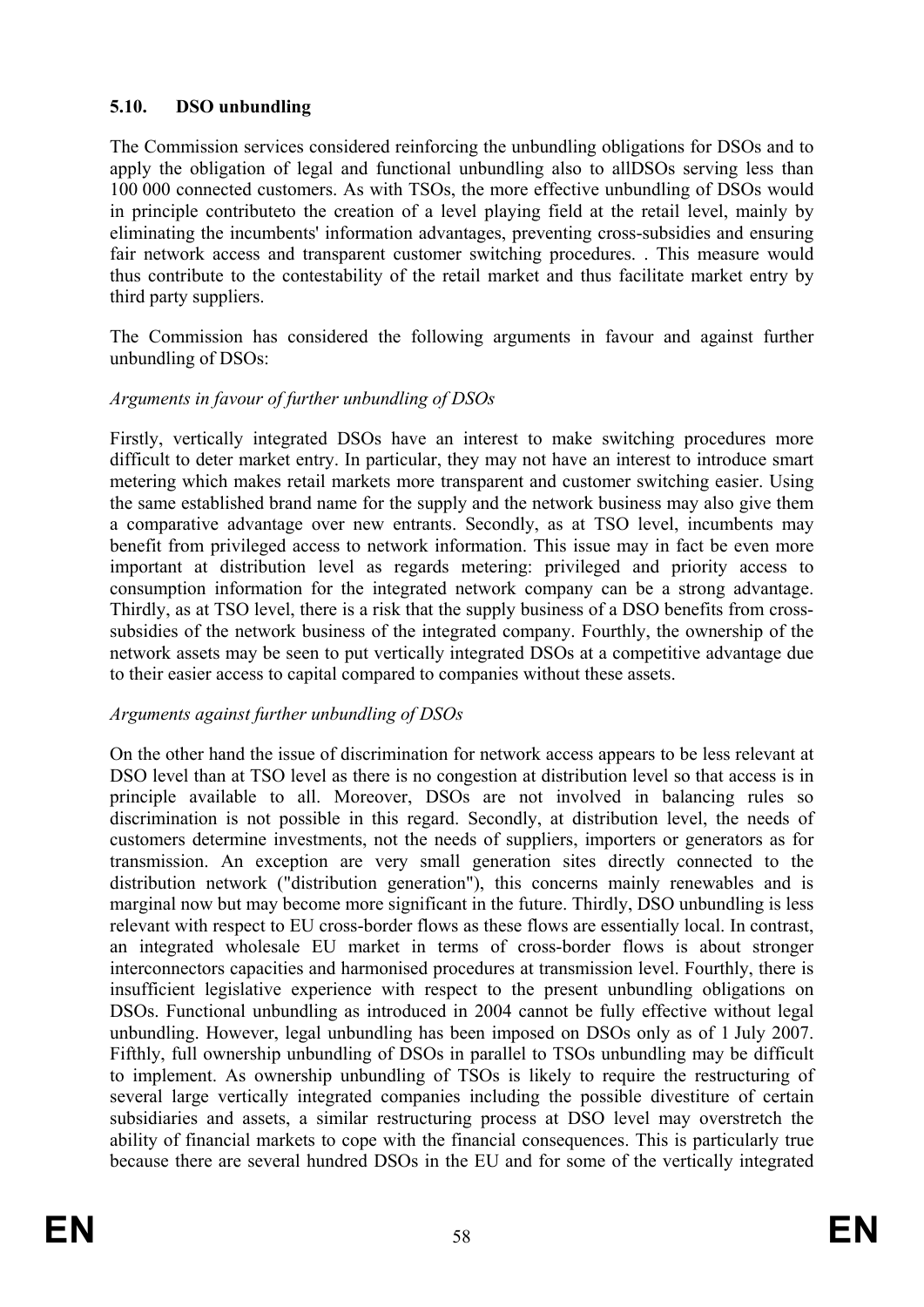### 5.10. DSO unbundling

The Commission services considered reinforcing the unbundling obligations for DSOs and to apply the obligation of legal and functional unbundling also to allDSOs serving less than 100 000 connected customers. As with TSOs, the more effective unbundling of DSOs would in principle contributeto the creation of a level playing field at the retail level, mainly by eliminating the incumbents' information advantages, preventing cross-subsidies and ensuring fair network access and transparent customer switching procedures. . This measure would thus contribute to the contestability of the retail market and thus facilitate market entry by third party suppliers.

The Commission has considered the following arguments in favour and against further unbundling of DSOs:

*Arguments in favour of further unbundling of DSOs*

Firstly, vertically integrated DSOs have an interest to make switching procedures more difficult to deter market entry. In particular, they may not have an interest to introduce smart metering which makes retail markets more transparent and customer switching easier. Using the same established brand name for the supply and the network business may also give them a comparative advantage over new entrants. Secondly, as at TSO level, incumbents may benefit from privileged access to network information. This issue may in fact be even more important at distribution level as regards metering: privileged and priority access to consumption information for the integrated network company can be a strong advantage. Thirdly, as at TSO level, there is a risk that the supply business of a DSO benefits from cross-subsidies of the network business of the integrated company. Fourthly, the ownership of the network assets may be seen to put vertically integrated DSOs at a competitive advantage due to their easier access to capital compared to companies without these assets.

*Arguments against further unbundling of DSOs*

On the other hand the issue of discrimination for network access appears to be less relevant at DSO level than at TSO level as there is no congestion at distribution level so that access is in principle available to all. Moreover, DSOs are not involved in balancing rules so discrimination is not possible in this regard. Secondly, at distribution level, the needs of customers determine investments, not the needs of suppliers, importers or generators as for transmission. An exception are very small generation sites directly connected to the distribution network ("distribution generation"), this concerns mainly renewables and is marginal now but may become more significant in the future. Thirdly, DSO unbundling is less relevant with respect to EU cross-border flows as these flows are essentially local. In contrast, an integrated wholesale EU market in terms of cross-border flows is about stronger interconnectors capacities and harmonised procedures at transmission level. Fourthly, there is insufficient legislative experience with respect to the present unbundling obligations on DSOs. Functional unbundling as introduced in 2004 cannot be fully effective without legal unbundling. However, legal unbundling has been imposed on DSOs only as of 1 July 2007. Fifthly, full ownership unbundling of DSOs in parallel to TSOs unbundling may be difficult to implement. As ownership unbundling of TSOs is likely to require the restructuring of several large vertically integrated companies including the possible divestiture of certain subsidiaries and assets, a similar restructuring process at DSO level may overstretch the ability of financial markets to cope with the financial consequences. This is particularly true because there are several hundred DSOs in the EU and for some of the vertically integrated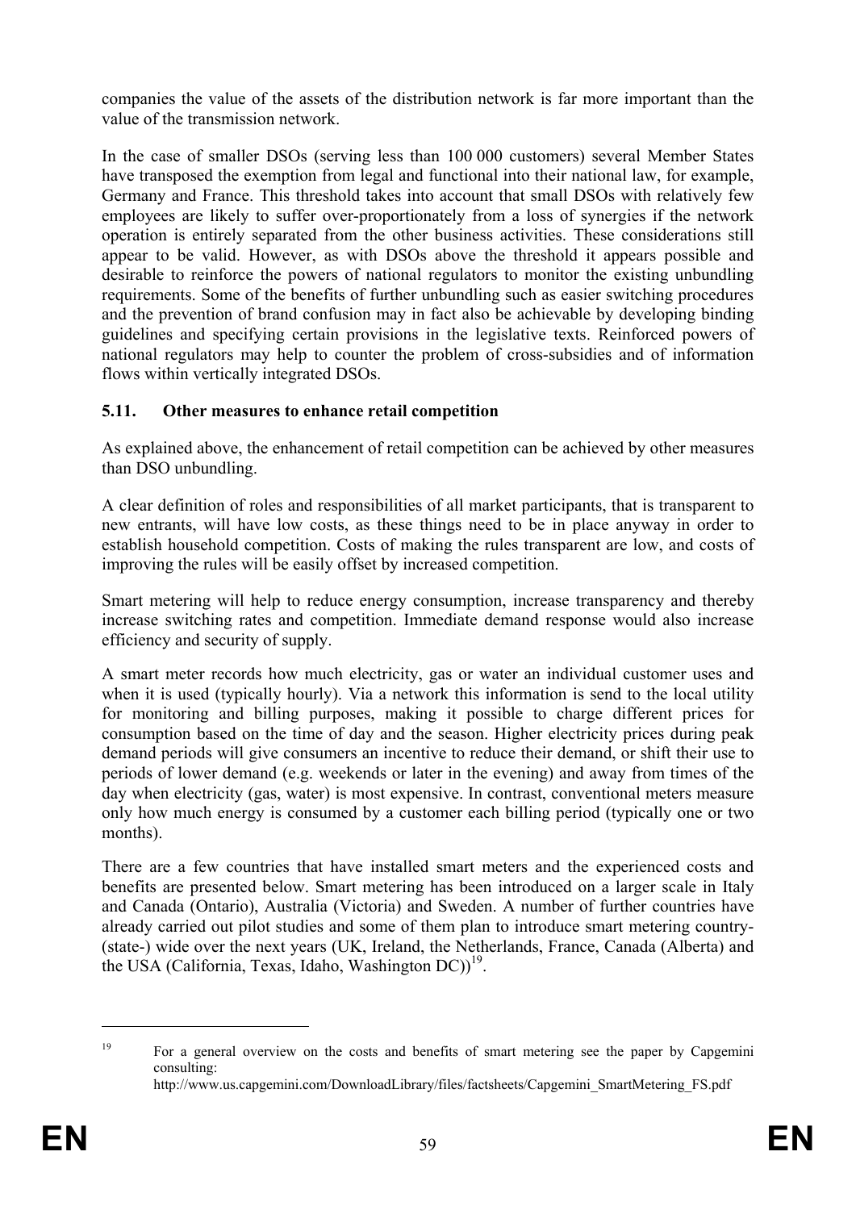companies the value of the assets of the distribution network is far more important than the value of the transmission network.

In the case of smaller DSOs (serving less than 100 000 customers) several Member States have transposed the exemption from legal and functional into their national law, for example, Germany and France. This threshold takes into account that small DSOs with relatively few employees are likely to suffer over-proportionately from a loss of synergies if the network operation is entirely separated from the other business activities. These considerations still appear to be valid. However, as with DSOs above the threshold it appears possible and desirable to reinforce the powers of national regulators to monitor the existing unbundling requirements. Some of the benefits of further unbundling such as easier switching procedures and the prevention of brand confusion may in fact also be achievable by developing binding guidelines and specifying certain provisions in the legislative texts. Reinforced powers of national regulators may help to counter the problem of cross-subsidies and of information flows within vertically integrated DSOs.

### 5.11. Other measures to enhance retail competition

As explained above, the enhancement of retail competition can be achieved by other measures than DSO unbundling.

A clear definition of roles and responsibilities of all market participants, that is transparent to new entrants, will have low costs, as these things need to be in place anyway in order to establish household competition. Costs of making the rules transparent are low, and costs of improving the rules will be easily offset by increased competition.

Smart metering will help to reduce energy consumption, increase transparency and thereby increase switching rates and competition. Immediate demand response would also increase efficiency and security of supply.

A smart meter records how much electricity, gas or water an individual customer uses and when it is used (typically hourly). Via a network this information is send to the local utility for monitoring and billing purposes, making it possible to charge different prices for consumption based on the time of day and the season. Higher electricity prices during peak demand periods will give consumers an incentive to reduce their demand, or shift their use to periods of lower demand (e.g. weekends or later in the evening) and away from times of the day when electricity (gas, water) is most expensive. In contrast, conventional meters measure only how much energy is consumed by a customer each billing period (typically one or two months).

There are a few countries that have installed smart meters and the experienced costs and benefits are presented below. Smart metering has been introduced on a larger scale in Italy and Canada (Ontario), Australia (Victoria) and Sweden. A number of further countries have already carried out pilot studies and some of them plan to introduce smart metering country- (state-) wide over the next years (UK, Ireland, the Netherlands, France, Canada (Alberta) and the USA (California, Texas, Idaho, Washington DC))[19].

---

[19] For a general overview on the costs and benefits of smart metering see the paper by Capgemini consulting: http://www.us.capgemini.com/DownloadLibrary/files/factsheets/Capgemini_SmartMetering_FS.pdf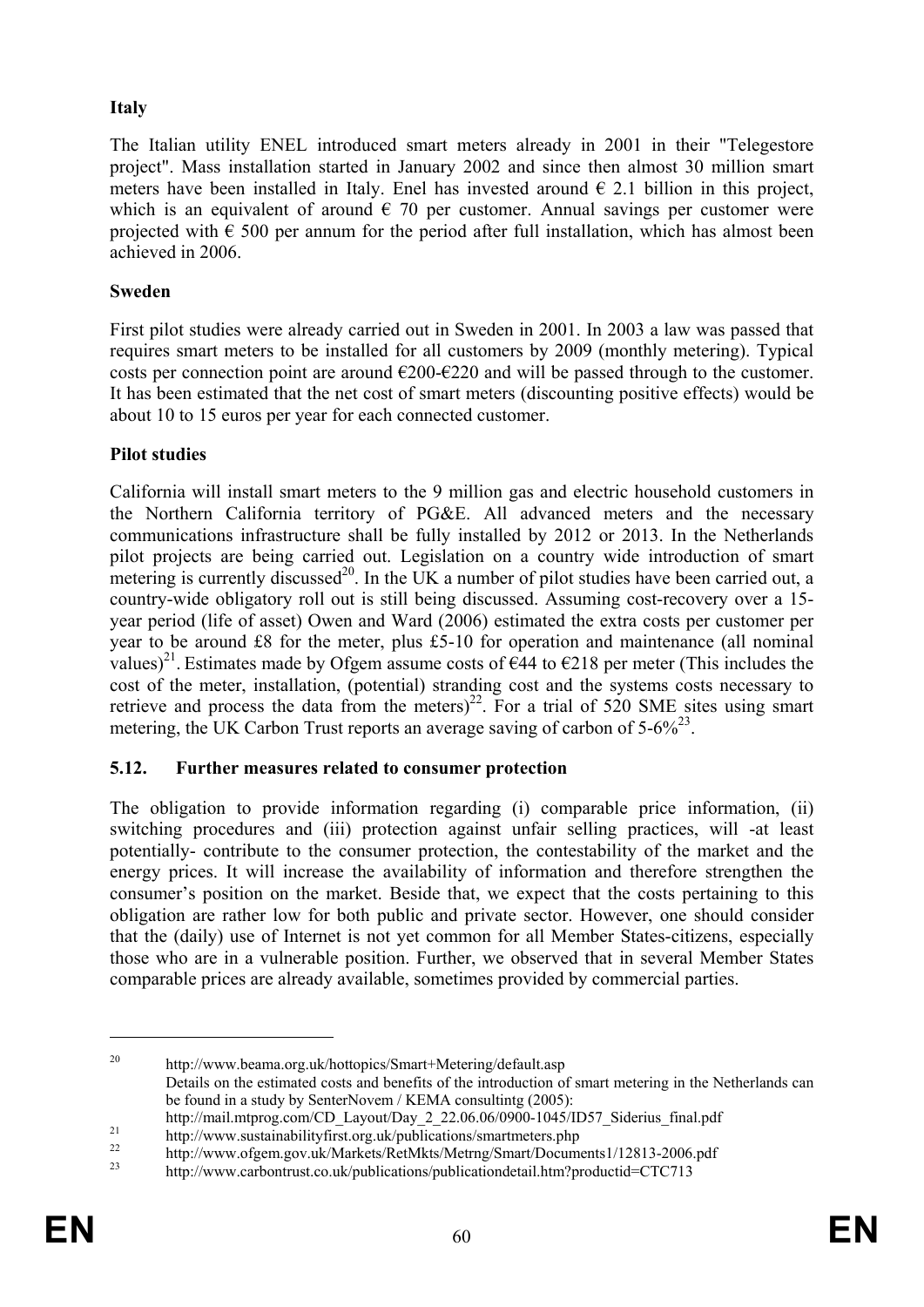**Italy**

The Italian utility ENEL introduced smart meters already in 2001 in their "Telegestore project". Mass installation started in January 2002 and since then almost 30 million smart meters have been installed in Italy. Enel has invested around € 2.1 billion in this project, which is an equivalent of around € 70 per customer. Annual savings per customer were projected with € 500 per annum for the period after full installation, which has almost been achieved in 2006.

**Sweden**

First pilot studies were already carried out in Sweden in 2001. In 2003 a law was passed that requires smart meters to be installed for all customers by 2009 (monthly metering). Typical costs per connection point are around €200-€220 and will be passed through to the customer. It has been estimated that the net cost of smart meters (discounting positive effects) would be about 10 to 15 euros per year for each connected customer.

**Pilot studies**

California will install smart meters to the 9 million gas and electric household customers in the Northern California territory of PG&E. All advanced meters and the necessary communications infrastructure shall be fully installed by 2012 or 2013. In the Netherlands pilot projects are being carried out. Legislation on a country wide introduction of smart metering is currently discussed[20]. In the UK a number of pilot studies have been carried out, a country-wide obligatory roll out is still being discussed. Assuming cost-recovery over a 15-year period (life of asset) Owen and Ward (2006) estimated the extra costs per customer per year to be around £8 for the meter, plus £5-10 for operation and maintenance (all nominal values)[21]. Estimates made by Ofgem assume costs of €44 to €218 per meter (This includes the cost of the meter, installation, (potential) stranding cost and the systems costs necessary to retrieve and process the data from the meters)[22]. For a trial of 520 SME sites using smart metering, the UK Carbon Trust reports an average saving of carbon of 5-6%[23].

## 5.12. Further measures related to consumer protection

The obligation to provide information regarding (i) comparable price information, (ii) switching procedures and (iii) protection against unfair selling practices, will -at least potentially- contribute to the consumer protection, the contestability of the market and the energy prices. It will increase the availability of information and therefore strengthen the consumer's position on the market. Beside that, we expect that the costs pertaining to this obligation are rather low for both public and private sector. However, one should consider that the (daily) use of Internet is not yet common for all Member States-citizens, especially those who are in a vulnerable position. Further, we observed that in several Member States comparable prices are already available, sometimes provided by commercial parties.

---

[20] http://www.beama.org.uk/hottopics/Smart+Metering/default.asp
Details on the estimated costs and benefits of the introduction of smart metering in the Netherlands can be found in a study by SenterNovem / KEMA consultintg (2005):
http://mail.mtprog.com/CD_Layout/Day_2_22.06.06/0900-1045/ID57_Siderius_final.pdf

[21] http://www.sustainabilityfirst.org.uk/publications/smartmeters.php

[22] http://www.ofgem.gov.uk/Markets/RetMkts/Metrng/Smart/Documents1/12813-2006.pdf

[23] http://www.carbontrust.co.uk/publications/publicationdetail.htm?productid=CTC713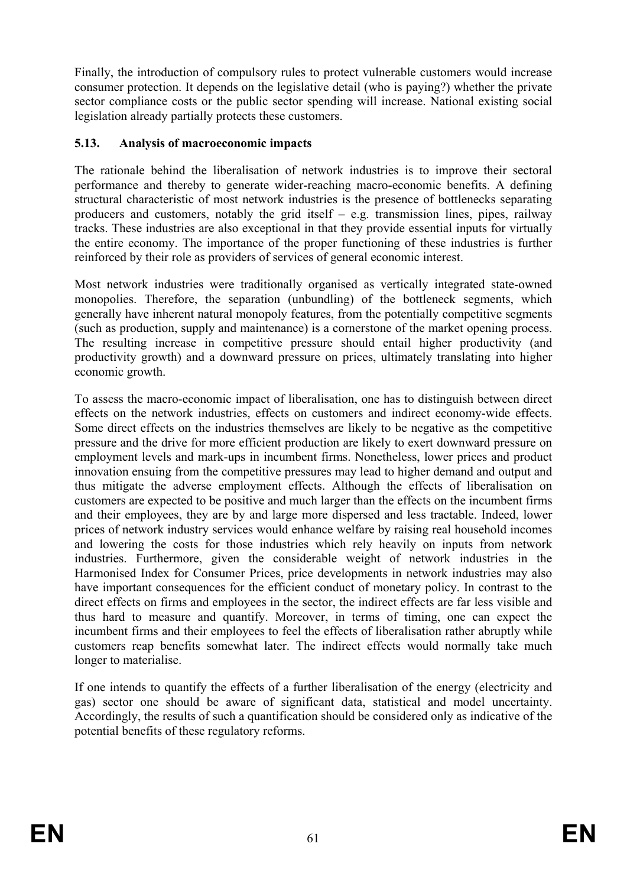Finally, the introduction of compulsory rules to protect vulnerable customers would increase consumer protection. It depends on the legislative detail (who is paying?) whether the private sector compliance costs or the public sector spending will increase. National existing social legislation already partially protects these customers.

### 5.13. Analysis of macroeconomic impacts

The rationale behind the liberalisation of network industries is to improve their sectoral performance and thereby to generate wider-reaching macro-economic benefits. A defining structural characteristic of most network industries is the presence of bottlenecks separating producers and customers, notably the grid itself – e.g. transmission lines, pipes, railway tracks. These industries are also exceptional in that they provide essential inputs for virtually the entire economy. The importance of the proper functioning of these industries is further reinforced by their role as providers of services of general economic interest.

Most network industries were traditionally organised as vertically integrated state-owned monopolies. Therefore, the separation (unbundling) of the bottleneck segments, which generally have inherent natural monopoly features, from the potentially competitive segments (such as production, supply and maintenance) is a cornerstone of the market opening process. The resulting increase in competitive pressure should entail higher productivity (and productivity growth) and a downward pressure on prices, ultimately translating into higher economic growth.

To assess the macro-economic impact of liberalisation, one has to distinguish between direct effects on the network industries, effects on customers and indirect economy-wide effects. Some direct effects on the industries themselves are likely to be negative as the competitive pressure and the drive for more efficient production are likely to exert downward pressure on employment levels and mark-ups in incumbent firms. Nonetheless, lower prices and product innovation ensuing from the competitive pressures may lead to higher demand and output and thus mitigate the adverse employment effects. Although the effects of liberalisation on customers are expected to be positive and much larger than the effects on the incumbent firms and their employees, they are by and large more dispersed and less tractable. Indeed, lower prices of network industry services would enhance welfare by raising real household incomes and lowering the costs for those industries which rely heavily on inputs from network industries. Furthermore, given the considerable weight of network industries in the Harmonised Index for Consumer Prices, price developments in network industries may also have important consequences for the efficient conduct of monetary policy. In contrast to the direct effects on firms and employees in the sector, the indirect effects are far less visible and thus hard to measure and quantify. Moreover, in terms of timing, one can expect the incumbent firms and their employees to feel the effects of liberalisation rather abruptly while customers reap benefits somewhat later. The indirect effects would normally take much longer to materialise.

If one intends to quantify the effects of a further liberalisation of the energy (electricity and gas) sector one should be aware of significant data, statistical and model uncertainty. Accordingly, the results of such a quantification should be considered only as indicative of the potential benefits of these regulatory reforms.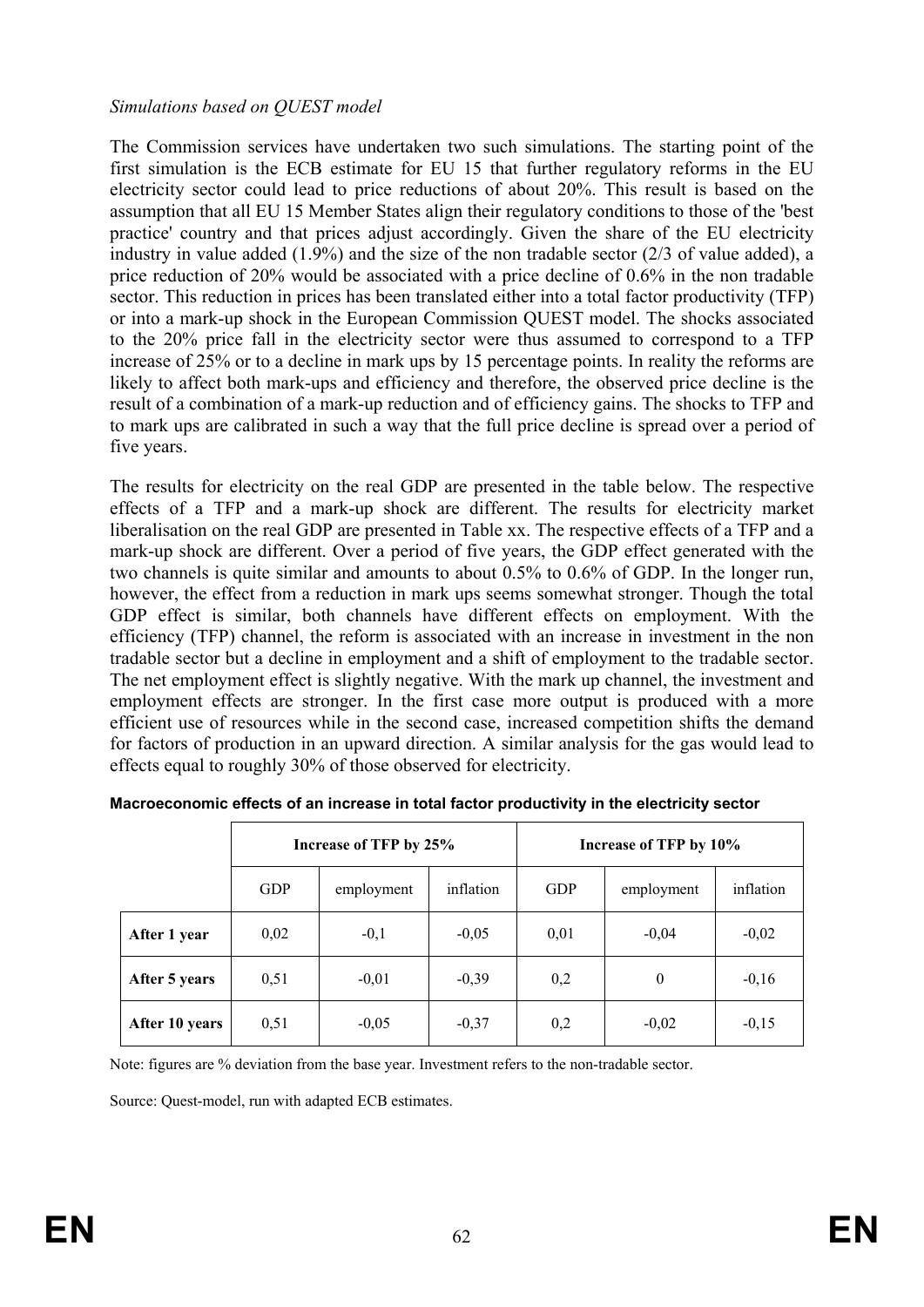*Simulations based on QUEST model*

The Commission services have undertaken two such simulations. The starting point of the first simulation is the ECB estimate for EU 15 that further regulatory reforms in the EU electricity sector could lead to price reductions of about 20%. This result is based on the assumption that all EU 15 Member States align their regulatory conditions to those of the 'best practice' country and that prices adjust accordingly. Given the share of the EU electricity industry in value added (1.9%) and the size of the non tradable sector (2/3 of value added), a price reduction of 20% would be associated with a price decline of 0.6% in the non tradable sector. This reduction in prices has been translated either into a total factor productivity (TFP) or into a mark-up shock in the European Commission QUEST model. The shocks associated to the 20% price fall in the electricity sector were thus assumed to correspond to a TFP increase of 25% or to a decline in mark ups by 15 percentage points. In reality the reforms are likely to affect both mark-ups and efficiency and therefore, the observed price decline is the result of a combination of a mark-up reduction and of efficiency gains. The shocks to TFP and to mark ups are calibrated in such a way that the full price decline is spread over a period of five years.

The results for electricity on the real GDP are presented in the table below. The respective effects of a TFP and a mark-up shock are different. The results for electricity market liberalisation on the real GDP are presented in Table xx. The respective effects of a TFP and a mark-up shock are different. Over a period of five years, the GDP effect generated with the two channels is quite similar and amounts to about 0.5% to 0.6% of GDP. In the longer run, however, the effect from a reduction in mark ups seems somewhat stronger. Though the total GDP effect is similar, both channels have different effects on employment. With the efficiency (TFP) channel, the reform is associated with an increase in investment in the non tradable sector but a decline in employment and a shift of employment to the tradable sector. The net employment effect is slightly negative. With the mark up channel, the investment and employment effects are stronger. In the first case more output is produced with a more efficient use of resources while in the second case, increased competition shifts the demand for factors of production in an upward direction. A similar analysis for the gas would lead to effects equal to roughly 30% of those observed for electricity.

**Macroeconomic effects of an increase in total factor productivity in the electricity sector**

| | Increase of TFP by 25% | | | Increase of TFP by 10% | | |
|---|---|---|---|---|---|---|
| | GDP | employment | inflation | GDP | employment | inflation |
| **After 1 year** | 0,02 | -0,1 | -0,05 | 0,01 | -0,04 | -0,02 |
| **After 5 years** | 0,51 | -0,01 | -0,39 | 0,2 | 0 | -0,16 |
| **After 10 years** | 0,51 | -0,05 | -0,37 | 0,2 | -0,02 | -0,15 |

Note: figures are % deviation from the base year. Investment refers to the non-tradable sector.

Source: Quest-model, run with adapted ECB estimates.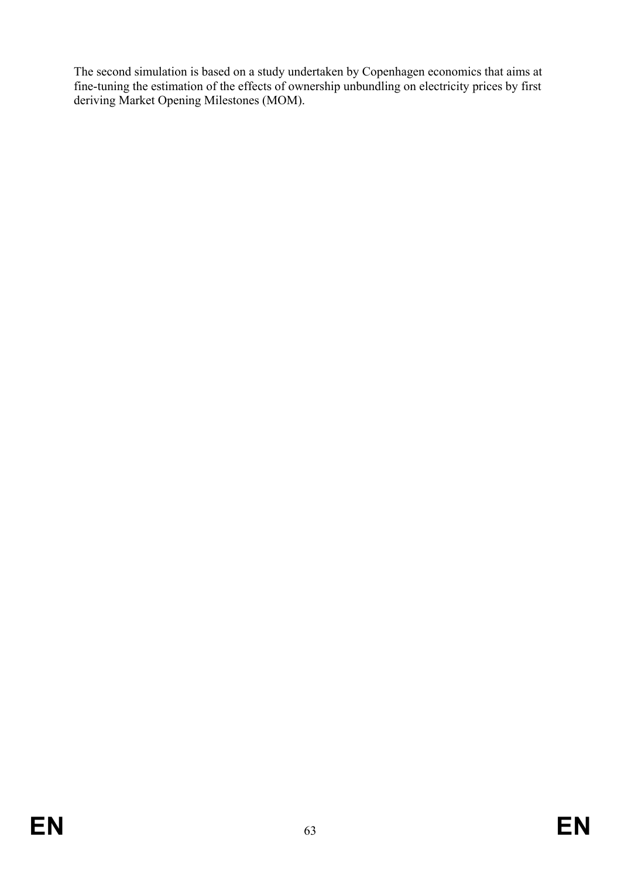The second simulation is based on a study undertaken by Copenhagen economics that aims at fine-tuning the estimation of the effects of ownership unbundling on electricity prices by first deriving Market Opening Milestones (MOM).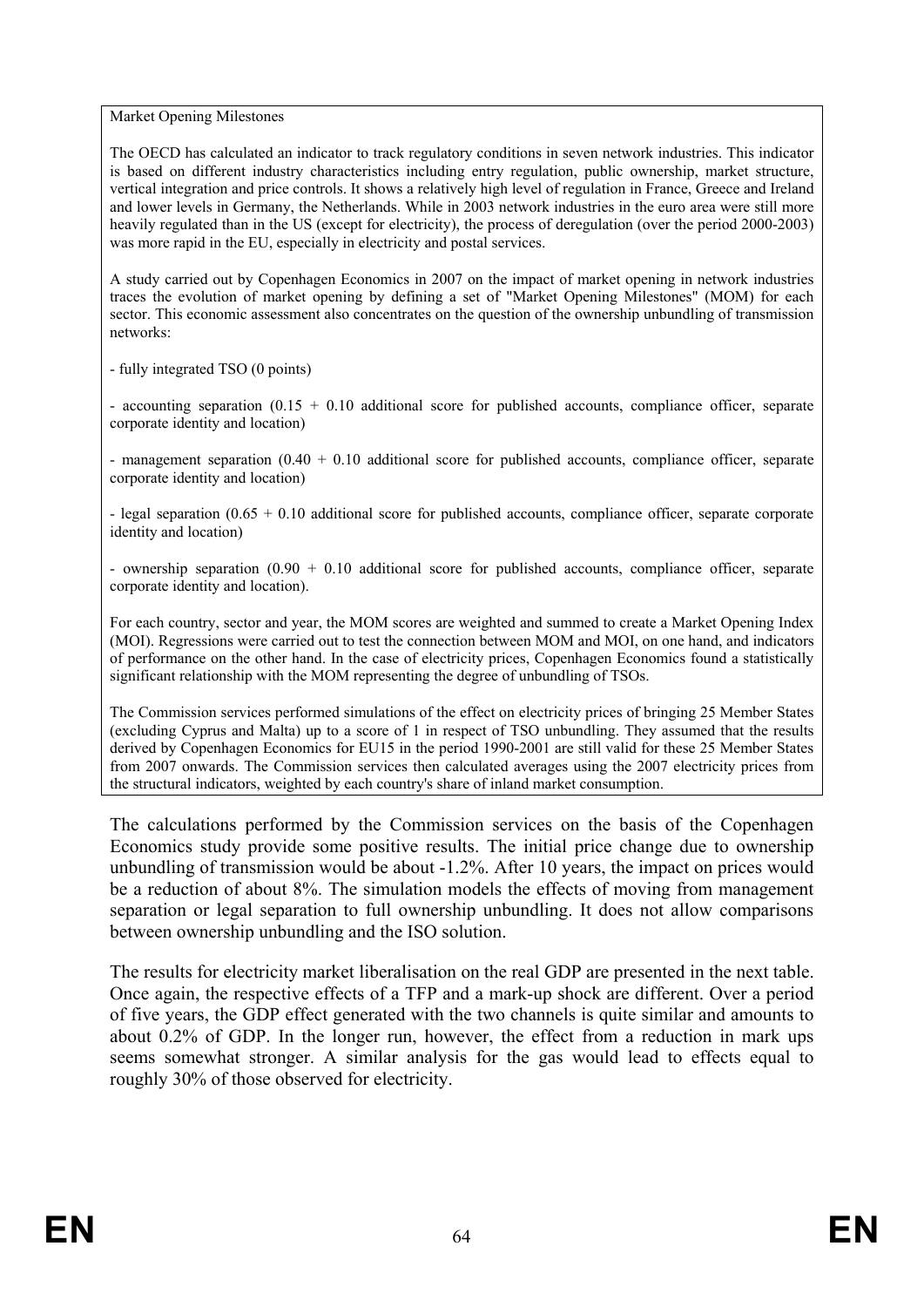Market Opening Milestones

The OECD has calculated an indicator to track regulatory conditions in seven network industries. This indicator is based on different industry characteristics including entry regulation, public ownership, market structure, vertical integration and price controls. It shows a relatively high level of regulation in France, Greece and Ireland and lower levels in Germany, the Netherlands. While in 2003 network industries in the euro area were still more heavily regulated than in the US (except for electricity), the process of deregulation (over the period 2000-2003) was more rapid in the EU, especially in electricity and postal services.

A study carried out by Copenhagen Economics in 2007 on the impact of market opening in network industries traces the evolution of market opening by defining a set of "Market Opening Milestones" (MOM) for each sector. This economic assessment also concentrates on the question of the ownership unbundling of transmission networks:

- fully integrated TSO (0 points)

- accounting separation (0.15 + 0.10 additional score for published accounts, compliance officer, separate corporate identity and location)

- management separation (0.40 + 0.10 additional score for published accounts, compliance officer, separate corporate identity and location)

- legal separation (0.65 + 0.10 additional score for published accounts, compliance officer, separate corporate identity and location)

- ownership separation (0.90 + 0.10 additional score for published accounts, compliance officer, separate corporate identity and location).

For each country, sector and year, the MOM scores are weighted and summed to create a Market Opening Index (MOI). Regressions were carried out to test the connection between MOM and MOI, on one hand, and indicators of performance on the other hand. In the case of electricity prices, Copenhagen Economics found a statistically significant relationship with the MOM representing the degree of unbundling of TSOs.

The Commission services performed simulations of the effect on electricity prices of bringing 25 Member States (excluding Cyprus and Malta) up to a score of 1 in respect of TSO unbundling. They assumed that the results derived by Copenhagen Economics for EU15 in the period 1990-2001 are still valid for these 25 Member States from 2007 onwards. The Commission services then calculated averages using the 2007 electricity prices from the structural indicators, weighted by each country's share of inland market consumption.

The calculations performed by the Commission services on the basis of the Copenhagen Economics study provide some positive results. The initial price change due to ownership unbundling of transmission would be about -1.2%. After 10 years, the impact on prices would be a reduction of about 8%. The simulation models the effects of moving from management separation or legal separation to full ownership unbundling. It does not allow comparisons between ownership unbundling and the ISO solution.

The results for electricity market liberalisation on the real GDP are presented in the next table. Once again, the respective effects of a TFP and a mark-up shock are different. Over a period of five years, the GDP effect generated with the two channels is quite similar and amounts to about 0.2% of GDP. In the longer run, however, the effect from a reduction in mark ups seems somewhat stronger. A similar analysis for the gas would lead to effects equal to roughly 30% of those observed for electricity.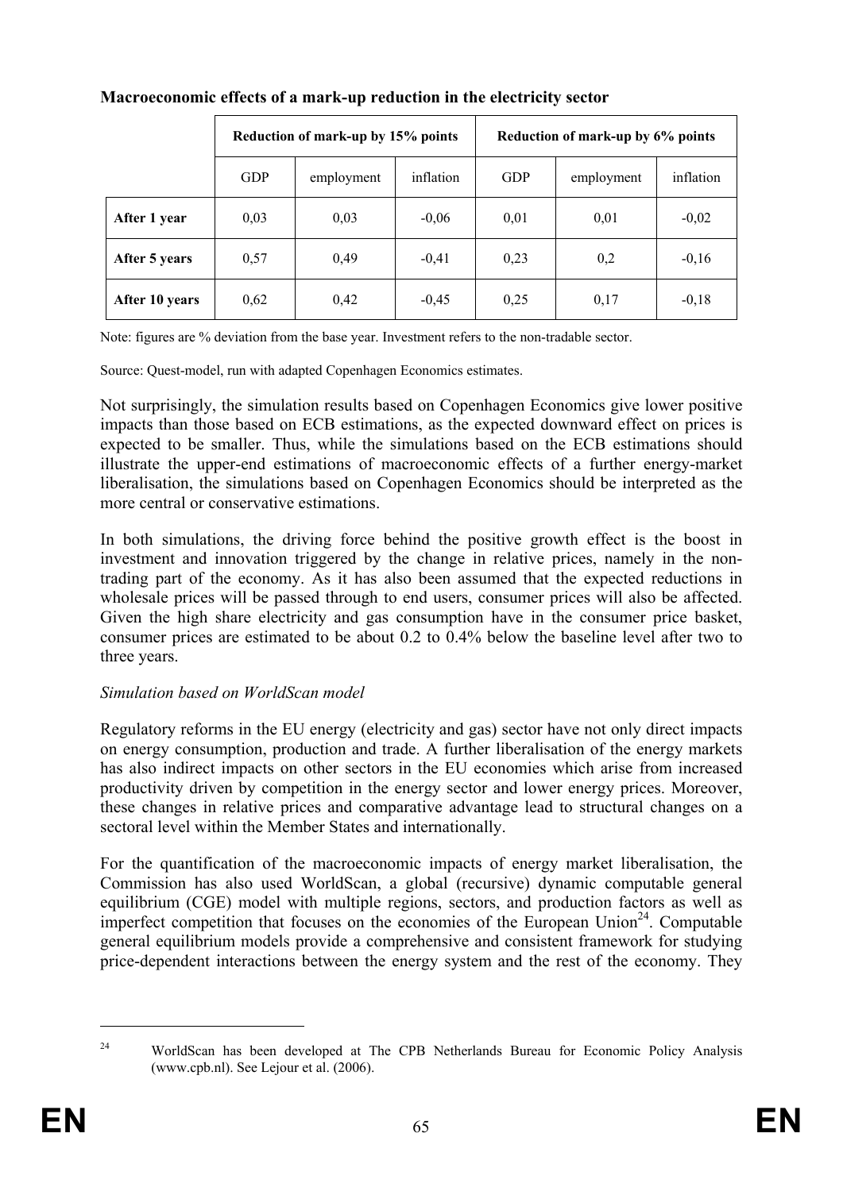**Macroeconomic effects of a mark-up reduction in the electricity sector**

| | Reduction of mark-up by 15% points | | | Reduction of mark-up by 6% points | | |
|---|---|---|---|---|---|---|
| | GDP | employment | inflation | GDP | employment | inflation |
| **After 1 year** | 0,03 | 0,03 | -0,06 | 0,01 | 0,01 | -0,02 |
| **After 5 years** | 0,57 | 0,49 | -0,41 | 0,23 | 0,2 | -0,16 |
| **After 10 years** | 0,62 | 0,42 | -0,45 | 0,25 | 0,17 | -0,18 |

Note: figures are % deviation from the base year. Investment refers to the non-tradable sector.

Source: Quest-model, run with adapted Copenhagen Economics estimates.

Not surprisingly, the simulation results based on Copenhagen Economics give lower positive impacts than those based on ECB estimations, as the expected downward effect on prices is expected to be smaller. Thus, while the simulations based on the ECB estimations should illustrate the upper-end estimations of macroeconomic effects of a further energy-market liberalisation, the simulations based on Copenhagen Economics should be interpreted as the more central or conservative estimations.

In both simulations, the driving force behind the positive growth effect is the boost in investment and innovation triggered by the change in relative prices, namely in the non-trading part of the economy. As it has also been assumed that the expected reductions in wholesale prices will be passed through to end users, consumer prices will also be affected. Given the high share electricity and gas consumption have in the consumer price basket, consumer prices are estimated to be about 0.2 to 0.4% below the baseline level after two to three years.

*Simulation based on WorldScan model*

Regulatory reforms in the EU energy (electricity and gas) sector have not only direct impacts on energy consumption, production and trade. A further liberalisation of the energy markets has also indirect impacts on other sectors in the EU economies which arise from increased productivity driven by competition in the energy sector and lower energy prices. Moreover, these changes in relative prices and comparative advantage lead to structural changes on a sectoral level within the Member States and internationally.

For the quantification of the macroeconomic impacts of energy market liberalisation, the Commission has also used WorldScan, a global (recursive) dynamic computable general equilibrium (CGE) model with multiple regions, sectors, and production factors as well as imperfect competition that focuses on the economies of the European Union[24]. Computable general equilibrium models provide a comprehensive and consistent framework for studying price-dependent interactions between the energy system and the rest of the economy. They

[24] WorldScan has been developed at The CPB Netherlands Bureau for Economic Policy Analysis (www.cpb.nl). See Lejour et al. (2006).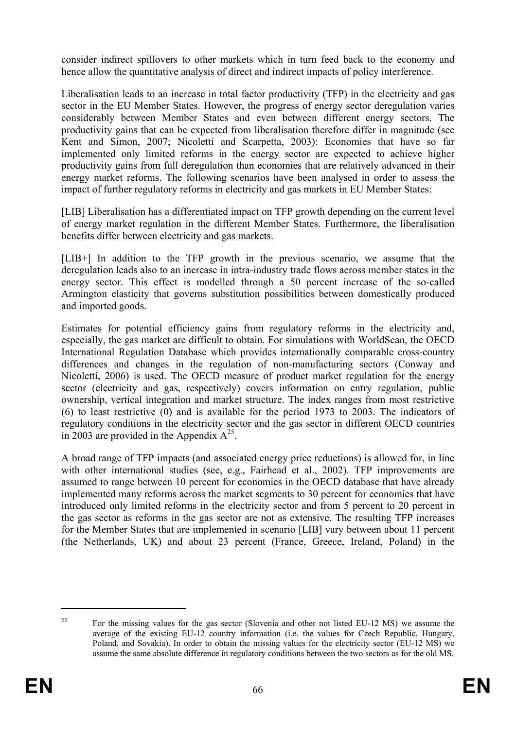consider indirect spillovers to other markets which in turn feed back to the economy and hence allow the quantitative analysis of direct and indirect impacts of policy interference.

Liberalisation leads to an increase in total factor productivity (TFP) in the electricity and gas sector in the EU Member States. However, the progress of energy sector deregulation varies considerably between Member States and even between different energy sectors. The productivity gains that can be expected from liberalisation therefore differ in magnitude (see Kent and Simon, 2007; Nicoletti and Scarpetta, 2003): Economies that have so far implemented only limited reforms in the energy sector are expected to achieve higher productivity gains from full deregulation than economies that are relatively advanced in their energy market reforms. The following scenarios have been analysed in order to assess the impact of further regulatory reforms in electricity and gas markets in EU Member States:

[LIB] Liberalisation has a differentiated impact on TFP growth depending on the current level of energy market regulation in the different Member States. Furthermore, the liberalisation benefits differ between electricity and gas markets.

[LIB+] In addition to the TFP growth in the previous scenario, we assume that the deregulation leads also to an increase in intra-industry trade flows across member states in the energy sector. This effect is modelled through a 50 percent increase of the so-called Armington elasticity that governs substitution possibilities between domestically produced and imported goods.

Estimates for potential efficiency gains from regulatory reforms in the electricity and, especially, the gas market are difficult to obtain. For simulations with WorldScan, the OECD International Regulation Database which provides internationally comparable cross-country differences and changes in the regulation of non-manufacturing sectors (Conway and Nicoletti, 2006) is used. The OECD measure of product market regulation for the energy sector (electricity and gas, respectively) covers information on entry regulation, public ownership, vertical integration and market structure. The index ranges from most restrictive (6) to least restrictive (0) and is available for the period 1973 to 2003. The indicators of regulatory conditions in the electricity sector and the gas sector in different OECD countries in 2003 are provided in the Appendix A[25].

A broad range of TFP impacts (and associated energy price reductions) is allowed for, in line with other international studies (see, e.g., Fairhead et al., 2002). TFP improvements are assumed to range between 10 percent for economies in the OECD database that have already implemented many reforms across the market segments to 30 percent for economies that have introduced only limited reforms in the electricity sector and from 5 percent to 20 percent in the gas sector as reforms in the gas sector are not as extensive. The resulting TFP increases for the Member States that are implemented in scenario [LIB] vary between about 11 percent (the Netherlands, UK) and about 23 percent (France, Greece, Ireland, Poland) in the

---

[25] For the missing values for the gas sector (Slovenia and other not listed EU-12 MS) we assume the average of the existing EU-12 country information (i.e. the values for Czech Republic, Hungary, Poland, and Sovakia). In order to obtain the missing values for the electricity sector (EU-12 MS) we assume the same absolute difference in regulatory conditions between the two sectors as for the old MS.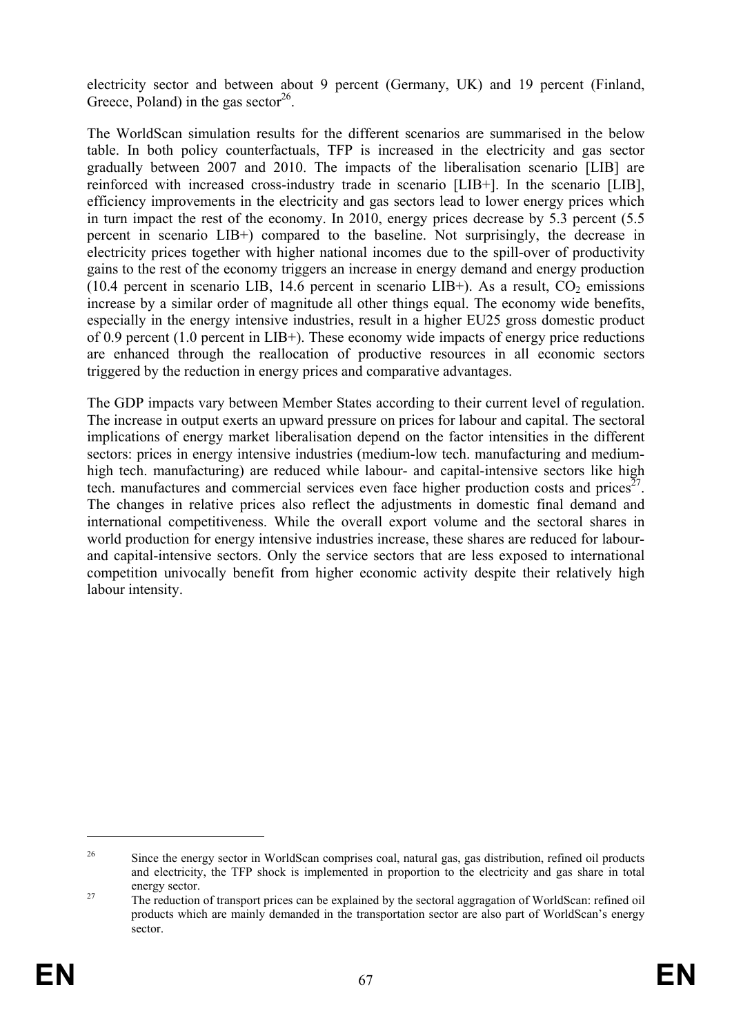electricity sector and between about 9 percent (Germany, UK) and 19 percent (Finland, Greece, Poland) in the gas sector[26].

The WorldScan simulation results for the different scenarios are summarised in the below table. In both policy counterfactuals, TFP is increased in the electricity and gas sector gradually between 2007 and 2010. The impacts of the liberalisation scenario [LIB] are reinforced with increased cross-industry trade in scenario [LIB+]. In the scenario [LIB], efficiency improvements in the electricity and gas sectors lead to lower energy prices which in turn impact the rest of the economy. In 2010, energy prices decrease by 5.3 percent (5.5 percent in scenario LIB+) compared to the baseline. Not surprisingly, the decrease in electricity prices together with higher national incomes due to the spill-over of productivity gains to the rest of the economy triggers an increase in energy demand and energy production (10.4 percent in scenario LIB, 14.6 percent in scenario LIB+). As a result, $CO_2$ emissions increase by a similar order of magnitude all other things equal. The economy wide benefits, especially in the energy intensive industries, result in a higher EU25 gross domestic product of 0.9 percent (1.0 percent in LIB+). These economy wide impacts of energy price reductions are enhanced through the reallocation of productive resources in all economic sectors triggered by the reduction in energy prices and comparative advantages.

The GDP impacts vary between Member States according to their current level of regulation. The increase in output exerts an upward pressure on prices for labour and capital. The sectoral implications of energy market liberalisation depend on the factor intensities in the different sectors: prices in energy intensive industries (medium-low tech. manufacturing and medium-high tech. manufacturing) are reduced while labour- and capital-intensive sectors like high tech. manufactures and commercial services even face higher production costs and prices[27]. The changes in relative prices also reflect the adjustments in domestic final demand and international competitiveness. While the overall export volume and the sectoral shares in world production for energy intensive industries increase, these shares are reduced for labour- and capital-intensive sectors. Only the service sectors that are less exposed to international competition univocally benefit from higher economic activity despite their relatively high labour intensity.

---

[26] Since the energy sector in WorldScan comprises coal, natural gas, gas distribution, refined oil products and electricity, the TFP shock is implemented in proportion to the electricity and gas share in total energy sector.

[27] The reduction of transport prices can be explained by the sectoral aggragation of WorldScan: refined oil products which are mainly demanded in the transportation sector are also part of WorldScan's energy sector.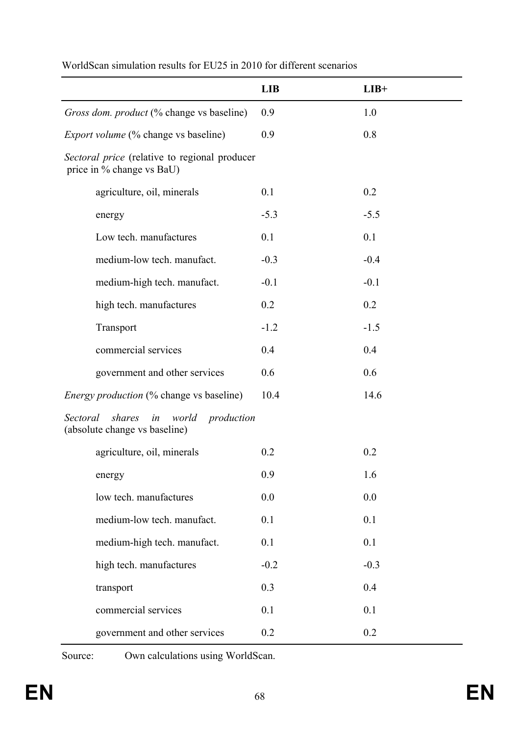WorldScan simulation results for EU25 in 2010 for different scenarios

| | **LIB** | **LIB+** |
|---|---|---|
| *Gross dom. product* (% change vs baseline) | 0.9 | 1.0 |
| *Export volume* (% change vs baseline) | 0.9 | 0.8 |
| *Sectoral price* (relative to regional producer price in % change vs BaU) | | |
| agriculture, oil, minerals | 0.1 | 0.2 |
| energy | -5.3 | -5.5 |
| Low tech. manufactures | 0.1 | 0.1 |
| medium-low tech. manufact. | -0.3 | -0.4 |
| medium-high tech. manufact. | -0.1 | -0.1 |
| high tech. manufactures | 0.2 | 0.2 |
| Transport | -1.2 | -1.5 |
| commercial services | 0.4 | 0.4 |
| government and other services | 0.6 | 0.6 |
| *Energy production* (% change vs baseline) | 10.4 | 14.6 |
| *Sectoral shares in world production* (absolute change vs baseline) | | |
| agriculture, oil, minerals | 0.2 | 0.2 |
| energy | 0.9 | 1.6 |
| low tech. manufactures | 0.0 | 0.0 |
| medium-low tech. manufact. | 0.1 | 0.1 |
| medium-high tech. manufact. | 0.1 | 0.1 |
| high tech. manufactures | -0.2 | -0.3 |
| transport | 0.3 | 0.4 |
| commercial services | 0.1 | 0.1 |
| government and other services | 0.2 | 0.2 |

Source: Own calculations using WorldScan.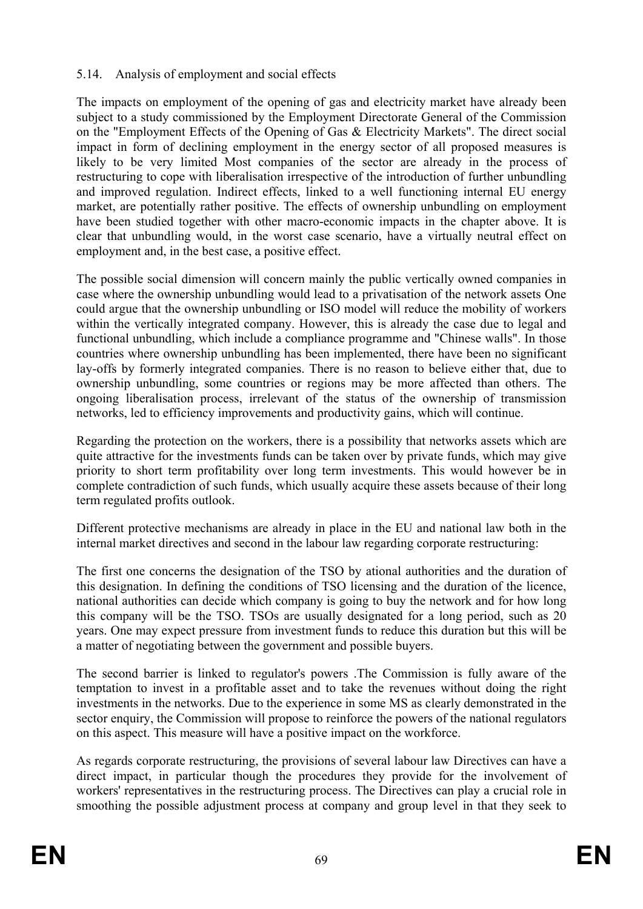### 5.14. Analysis of employment and social effects

The impacts on employment of the opening of gas and electricity market have already been subject to a study commissioned by the Employment Directorate General of the Commission on the "Employment Effects of the Opening of Gas & Electricity Markets". The direct social impact in form of declining employment in the energy sector of all proposed measures is likely to be very limited Most companies of the sector are already in the process of restructuring to cope with liberalisation irrespective of the introduction of further unbundling and improved regulation. Indirect effects, linked to a well functioning internal EU energy market, are potentially rather positive. The effects of ownership unbundling on employment have been studied together with other macro-economic impacts in the chapter above. It is clear that unbundling would, in the worst case scenario, have a virtually neutral effect on employment and, in the best case, a positive effect.

The possible social dimension will concern mainly the public vertically owned companies in case where the ownership unbundling would lead to a privatisation of the network assets One could argue that the ownership unbundling or ISO model will reduce the mobility of workers within the vertically integrated company. However, this is already the case due to legal and functional unbundling, which include a compliance programme and "Chinese walls". In those countries where ownership unbundling has been implemented, there have been no significant lay-offs by formerly integrated companies. There is no reason to believe either that, due to ownership unbundling, some countries or regions may be more affected than others. The ongoing liberalisation process, irrelevant of the status of the ownership of transmission networks, led to efficiency improvements and productivity gains, which will continue.

Regarding the protection on the workers, there is a possibility that networks assets which are quite attractive for the investments funds can be taken over by private funds, which may give priority to short term profitability over long term investments. This would however be in complete contradiction of such funds, which usually acquire these assets because of their long term regulated profits outlook.

Different protective mechanisms are already in place in the EU and national law both in the internal market directives and second in the labour law regarding corporate restructuring:

The first one concerns the designation of the TSO by ational authorities and the duration of this designation. In defining the conditions of TSO licensing and the duration of the licence, national authorities can decide which company is going to buy the network and for how long this company will be the TSO. TSOs are usually designated for a long period, such as 20 years. One may expect pressure from investment funds to reduce this duration but this will be a matter of negotiating between the government and possible buyers.

The second barrier is linked to regulator's powers .The Commission is fully aware of the temptation to invest in a profitable asset and to take the revenues without doing the right investments in the networks. Due to the experience in some MS as clearly demonstrated in the sector enquiry, the Commission will propose to reinforce the powers of the national regulators on this aspect. This measure will have a positive impact on the workforce.

As regards corporate restructuring, the provisions of several labour law Directives can have a direct impact, in particular though the procedures they provide for the involvement of workers' representatives in the restructuring process. The Directives can play a crucial role in smoothing the possible adjustment process at company and group level in that they seek to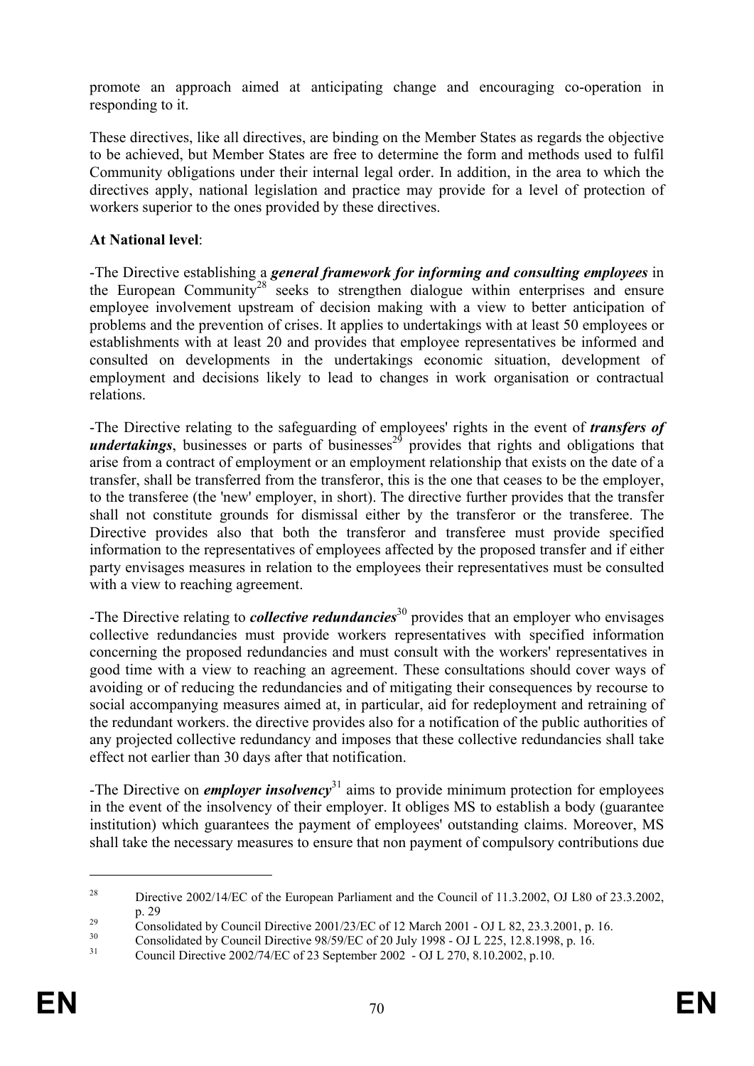promote an approach aimed at anticipating change and encouraging co-operation in responding to it.

These directives, like all directives, are binding on the Member States as regards the objective to be achieved, but Member States are free to determine the form and methods used to fulfil Community obligations under their internal legal order. In addition, in the area to which the directives apply, national legislation and practice may provide for a level of protection of workers superior to the ones provided by these directives.

**At National level**:

-The Directive establishing a ***general framework for informing and consulting employees*** in the European Community[28] seeks to strengthen dialogue within enterprises and ensure employee involvement upstream of decision making with a view to better anticipation of problems and the prevention of crises. It applies to undertakings with at least 50 employees or establishments with at least 20 and provides that employee representatives be informed and consulted on developments in the undertakings economic situation, development of employment and decisions likely to lead to changes in work organisation or contractual relations.

-The Directive relating to the safeguarding of employees' rights in the event of ***transfers of undertakings***, businesses or parts of businesses[29] provides that rights and obligations that arise from a contract of employment or an employment relationship that exists on the date of a transfer, shall be transferred from the transferor, this is the one that ceases to be the employer, to the transferee (the 'new' employer, in short). The directive further provides that the transfer shall not constitute grounds for dismissal either by the transferor or the transferee. The Directive provides also that both the transferor and transferee must provide specified information to the representatives of employees affected by the proposed transfer and if either party envisages measures in relation to the employees their representatives must be consulted with a view to reaching agreement.

-The Directive relating to ***collective redundancies***[30] provides that an employer who envisages collective redundancies must provide workers representatives with specified information concerning the proposed redundancies and must consult with the workers' representatives in good time with a view to reaching an agreement. These consultations should cover ways of avoiding or of reducing the redundancies and of mitigating their consequences by recourse to social accompanying measures aimed at, in particular, aid for redeployment and retraining of the redundant workers. the directive provides also for a notification of the public authorities of any projected collective redundancy and imposes that these collective redundancies shall take effect not earlier than 30 days after that notification.

-The Directive on ***employer insolvency***[31] aims to provide minimum protection for employees in the event of the insolvency of their employer. It obliges MS to establish a body (guarantee institution) which guarantees the payment of employees' outstanding claims. Moreover, MS shall take the necessary measures to ensure that non payment of compulsory contributions due

---

[28] Directive 2002/14/EC of the European Parliament and the Council of 11.3.2002, OJ L80 of 23.3.2002, p. 29

[29] Consolidated by Council Directive 2001/23/EC of 12 March 2001 - OJ L 82, 23.3.2001, p. 16.

[30] Consolidated by Council Directive 98/59/EC of 20 July 1998 - OJ L 225, 12.8.1998, p. 16.

[31] Council Directive 2002/74/EC of 23 September 2002 - OJ L 270, 8.10.2002, p.10.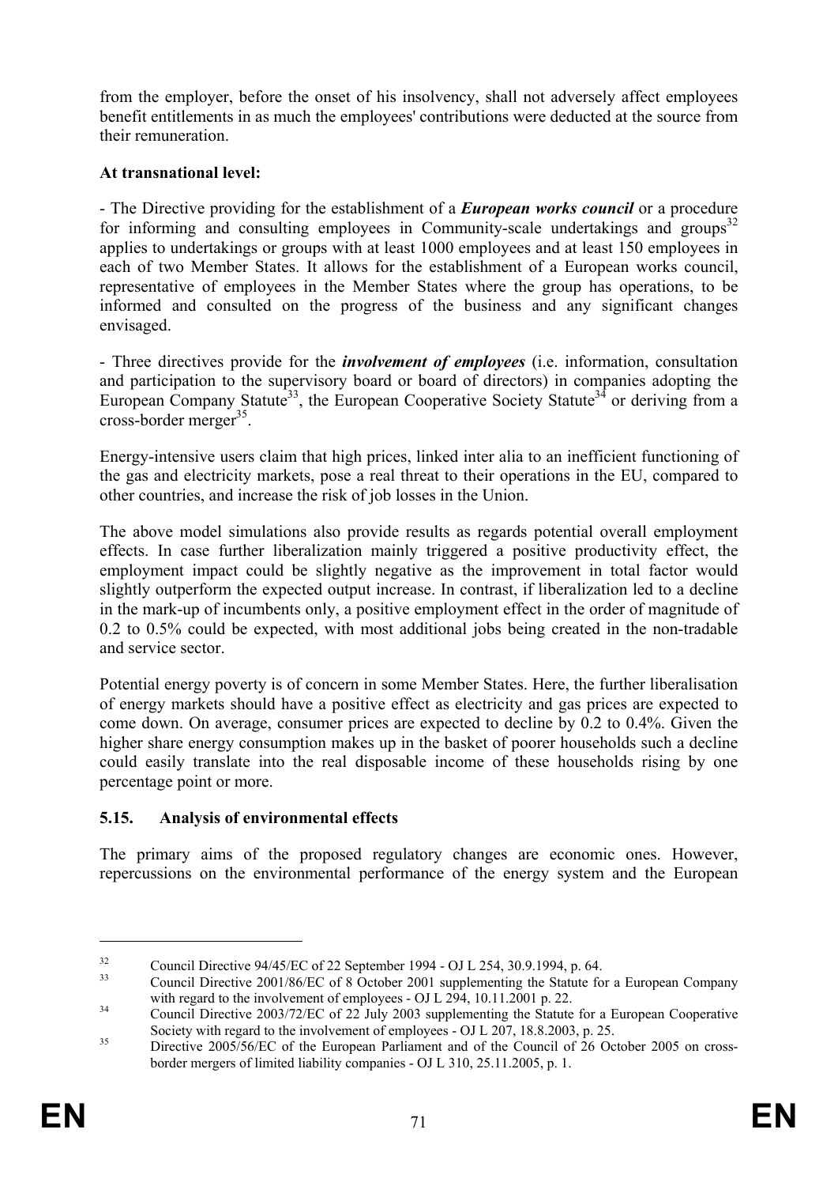from the employer, before the onset of his insolvency, shall not adversely affect employees benefit entitlements in as much the employees' contributions were deducted at the source from their remuneration.

**At transnational level:**

- The Directive providing for the establishment of a ***European works council*** or a procedure for informing and consulting employees in Community-scale undertakings and groups[32] applies to undertakings or groups with at least 1000 employees and at least 150 employees in each of two Member States. It allows for the establishment of a European works council, representative of employees in the Member States where the group has operations, to be informed and consulted on the progress of the business and any significant changes envisaged.

- Three directives provide for the ***involvement of employees*** (i.e. information, consultation and participation to the supervisory board or board of directors) in companies adopting the European Company Statute[33], the European Cooperative Society Statute[34] or deriving from a cross-border merger[35].

Energy-intensive users claim that high prices, linked inter alia to an inefficient functioning of the gas and electricity markets, pose a real threat to their operations in the EU, compared to other countries, and increase the risk of job losses in the Union.

The above model simulations also provide results as regards potential overall employment effects. In case further liberalization mainly triggered a positive productivity effect, the employment impact could be slightly negative as the improvement in total factor would slightly outperform the expected output increase. In contrast, if liberalization led to a decline in the mark-up of incumbents only, a positive employment effect in the order of magnitude of 0.2 to 0.5% could be expected, with most additional jobs being created in the non-tradable and service sector.

Potential energy poverty is of concern in some Member States. Here, the further liberalisation of energy markets should have a positive effect as electricity and gas prices are expected to come down. On average, consumer prices are expected to decline by 0.2 to 0.4%. Given the higher share energy consumption makes up in the basket of poorer households such a decline could easily translate into the real disposable income of these households rising by one percentage point or more.

### 5.15. Analysis of environmental effects

The primary aims of the proposed regulatory changes are economic ones. However, repercussions on the environmental performance of the energy system and the European

---

[32] Council Directive 94/45/EC of 22 September 1994 - OJ L 254, 30.9.1994, p. 64.

[33] Council Directive 2001/86/EC of 8 October 2001 supplementing the Statute for a European Company with regard to the involvement of employees - OJ L 294, 10.11.2001 p. 22.

[34] Council Directive 2003/72/EC of 22 July 2003 supplementing the Statute for a European Cooperative Society with regard to the involvement of employees - OJ L 207, 18.8.2003, p. 25.

[35] Directive 2005/56/EC of the European Parliament and of the Council of 26 October 2005 on cross-border mergers of limited liability companies - OJ L 310, 25.11.2005, p. 1.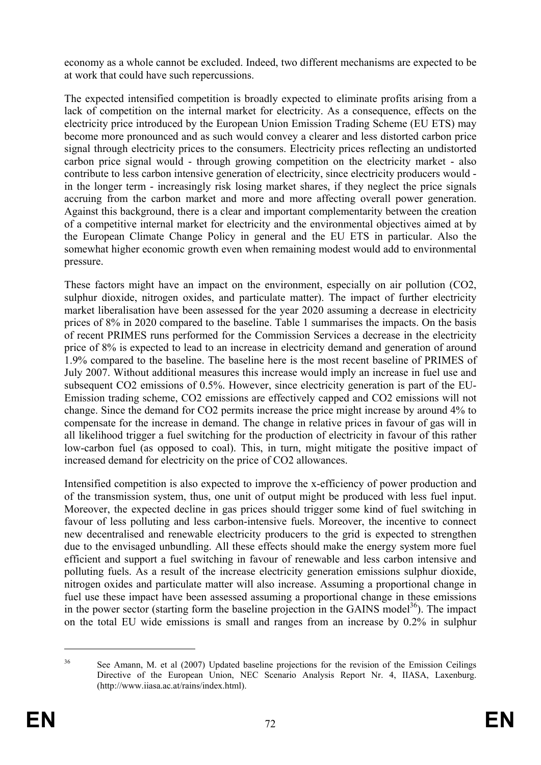economy as a whole cannot be excluded. Indeed, two different mechanisms are expected to be at work that could have such repercussions.

The expected intensified competition is broadly expected to eliminate profits arising from a lack of competition on the internal market for electricity. As a consequence, effects on the electricity price introduced by the European Union Emission Trading Scheme (EU ETS) may become more pronounced and as such would convey a clearer and less distorted carbon price signal through electricity prices to the consumers. Electricity prices reflecting an undistorted carbon price signal would - through growing competition on the electricity market - also contribute to less carbon intensive generation of electricity, since electricity producers would - in the longer term - increasingly risk losing market shares, if they neglect the price signals accruing from the carbon market and more and more affecting overall power generation. Against this background, there is a clear and important complementarity between the creation of a competitive internal market for electricity and the environmental objectives aimed at by the European Climate Change Policy in general and the EU ETS in particular. Also the somewhat higher economic growth even when remaining modest would add to environmental pressure.

These factors might have an impact on the environment, especially on air pollution (CO2, sulphur dioxide, nitrogen oxides, and particulate matter). The impact of further electricity market liberalisation have been assessed for the year 2020 assuming a decrease in electricity prices of 8% in 2020 compared to the baseline. Table 1 summarises the impacts. On the basis of recent PRIMES runs performed for the Commission Services a decrease in the electricity price of 8% is expected to lead to an increase in electricity demand and generation of around 1.9% compared to the baseline. The baseline here is the most recent baseline of PRIMES of July 2007. Without additional measures this increase would imply an increase in fuel use and subsequent CO2 emissions of 0.5%. However, since electricity generation is part of the EU-Emission trading scheme, CO2 emissions are effectively capped and CO2 emissions will not change. Since the demand for CO2 permits increase the price might increase by around 4% to compensate for the increase in demand. The change in relative prices in favour of gas will in all likelihood trigger a fuel switching for the production of electricity in favour of this rather low-carbon fuel (as opposed to coal). This, in turn, might mitigate the positive impact of increased demand for electricity on the price of CO2 allowances.

Intensified competition is also expected to improve the x-efficiency of power production and of the transmission system, thus, one unit of output might be produced with less fuel input. Moreover, the expected decline in gas prices should trigger some kind of fuel switching in favour of less polluting and less carbon-intensive fuels. Moreover, the incentive to connect new decentralised and renewable electricity producers to the grid is expected to strengthen due to the envisaged unbundling. All these effects should make the energy system more fuel efficient and support a fuel switching in favour of renewable and less carbon intensive and polluting fuels. As a result of the increase electricity generation emissions sulphur dioxide, nitrogen oxides and particulate matter will also increase. Assuming a proportional change in fuel use these impact have been assessed assuming a proportional change in these emissions in the power sector (starting form the baseline projection in the GAINS model[36]). The impact on the total EU wide emissions is small and ranges from an increase by 0.2% in sulphur

[36] See Amann, M. et al (2007) Updated baseline projections for the revision of the Emission Ceilings Directive of the European Union, NEC Scenario Analysis Report Nr. 4, IIASA, Laxenburg. (http://www.iiasa.ac.at/rains/index.html).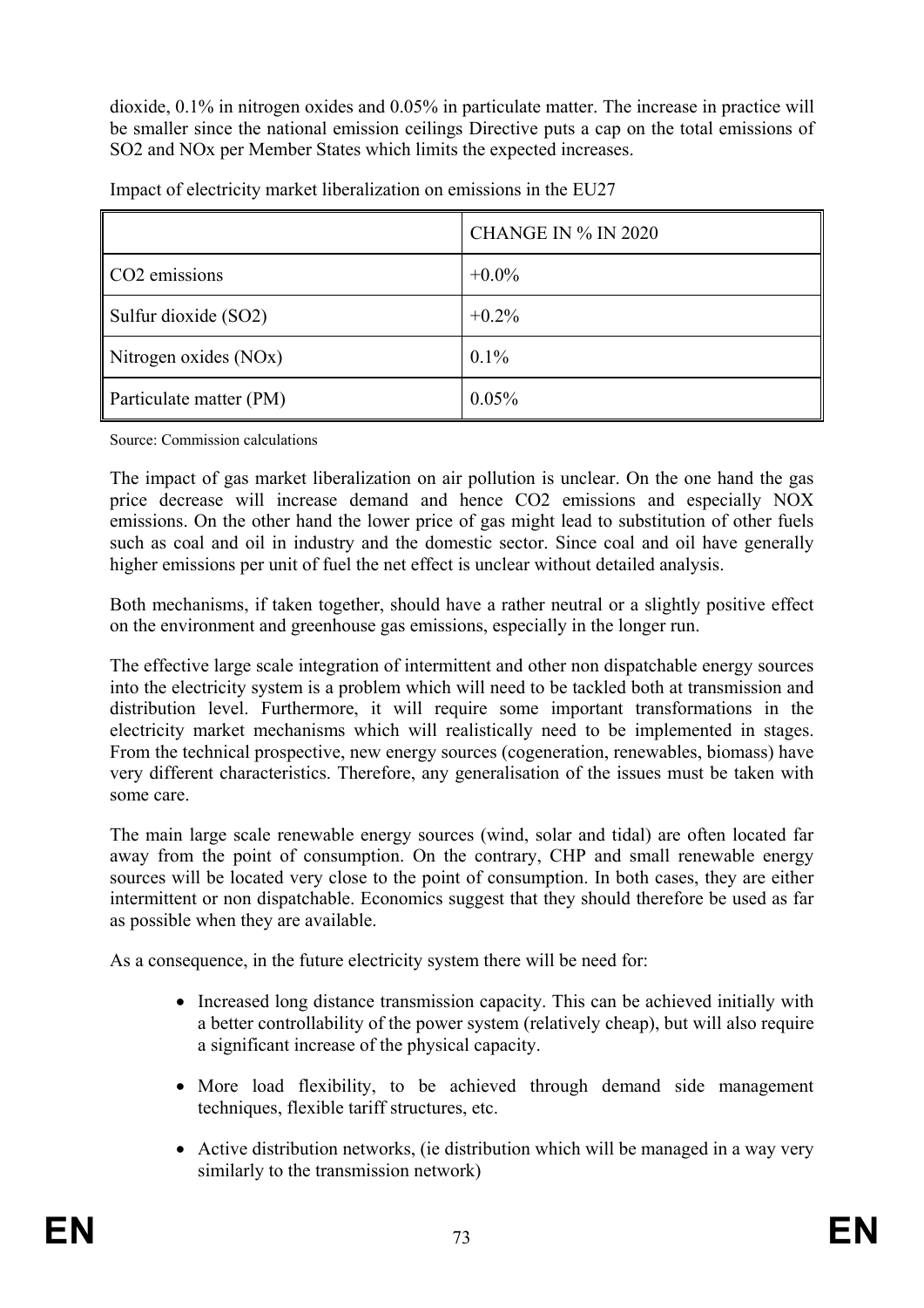dioxide, 0.1% in nitrogen oxides and 0.05% in particulate matter. The increase in practice will be smaller since the national emission ceilings Directive puts a cap on the total emissions of $SO_2$ and NOx per Member States which limits the expected increases.

Impact of electricity market liberalization on emissions in the EU27

| | CHANGE IN % IN 2020 |
|---|---|
| $CO_2$ emissions | +0.0% |
| Sulfur dioxide ($SO_2$) | +0.2% |
| Nitrogen oxides (NOx) | 0.1% |
| Particulate matter (PM) | 0.05% |

Source: Commission calculations

The impact of gas market liberalization on air pollution is unclear. On the one hand the gas price decrease will increase demand and hence $CO_2$ emissions and especially NOX emissions. On the other hand the lower price of gas might lead to substitution of other fuels such as coal and oil in industry and the domestic sector. Since coal and oil have generally higher emissions per unit of fuel the net effect is unclear without detailed analysis.

Both mechanisms, if taken together, should have a rather neutral or a slightly positive effect on the environment and greenhouse gas emissions, especially in the longer run.

The effective large scale integration of intermittent and other non dispatchable energy sources into the electricity system is a problem which will need to be tackled both at transmission and distribution level. Furthermore, it will require some important transformations in the electricity market mechanisms which will realistically need to be implemented in stages. From the technical prospective, new energy sources (cogeneration, renewables, biomass) have very different characteristics. Therefore, any generalisation of the issues must be taken with some care.

The main large scale renewable energy sources (wind, solar and tidal) are often located far away from the point of consumption. On the contrary, CHP and small renewable energy sources will be located very close to the point of consumption. In both cases, they are either intermittent or non dispatchable. Economics suggest that they should therefore be used as far as possible when they are available.

As a consequence, in the future electricity system there will be need for:

- Increased long distance transmission capacity. This can be achieved initially with a better controllability of the power system (relatively cheap), but will also require a significant increase of the physical capacity.
- More load flexibility, to be achieved through demand side management techniques, flexible tariff structures, etc.
- Active distribution networks, (ie distribution which will be managed in a way very similarly to the transmission network)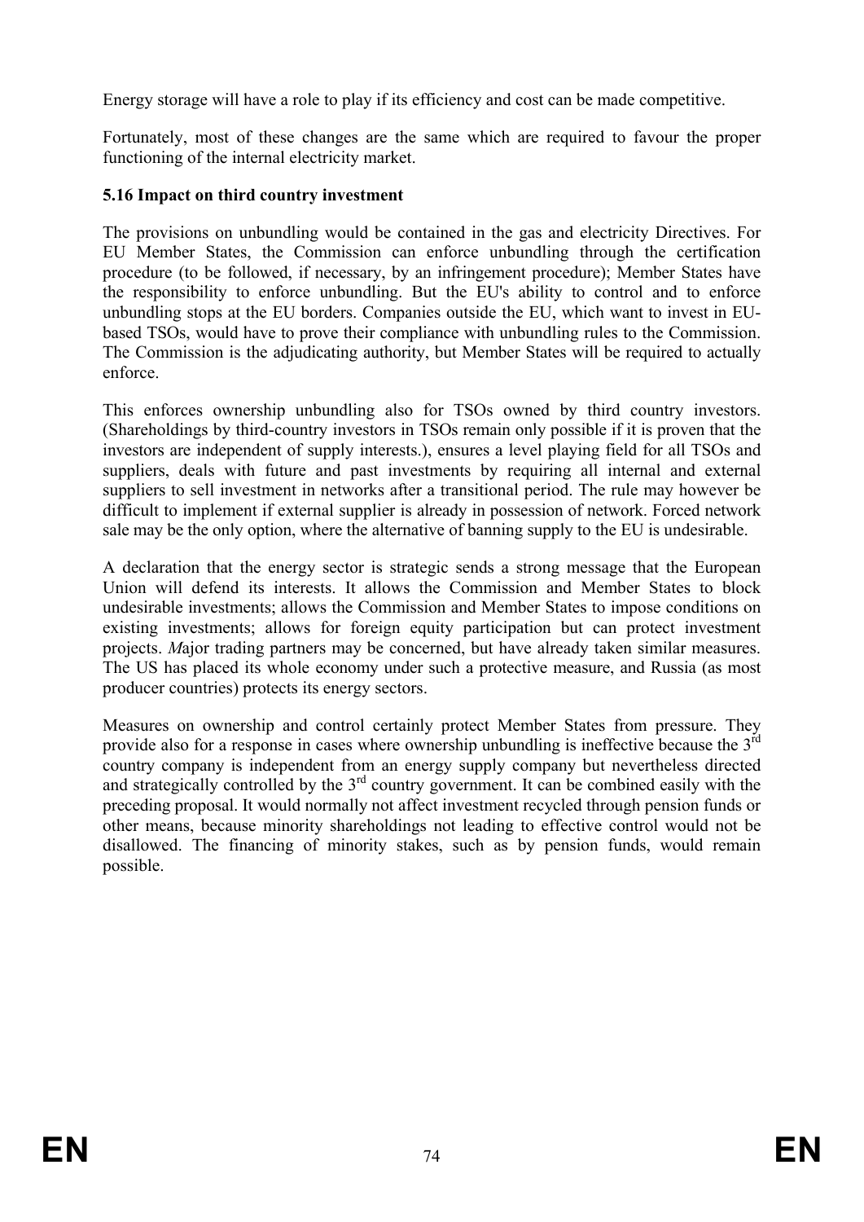Energy storage will have a role to play if its efficiency and cost can be made competitive.

Fortunately, most of these changes are the same which are required to favour the proper functioning of the internal electricity market.

### 5.16 Impact on third country investment

The provisions on unbundling would be contained in the gas and electricity Directives. For EU Member States, the Commission can enforce unbundling through the certification procedure (to be followed, if necessary, by an infringement procedure); Member States have the responsibility to enforce unbundling. But the EU's ability to control and to enforce unbundling stops at the EU borders. Companies outside the EU, which want to invest in EU-based TSOs, would have to prove their compliance with unbundling rules to the Commission. The Commission is the adjudicating authority, but Member States will be required to actually enforce.

This enforces ownership unbundling also for TSOs owned by third country investors. (Shareholdings by third-country investors in TSOs remain only possible if it is proven that the investors are independent of supply interests.), ensures a level playing field for all TSOs and suppliers, deals with future and past investments by requiring all internal and external suppliers to sell investment in networks after a transitional period. The rule may however be difficult to implement if external supplier is already in possession of network. Forced network sale may be the only option, where the alternative of banning supply to the EU is undesirable.

A declaration that the energy sector is strategic sends a strong message that the European Union will defend its interests. It allows the Commission and Member States to block undesirable investments; allows the Commission and Member States to impose conditions on existing investments; allows for foreign equity participation but can protect investment projects. *M*ajor trading partners may be concerned, but have already taken similar measures. The US has placed its whole economy under such a protective measure, and Russia (as most producer countries) protects its energy sectors.

Measures on ownership and control certainly protect Member States from pressure. They provide also for a response in cases where ownership unbundling is ineffective because the 3rd country company is independent from an energy supply company but nevertheless directed and strategically controlled by the 3rd country government. It can be combined easily with the preceding proposal. It would normally not affect investment recycled through pension funds or other means, because minority shareholdings not leading to effective control would not be disallowed. The financing of minority stakes, such as by pension funds, would remain possible.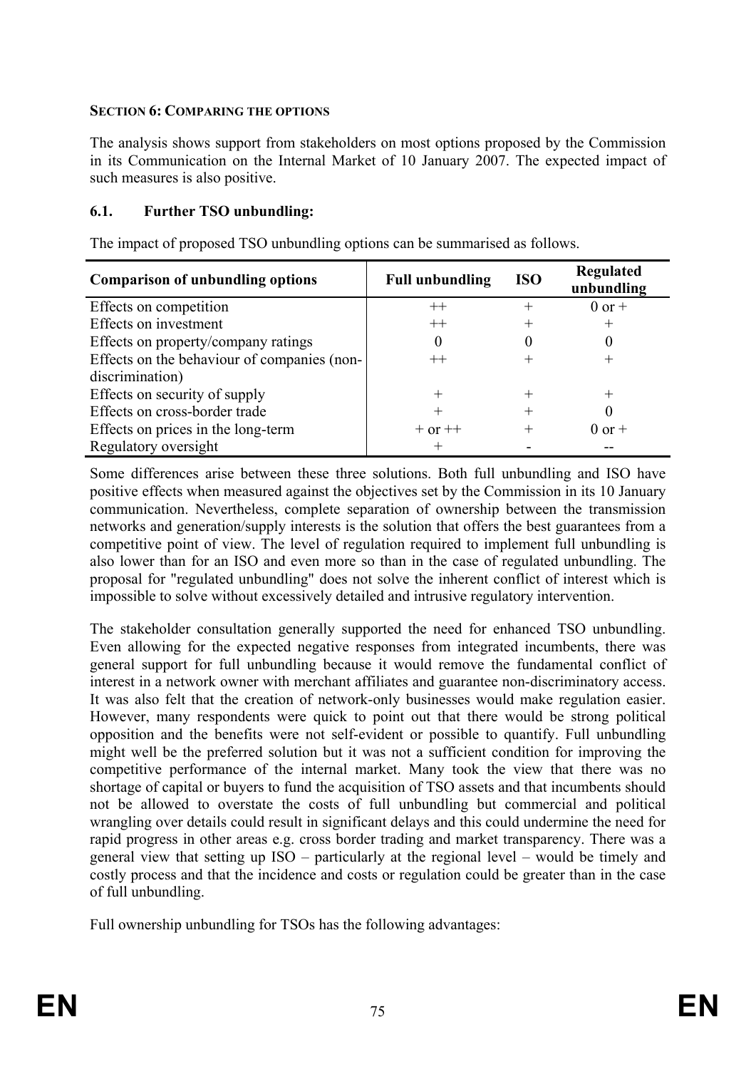**SECTION 6: COMPARING THE OPTIONS**

The analysis shows support from stakeholders on most options proposed by the Commission in its Communication on the Internal Market of 10 January 2007. The expected impact of such measures is also positive.

## 6.1. Further TSO unbundling:

The impact of proposed TSO unbundling options can be summarised as follows.

| Comparison of unbundling options | Full unbundling | ISO | Regulated unbundling |
|---|---|---|---|
| Effects on competition | ++ | + | 0 or + |
| Effects on investment | ++ | + | + |
| Effects on property/company ratings | 0 | 0 | 0 |
| Effects on the behaviour of companies (non-discrimination) | ++ | + | + |
| Effects on security of supply | + | + | + |
| Effects on cross-border trade | + | + | 0 |
| Effects on prices in the long-term | + or ++ | + | 0 or + |
| Regulatory oversight | + | - | -- |

Some differences arise between these three solutions. Both full unbundling and ISO have positive effects when measured against the objectives set by the Commission in its 10 January communication. Nevertheless, complete separation of ownership between the transmission networks and generation/supply interests is the solution that offers the best guarantees from a competitive point of view. The level of regulation required to implement full unbundling is also lower than for an ISO and even more so than in the case of regulated unbundling. The proposal for "regulated unbundling" does not solve the inherent conflict of interest which is impossible to solve without excessively detailed and intrusive regulatory intervention.

The stakeholder consultation generally supported the need for enhanced TSO unbundling. Even allowing for the expected negative responses from integrated incumbents, there was general support for full unbundling because it would remove the fundamental conflict of interest in a network owner with merchant affiliates and guarantee non-discriminatory access. It was also felt that the creation of network-only businesses would make regulation easier. However, many respondents were quick to point out that there would be strong political opposition and the benefits were not self-evident or possible to quantify. Full unbundling might well be the preferred solution but it was not a sufficient condition for improving the competitive performance of the internal market. Many took the view that there was no shortage of capital or buyers to fund the acquisition of TSO assets and that incumbents should not be allowed to overstate the costs of full unbundling but commercial and political wrangling over details could result in significant delays and this could undermine the need for rapid progress in other areas e.g. cross border trading and market transparency. There was a general view that setting up ISO – particularly at the regional level – would be timely and costly process and that the incidence and costs or regulation could be greater than in the case of full unbundling.

Full ownership unbundling for TSOs has the following advantages: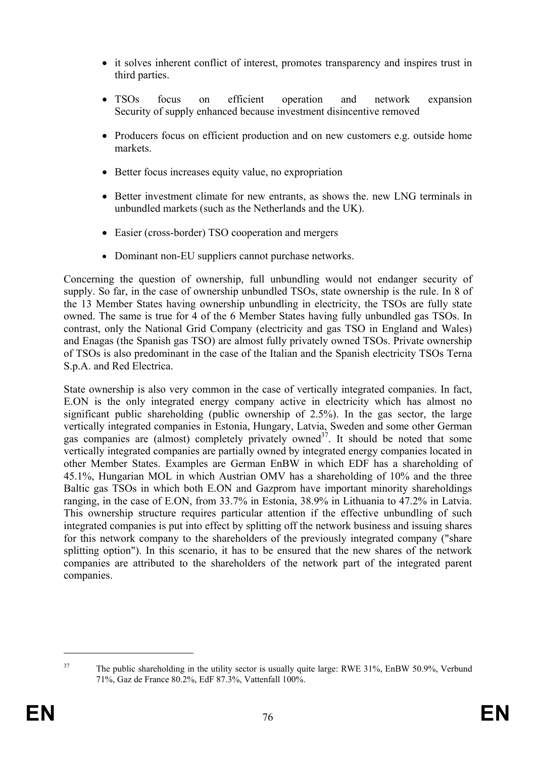- it solves inherent conflict of interest, promotes transparency and inspires trust in third parties.
- TSOs focus on efficient operation and network expansion Security of supply enhanced because investment disincentive removed
- Producers focus on efficient production and on new customers e.g. outside home markets.
- Better focus increases equity value, no expropriation
- Better investment climate for new entrants, as shows the. new LNG terminals in unbundled markets (such as the Netherlands and the UK).
- Easier (cross-border) TSO cooperation and mergers
- Dominant non-EU suppliers cannot purchase networks.

Concerning the question of ownership, full unbundling would not endanger security of supply. So far, in the case of ownership unbundled TSOs, state ownership is the rule. In 8 of the 13 Member States having ownership unbundling in electricity, the TSOs are fully state owned. The same is true for 4 of the 6 Member States having fully unbundled gas TSOs. In contrast, only the National Grid Company (electricity and gas TSO in England and Wales) and Enagas (the Spanish gas TSO) are almost fully privately owned TSOs. Private ownership of TSOs is also predominant in the case of the Italian and the Spanish electricity TSOs Terna S.p.A. and Red Electrica.

State ownership is also very common in the case of vertically integrated companies. In fact, E.ON is the only integrated energy company active in electricity which has almost no significant public shareholding (public ownership of 2.5%). In the gas sector, the large vertically integrated companies in Estonia, Hungary, Latvia, Sweden and some other German gas companies are (almost) completely privately owned[37]. It should be noted that some vertically integrated companies are partially owned by integrated energy companies located in other Member States. Examples are German EnBW in which EDF has a shareholding of 45.1%, Hungarian MOL in which Austrian OMV has a shareholding of 10% and the three Baltic gas TSOs in which both E.ON and Gazprom have important minority shareholdings ranging, in the case of E.ON, from 33.7% in Estonia, 38.9% in Lithuania to 47.2% in Latvia. This ownership structure requires particular attention if the effective unbundling of such integrated companies is put into effect by splitting off the network business and issuing shares for this network company to the shareholders of the previously integrated company ("share splitting option"). In this scenario, it has to be ensured that the new shares of the network companies are attributed to the shareholders of the network part of the integrated parent companies.

[37] The public shareholding in the utility sector is usually quite large: RWE 31%, EnBW 50.9%, Verbund 71%, Gaz de France 80.2%, EdF 87.3%, Vattenfall 100%.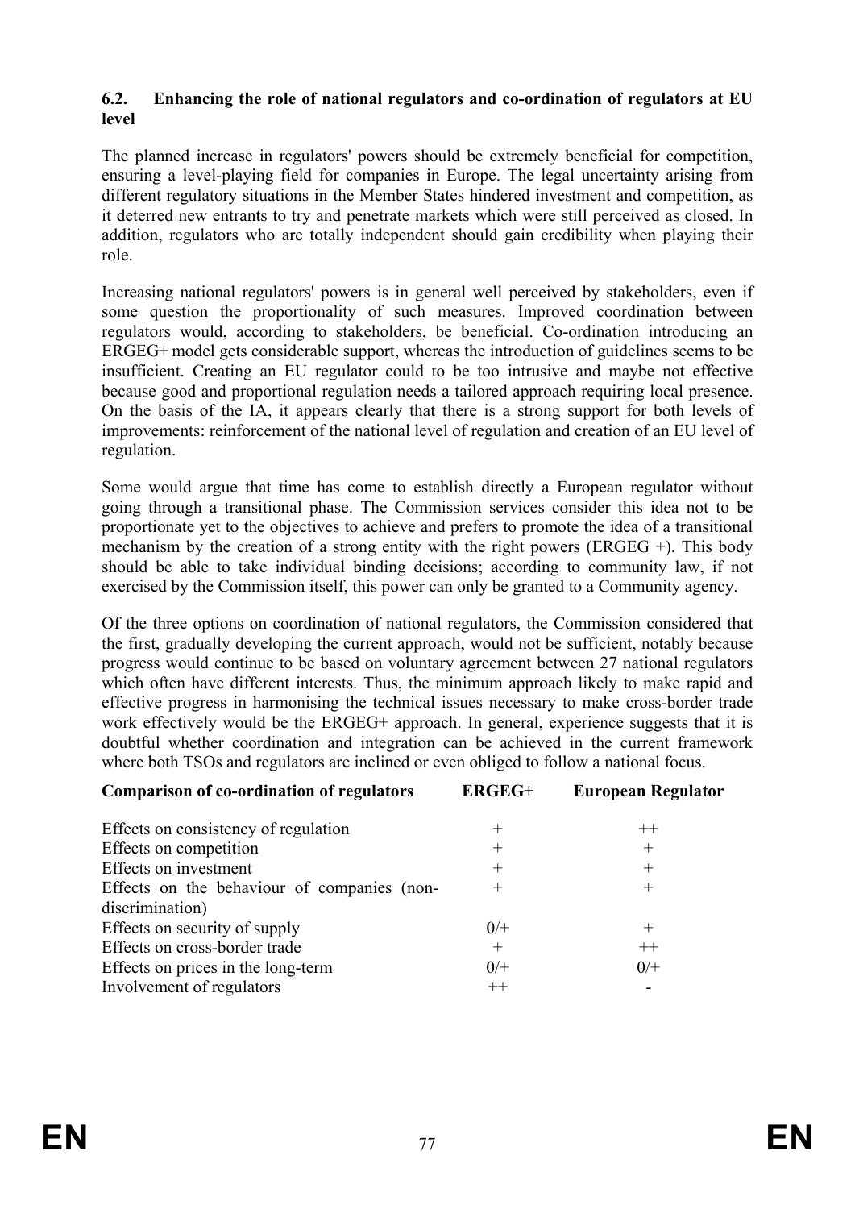### 6.2. Enhancing the role of national regulators and co-ordination of regulators at EU level

The planned increase in regulators' powers should be extremely beneficial for competition, ensuring a level-playing field for companies in Europe. The legal uncertainty arising from different regulatory situations in the Member States hindered investment and competition, as it deterred new entrants to try and penetrate markets which were still perceived as closed. In addition, regulators who are totally independent should gain credibility when playing their role.

Increasing national regulators' powers is in general well perceived by stakeholders, even if some question the proportionality of such measures. Improved coordination between regulators would, according to stakeholders, be beneficial. Co-ordination introducing an ERGEG+ model gets considerable support, whereas the introduction of guidelines seems to be insufficient. Creating an EU regulator could to be too intrusive and maybe not effective because good and proportional regulation needs a tailored approach requiring local presence. On the basis of the IA, it appears clearly that there is a strong support for both levels of improvements: reinforcement of the national level of regulation and creation of an EU level of regulation.

Some would argue that time has come to establish directly a European regulator without going through a transitional phase. The Commission services consider this idea not to be proportionate yet to the objectives to achieve and prefers to promote the idea of a transitional mechanism by the creation of a strong entity with the right powers (ERGEG +). This body should be able to take individual binding decisions; according to community law, if not exercised by the Commission itself, this power can only be granted to a Community agency.

Of the three options on coordination of national regulators, the Commission considered that the first, gradually developing the current approach, would not be sufficient, notably because progress would continue to be based on voluntary agreement between 27 national regulators which often have different interests. Thus, the minimum approach likely to make rapid and effective progress in harmonising the technical issues necessary to make cross-border trade work effectively would be the ERGEG+ approach. In general, experience suggests that it is doubtful whether coordination and integration can be achieved in the current framework where both TSOs and regulators are inclined or even obliged to follow a national focus.

| Comparison of co-ordination of regulators | ERGEG+ | European Regulator |
|---|---|---|
| Effects on consistency of regulation | + | ++ |
| Effects on competition | + | + |
| Effects on investment | + | + |
| Effects on the behaviour of companies (non-discrimination) | + | + |
| Effects on security of supply | 0/+ | + |
| Effects on cross-border trade | + | ++ |
| Effects on prices in the long-term | 0/+ | 0/+ |
| Involvement of regulators | ++ | - |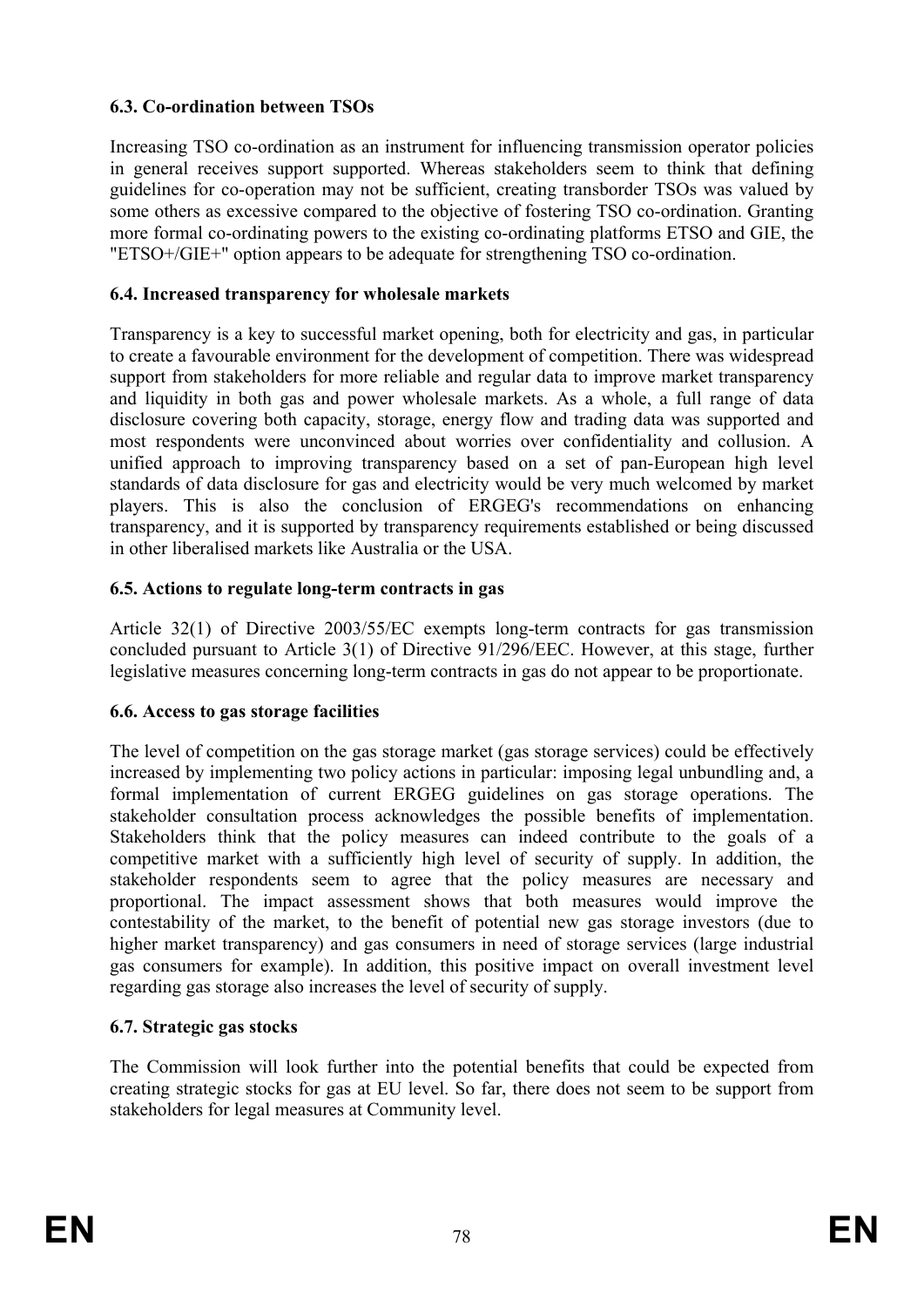### 6.3. Co-ordination between TSOs

Increasing TSO co-ordination as an instrument for influencing transmission operator policies in general receives support supported. Whereas stakeholders seem to think that defining guidelines for co-operation may not be sufficient, creating transborder TSOs was valued by some others as excessive compared to the objective of fostering TSO co-ordination. Granting more formal co-ordinating powers to the existing co-ordinating platforms ETSO and GIE, the "ETSO+/GIE+" option appears to be adequate for strengthening TSO co-ordination.

### 6.4. Increased transparency for wholesale markets

Transparency is a key to successful market opening, both for electricity and gas, in particular to create a favourable environment for the development of competition. There was widespread support from stakeholders for more reliable and regular data to improve market transparency and liquidity in both gas and power wholesale markets. As a whole, a full range of data disclosure covering both capacity, storage, energy flow and trading data was supported and most respondents were unconvinced about worries over confidentiality and collusion. A unified approach to improving transparency based on a set of pan-European high level standards of data disclosure for gas and electricity would be very much welcomed by market players. This is also the conclusion of ERGEG's recommendations on enhancing transparency, and it is supported by transparency requirements established or being discussed in other liberalised markets like Australia or the USA.

### 6.5. Actions to regulate long-term contracts in gas

Article 32(1) of Directive 2003/55/EC exempts long-term contracts for gas transmission concluded pursuant to Article 3(1) of Directive 91/296/EEC. However, at this stage, further legislative measures concerning long-term contracts in gas do not appear to be proportionate.

### 6.6. Access to gas storage facilities

The level of competition on the gas storage market (gas storage services) could be effectively increased by implementing two policy actions in particular: imposing legal unbundling and, a formal implementation of current ERGEG guidelines on gas storage operations. The stakeholder consultation process acknowledges the possible benefits of implementation. Stakeholders think that the policy measures can indeed contribute to the goals of a competitive market with a sufficiently high level of security of supply. In addition, the stakeholder respondents seem to agree that the policy measures are necessary and proportional. The impact assessment shows that both measures would improve the contestability of the market, to the benefit of potential new gas storage investors (due to higher market transparency) and gas consumers in need of storage services (large industrial gas consumers for example). In addition, this positive impact on overall investment level regarding gas storage also increases the level of security of supply.

### 6.7. Strategic gas stocks

The Commission will look further into the potential benefits that could be expected from creating strategic stocks for gas at EU level. So far, there does not seem to be support from stakeholders for legal measures at Community level.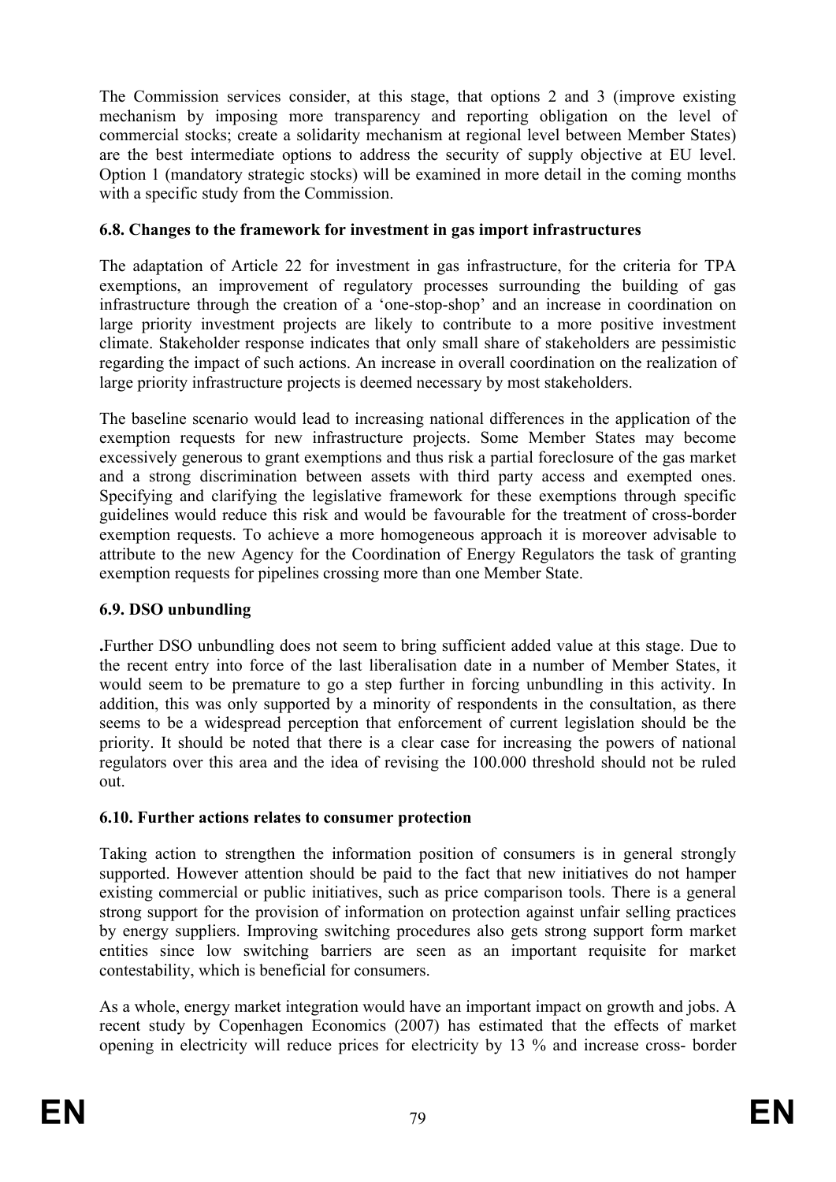The Commission services consider, at this stage, that options 2 and 3 (improve existing mechanism by imposing more transparency and reporting obligation on the level of commercial stocks; create a solidarity mechanism at regional level between Member States) are the best intermediate options to address the security of supply objective at EU level. Option 1 (mandatory strategic stocks) will be examined in more detail in the coming months with a specific study from the Commission.

### 6.8. Changes to the framework for investment in gas import infrastructures

The adaptation of Article 22 for investment in gas infrastructure, for the criteria for TPA exemptions, an improvement of regulatory processes surrounding the building of gas infrastructure through the creation of a 'one-stop-shop' and an increase in coordination on large priority investment projects are likely to contribute to a more positive investment climate. Stakeholder response indicates that only small share of stakeholders are pessimistic regarding the impact of such actions. An increase in overall coordination on the realization of large priority infrastructure projects is deemed necessary by most stakeholders.

The baseline scenario would lead to increasing national differences in the application of the exemption requests for new infrastructure projects. Some Member States may become excessively generous to grant exemptions and thus risk a partial foreclosure of the gas market and a strong discrimination between assets with third party access and exempted ones. Specifying and clarifying the legislative framework for these exemptions through specific guidelines would reduce this risk and would be favourable for the treatment of cross-border exemption requests. To achieve a more homogeneous approach it is moreover advisable to attribute to the new Agency for the Coordination of Energy Regulators the task of granting exemption requests for pipelines crossing more than one Member State.

### 6.9. DSO unbundling

**.**Further DSO unbundling does not seem to bring sufficient added value at this stage. Due to the recent entry into force of the last liberalisation date in a number of Member States, it would seem to be premature to go a step further in forcing unbundling in this activity. In addition, this was only supported by a minority of respondents in the consultation, as there seems to be a widespread perception that enforcement of current legislation should be the priority. It should be noted that there is a clear case for increasing the powers of national regulators over this area and the idea of revising the 100.000 threshold should not be ruled out.

### 6.10. Further actions relates to consumer protection

Taking action to strengthen the information position of consumers is in general strongly supported. However attention should be paid to the fact that new initiatives do not hamper existing commercial or public initiatives, such as price comparison tools. There is a general strong support for the provision of information on protection against unfair selling practices by energy suppliers. Improving switching procedures also gets strong support form market entities since low switching barriers are seen as an important requisite for market contestability, which is beneficial for consumers.

As a whole, energy market integration would have an important impact on growth and jobs. A recent study by Copenhagen Economics (2007) has estimated that the effects of market opening in electricity will reduce prices for electricity by 13 % and increase cross- border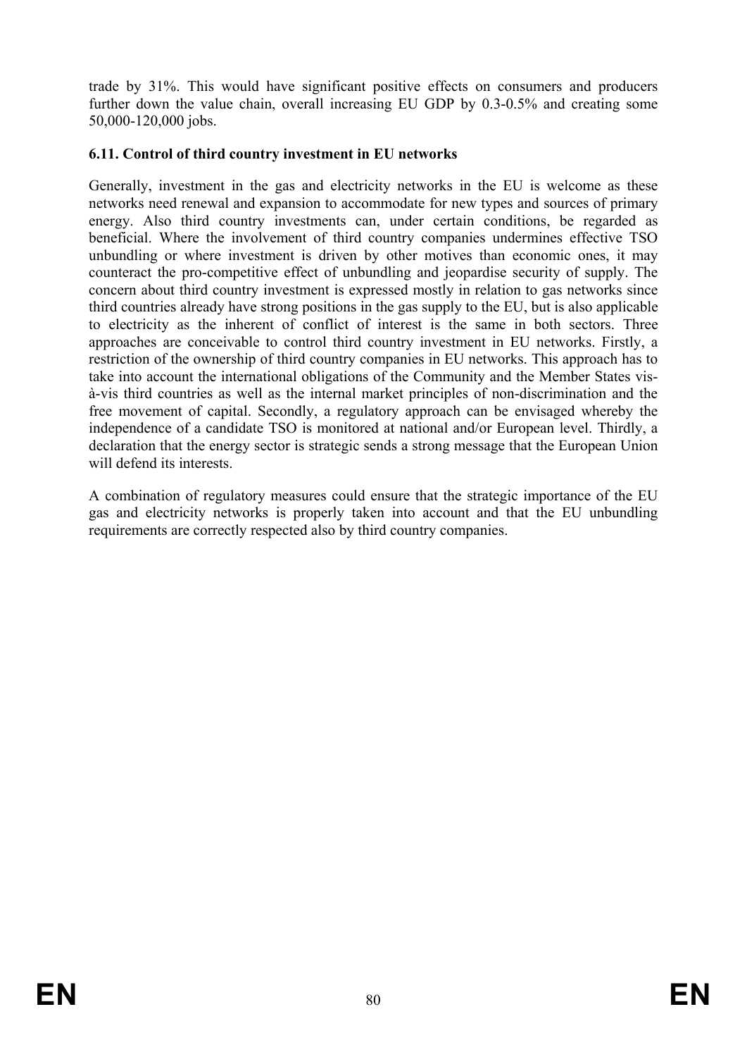trade by 31%. This would have significant positive effects on consumers and producers further down the value chain, overall increasing EU GDP by 0.3-0.5% and creating some 50,000-120,000 jobs.

### 6.11. Control of third country investment in EU networks

Generally, investment in the gas and electricity networks in the EU is welcome as these networks need renewal and expansion to accommodate for new types and sources of primary energy. Also third country investments can, under certain conditions, be regarded as beneficial. Where the involvement of third country companies undermines effective TSO unbundling or where investment is driven by other motives than economic ones, it may counteract the pro-competitive effect of unbundling and jeopardise security of supply. The concern about third country investment is expressed mostly in relation to gas networks since third countries already have strong positions in the gas supply to the EU, but is also applicable to electricity as the inherent of conflict of interest is the same in both sectors. Three approaches are conceivable to control third country investment in EU networks. Firstly, a restriction of the ownership of third country companies in EU networks. This approach has to take into account the international obligations of the Community and the Member States vis-à-vis third countries as well as the internal market principles of non-discrimination and the free movement of capital. Secondly, a regulatory approach can be envisaged whereby the independence of a candidate TSO is monitored at national and/or European level. Thirdly, a declaration that the energy sector is strategic sends a strong message that the European Union will defend its interests.

A combination of regulatory measures could ensure that the strategic importance of the EU gas and electricity networks is properly taken into account and that the EU unbundling requirements are correctly respected also by third country companies.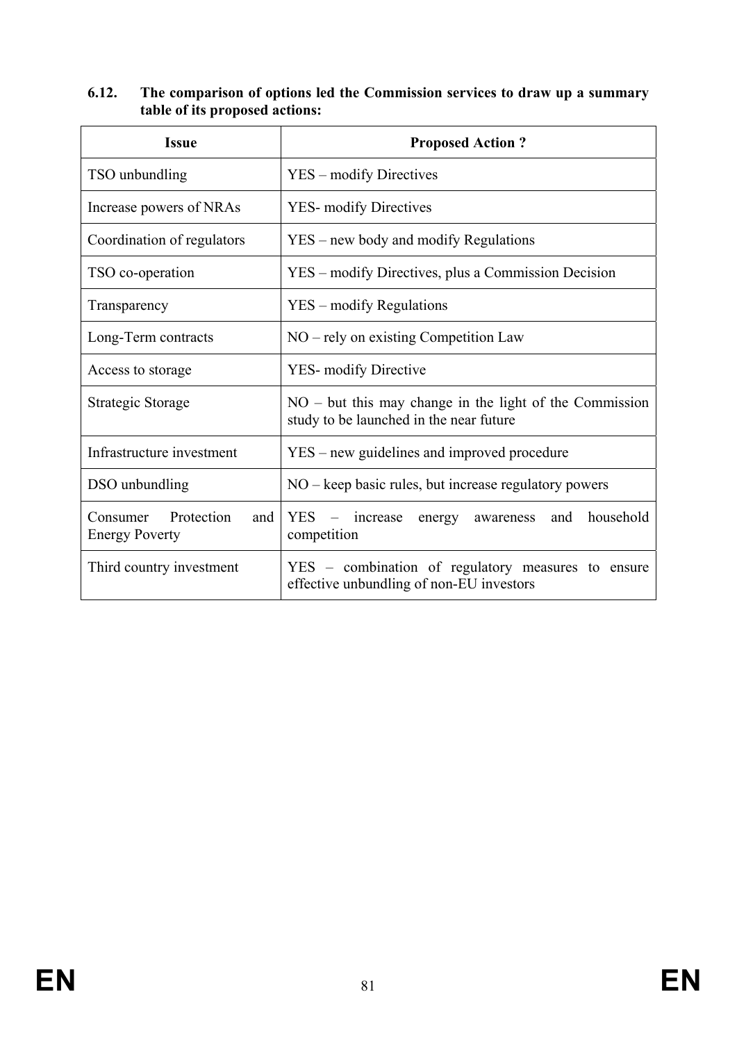**6.12. The comparison of options led the Commission services to draw up a summary table of its proposed actions:**

| Issue | Proposed Action ? |
|---|---|
| TSO unbundling | YES – modify Directives |
| Increase powers of NRAs | YES- modify Directives |
| Coordination of regulators | YES – new body and modify Regulations |
| TSO co-operation | YES – modify Directives, plus a Commission Decision |
| Transparency | YES – modify Regulations |
| Long-Term contracts | NO – rely on existing Competition Law |
| Access to storage | YES- modify Directive |
| Strategic Storage | NO – but this may change in the light of the Commission study to be launched in the near future |
| Infrastructure investment | YES – new guidelines and improved procedure |
| DSO unbundling | NO – keep basic rules, but increase regulatory powers |
| Consumer Protection and Energy Poverty | YES – increase energy awareness and household competition |
| Third country investment | YES – combination of regulatory measures to ensure effective unbundling of non-EU investors |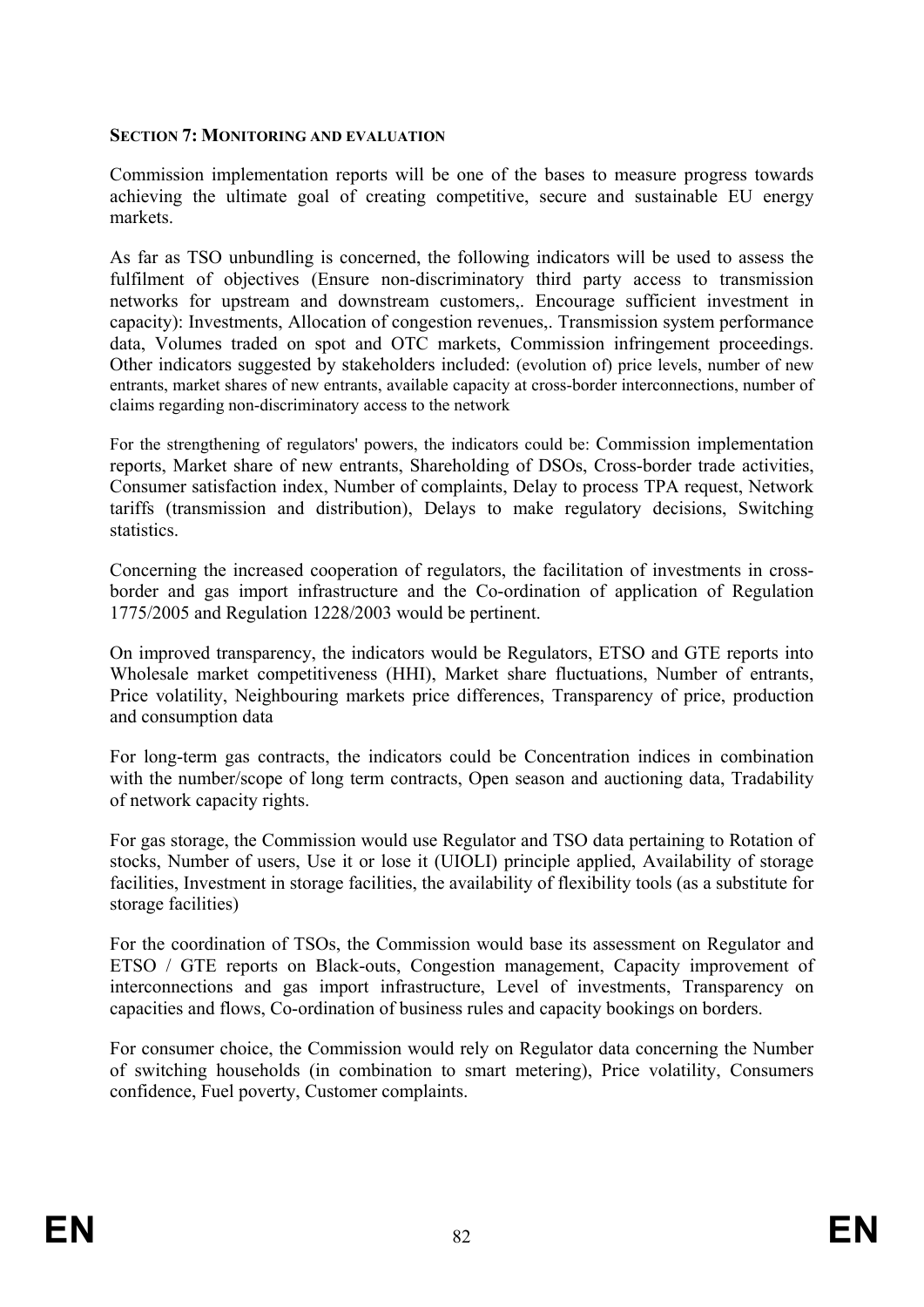**SECTION 7: MONITORING AND EVALUATION**

Commission implementation reports will be one of the bases to measure progress towards achieving the ultimate goal of creating competitive, secure and sustainable EU energy markets.

As far as TSO unbundling is concerned, the following indicators will be used to assess the fulfilment of objectives (Ensure non-discriminatory third party access to transmission networks for upstream and downstream customers,. Encourage sufficient investment in capacity): Investments, Allocation of congestion revenues,. Transmission system performance data, Volumes traded on spot and OTC markets, Commission infringement proceedings. Other indicators suggested by stakeholders included: (evolution of) price levels, number of new entrants, market shares of new entrants, available capacity at cross-border interconnections, number of claims regarding non-discriminatory access to the network

For the strengthening of regulators' powers, the indicators could be: Commission implementation reports, Market share of new entrants, Shareholding of DSOs, Cross-border trade activities, Consumer satisfaction index, Number of complaints, Delay to process TPA request, Network tariffs (transmission and distribution), Delays to make regulatory decisions, Switching statistics.

Concerning the increased cooperation of regulators, the facilitation of investments in cross-border and gas import infrastructure and the Co-ordination of application of Regulation 1775/2005 and Regulation 1228/2003 would be pertinent.

On improved transparency, the indicators would be Regulators, ETSO and GTE reports into Wholesale market competitiveness (HHI), Market share fluctuations, Number of entrants, Price volatility, Neighbouring markets price differences, Transparency of price, production and consumption data

For long-term gas contracts, the indicators could be Concentration indices in combination with the number/scope of long term contracts, Open season and auctioning data, Tradability of network capacity rights.

For gas storage, the Commission would use Regulator and TSO data pertaining to Rotation of stocks, Number of users, Use it or lose it (UIOLI) principle applied, Availability of storage facilities, Investment in storage facilities, the availability of flexibility tools (as a substitute for storage facilities)

For the coordination of TSOs, the Commission would base its assessment on Regulator and ETSO / GTE reports on Black-outs, Congestion management, Capacity improvement of interconnections and gas import infrastructure, Level of investments, Transparency on capacities and flows, Co-ordination of business rules and capacity bookings on borders.

For consumer choice, the Commission would rely on Regulator data concerning the Number of switching households (in combination to smart metering), Price volatility, Consumers confidence, Fuel poverty, Customer complaints.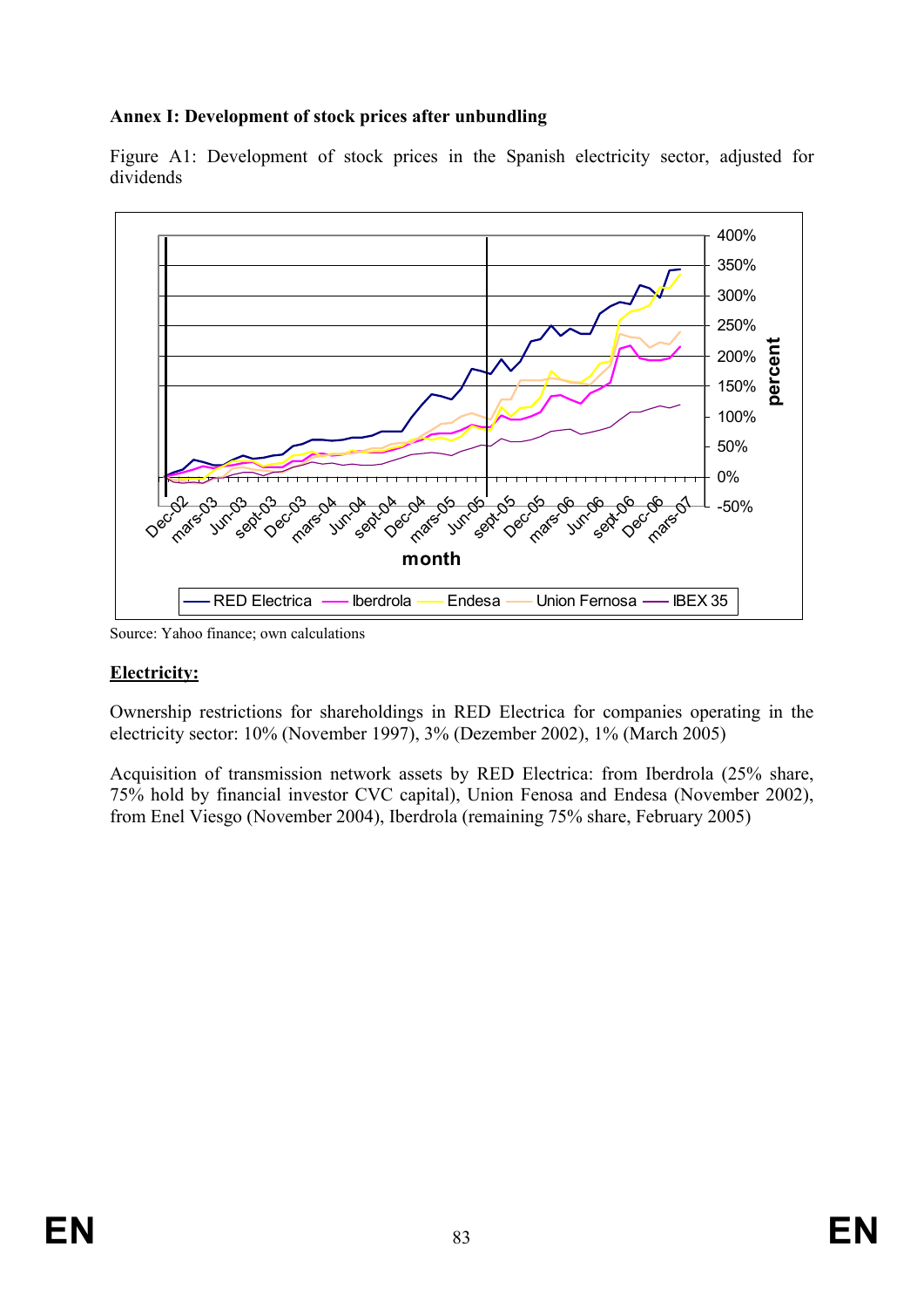**Annex I: Development of stock prices after unbundling**

Figure A1: Development of stock prices in the Spanish electricity sector, adjusted for dividends

Source: Yahoo finance; own calculations

**Electricity:**

Ownership restrictions for shareholdings in RED Electrica for companies operating in the electricity sector: 10% (November 1997), 3% (Dezember 2002), 1% (March 2005)

Acquisition of transmission network assets by RED Electrica: from Iberdrola (25% share, 75% hold by financial investor CVC capital), Union Fenosa and Endesa (November 2002), from Enel Viesgo (November 2004), Iberdrola (remaining 75% share, February 2005)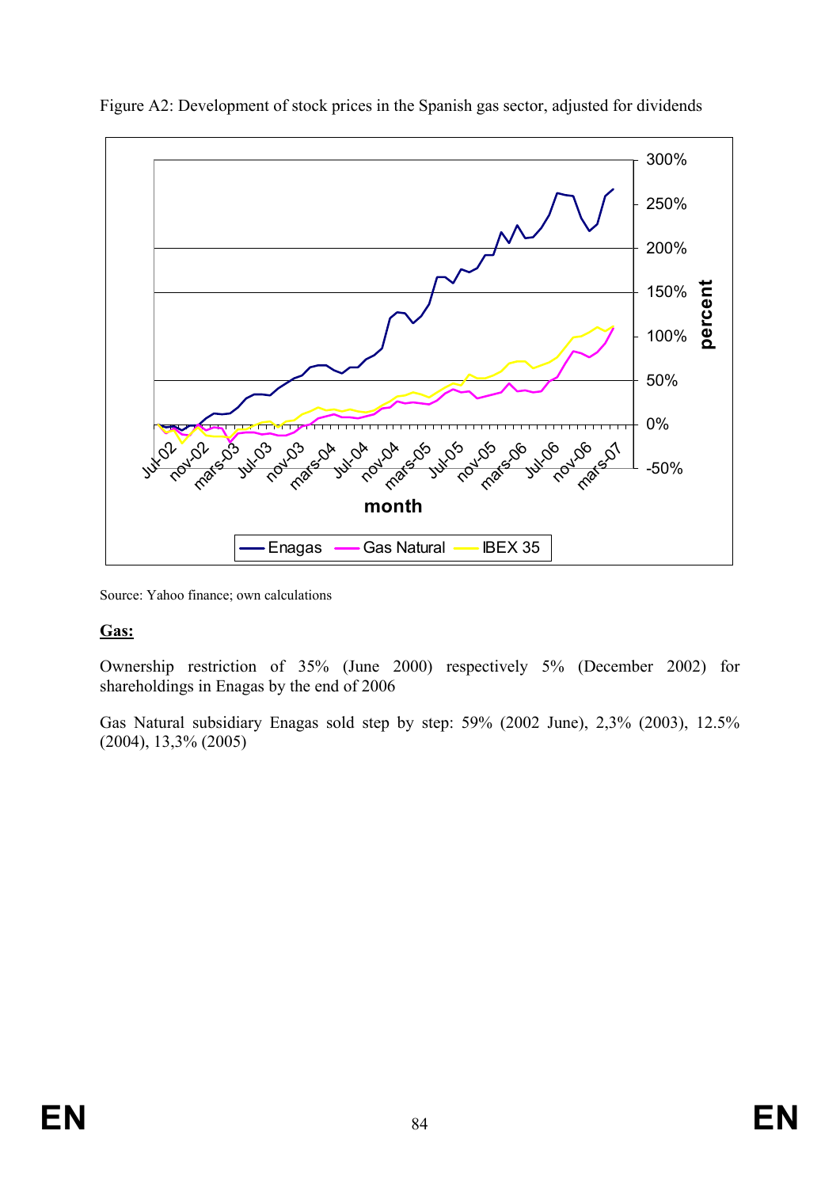Figure A2: Development of stock prices in the Spanish gas sector, adjusted for dividends

Source: Yahoo finance; own calculations

**Gas:**

Ownership restriction of 35% (June 2000) respectively 5% (December 2002) for shareholdings in Enagas by the end of 2006

Gas Natural subsidiary Enagas sold step by step: 59% (2002 June), 2,3% (2003), 12.5% (2004), 13,3% (2005)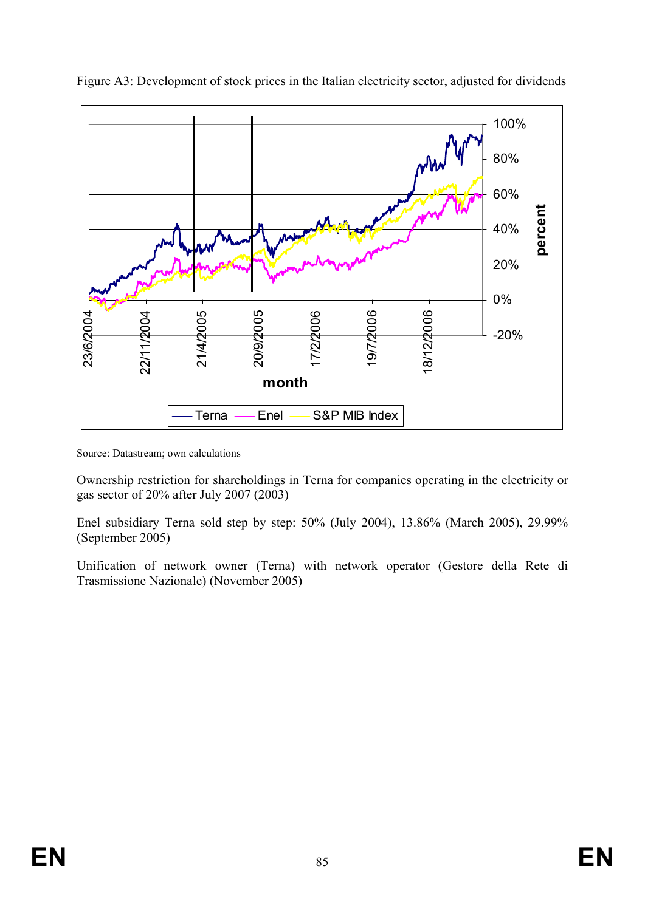Figure A3: Development of stock prices in the Italian electricity sector, adjusted for dividends

Source: Datastream; own calculations

Ownership restriction for shareholdings in Terna for companies operating in the electricity or gas sector of 20% after July 2007 (2003)

Enel subsidiary Terna sold step by step: 50% (July 2004), 13.86% (March 2005), 29.99% (September 2005)

Unification of network owner (Terna) with network operator (Gestore della Rete di Trasmissione Nazionale) (November 2005)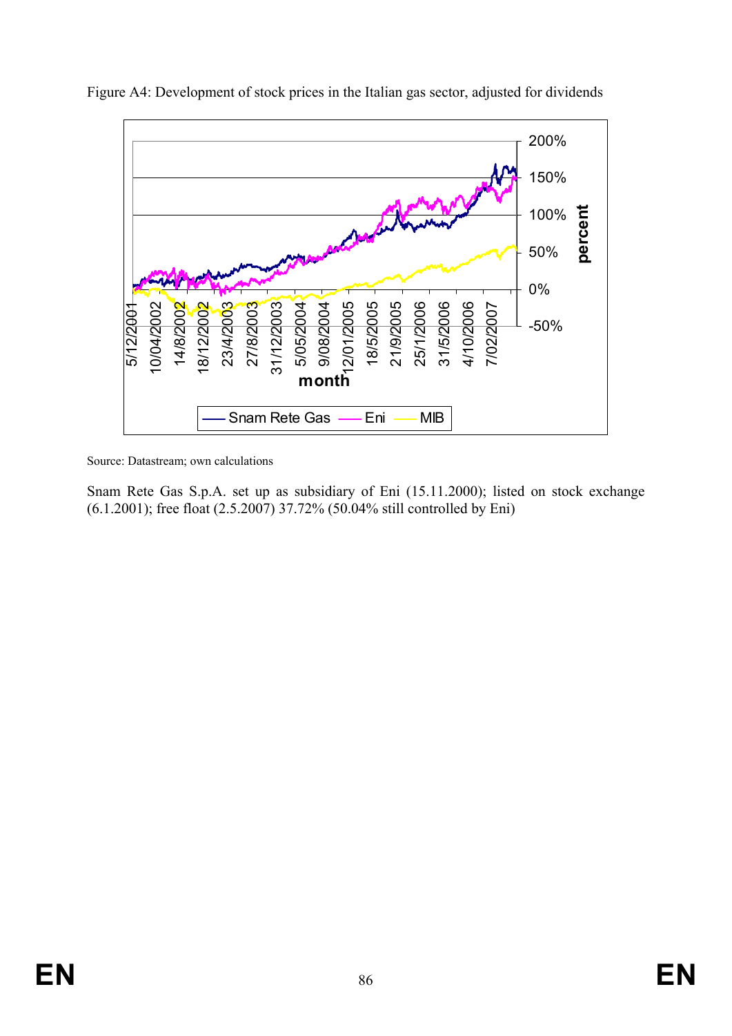Figure A4: Development of stock prices in the Italian gas sector, adjusted for dividends

Source: Datastream; own calculations

Snam Rete Gas S.p.A. set up as subsidiary of Eni (15.11.2000); listed on stock exchange (6.1.2001); free float (2.5.2007) 37.72% (50.04% still controlled by Eni)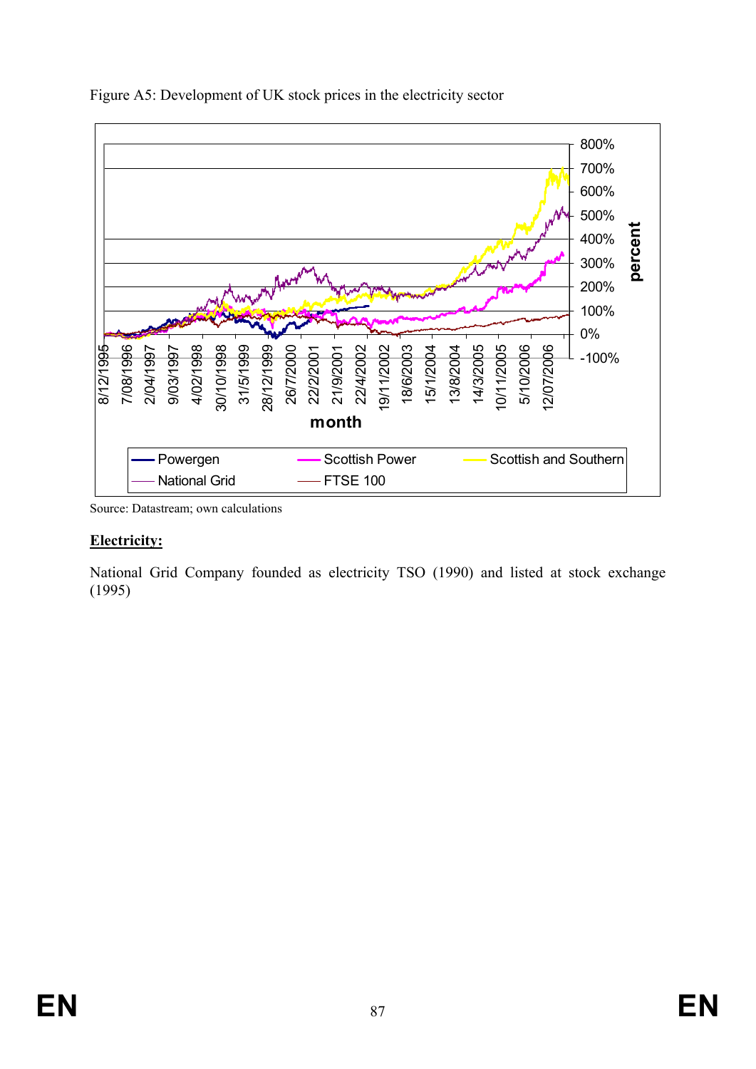Figure A5: Development of UK stock prices in the electricity sector

Source: Datastream; own calculations

**Electricity:**

National Grid Company founded as electricity TSO (1990) and listed at stock exchange (1995)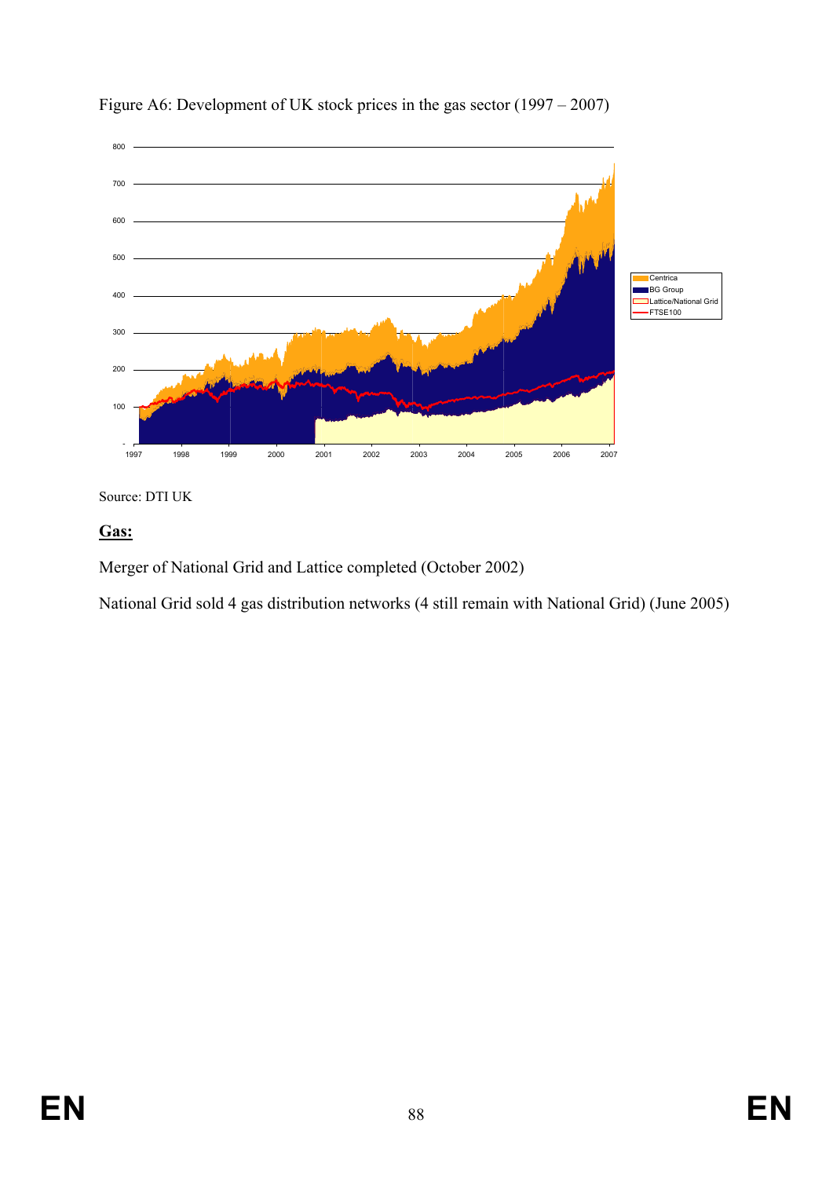Figure A6: Development of UK stock prices in the gas sector (1997 – 2007)

Source: DTI UK

**Gas:**

Merger of National Grid and Lattice completed (October 2002)

National Grid sold 4 gas distribution networks (4 still remain with National Grid) (June 2005)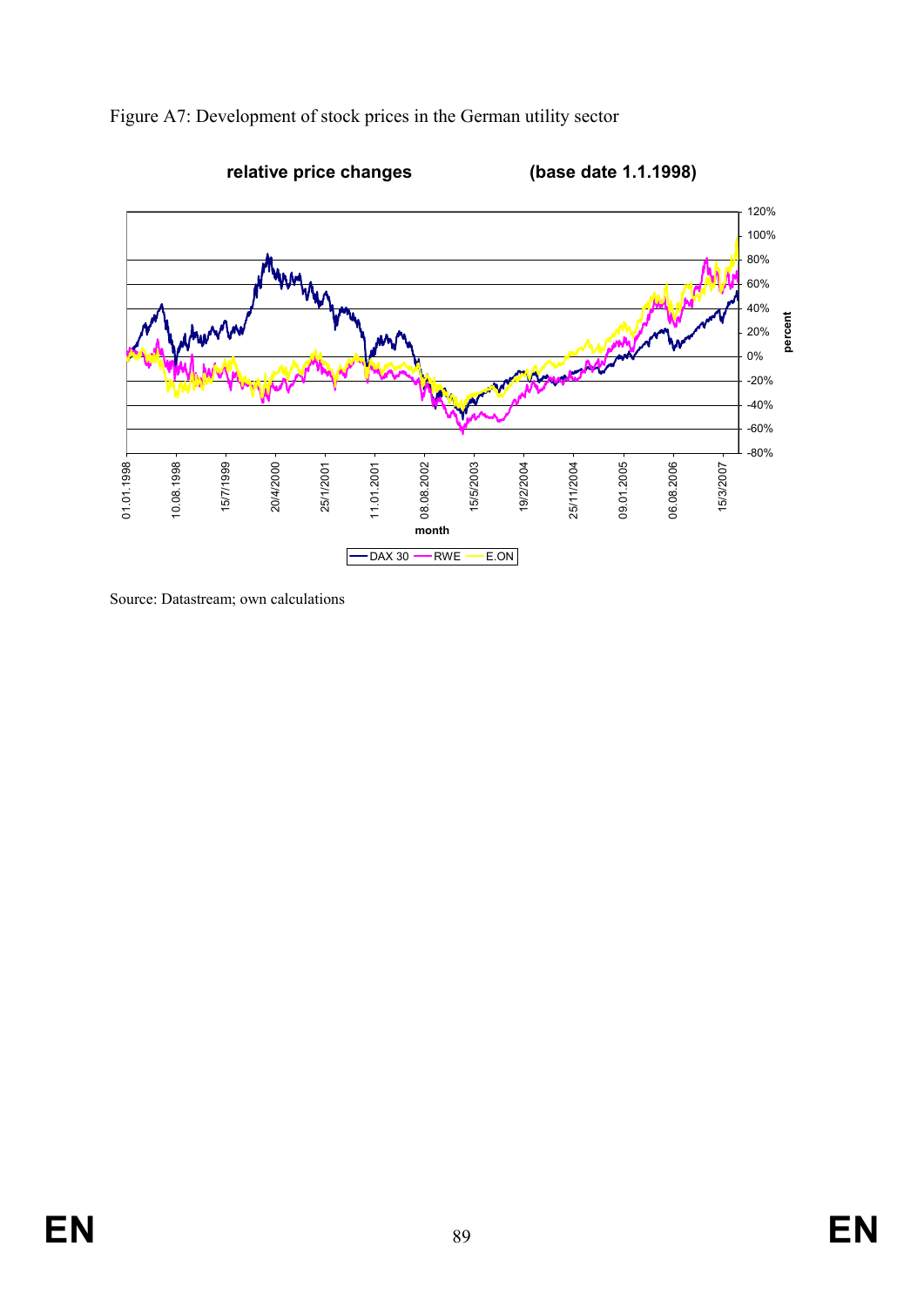Figure A7: Development of stock prices in the German utility sector

**relative price changes (base date 1.1.1998)**

Source: Datastream; own calculations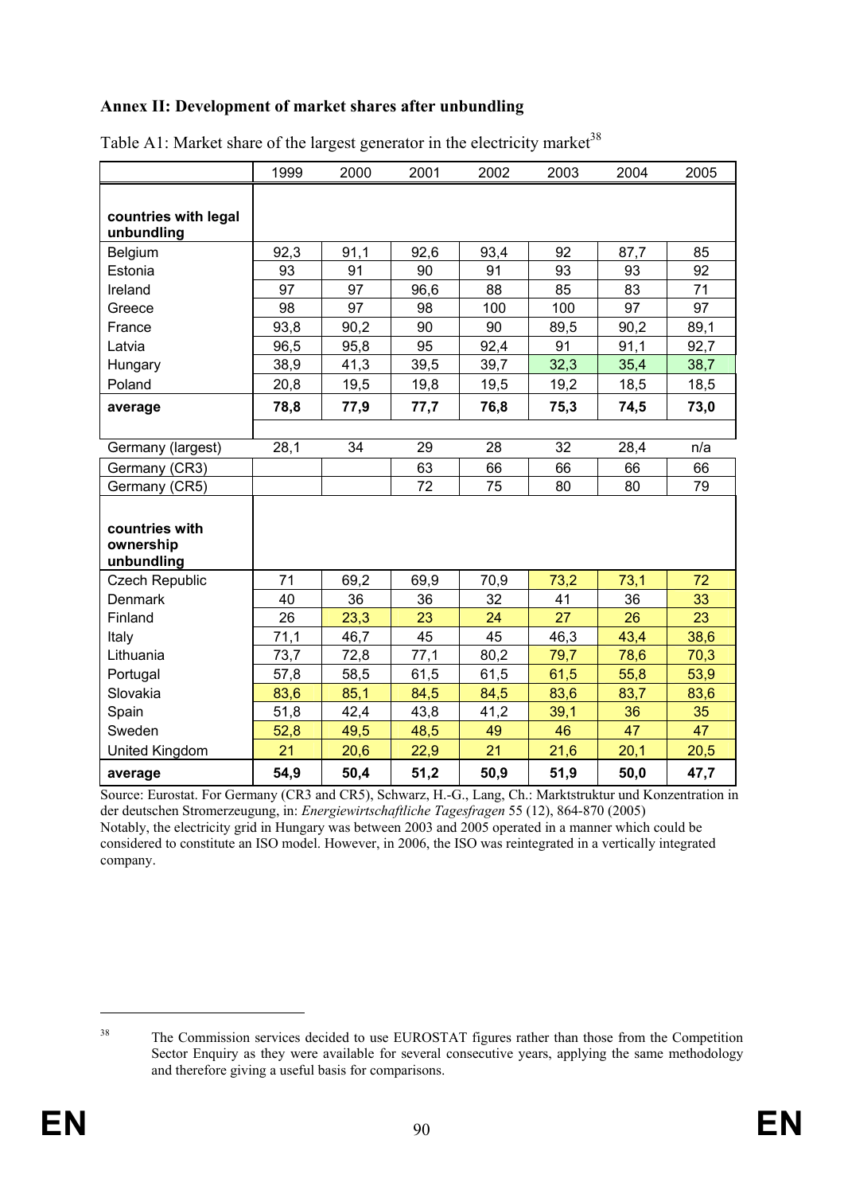## Annex II: Development of market shares after unbundling

Table A1: Market share of the largest generator in the electricity market[38]

| | 1999 | 2000 | 2001 | 2002 | 2003 | 2004 | 2005 |
|---|---|---|---|---|---|---|---|
| **countries with legal unbundling** | | | | | | | |
| Belgium | 92,3 | 91,1 | 92,6 | 93,4 | 92 | 87,7 | 85 |
| Estonia | 93 | 91 | 90 | 91 | 93 | 93 | 92 |
| Ireland | 97 | 97 | 96,6 | 88 | 85 | 83 | 71 |
| Greece | 98 | 97 | 98 | 100 | 100 | 97 | 97 |
| France | 93,8 | 90,2 | 90 | 90 | 89,5 | 90,2 | 89,1 |
| Latvia | 96,5 | 95,8 | 95 | 92,4 | 91 | 91,1 | 92,7 |
| Hungary | 38,9 | 41,3 | 39,5 | 39,7 | 32,3 | 35,4 | 38,7 |
| Poland | 20,8 | 19,5 | 19,8 | 19,5 | 19,2 | 18,5 | 18,5 |
| **average** | **78,8** | **77,9** | **77,7** | **76,8** | **75,3** | **74,5** | **73,0** |
| | | | | | | | |
| Germany (largest) | 28,1 | 34 | 29 | 28 | 32 | 28,4 | n/a |
| Germany (CR3) | | | 63 | 66 | 66 | 66 | 66 |
| Germany (CR5) | | | 72 | 75 | 80 | 80 | 79 |
| **countries with ownership unbundling** | | | | | | | |
| Czech Republic | 71 | 69,2 | 69,9 | 70,9 | 73,2 | 73,1 | 72 |
| Denmark | 40 | 36 | 36 | 32 | 41 | 36 | 33 |
| Finland | 26 | 23,3 | 23 | 24 | 27 | 26 | 23 |
| Italy | 71,1 | 46,7 | 45 | 45 | 46,3 | 43,4 | 38,6 |
| Lithuania | 73,7 | 72,8 | 77,1 | 80,2 | 79,7 | 78,6 | 70,3 |
| Portugal | 57,8 | 58,5 | 61,5 | 61,5 | 61,5 | 55,8 | 53,9 |
| Slovakia | 83,6 | 85,1 | 84,5 | 84,5 | 83,6 | 83,7 | 83,6 |
| Spain | 51,8 | 42,4 | 43,8 | 41,2 | 39,1 | 36 | 35 |
| Sweden | 52,8 | 49,5 | 48,5 | 49 | 46 | 47 | 47 |
| United Kingdom | 21 | 20,6 | 22,9 | 21 | 21,6 | 20,1 | 20,5 |
| **average** | **54,9** | **50,4** | **51,2** | **50,9** | **51,9** | **50,0** | **47,7** |

Source: Eurostat. For Germany (CR3 and CR5), Schwarz, H.-G., Lang, Ch.: Marktstruktur und Konzentration in der deutschen Stromerzeugung, in: *Energiewirtschaftliche Tagesfragen* 55 (12), 864-870 (2005)
Notably, the electricity grid in Hungary was between 2003 and 2005 operated in a manner which could be considered to constitute an ISO model. However, in 2006, the ISO was reintegrated in a vertically integrated company.

[38] The Commission services decided to use EUROSTAT figures rather than those from the Competition Sector Enquiry as they were available for several consecutive years, applying the same methodology and therefore giving a useful basis for comparisons.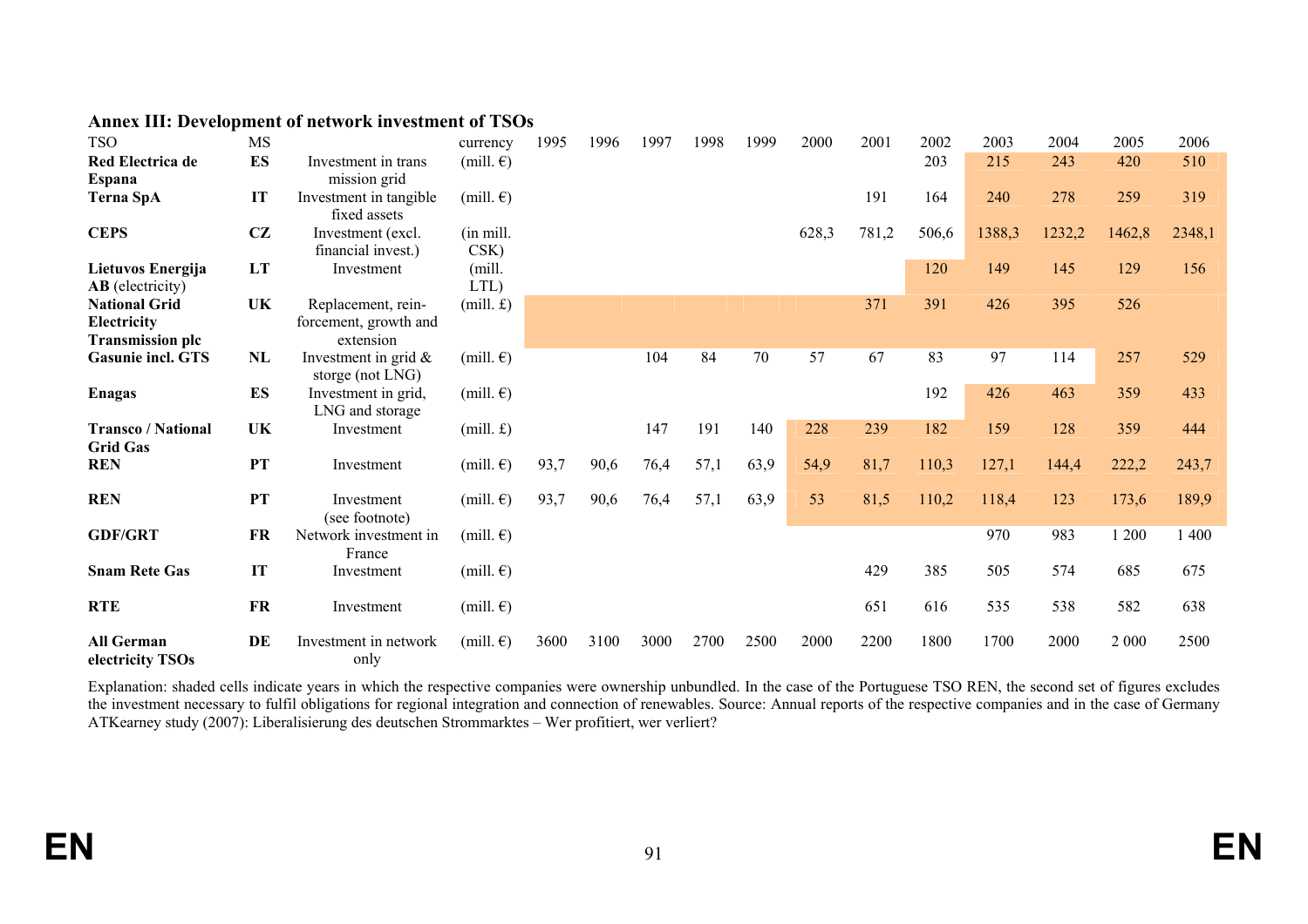### Annex III: Development of network investment of TSOs

| TSO | MS | | currency | 1995 | 1996 | 1997 | 1998 | 1999 | 2000 | 2001 | 2002 | 2003 | 2004 | 2005 | 2006 |
|---|---|---|---|---|---|---|---|---|---|---|---|---|---|---|---|
| **Red Electrica de Espana** | **ES** | Investment in trans mission grid | (mill. €) | | | | | | | | 203 | 215 | 243 | 420 | 510 |
| **Terna SpA** | **IT** | Investment in tangible fixed assets | (mill. €) | | | | | | | 191 | 164 | 240 | 278 | 259 | 319 |
| **CEPS** | **CZ** | Investment (excl. financial invest.) | (in mill. CSK) | | | | | | 628,3 | 781,2 | 506,6 | 1388,3 | 1232,2 | 1462,8 | 2348,1 |
| **Lietuvos Energija AB** (electricity) | **LT** | Investment | (mill. LTL) | | | | | | | | 120 | 149 | 145 | 129 | 156 |
| **National Grid Electricity Transmission plc** | **UK** | Replacement, rein-forcement, growth and extension | (mill. £) | | | | | | | 371 | 391 | 426 | 395 | 526 | |
| **Gasunie incl. GTS** | **NL** | Investment in grid & storge (not LNG) | (mill. €) | | | 104 | 84 | 70 | 57 | 67 | 83 | 97 | 114 | 257 | 529 |
| **Enagas** | **ES** | Investment in grid, LNG and storage | (mill. €) | | | | | | | | 192 | 426 | 463 | 359 | 433 |
| **Transco / National Grid Gas** | **UK** | Investment | (mill. £) | | | 147 | 191 | 140 | 228 | 239 | 182 | 159 | 128 | 359 | 444 |
| **REN** | **PT** | Investment | (mill. €) | 93,7 | 90,6 | 76,4 | 57,1 | 63,9 | 54,9 | 81,7 | 110,3 | 127,1 | 144,4 | 222,2 | 243,7 |
| **REN** | **PT** | Investment (see footnote) | (mill. €) | 93,7 | 90,6 | 76,4 | 57,1 | 63,9 | 53 | 81,5 | 110,2 | 118,4 | 123 | 173,6 | 189,9 |
| **GDF/GRT** | **FR** | Network investment in France | (mill. €) | | | | | | | | | 970 | 983 | 1 200 | 1 400 |
| **Snam Rete Gas** | **IT** | Investment | (mill. €) | | | | | | | 429 | 385 | 505 | 574 | 685 | 675 |
| **RTE** | **FR** | Investment | (mill. €) | | | | | | | 651 | 616 | 535 | 538 | 582 | 638 |
| **All German electricity TSOs** | **DE** | Investment in network only | (mill. €) | 3600 | 3100 | 3000 | 2700 | 2500 | 2000 | 2200 | 1800 | 1700 | 2000 | 2 000 | 2500 |

Explanation: shaded cells indicate years in which the respective companies were ownership unbundled. In the case of the Portuguese TSO REN, the second set of figures excludes the investment necessary to fulfil obligations for regional integration and connection of renewables. Source: Annual reports of the respective companies and in the case of Germany ATKearney study (2007): Liberalisierung des deutschen Strommarktes – Wer profitiert, wer verliert?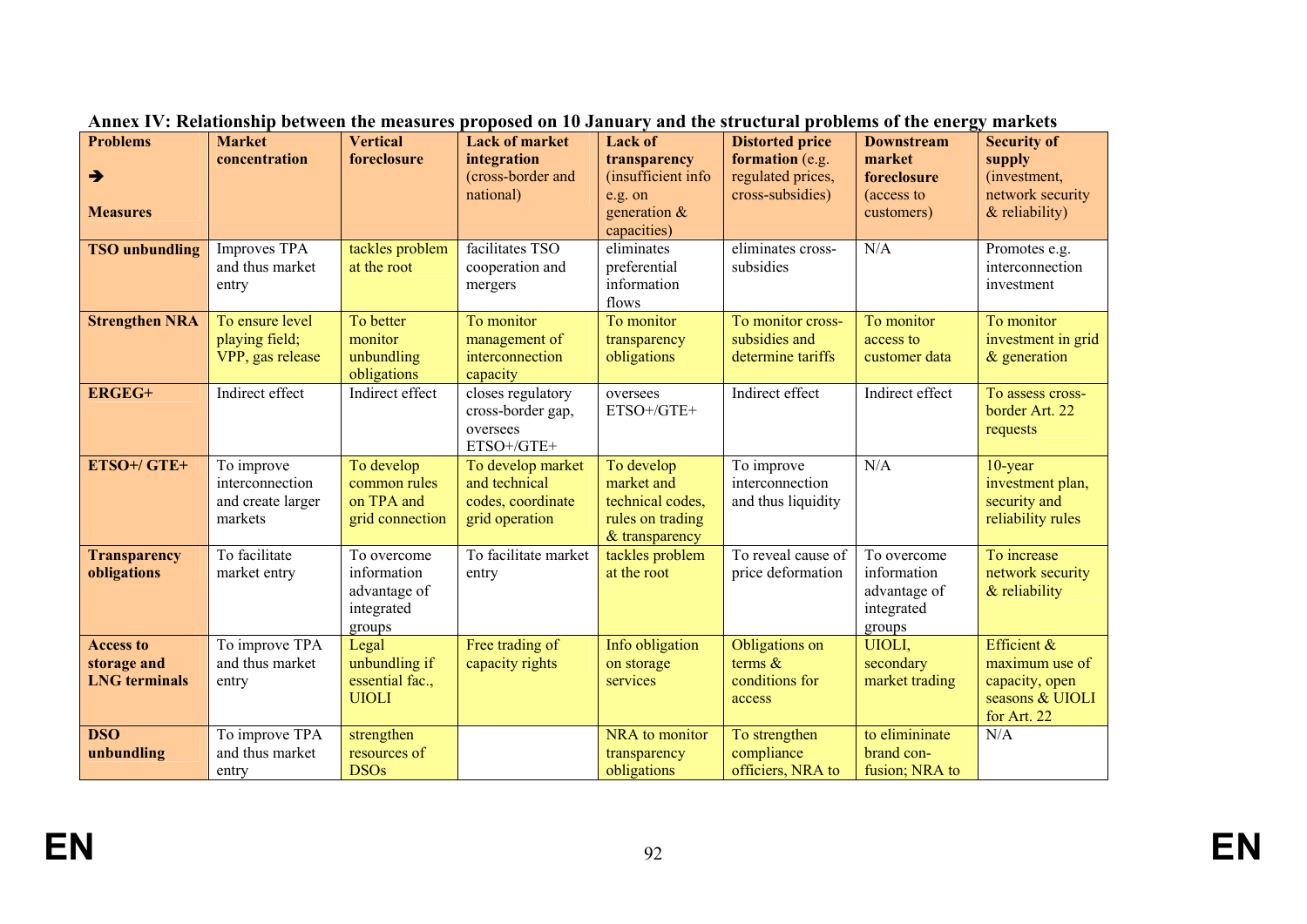## Annex IV: Relationship between the measures proposed on 10 January and the structural problems of the energy markets

| **Problems** ➔ **Measures** | **Market concentration** | **Vertical foreclosure** | **Lack of market integration** (cross-border and national) | **Lack of transparency** (insufficient info e.g. on generation & capacities) | **Distorted price formation** (e.g. regulated prices, cross-subsidies) | **Downstream market foreclosure** (access to customers) | **Security of supply** (investment, network security & reliability) |
|---|---|---|---|---|---|---|---|
| **TSO unbundling** | Improves TPA and thus market entry | tackles problem at the root | facilitates TSO cooperation and mergers | eliminates preferential information flows | eliminates cross-subsidies | N/A | Promotes e.g. interconnection investment |
| **Strengthen NRA** | To ensure level playing field; VPP, gas release | To better monitor unbundling obligations | To monitor management of interconnection capacity | To monitor transparency obligations | To monitor cross-subsidies and determine tariffs | To monitor access to customer data | To monitor investment in grid & generation |
| **ERGEG+** | Indirect effect | Indirect effect | closes regulatory cross-border gap, oversees ETSO+/GTE+ | oversees ETSO+/GTE+ | Indirect effect | Indirect effect | To assess cross-border Art. 22 requests |
| **ETSO+/ GTE+** | To improve interconnection and create larger markets | To develop common rules on TPA and grid connection | To develop market and technical codes, coordinate grid operation | To develop market and technical codes, rules on trading & transparency | To improve interconnection and thus liquidity | N/A | 10-year investment plan, security and reliability rules |
| **Transparency obligations** | To facilitate market entry | To overcome information advantage of integrated groups | To facilitate market entry | tackles problem at the root | To reveal cause of price deformation | To overcome information advantage of integrated groups | To increase network security & reliability |
| **Access to storage and LNG terminals** | To improve TPA and thus market entry | Legal unbundling if essential fac., UIOLI | Free trading of capacity rights | Info obligation on storage services | Obligations on terms & conditions for access | UIOLI, secondary market trading | Efficient & maximum use of capacity, open seasons & UIOLI for Art. 22 |
| **DSO unbundling** | To improve TPA and thus market entry | strengthen resources of DSOs | | NRA to monitor transparency obligations | To strengthen compliance officiers, NRA to | to elimininate brand con-fusion; NRA to | N/A |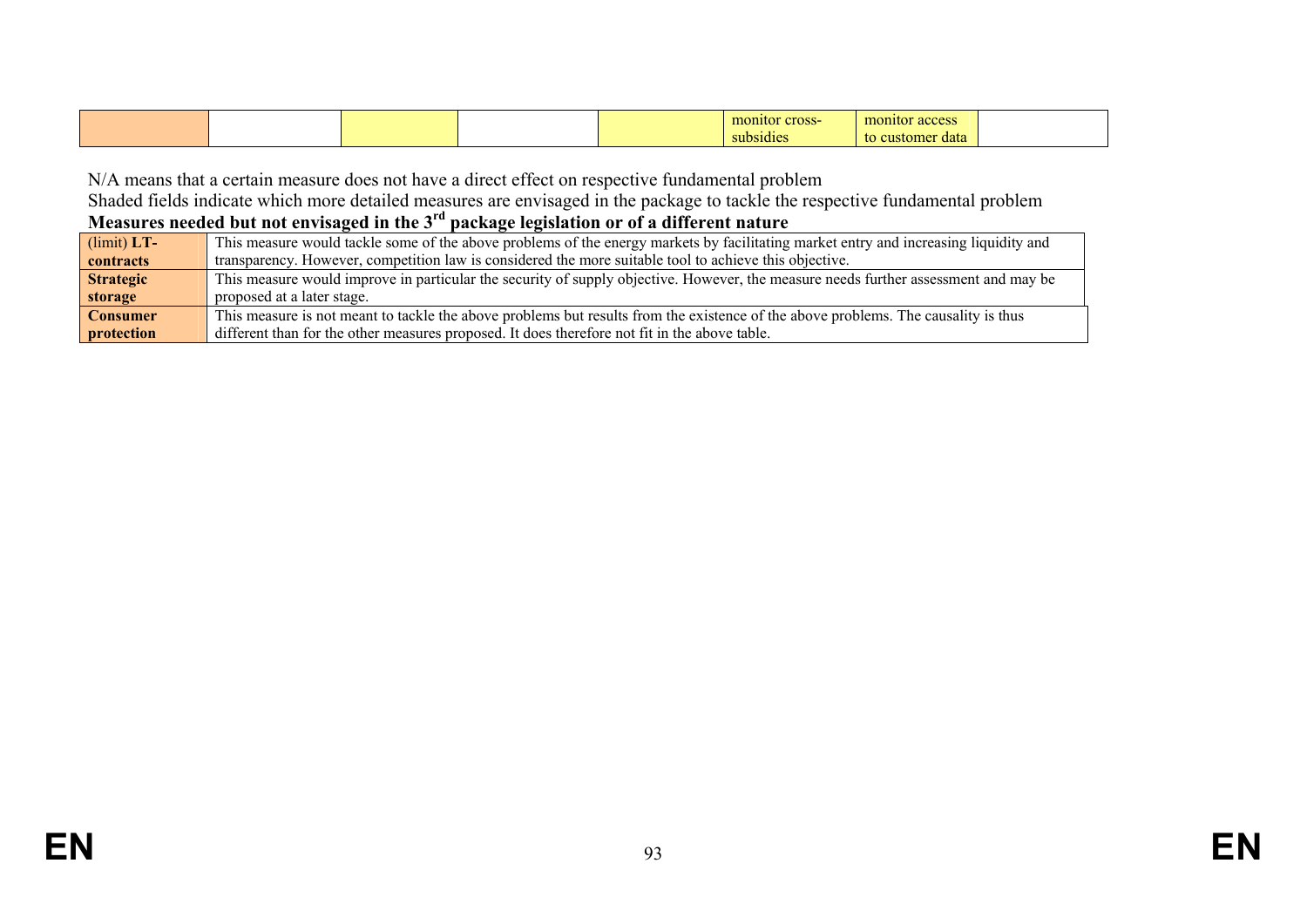| | | | | | | | |
|---|---|---|---|---|---|---|---|
| | | | | | monitor cross-subsidies | monitor access to customer data | |

N/A means that a certain measure does not have a direct effect on respective fundamental problem

Shaded fields indicate which more detailed measures are envisaged in the package to tackle the respective fundamental problem

**Measures needed but not envisaged in the 3rd package legislation or of a different nature**

| | |
|---|---|
| (limit) **LT-contracts** | This measure would tackle some of the above problems of the energy markets by facilitating market entry and increasing liquidity and transparency. However, competition law is considered the more suitable tool to achieve this objective. |
| **Strategic storage** | This measure would improve in particular the security of supply objective. However, the measure needs further assessment and may be proposed at a later stage. |
| **Consumer protection** | This measure is not meant to tackle the above problems but results from the existence of the above problems. The causality is thus different than for the other measures proposed. It does therefore not fit in the above table. |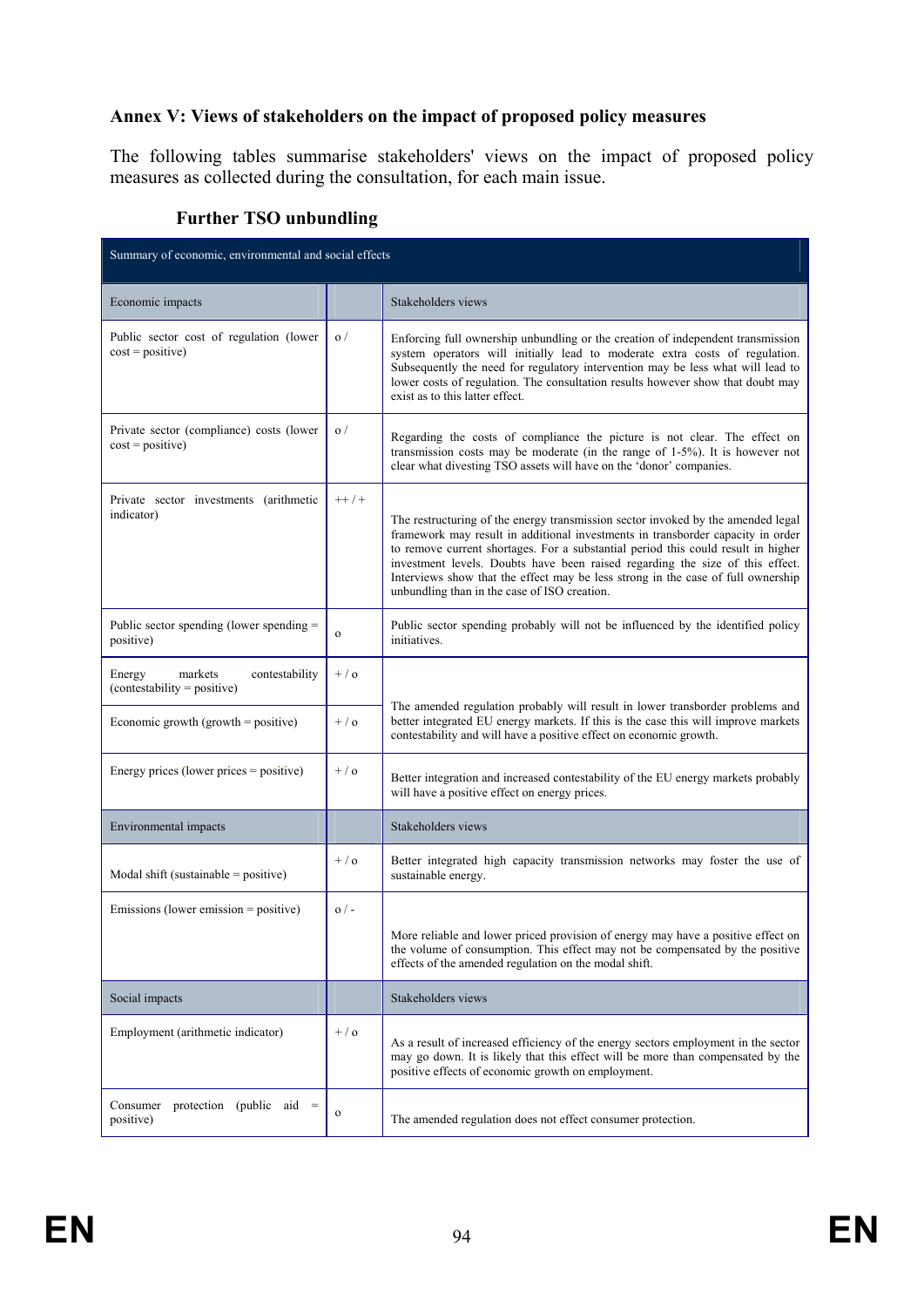## Annex V: Views of stakeholders on the impact of proposed policy measures

The following tables summarise stakeholders' views on the impact of proposed policy measures as collected during the consultation, for each main issue.

### Further TSO unbundling

| Summary of economic, environmental and social effects | | |
|---|---|---|
| Economic impacts | | Stakeholders views |
| Public sector cost of regulation (lower cost = positive) | o / | Enforcing full ownership unbundling or the creation of independent transmission system operators will initially lead to moderate extra costs of regulation. Subsequently the need for regulatory intervention may be less what will lead to lower costs of regulation. The consultation results however show that doubt may exist as to this latter effect. |
| Private sector (compliance) costs (lower cost = positive) | o / | Regarding the costs of compliance the picture is not clear. The effect on transmission costs may be moderate (in the range of 1-5%). It is however not clear what divesting TSO assets will have on the 'donor' companies. |
| Private sector investments (arithmetic indicator) | ++ / + | The restructuring of the energy transmission sector invoked by the amended legal framework may result in additional investments in transborder capacity in order to remove current shortages. For a substantial period this could result in higher investment levels. Doubts have been raised regarding the size of this effect. Interviews show that the effect may be less strong in the case of full ownership unbundling than in the case of ISO creation. |
| Public sector spending (lower spending = positive) | o | Public sector spending probably will not be influenced by the identified policy initiatives. |
| Energy markets contestability (contestability = positive) | + / o | The amended regulation probably will result in lower transborder problems and better integrated EU energy markets. If this is the case this will improve markets contestability and will have a positive effect on economic growth. |
| Economic growth (growth = positive) | + / o | |
| Energy prices (lower prices = positive) | + / o | Better integration and increased contestability of the EU energy markets probably will have a positive effect on energy prices. |
| Environmental impacts | | Stakeholders views |
| Modal shift (sustainable = positive) | + / o | Better integrated high capacity transmission networks may foster the use of sustainable energy. |
| Emissions (lower emission = positive) | o / - | More reliable and lower priced provision of energy may have a positive effect on the volume of consumption. This effect may not be compensated by the positive effects of the amended regulation on the modal shift. |
| Social impacts | | Stakeholders views |
| Employment (arithmetic indicator) | + / o | As a result of increased efficiency of the energy sectors employment in the sector may go down. It is likely that this effect will be more than compensated by the positive effects of economic growth on employment. |
| Consumer protection (public aid = positive) | o | The amended regulation does not effect consumer protection. |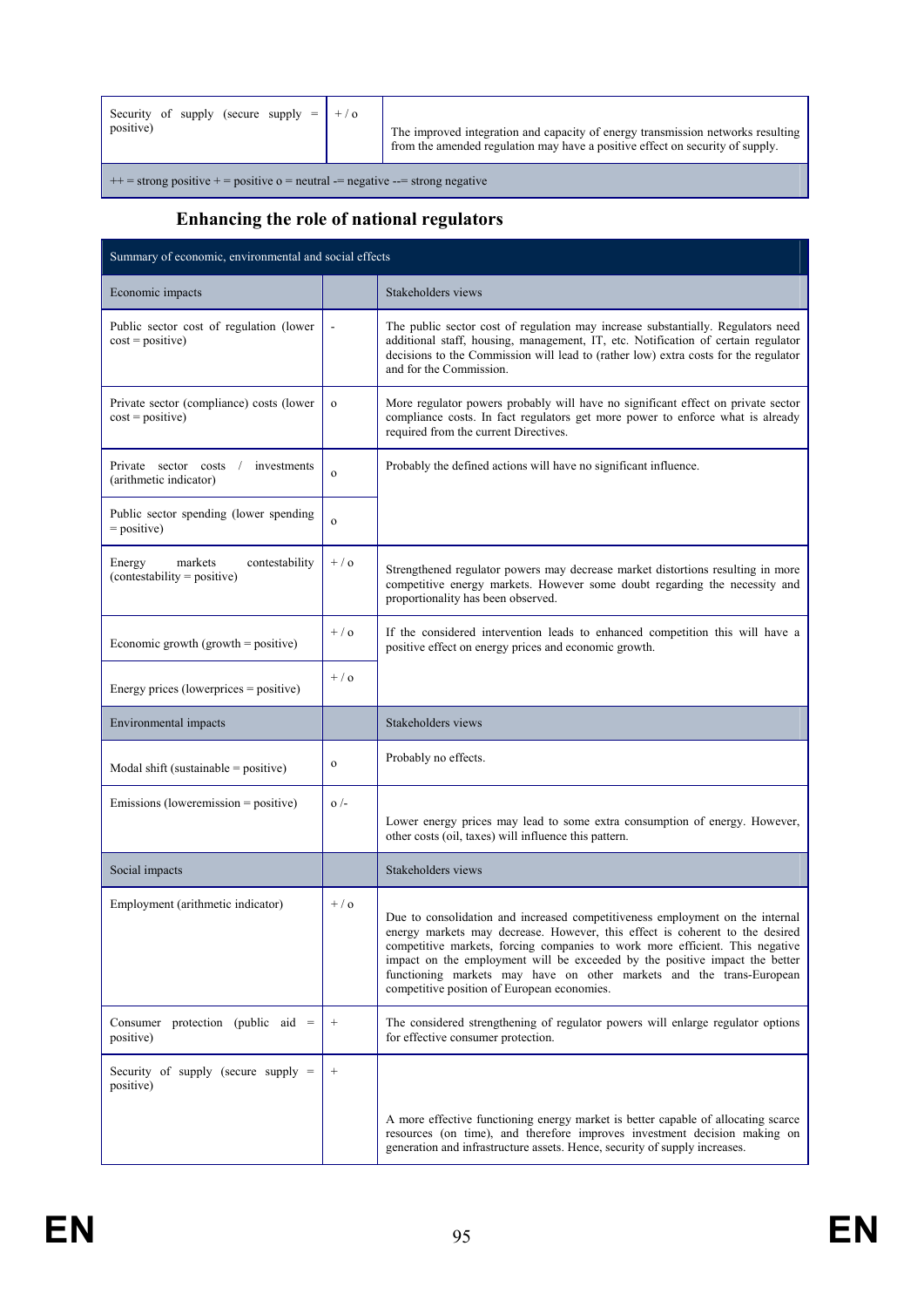| | | |
|---|---|---|
| Security of supply (secure supply = positive) | + / o | The improved integration and capacity of energy transmission networks resulting from the amended regulation may have a positive effect on security of supply. |
| ++ = strong positive + = positive o = neutral -= negative --= strong negative | | |

## Enhancing the role of national regulators

| Summary of economic, environmental and social effects | | |
|---|---|---|
| Economic impacts | | Stakeholders views |
| Public sector cost of regulation (lower cost = positive) | - | The public sector cost of regulation may increase substantially. Regulators need additional staff, housing, management, IT, etc. Notification of certain regulator decisions to the Commission will lead to (rather low) extra costs for the regulator and for the Commission. |
| Private sector (compliance) costs (lower cost = positive) | o | More regulator powers probably will have no significant effect on private sector compliance costs. In fact regulators get more power to enforce what is already required from the current Directives. |
| Private sector costs / investments (arithmetic indicator) | o | Probably the defined actions will have no significant influence. |
| Public sector spending (lower spending = positive) | o | |
| Energy markets contestability (contestability = positive) | + / o | Strengthened regulator powers may decrease market distortions resulting in more competitive energy markets. However some doubt regarding the necessity and proportionality has been observed. |
| Economic growth (growth = positive) | + / o | If the considered intervention leads to enhanced competition this will have a positive effect on energy prices and economic growth. |
| Energy prices (lowerprices = positive) | + / o | |
| Environmental impacts | | Stakeholders views |
| Modal shift (sustainable = positive) | o | Probably no effects. |
| Emissions (loweremission = positive) | o /- | Lower energy prices may lead to some extra consumption of energy. However, other costs (oil, taxes) will influence this pattern. |
| Social impacts | | Stakeholders views |
| Employment (arithmetic indicator) | + / o | Due to consolidation and increased competitiveness employment on the internal energy markets may decrease. However, this effect is coherent to the desired competitive markets, forcing companies to work more efficient. This negative impact on the employment will be exceeded by the positive impact the better functioning markets may have on other markets and the trans-European competitive position of European economies. |
| Consumer protection (public aid = positive) | + | The considered strengthening of regulator powers will enlarge regulator options for effective consumer protection. |
| Security of supply (secure supply = positive) | + | A more effective functioning energy market is better capable of allocating scarce resources (on time), and therefore improves investment decision making on generation and infrastructure assets. Hence, security of supply increases. |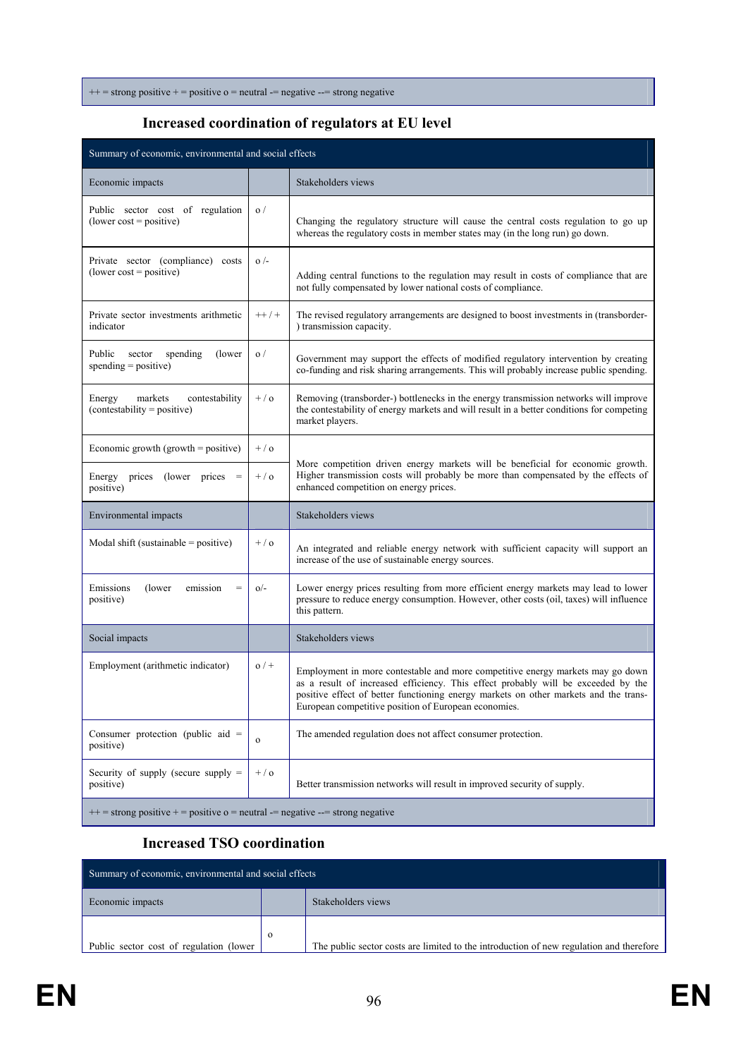++ = strong positive + = positive o = neutral -= negative --= strong negative

## Increased coordination of regulators at EU level

| Summary of economic, environmental and social effects | | |
|---|---|---|
| Economic impacts | | Stakeholders views |
| Public sector cost of regulation (lower cost = positive) | o / | Changing the regulatory structure will cause the central costs regulation to go up whereas the regulatory costs in member states may (in the long run) go down. |
| Private sector (compliance) costs (lower cost = positive) | o /- | Adding central functions to the regulation may result in costs of compliance that are not fully compensated by lower national costs of compliance. |
| Private sector investments arithmetic indicator | ++ / + | The revised regulatory arrangements are designed to boost investments in (transborder-) transmission capacity. |
| Public sector spending (lower spending = positive) | o / | Government may support the effects of modified regulatory intervention by creating co-funding and risk sharing arrangements. This will probably increase public spending. |
| Energy markets contestability (contestability = positive) | + / o | Removing (transborder-) bottlenecks in the energy transmission networks will improve the contestability of energy markets and will result in a better conditions for competing market players. |
| Economic growth (growth = positive) | + / o | More competition driven energy markets will be beneficial for economic growth. Higher transmission costs will probably be more than compensated by the effects of enhanced competition on energy prices. |
| Energy prices (lower prices = positive) | + / o | |
| Environmental impacts | | Stakeholders views |
| Modal shift (sustainable = positive) | + / o | An integrated and reliable energy network with sufficient capacity will support an increase of the use of sustainable energy sources. |
| Emissions (lower emission = positive) | o/- | Lower energy prices resulting from more efficient energy markets may lead to lower pressure to reduce energy consumption. However, other costs (oil, taxes) will influence this pattern. |
| Social impacts | | Stakeholders views |
| Employment (arithmetic indicator) | o / + | Employment in more contestable and more competitive energy markets may go down as a result of increased efficiency. This effect probably will be exceeded by the positive effect of better functioning energy markets on other markets and the trans-European competitive position of European economies. |
| Consumer protection (public aid = positive) | o | The amended regulation does not affect consumer protection. |
| Security of supply (secure supply = positive) | + / o | Better transmission networks will result in improved security of supply. |
| ++ = strong positive + = positive o = neutral -= negative --= strong negative | | |

## Increased TSO coordination

| Summary of economic, environmental and social effects | | |
|---|---|---|
| Economic impacts | | Stakeholders views |
| Public sector cost of regulation (lower | o | The public sector costs are limited to the introduction of new regulation and therefore |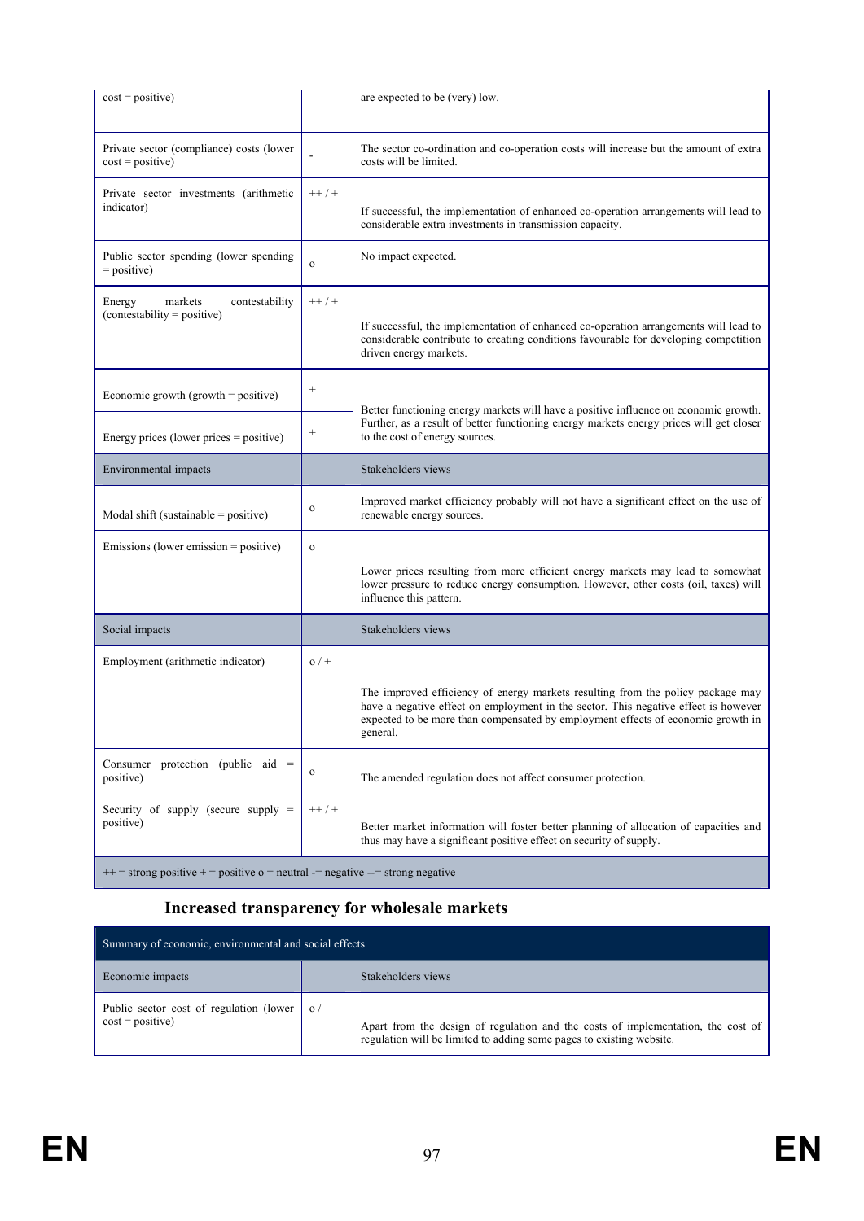| | | |
|---|---|---|
| cost = positive) | | are expected to be (very) low. |
| Private sector (compliance) costs (lower cost = positive) | - | The sector co-ordination and co-operation costs will increase but the amount of extra costs will be limited. |
| Private sector investments (arithmetic indicator) | ++ / + | If successful, the implementation of enhanced co-operation arrangements will lead to considerable extra investments in transmission capacity. |
| Public sector spending (lower spending = positive) | o | No impact expected. |
| Energy markets contestability (contestability = positive) | ++ / + | If successful, the implementation of enhanced co-operation arrangements will lead to considerable contribute to creating conditions favourable for developing competition driven energy markets. |
| Economic growth (growth = positive) | + | Better functioning energy markets will have a positive influence on economic growth. Further, as a result of better functioning energy markets energy prices will get closer to the cost of energy sources. |
| Energy prices (lower prices = positive) | + | |
| Environmental impacts | | Stakeholders views |
| Modal shift (sustainable = positive) | o | Improved market efficiency probably will not have a significant effect on the use of renewable energy sources. |
| Emissions (lower emission = positive) | o | Lower prices resulting from more efficient energy markets may lead to somewhat lower pressure to reduce energy consumption. However, other costs (oil, taxes) will influence this pattern. |
| Social impacts | | Stakeholders views |
| Employment (arithmetic indicator) | o / + | The improved efficiency of energy markets resulting from the policy package may have a negative effect on employment in the sector. This negative effect is however expected to be more than compensated by employment effects of economic growth in general. |
| Consumer protection (public aid = positive) | o | The amended regulation does not affect consumer protection. |
| Security of supply (secure supply = positive) | ++ / + | Better market information will foster better planning of allocation of capacities and thus may have a significant positive effect on security of supply. |
| ++ = strong positive + = positive o = neutral -= negative --= strong negative | | |

## Increased transparency for wholesale markets

| Summary of economic, environmental and social effects | | |
|---|---|---|
| Economic impacts | | Stakeholders views |
| Public sector cost of regulation (lower cost = positive) | o / | Apart from the design of regulation and the costs of implementation, the cost of regulation will be limited to adding some pages to existing website. |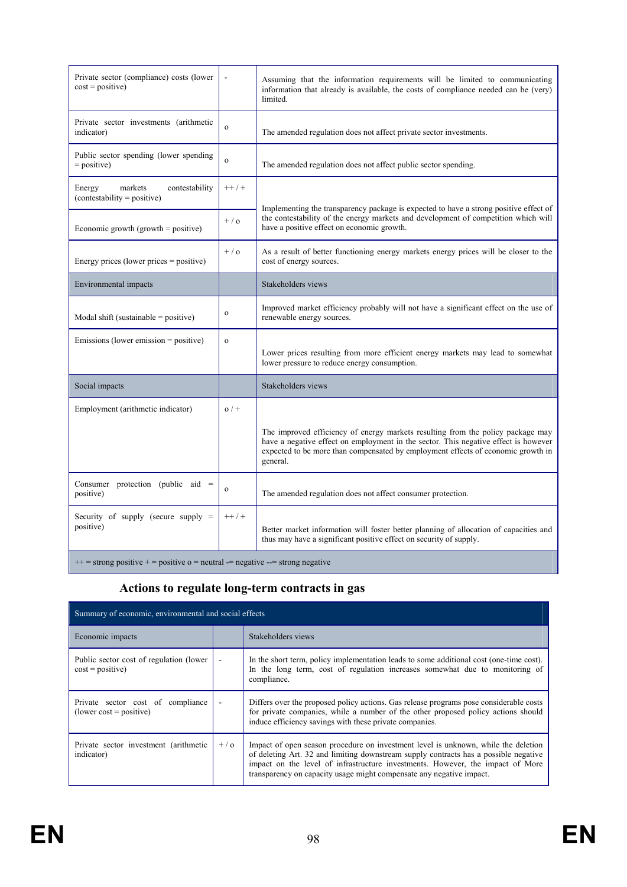| | | |
|---|---|---|
| Private sector (compliance) costs (lower cost = positive) | - | Assuming that the information requirements will be limited to communicating information that already is available, the costs of compliance needed can be (very) limited. |
| Private sector investments (arithmetic indicator) | o | The amended regulation does not affect private sector investments. |
| Public sector spending (lower spending = positive) | o | The amended regulation does not affect public sector spending. |
| Energy markets contestability (contestability = positive) | ++ / + | Implementing the transparency package is expected to have a strong positive effect of the contestability of the energy markets and development of competition which will have a positive effect on economic growth. |
| Economic growth (growth = positive) | + / o | |
| Energy prices (lower prices = positive) | + / o | As a result of better functioning energy markets energy prices will be closer to the cost of energy sources. |
| **Environmental impacts** | | **Stakeholders views** |
| Modal shift (sustainable = positive) | o | Improved market efficiency probably will not have a significant effect on the use of renewable energy sources. |
| Emissions (lower emission = positive) | o | Lower prices resulting from more efficient energy markets may lead to somewhat lower pressure to reduce energy consumption. |
| **Social impacts** | | **Stakeholders views** |
| Employment (arithmetic indicator) | o / + | The improved efficiency of energy markets resulting from the policy package may have a negative effect on employment in the sector. This negative effect is however expected to be more than compensated by employment effects of economic growth in general. |
| Consumer protection (public aid = positive) | o | The amended regulation does not affect consumer protection. |
| Security of supply (secure supply = positive) | ++ / + | Better market information will foster better planning of allocation of capacities and thus may have a significant positive effect on security of supply. |
| ++ = strong positive + = positive o = neutral -= negative --= strong negative | | |

## Actions to regulate long-term contracts in gas

| Summary of economic, environmental and social effects | | |
|---|---|---|
| **Economic impacts** | | **Stakeholders views** |
| Public sector cost of regulation (lower cost = positive) | - | In the short term, policy implementation leads to some additional cost (one-time cost). In the long term, cost of regulation increases somewhat due to monitoring of compliance. |
| Private sector cost of compliance (lower cost = positive) | - | Differs over the proposed policy actions. Gas release programs pose considerable costs for private companies, while a number of the other proposed policy actions should induce efficiency savings with these private companies. |
| Private sector investment (arithmetic indicator) | + / o | Impact of open season procedure on investment level is unknown, while the deletion of deleting Art. 32 and limiting downstream supply contracts has a possible negative impact on the level of infrastructure investments. However, the impact of More transparency on capacity usage might compensate any negative impact. |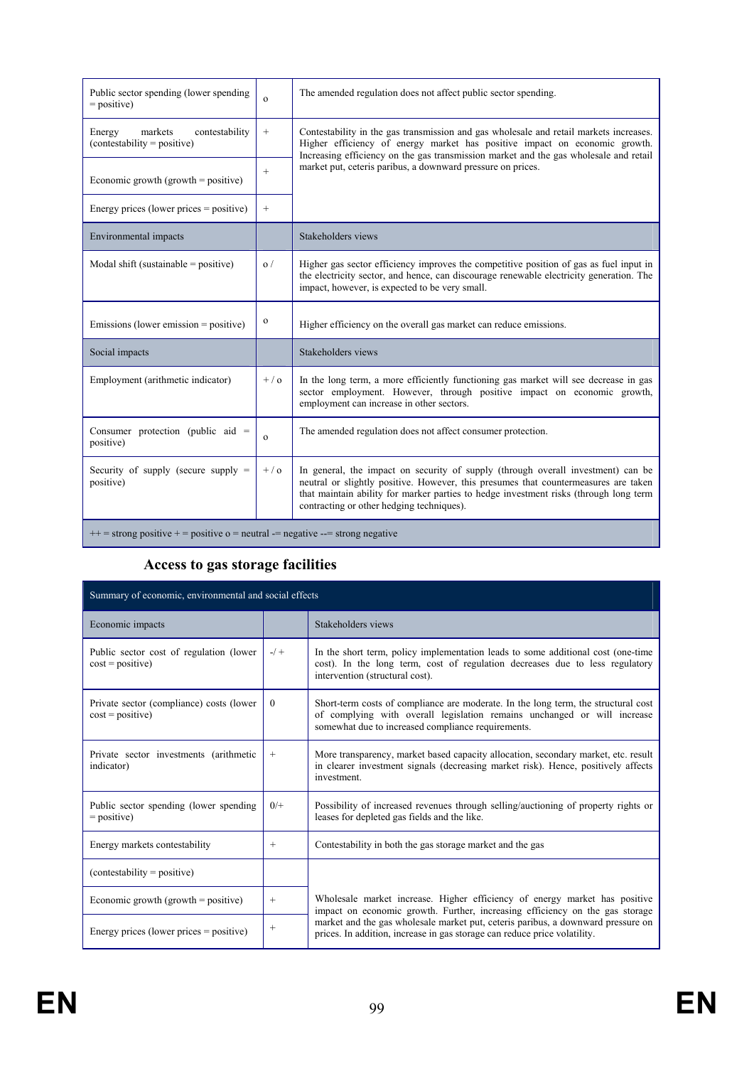| | | |
|---|---|---|
| Public sector spending (lower spending = positive) | o | The amended regulation does not affect public sector spending. |
| Energy markets contestability (contestability = positive) | + | Contestability in the gas transmission and gas wholesale and retail markets increases. Higher efficiency of energy market has positive impact on economic growth. Increasing efficiency on the gas transmission market and the gas wholesale and retail market put, ceteris paribus, a downward pressure on prices. |
| Economic growth (growth = positive) | + | |
| Energy prices (lower prices = positive) | + | |
| Environmental impacts | | Stakeholders views |
| Modal shift (sustainable = positive) | o / | Higher gas sector efficiency improves the competitive position of gas as fuel input in the electricity sector, and hence, can discourage renewable electricity generation. The impact, however, is expected to be very small. |
| Emissions (lower emission = positive) | o | Higher efficiency on the overall gas market can reduce emissions. |
| Social impacts | | Stakeholders views |
| Employment (arithmetic indicator) | + / o | In the long term, a more efficiently functioning gas market will see decrease in gas sector employment. However, through positive impact on economic growth, employment can increase in other sectors. |
| Consumer protection (public aid = positive) | o | The amended regulation does not affect consumer protection. |
| Security of supply (secure supply = positive) | + / o | In general, the impact on security of supply (through overall investment) can be neutral or slightly positive. However, this presumes that countermeasures are taken that maintain ability for marker parties to hedge investment risks (through long term contracting or other hedging techniques). |
| ++ = strong positive + = positive o = neutral -= negative --= strong negative | | |

## Access to gas storage facilities

| Summary of economic, environmental and social effects | | |
|---|---|---|
| Economic impacts | | Stakeholders views |
| Public sector cost of regulation (lower cost = positive) | -/ + | In the short term, policy implementation leads to some additional cost (one-time cost). In the long term, cost of regulation decreases due to less regulatory intervention (structural cost). |
| Private sector (compliance) costs (lower cost = positive) | 0 | Short-term costs of compliance are moderate. In the long term, the structural cost of complying with overall legislation remains unchanged or will increase somewhat due to increased compliance requirements. |
| Private sector investments (arithmetic indicator) | + | More transparency, market based capacity allocation, secondary market, etc. result in clearer investment signals (decreasing market risk). Hence, positively affects investment. |
| Public sector spending (lower spending = positive) | 0/+ | Possibility of increased revenues through selling/auctioning of property rights or leases for depleted gas fields and the like. |
| Energy markets contestability | + | Contestability in both the gas storage market and the gas |
| (contestability = positive) | | Wholesale market increase. Higher efficiency of energy market has positive impact on economic growth. Further, increasing efficiency on the gas storage market and the gas wholesale market put, ceteris paribus, a downward pressure on prices. In addition, increase in gas storage can reduce price volatility. |
| Economic growth (growth = positive) | + | |
| Energy prices (lower prices = positive) | + | |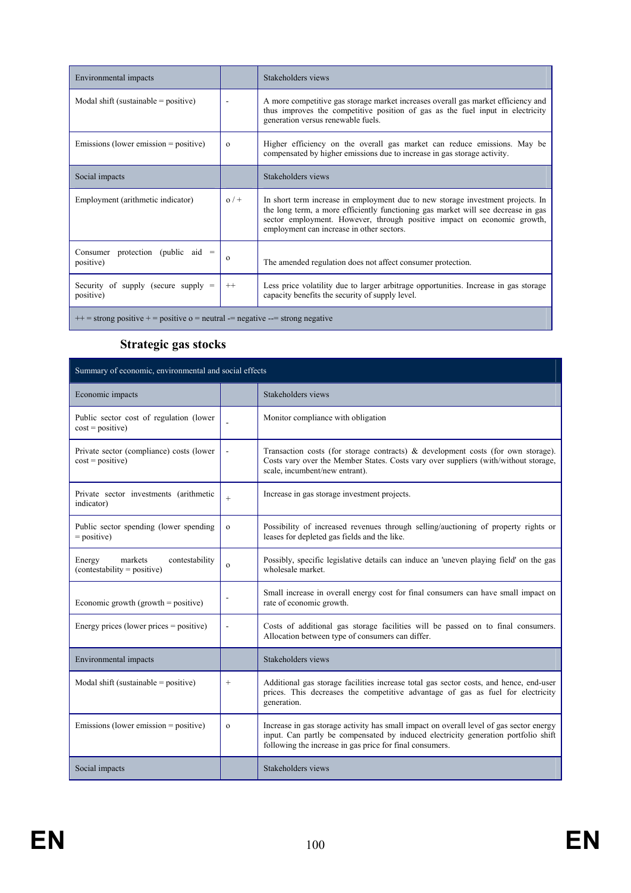| Environmental impacts | | Stakeholders views |
|---|---|---|
| Modal shift (sustainable = positive) | - | A more competitive gas storage market increases overall gas market efficiency and thus improves the competitive position of gas as the fuel input in electricity generation versus renewable fuels. |
| Emissions (lower emission = positive) | o | Higher efficiency on the overall gas market can reduce emissions. May be compensated by higher emissions due to increase in gas storage activity. |
| Social impacts | | Stakeholders views |
| Employment (arithmetic indicator) | o / + | In short term increase in employment due to new storage investment projects. In the long term, a more efficiently functioning gas market will see decrease in gas sector employment. However, through positive impact on economic growth, employment can increase in other sectors. |
| Consumer protection (public aid = positive) | o | The amended regulation does not affect consumer protection. |
| Security of supply (secure supply = positive) | ++ | Less price volatility due to larger arbitrage opportunities. Increase in gas storage capacity benefits the security of supply level. |
| ++ = strong positive + = positive o = neutral -= negative --= strong negative | | |

## Strategic gas stocks

| Summary of economic, environmental and social effects | | |
|---|---|---|
| Economic impacts | | Stakeholders views |
| Public sector cost of regulation (lower cost = positive) | - | Monitor compliance with obligation |
| Private sector (compliance) costs (lower cost = positive) | - | Transaction costs (for storage contracts) & development costs (for own storage). Costs vary over the Member States. Costs vary over suppliers (with/without storage, scale, incumbent/new entrant). |
| Private sector investments (arithmetic indicator) | + | Increase in gas storage investment projects. |
| Public sector spending (lower spending = positive) | o | Possibility of increased revenues through selling/auctioning of property rights or leases for depleted gas fields and the like. |
| Energy markets contestability (contestability = positive) | o | Possibly, specific legislative details can induce an 'uneven playing field' on the gas wholesale market. |
| Economic growth (growth = positive) | - | Small increase in overall energy cost for final consumers can have small impact on rate of economic growth. |
| Energy prices (lower prices = positive) | - | Costs of additional gas storage facilities will be passed on to final consumers. Allocation between type of consumers can differ. |
| Environmental impacts | | Stakeholders views |
| Modal shift (sustainable = positive) | + | Additional gas storage facilities increase total gas sector costs, and hence, end-user prices. This decreases the competitive advantage of gas as fuel for electricity generation. |
| Emissions (lower emission = positive) | o | Increase in gas storage activity has small impact on overall level of gas sector energy input. Can partly be compensated by induced electricity generation portfolio shift following the increase in gas price for final consumers. |
| Social impacts | | Stakeholders views |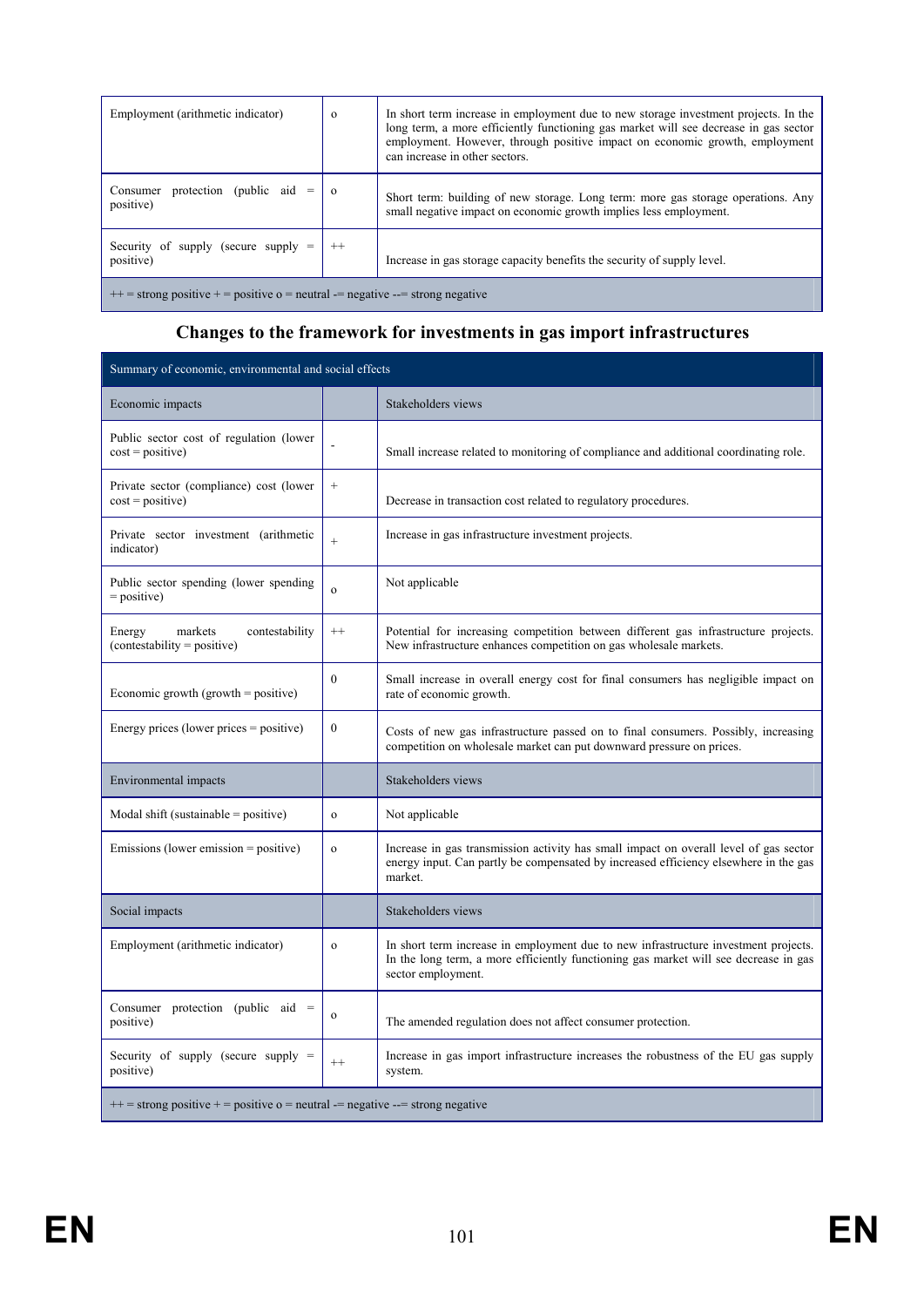| | | |
|---|---|---|
| Employment (arithmetic indicator) | o | In short term increase in employment due to new storage investment projects. In the long term, a more efficiently functioning gas market will see decrease in gas sector employment. However, through positive impact on economic growth, employment can increase in other sectors. |
| Consumer protection (public aid = positive) | o | Short term: building of new storage. Long term: more gas storage operations. Any small negative impact on economic growth implies less employment. |
| Security of supply (secure supply = positive) | ++ | Increase in gas storage capacity benefits the security of supply level. |
| ++ = strong positive + = positive o = neutral -= negative --= strong negative | | |

## Changes to the framework for investments in gas import infrastructures

| Summary of economic, environmental and social effects | | |
|---|---|---|
| Economic impacts | | Stakeholders views |
| Public sector cost of regulation (lower cost = positive) | - | Small increase related to monitoring of compliance and additional coordinating role. |
| Private sector (compliance) cost (lower cost = positive) | + | Decrease in transaction cost related to regulatory procedures. |
| Private sector investment (arithmetic indicator) | + | Increase in gas infrastructure investment projects. |
| Public sector spending (lower spending = positive) | o | Not applicable |
| Energy markets contestability (contestability = positive) | ++ | Potential for increasing competition between different gas infrastructure projects. New infrastructure enhances competition on gas wholesale markets. |
| Economic growth (growth = positive) | 0 | Small increase in overall energy cost for final consumers has negligible impact on rate of economic growth. |
| Energy prices (lower prices = positive) | 0 | Costs of new gas infrastructure passed on to final consumers. Possibly, increasing competition on wholesale market can put downward pressure on prices. |
| Environmental impacts | | Stakeholders views |
| Modal shift (sustainable = positive) | o | Not applicable |
| Emissions (lower emission = positive) | o | Increase in gas transmission activity has small impact on overall level of gas sector energy input. Can partly be compensated by increased efficiency elsewhere in the gas market. |
| Social impacts | | Stakeholders views |
| Employment (arithmetic indicator) | o | In short term increase in employment due to new infrastructure investment projects. In the long term, a more efficiently functioning gas market will see decrease in gas sector employment. |
| Consumer protection (public aid = positive) | o | The amended regulation does not affect consumer protection. |
| Security of supply (secure supply = positive) | ++ | Increase in gas import infrastructure increases the robustness of the EU gas supply system. |
| ++ = strong positive + = positive o = neutral -= negative --= strong negative | | |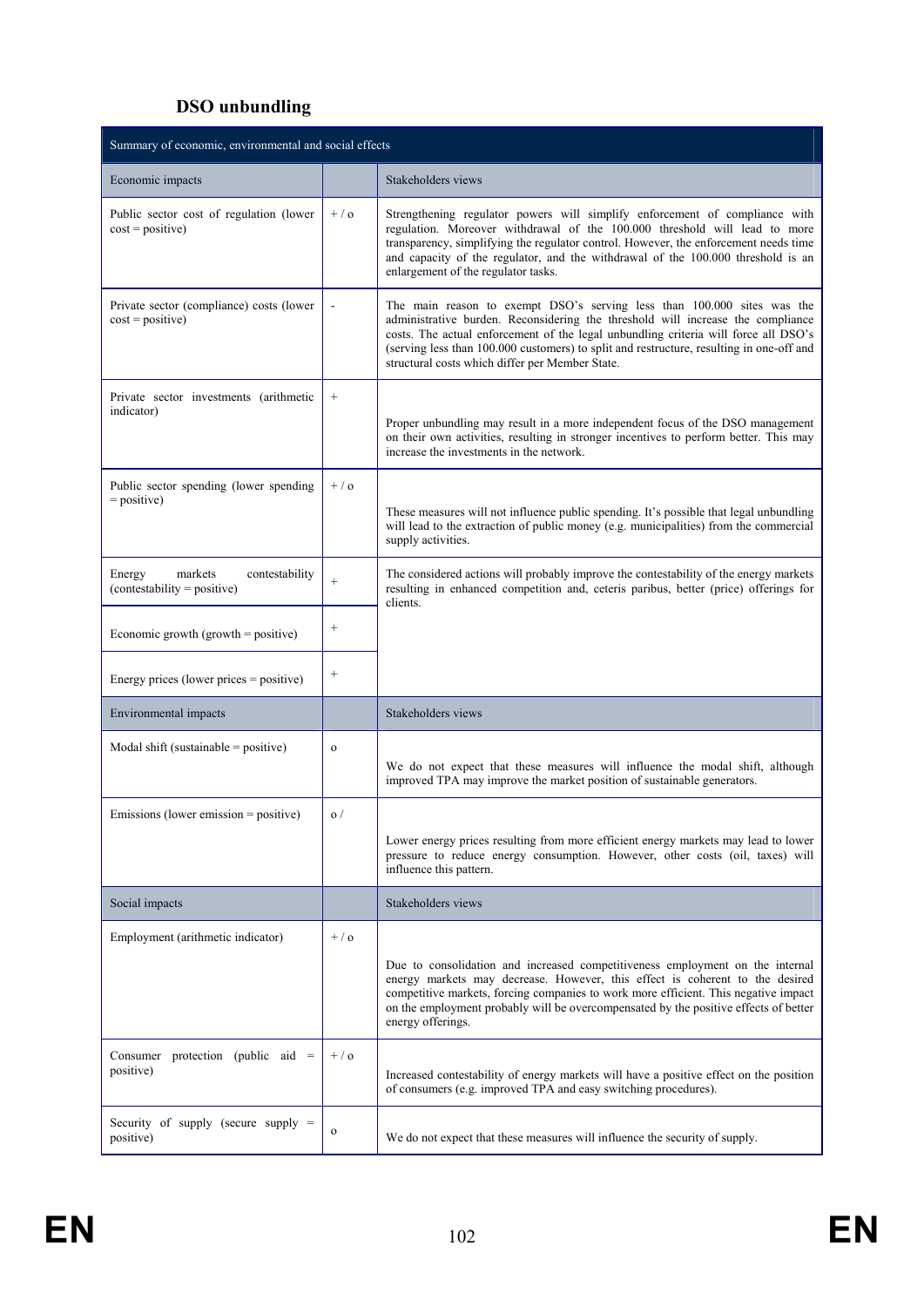### DSO unbundling

| Summary of economic, environmental and social effects | | |
|---|---|---|
| Economic impacts | | Stakeholders views |
| Public sector cost of regulation (lower cost = positive) | + / o | Strengthening regulator powers will simplify enforcement of compliance with regulation. Moreover withdrawal of the 100.000 threshold will lead to more transparency, simplifying the regulator control. However, the enforcement needs time and capacity of the regulator, and the withdrawal of the 100.000 threshold is an enlargement of the regulator tasks. |
| Private sector (compliance) costs (lower cost = positive) | - | The main reason to exempt DSO's serving less than 100.000 sites was the administrative burden. Reconsidering the threshold will increase the compliance costs. The actual enforcement of the legal unbundling criteria will force all DSO's (serving less than 100.000 customers) to split and restructure, resulting in one-off and structural costs which differ per Member State. |
| Private sector investments (arithmetic indicator) | + | Proper unbundling may result in a more independent focus of the DSO management on their own activities, resulting in stronger incentives to perform better. This may increase the investments in the network. |
| Public sector spending (lower spending = positive) | + / o | These measures will not influence public spending. It's possible that legal unbundling will lead to the extraction of public money (e.g. municipalities) from the commercial supply activities. |
| Energy markets contestability (contestability = positive) | + | The considered actions will probably improve the contestability of the energy markets resulting in enhanced competition and, ceteris paribus, better (price) offerings for clients. |
| Economic growth (growth = positive) | + | |
| Energy prices (lower prices = positive) | + | |
| Environmental impacts | | Stakeholders views |
| Modal shift (sustainable = positive) | o | We do not expect that these measures will influence the modal shift, although improved TPA may improve the market position of sustainable generators. |
| Emissions (lower emission = positive) | o / | Lower energy prices resulting from more efficient energy markets may lead to lower pressure to reduce energy consumption. However, other costs (oil, taxes) will influence this pattern. |
| Social impacts | | Stakeholders views |
| Employment (arithmetic indicator) | + / o | Due to consolidation and increased competitiveness employment on the internal energy markets may decrease. However, this effect is coherent to the desired competitive markets, forcing companies to work more efficient. This negative impact on the employment probably will be overcompensated by the positive effects of better energy offerings. |
| Consumer protection (public aid = positive) | + / o | Increased contestability of energy markets will have a positive effect on the position of consumers (e.g. improved TPA and easy switching procedures). |
| Security of supply (secure supply = positive) | o | We do not expect that these measures will influence the security of supply. |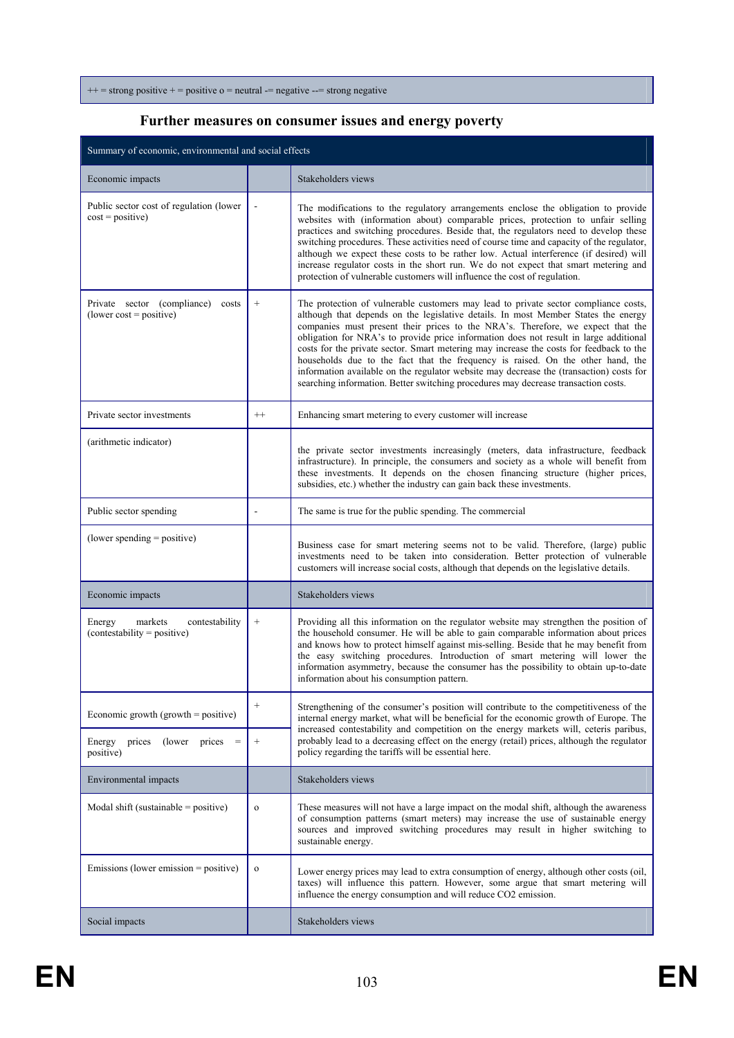++ = strong positive + = positive o = neutral -= negative --= strong negative

## Further measures on consumer issues and energy poverty

| Summary of economic, environmental and social effects | | |
|---|---|---|
| Economic impacts | | Stakeholders views |
| Public sector cost of regulation (lower cost = positive) | - | The modifications to the regulatory arrangements enclose the obligation to provide websites with (information about) comparable prices, protection to unfair selling practices and switching procedures. Beside that, the regulators need to develop these switching procedures. These activities need of course time and capacity of the regulator, although we expect these costs to be rather low. Actual interference (if desired) will increase regulator costs in the short run. We do not expect that smart metering and protection of vulnerable customers will influence the cost of regulation. |
| Private sector (compliance) costs (lower cost = positive) | + | The protection of vulnerable customers may lead to private sector compliance costs, although that depends on the legislative details. In most Member States the energy companies must present their prices to the NRA's. Therefore, we expect that the obligation for NRA's to provide price information does not result in large additional costs for the private sector. Smart metering may increase the costs for feedback to the households due to the fact that the frequency is raised. On the other hand, the information available on the regulator website may decrease the (transaction) costs for searching information. Better switching procedures may decrease transaction costs. |
| Private sector investments | ++ | Enhancing smart metering to every customer will increase |
| (arithmetic indicator) | | the private sector investments increasingly (meters, data infrastructure, feedback infrastructure). In principle, the consumers and society as a whole will benefit from these investments. It depends on the chosen financing structure (higher prices, subsidies, etc.) whether the industry can gain back these investments. |
| Public sector spending | - | The same is true for the public spending. The commercial |
| (lower spending = positive) | | Business case for smart metering seems not to be valid. Therefore, (large) public investments need to be taken into consideration. Better protection of vulnerable customers will increase social costs, although that depends on the legislative details. |
| Economic impacts | | Stakeholders views |
| Energy markets contestability (contestability = positive) | + | Providing all this information on the regulator website may strengthen the position of the household consumer. He will be able to gain comparable information about prices and knows how to protect himself against mis-selling. Beside that he may benefit from the easy switching procedures. Introduction of smart metering will lower the information asymmetry, because the consumer has the possibility to obtain up-to-date information about his consumption pattern. |
| Economic growth (growth = positive) | + | Strengthening of the consumer's position will contribute to the competitiveness of the internal energy market, what will be beneficial for the economic growth of Europe. The increased contestability and competition on the energy markets will, ceteris paribus, probably lead to a decreasing effect on the energy (retail) prices, although the regulator policy regarding the tariffs will be essential here. |
| Energy prices (lower prices = positive) | + | |
| Environmental impacts | | Stakeholders views |
| Modal shift (sustainable = positive) | o | These measures will not have a large impact on the modal shift, although the awareness of consumption patterns (smart meters) may increase the use of sustainable energy sources and improved switching procedures may result in higher switching to sustainable energy. |
| Emissions (lower emission = positive) | o | Lower energy prices may lead to extra consumption of energy, although other costs (oil, taxes) will influence this pattern. However, some argue that smart metering will influence the energy consumption and will reduce CO2 emission. |
| Social impacts | | Stakeholders views |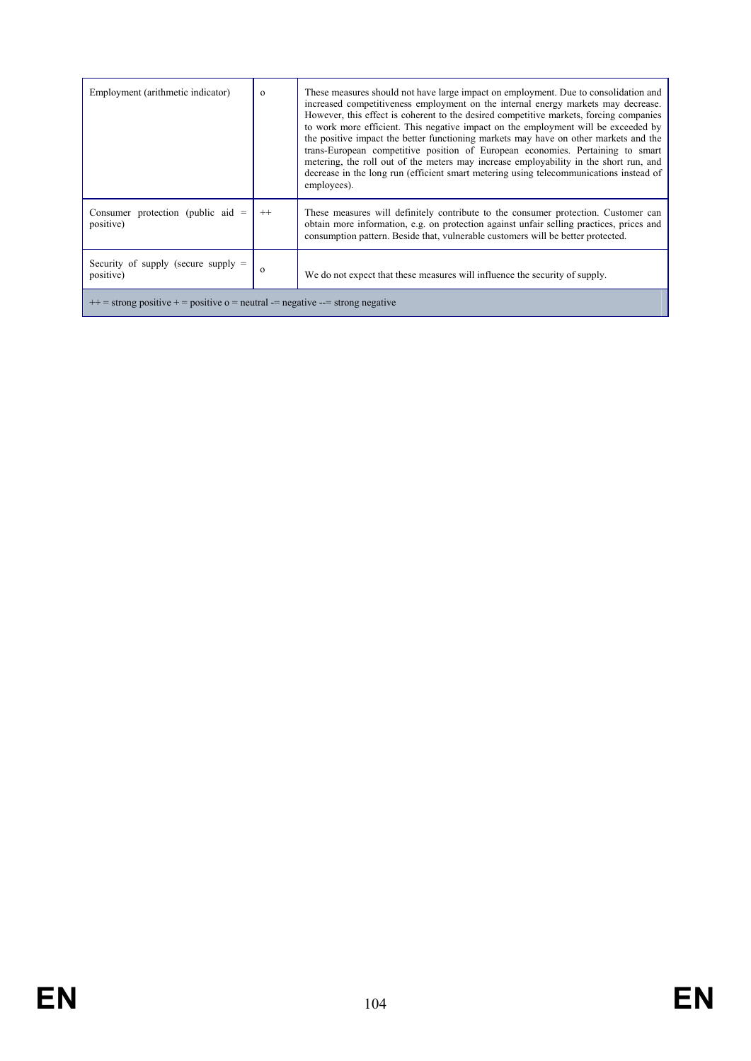| | | |
|---|---|---|
| Employment (arithmetic indicator) | o | These measures should not have large impact on employment. Due to consolidation and increased competitiveness employment on the internal energy markets may decrease. However, this effect is coherent to the desired competitive markets, forcing companies to work more efficient. This negative impact on the employment will be exceeded by the positive impact the better functioning markets may have on other markets and the trans-European competitive position of European economies. Pertaining to smart metering, the roll out of the meters may increase employability in the short run, and decrease in the long run (efficient smart metering using telecommunications instead of employees). |
| Consumer protection (public aid = positive) | ++ | These measures will definitely contribute to the consumer protection. Customer can obtain more information, e.g. on protection against unfair selling practices, prices and consumption pattern. Beside that, vulnerable customers will be better protected. |
| Security of supply (secure supply = positive) | o | We do not expect that these measures will influence the security of supply. |
| ++ = strong positive + = positive o = neutral -= negative --= strong negative | | |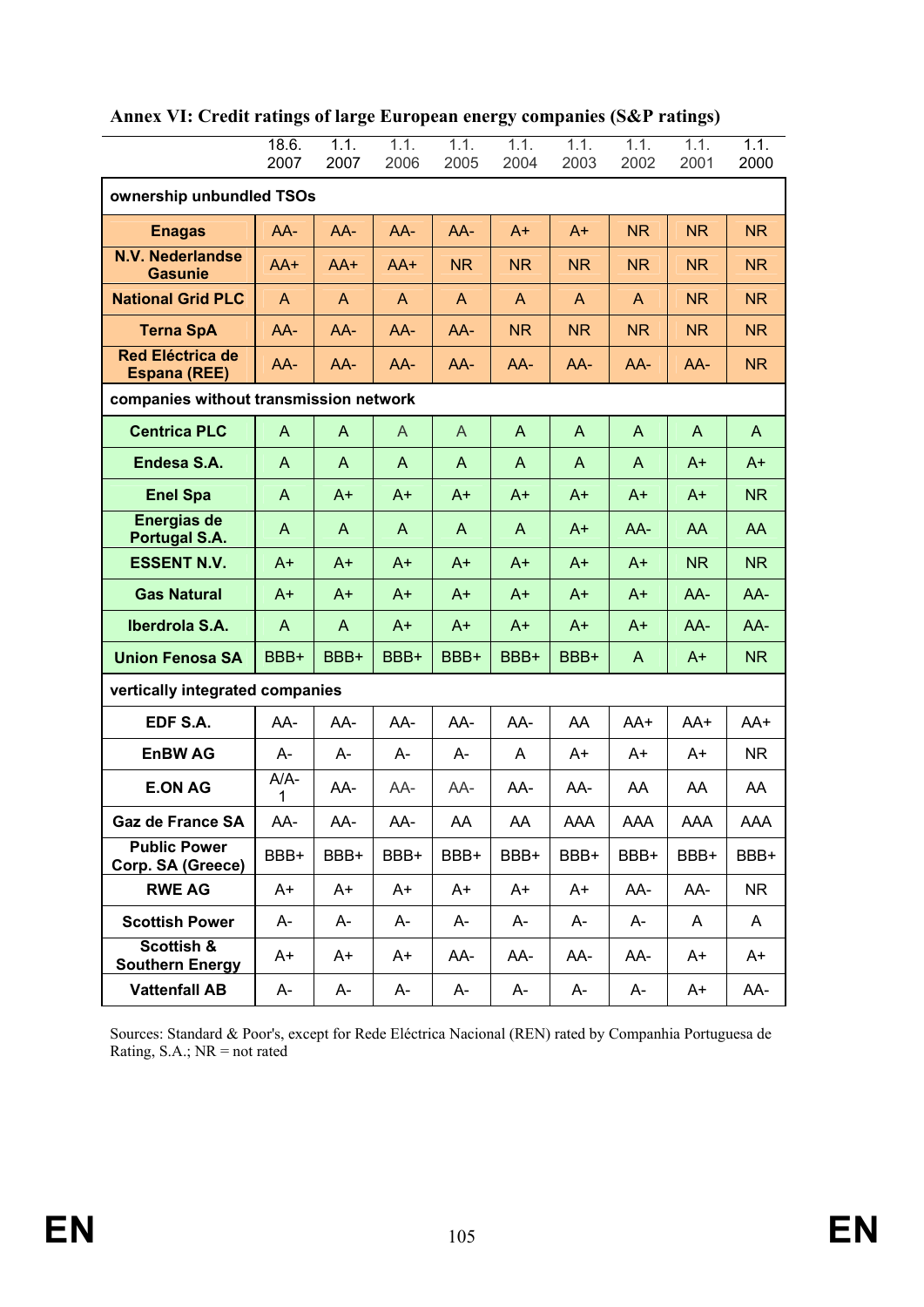## Annex VI: Credit ratings of large European energy companies (S&P ratings)

| | 18.6. 2007 | 1.1. 2007 | 1.1. 2006 | 1.1. 2005 | 1.1. 2004 | 1.1. 2003 | 1.1. 2002 | 1.1. 2001 | 1.1. 2000 |
|---|---|---|---|---|---|---|---|---|---|
| **ownership unbundled TSOs** | | | | | | | | | |
| **Enagas** | AA- | AA- | AA- | AA- | A+ | A+ | NR | NR | NR |
| **N.V. Nederlandse Gasunie** | AA+ | AA+ | AA+ | NR | NR | NR | NR | NR | NR |
| **National Grid PLC** | A | A | A | A | A | A | A | NR | NR |
| **Terna SpA** | AA- | AA- | AA- | AA- | NR | NR | NR | NR | NR |
| **Red Eléctrica de Espana (REE)** | AA- | AA- | AA- | AA- | AA- | AA- | AA- | AA- | NR |
| **companies without transmission network** | | | | | | | | | |
| **Centrica PLC** | A | A | A | A | A | A | A | A | A |
| **Endesa S.A.** | A | A | A | A | A | A | A | A+ | A+ |
| **Enel Spa** | A | A+ | A+ | A+ | A+ | A+ | A+ | A+ | NR |
| **Energias de Portugal S.A.** | A | A | A | A | A | A+ | AA- | AA | AA |
| **ESSENT N.V.** | A+ | A+ | A+ | A+ | A+ | A+ | A+ | NR | NR |
| **Gas Natural** | A+ | A+ | A+ | A+ | A+ | A+ | A+ | AA- | AA- |
| **Iberdrola S.A.** | A | A | A+ | A+ | A+ | A+ | A+ | AA- | AA- |
| **Union Fenosa SA** | BBB+ | BBB+ | BBB+ | BBB+ | BBB+ | BBB+ | A | A+ | NR |
| **vertically integrated companies** | | | | | | | | | |
| **EDF S.A.** | AA- | AA- | AA- | AA- | AA- | AA | AA+ | AA+ | AA+ |
| **EnBW AG** | A- | A- | A- | A- | A | A+ | A+ | A+ | NR |
| **E.ON AG** | A/A-1 | AA- | AA- | AA- | AA- | AA- | AA | AA | AA |
| **Gaz de France SA** | AA- | AA- | AA- | AA | AA | AAA | AAA | AAA | AAA |
| **Public Power Corp. SA (Greece)** | BBB+ | BBB+ | BBB+ | BBB+ | BBB+ | BBB+ | BBB+ | BBB+ | BBB+ |
| **RWE AG** | A+ | A+ | A+ | A+ | A+ | A+ | AA- | AA- | NR |
| **Scottish Power** | A- | A- | A- | A- | A- | A- | A- | A | A |
| **Scottish & Southern Energy** | A+ | A+ | A+ | AA- | AA- | AA- | AA- | A+ | A+ |
| **Vattenfall AB** | A- | A- | A- | A- | A- | A- | A- | A+ | AA- |

Sources: Standard & Poor's, except for Rede Eléctrica Nacional (REN) rated by Companhia Portuguesa de Rating, S.A.; NR = not rated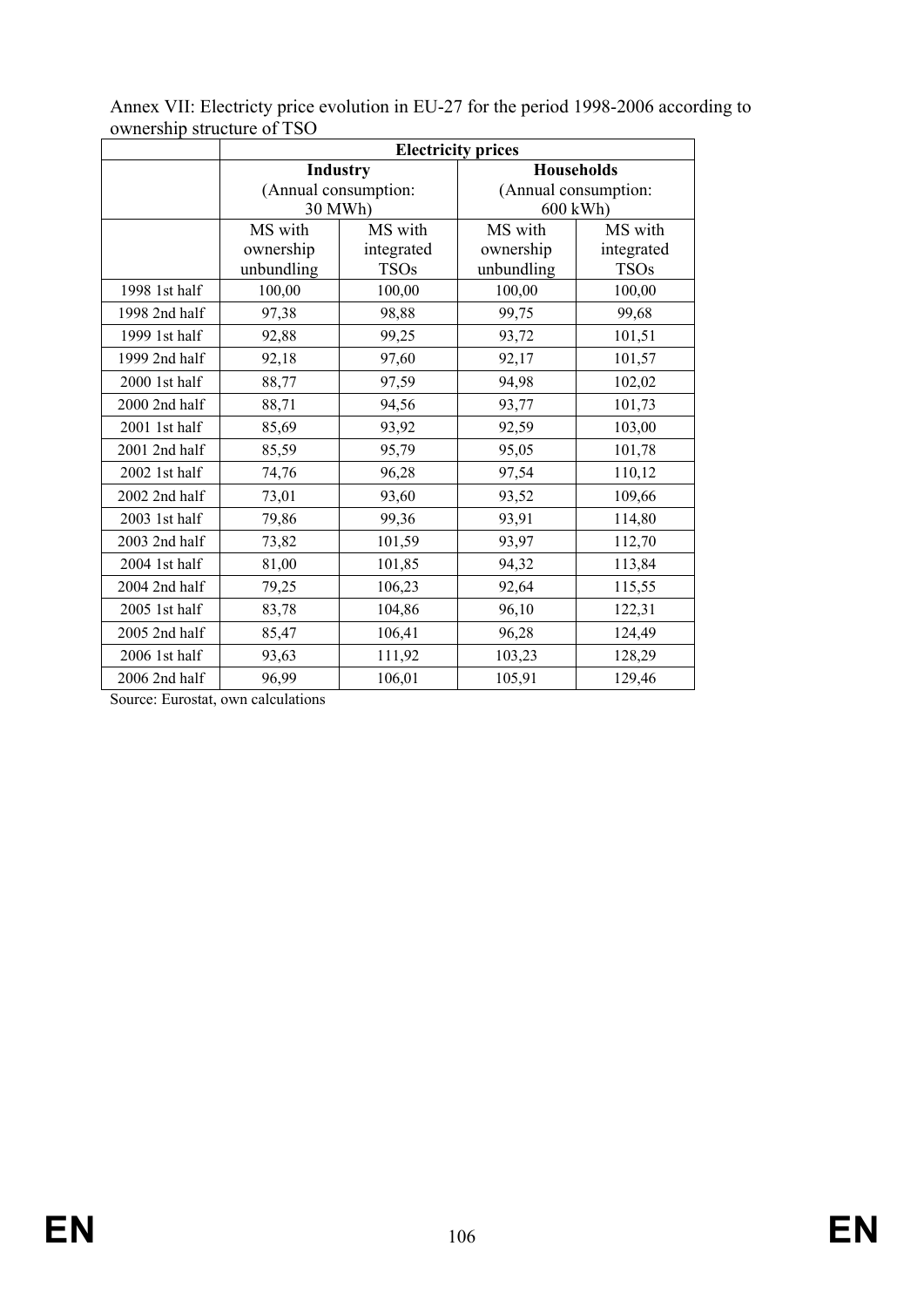Annex VII: Electricty price evolution in EU-27 for the period 1998-2006 according to ownership structure of TSO

| | **Electricity prices** | | | |
|---|---|---|---|---|
| | **Industry** (Annual consumption: 30 MWh) | | **Households** (Annual consumption: 600 kWh) | |
| | MS with ownership unbundling | MS with integrated TSOs | MS with ownership unbundling | MS with integrated TSOs |
| 1998 1st half | 100,00 | 100,00 | 100,00 | 100,00 |
| 1998 2nd half | 97,38 | 98,88 | 99,75 | 99,68 |
| 1999 1st half | 92,88 | 99,25 | 93,72 | 101,51 |
| 1999 2nd half | 92,18 | 97,60 | 92,17 | 101,57 |
| 2000 1st half | 88,77 | 97,59 | 94,98 | 102,02 |
| 2000 2nd half | 88,71 | 94,56 | 93,77 | 101,73 |
| 2001 1st half | 85,69 | 93,92 | 92,59 | 103,00 |
| 2001 2nd half | 85,59 | 95,79 | 95,05 | 101,78 |
| 2002 1st half | 74,76 | 96,28 | 97,54 | 110,12 |
| 2002 2nd half | 73,01 | 93,60 | 93,52 | 109,66 |
| 2003 1st half | 79,86 | 99,36 | 93,91 | 114,80 |
| 2003 2nd half | 73,82 | 101,59 | 93,97 | 112,70 |
| 2004 1st half | 81,00 | 101,85 | 94,32 | 113,84 |
| 2004 2nd half | 79,25 | 106,23 | 92,64 | 115,55 |
| 2005 1st half | 83,78 | 104,86 | 96,10 | 122,31 |
| 2005 2nd half | 85,47 | 106,41 | 96,28 | 124,49 |
| 2006 1st half | 93,63 | 111,92 | 103,23 | 128,29 |
| 2006 2nd half | 96,99 | 106,01 | 105,91 | 129,46 |

Source: Eurostat, own calculations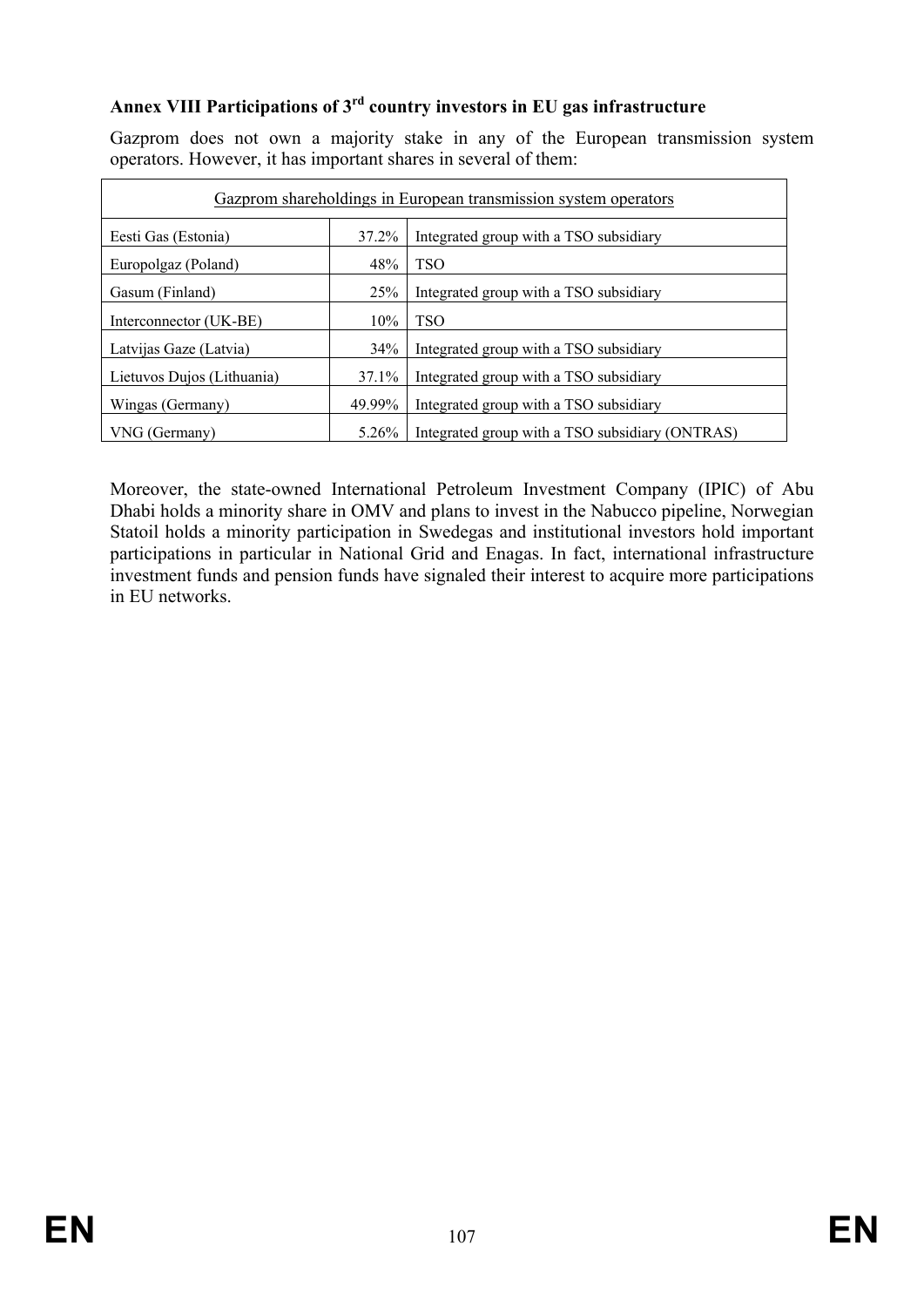## Annex VIII Participations of 3rd country investors in EU gas infrastructure

Gazprom does not own a majority stake in any of the European transmission system operators. However, it has important shares in several of them:

| Gazprom shareholdings in European transmission system operators | | |
|---|---|---|
| Eesti Gas (Estonia) | 37.2% | Integrated group with a TSO subsidiary |
| Europolgaz (Poland) | 48% | TSO |
| Gasum (Finland) | 25% | Integrated group with a TSO subsidiary |
| Interconnector (UK-BE) | 10% | TSO |
| Latvijas Gaze (Latvia) | 34% | Integrated group with a TSO subsidiary |
| Lietuvos Dujos (Lithuania) | 37.1% | Integrated group with a TSO subsidiary |
| Wingas (Germany) | 49.99% | Integrated group with a TSO subsidiary |
| VNG (Germany) | 5.26% | Integrated group with a TSO subsidiary (ONTRAS) |

Moreover, the state-owned International Petroleum Investment Company (IPIC) of Abu Dhabi holds a minority share in OMV and plans to invest in the Nabucco pipeline, Norwegian Statoil holds a minority participation in Swedegas and institutional investors hold important participations in particular in National Grid and Enagas. In fact, international infrastructure investment funds and pension funds have signaled their interest to acquire more participations in EU networks.